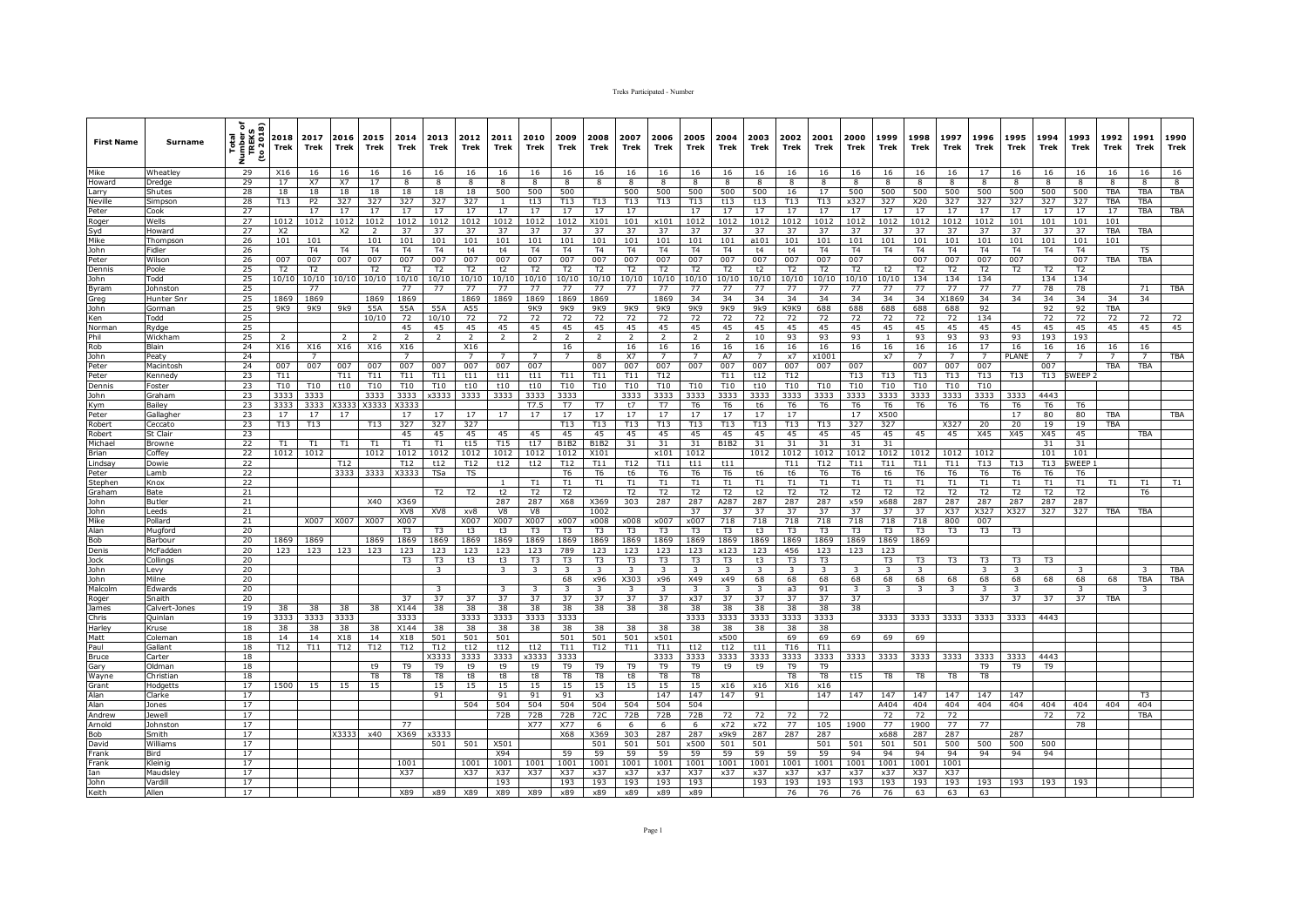# Treks Participated - Number

| First Name | Surname | Total Number of TREKS (to 2018) | 2018 Trek | 2017 Trek | 2016 Trek | 2015 Trek | 2014 Trek | 2013 Trek | 2012 Trek | 2011 Trek | 2010 Trek | 2009 Trek | 2008 Trek | 2007 Trek | 2006 Trek | 2005 Trek | 2004 Trek | 2003 Trek | 2002 Trek | 2001 Trek | 2000 Trek | 1999 Trek | 1998 Trek | 1997 Trek | 1996 Trek | 1995 Trek | 1994 Trek | 1993 Trek | 1992 Trek | 1991 Trek | 1990 Trek |
|---|---|---|---|---|---|---|---|---|---|---|---|---|---|---|---|---|---|---|---|---|---|---|---|---|---|---|---|---|---|---|---|
| Mike | Wheatley | 29 | X16 | 16 | 16 | 16 | 16 | 16 | 16 | 16 | 16 | 16 | 16 | 16 | 16 | 16 | 16 | 16 | 16 | 16 | 16 | 16 | 16 | 16 | 17 | 16 | 16 | 16 | 16 | 16 | 16 |
| Howard | Dredge | 29 | 17 | X7 | X7 | 17 | 8 | 8 | 8 | 8 | 8 | 8 | 8 | 8 | 8 | 8 | 8 | 8 | 8 | 8 | 8 | 8 | 8 | 8 | 8 | 8 | 8 | 8 | 8 | 8 | 8 |
| Larry | Shutes | 28 | 18 | 18 | 18 | 18 | 18 | 18 | 18 | 500 | 500 | 500 | | 500 | 500 | 500 | 500 | 500 | 16 | 17 | 500 | 500 | 500 | 500 | 500 | 500 | 500 | 500 | TBA | TBA | TBA |
| Neville | Simpson | 28 | T13 | P2 | 327 | 327 | 327 | 327 | 327 | 1 | t13 | T13 | T13 | T13 | T13 | T13 | t13 | t13 | T13 | T13 | x327 | 327 | X20 | 327 | 327 | 327 | 327 | 327 | TBA | TBA | |
| Peter | Cook | 27 | | 17 | 17 | 17 | 17 | 17 | 17 | 17 | 17 | 17 | 17 | 17 | | 17 | 17 | 17 | 17 | 17 | 17 | 17 | 17 | 17 | 17 | 17 | 17 | 17 | 17 | TBA | TBA |
| Roger | Wells | 27 | 1012 | 1012 | 1012 | 1012 | 1012 | 1012 | 1012 | 1012 | 1012 | 1012 | X101 | 101 | x101 | 1012 | 1012 | 1012 | 1012 | 1012 | 1012 | 1012 | 1012 | 1012 | 1012 | 101 | 101 | 101 | 101 | | |
| Syd | Howard | 27 | X2 | | X2 | 2 | 37 | 37 | 37 | 37 | 37 | 37 | 37 | 37 | 37 | 37 | 37 | 37 | 37 | 37 | 37 | 37 | 37 | 37 | 37 | 37 | 37 | 37 | TBA | TBA | |
| Mike | Thompson | 26 | 101 | 101 | | 101 | 101 | 101 | 101 | 101 | 101 | 101 | 101 | 101 | 101 | 101 | 101 | a101 | 101 | 101 | 101 | 101 | 101 | 101 | 101 | 101 | 101 | 101 | | | |
| John | Fidler | 26 | | T4 | T4 | T4 | T4 | T4 | t4 | t4 | T4 | T4 | T4 | T4 | T4 | T4 | T4 | t4 | t4 | T4 | T4 | T4 | T4 | T4 | T4 | T4 | T4 | T4 | | T5 | |
| Peter | Wilson | 26 | 007 | 007 | 007 | 007 | 007 | 007 | 007 | 007 | 007 | 007 | 007 | 007 | 007 | 007 | 007 | 007 | 007 | 007 | 007 | | 007 | 007 | 007 | 007 | | 007 | TBA | TBA | |
| Dennis | Poole | 25 | T2 | T2 | | T2 | T2 | T2 | T2 | t2 | T2 | T2 | T2 | T2 | T2 | T2 | T2 | t2 | T2 | T2 | T2 | t2 | T2 | T2 | T2 | T2 | T2 | T2 | | | |
| John | Todd | 25 | 10/10 | 10/10 | 10/10 | 10/10 | 10/10 | 10/10 | 10/10 | 10/10 | 10/10 | 10/10 | 10/10 | 10/10 | 10/10 | 10/10 | 10/10 | 10/10 | 10/10 | 10/10 | 10/10 | 10/10 | 134 | 134 | 134 | | 134 | 134 | | | |
| Byram | Johnston | 25 | | 77 | | | 77 | 77 | 77 | 77 | 77 | 77 | 77 | 77 | 77 | 77 | 77 | 77 | 77 | 77 | 77 | 77 | 77 | 77 | 77 | 77 | 78 | 78 | | 71 | TBA |
| Greg | Hunter Snr | 25 | 1869 | 1869 | | 1869 | 1869 | | 1869 | 1869 | 1869 | 1869 | 1869 | | 1869 | 34 | 34 | 34 | 34 | 34 | 34 | 34 | X1869 | 34 | 34 | 34 | 34 | 34 | 34 | 34 | |
| John | Gorman | 25 | 9K9 | 9K9 | 9k9 | 55A | 55A | 55A | A55 | | 9K9 | 9K9 | 9K9 | 9K9 | 9K9 | 9K9 | 9K9 | 9k9 | K9K9 | 688 | 688 | 688 | 688 | 688 | 92 | | 92 | 92 | TBA | | |
| Ken | Todd | 25 | | | | | 72 | 10/10 | 72 | 72 | 72 | 72 | 72 | 72 | 72 | 72 | 72 | 72 | 72 | 72 | 72 | 72 | 72 | 72 | 134 | | 72 | 72 | 72 | 72 | 72 |
| Norman | Rydge | 25 | | | | 10/10 | 45 | 45 | 45 | 45 | 45 | 45 | 45 | 45 | 45 | 45 | 45 | 45 | 45 | 45 | 45 | 45 | 45 | 45 | 45 | 45 | 45 | 45 | 45 | 45 | 45 |
| Phil | Wickham | 25 | 2 | | 2 | 2 | 2 | 2 | 2 | 2 | 2 | 2 | 2 | 2 | 2 | 2 | 2 | 10 | 93 | 93 | 93 | 1 | 93 | 93 | 93 | 93 | 193 | 193 | | | |
| Rob | Blain | 24 | X16 | X16 | X16 | X16 | X16 | | X16 | | | 16 | | 16 | 16 | 16 | 16 | 16 | 16 | 16 | 16 | 16 | 16 | 16 | 17 | 16 | 16 | 16 | 16 | 16 | |
| John | Peaty | 24 | | 7 | | | 7 | | 7 | 7 | 7 | 7 | 8 | X7 | 7 | 7 | A7 | 7 | x7 | x1001 | | x7 | 7 | 7 | 7 | PLANE | 7 | 7 | 7 | 7 | TBA |
| Peter | Macintosh | 24 | 007 | 007 | 007 | 007 | 007 | 007 | 007 | 007 | 007 | 007 | | 007 | 007 | 007 | 007 | 007 | 007 | 007 | 007 | | 007 | 007 | 007 | | 007 | | TBA | TBA | |
| Peter | Kennedy | 24 | T11 | | T11 | T11 | T11 | T11 | t11 | t11 | T11 | T11 | T11 | T11 | T12 | | T11 | t12 | T12 | | T13 | T13 | T13 | T13 | T13 | T13 | T13 | SWEEP 2 | | | |
| Dennis | Foster | 23 | T10 | T10 | t10 | T10 | T10 | T10 | t10 | t10 | t10 | T10 | T10 | T10 | T10 | T10 | T10 | t10 | T10 | T10 | T10 | T10 | T10 | T10 | T10 | | | | | | |
| John | Graham | 23 | 3333 | 3333 | | 3333 | 3333 | x3333 | 3333 | 3333 | 3333 | 3333 | | 3333 | 3333 | 3333 | 3333 | 3333 | 3333 | 3333 | 3333 | 3333 | 3333 | 3333 | 3333 | 3333 | 4443 | | | | |
| Kym | Bailey | 23 | 3333 | 3333 | X3333 | X3333 | X3333 | | | | T7.5 | T7 | T7 | t7 | T7 | T6 | T6 | t6 | T6 | T6 | T6 | T6 | T6 | T6 | T6 | T6 | T6 | T6 | | | |
| Peter | Gallagher | 23 | 17 | 17 | 17 | | 17 | 17 | 17 | 17 | 17 | 17 | 17 | 17 | 17 | 17 | 17 | 17 | 17 | | 17 | X500 | | 17 | | | 80 | 80 | TBA | | TBA |
| Robert | Ceccato | 23 | T13 | T13 | | T13 | 327 | 327 | 327 | | | T13 | T13 | T13 | T13 | T13 | T13 | T13 | T13 | T13 | 327 | 327 | | X327 | 20 | 20 | 19 | 19 | TBA | | |
| Robert | St Clair | 23 | | | | | 45 | 45 | 45 | 45 | 45 | 45 | 45 | 45 | 45 | 45 | 45 | 45 | 45 | 45 | 45 | 45 | 45 | 45 | X45 | X45 | X45 | 45 | | TBA | |
| Michael | Browne | 22 | T1 | T1 | T1 | T1 | T1 | T1 | t15 | T15 | t17 | B1B2 | B1B2 | 31 | 31 | 31 | B1B2 | 31 | 31 | 31 | 31 | 31 | | | | | 31 | 31 | | | |
| Brian | Coffey | 22 | 1012 | 1012 | | 1012 | 1012 | 1012 | 1012 | 1012 | 1012 | 1012 | X101 | | x101 | 1012 | | 1012 | 1012 | 1012 | 1012 | 1012 | 1012 | 1012 | 1012 | | 101 | 101 | | | |
| Lindsay | Dowie | 22 | | | | T12 | t12 | T12 | t12 | t12 | T12 | T11 | T12 | T11 | t11 | t11 | | | T11 | T12 | T11 | T11 | T11 | T11 | T13 | T13 | T13 | SWEEP 1 | | | |
| Peter | Lamb | 22 | | | 3333 | 3333 | X3333 | TSa | TS | | | T6 | T6 | t6 | T6 | T6 | T6 | t6 | t6 | T6 | T6 | t6 | T6 | T6 | T6 | T6 | T6 | T6 | | | |
| Stephen | Knox | 22 | | | | | | | | 1 | T1 | T1 | T1 | T1 | T1 | T1 | T1 | T1 | T1 | T1 | T1 | T1 | T1 | T1 | T1 | T1 | T1 | T1 | T1 | T1 | T1 |
| Graham | Bate | 21 | | | | | | T2 | T2 | t2 | T2 | T2 | | T2 | T2 | T2 | T2 | t2 | T2 | T2 | T2 | T2 | T2 | T2 | T2 | T2 | T2 | T2 | | T6 | |
| John | Butler | 21 | | | | X40 | X369 | | | 287 | 287 | X68 | X369 | 303 | 287 | 287 | A287 | 287 | 287 | 287 | x59 | x688 | 287 | 287 | 287 | 287 | 287 | 287 | | | |
| John | Leeds | 21 | | | | | XV8 | XV8 | xv8 | V8 | V8 | | 1002 | | | 37 | 37 | 37 | 37 | 37 | 37 | 37 | 37 | X37 | X327 | X327 | 327 | 327 | TBA | TBA | |
| Mike | Pollard | 21 | | X007 | X007 | X007 | X007 | | X007 | X007 | X007 | x007 | x008 | x008 | x007 | x007 | 718 | 718 | 718 | 718 | 718 | 718 | 718 | 800 | 007 | | | | | | |
| Alan | Mugford | 20 | | | | | T3 | T3 | t3 | t3 | T3 | T3 | T3 | T3 | T3 | T3 | T3 | t3 | T3 | T3 | T3 | T3 | T3 | T3 | T3 | T3 | | | | | |
| Bob | Barbour | 20 | 1869 | 1869 | | | 1869 | 1869 | 1869 | 1869 | 1869 | 1869 | 1869 | 1869 | 1869 | 1869 | 1869 | 1869 | 1869 | 1869 | 1869 | 1869 | 1869 | | | | | | | | |
| Denis | McFadden | 20 | 123 | 123 | 123 | 123 | 123 | 123 | 123 | 123 | 123 | 789 | 123 | 123 | 123 | 123 | x123 | 123 | 456 | 123 | 123 | 123 | | | | | | | | | |
| Jock | Collings | 20 | | | | | T3 | T3 | t3 | t3 | T3 | T3 | T3 | T3 | T3 | T3 | T3 | t3 | T3 | T3 | | T3 | T3 | T3 | T3 | T3 | T3 | | | | |
| John | Levy | 20 | | | | | | 3 | | 3 | 3 | 3 | 3 | 3 | 3 | 3 | 3 | 3 | 3 | 3 | 3 | 3 | 3 | | 3 | 3 | | 3 | | 3 | TBA |
| John | Milne | 20 | | | | | | | | | | 68 | x96 | X303 | x96 | X49 | x49 | 68 | 68 | 68 | 68 | 68 | 68 | 68 | 68 | 68 | 68 | 68 | 68 | TBA | TBA |
| Malcolm | Edwards | 20 | | | | | | 3 | | 3 | 3 | 3 | 3 | 3 | 3 | 3 | 3 | 3 | a3 | 91 | 3 | 3 | 3 | 3 | 3 | 3 | | 3 | | 3 | |
| Roger | Snaith | 20 | | | | | 37 | 37 | 37 | 37 | 37 | 37 | 37 | 37 | 37 | x37 | 37 | 37 | 37 | 37 | 37 | | | | 37 | 37 | 37 | 37 | TBA | | |
| James | Calvert-Jones | 19 | 38 | 38 | 38 | 38 | X144 | 38 | 38 | 38 | 38 | 38 | 38 | 38 | 38 | 38 | 38 | 38 | 38 | 38 | 38 | | | | | | | | | | |
| Chris | Quinlan | 19 | 3333 | 3333 | 3333 | | 3333 | | 3333 | 3333 | 3333 | 3333 | | | | 3333 | 3333 | 3333 | 3333 | 3333 | | 3333 | 3333 | 3333 | 3333 | 3333 | 4443 | | | | |
| Harley | Kruse | 18 | 38 | 38 | 38 | 38 | X144 | 38 | 38 | 38 | 38 | 38 | 38 | 38 | 38 | 38 | 38 | 38 | 38 | 38 | | | | | | | | | | | |
| Matt | Coleman | 18 | 14 | 14 | X18 | 14 | X18 | 501 | 501 | 501 | | 501 | 501 | 501 | x501 | | x500 | | 69 | 69 | 69 | 69 | 69 | | | | | | | | |
| Paul | Gallant | 18 | T12 | T11 | T12 | T12 | T12 | T12 | t12 | t12 | t12 | T11 | T12 | T11 | T11 | t12 | t12 | t11 | T16 | T11 | | | | | | | | | | | |
| Bruce | Carter | 18 | | | | | | X3333 | 3333 | 3333 | x3333 | 3333 | | | 3333 | 3333 | 3333 | 3333 | 3333 | 3333 | 3333 | 3333 | 3333 | 3333 | 3333 | 3333 | 4443 | | | | |
| Gary | Oldman | 18 | | | | t9 | T9 | T9 | t9 | t9 | t9 | T9 | T9 | T9 | T9 | T9 | t9 | t9 | T9 | T9 | | | | | T9 | T9 | T9 | | | | |
| Wayne | Christian | 18 | | | | T8 | T8 | T8 | t8 | t8 | t8 | T8 | T8 | t8 | T8 | T8 | | | T8 | T8 | t15 | T8 | T8 | T8 | T8 | | | | | | |
| Grant | Hodgetts | 17 | 1500 | 15 | 15 | 15 | | 15 | 15 | 15 | 15 | 15 | 15 | 15 | 15 | 15 | x16 | x16 | X16 | x16 | | | | | | | | | | | |
| Alan | Clarke | 17 | | | | | | 91 | | 91 | 91 | 91 | x3 | | 147 | 147 | 147 | 91 | | 147 | 147 | 147 | 147 | 147 | 147 | 147 | | | | T3 | |
| Alan | Jones | 17 | | | | | | | 504 | 504 | 504 | 504 | 504 | 504 | 504 | 504 | | | | | | A404 | 404 | 404 | 404 | 404 | 404 | 404 | 404 | 404 | |
| Andrew | Jewell | 17 | | | | | | | | 72B | 72B | 72B | 72C | 72B | 72B | 72B | 72 | 72 | 72 | | 72 | 72 | 72 | | | | 72 | 72 | | TBA | |
| Arnold | Johnston | 17 | | | | | 77 | | | | X77 | X77 | 6 | 6 | 6 | 6 | x72 | x72 | 77 | 105 | 1900 | 77 | 1900 | 77 | 77 | | | 78 | | | |
| Bob | Smith | 17 | | | X3333 | x40 | X369 | x3333 | | | | X68 | X369 | 303 | 287 | 287 | x9k9 | 287 | 287 | 287 | | x688 | 287 | 287 | | 287 | | | | | |
| David | Williams | 17 | | | | | | 501 | 501 | X501 | | | 501 | 501 | 501 | x500 | 501 | 501 | | 501 | 501 | 501 | 501 | 500 | 500 | 500 | 500 | | | | |
| Frank | Bird | 17 | | | | | | | | X94 | | 59 | 59 | 59 | 59 | 59 | 59 | 59 | 59 | 59 | 94 | 94 | 94 | 94 | 94 | 94 | 94 | | | | |
| Frank | Kleinig | 17 | | | | | 1001 | | 1001 | 1001 | 1001 | 1001 | 1001 | 1001 | 1001 | 1001 | 1001 | 1001 | 1001 | 1001 | 1001 | 1001 | 1001 | 1001 | | | | | | | |
| Ian | Maudsley | 17 | | | | | X37 | | X37 | X37 | X37 | X37 | x37 | x37 | x37 | X37 | X37 | x37 | x37 | X37 | x37 | x37 | X37 | X37 | | | | | | | |
| John | Vardill | 17 | | | | | | | | 193 | | 193 | 193 | 193 | 193 | 193 | | 193 | 193 | 193 | 193 | 193 | 193 | 193 | 193 | 193 | 193 | 193 | | | |
| Keith | Allen | 17 | | | | | X89 | x89 | X89 | X89 | X89 | x89 | x89 | x89 | x89 | x89 | | | 76 | 76 | 76 | 76 | 63 | 63 | 63 | | | | | | |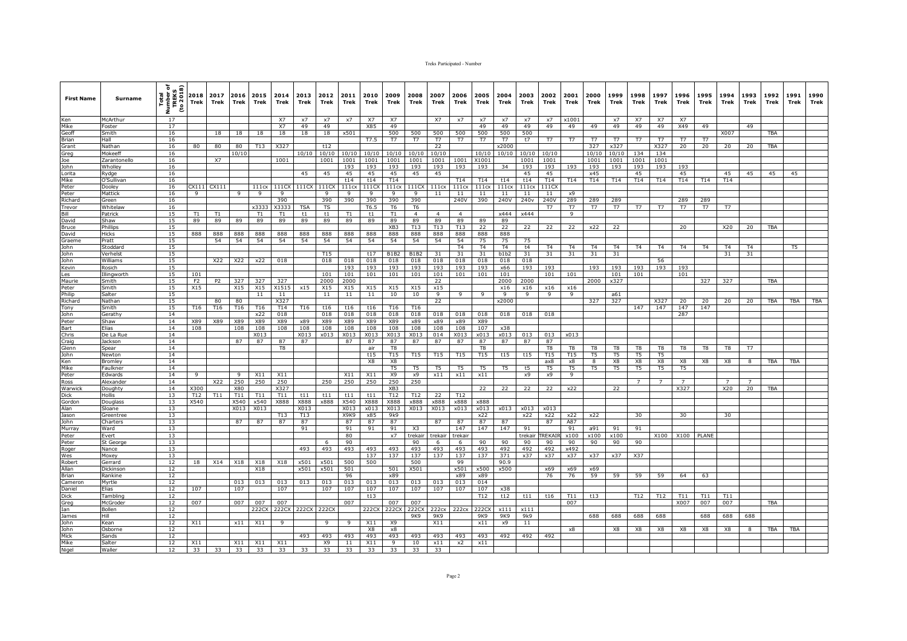| First Name | Surname | Total Number of TREKS (to 2018) | 2018 Trek | 2017 Trek | 2016 Trek | 2015 Trek | 2014 Trek | 2013 Trek | 2012 Trek | 2011 Trek | 2010 Trek | 2009 Trek | 2008 Trek | 2007 Trek | 2006 Trek | 2005 Trek | 2004 Trek | 2003 Trek | 2002 Trek | 2001 Trek | 2000 Trek | 1999 Trek | 1998 Trek | 1997 Trek | 1996 Trek | 1995 Trek | 1994 Trek | 1993 Trek | 1992 Trek | 1991 Trek | 1990 Trek |
|---|---|---|---|---|---|---|---|---|---|---|---|---|---|---|---|---|---|---|---|---|---|---|---|---|---|---|---|---|---|---|---|
| Ken | McArthur | 17 | | | | | X7 | x7 | x7 | x7 | X7 | X7 | | X7 | x7 | x7 | x7 | x7 | x7 | x1001 | | x7 | X7 | X7 | X7 | | | | | | |
| Mike | Foster | 17 | | | | | X7 | 49 | 49 | | X85 | 49 | | | | 49 | 49 | 49 | 49 | 49 | 49 | 49 | 49 | 49 | X49 | 49 | | 49 | | | |
| Geoff | Smith | 16 | | 18 | 18 | 18 | 18 | 18 | 18 | x501 | | 500 | 500 | 500 | 500 | 500 | 500 | 500 | | | | | | | | | X007 | | TBA | | |
| Brian | Hall | 16 | | | | | | | | | T7.5 | T7 | T7 | T7 | T7 | T7 | T7 | t7 | T7 | T7 | T7 | T7 | T7 | T7 | T7 | T7 | | | | | |
| Grant | Nathan | 16 | 80 | 80 | 80 | T13 | X327 | | t12 | | | | | 22 | | | x2000 | | | | 327 | x327 | | X327 | 20 | 20 | 20 | 20 | TBA | | |
| Greg | Mokeeff | 16 | | | 10/10 | | | 10/10 | 10/10 | 10/10 | 10/10 | 10/10 | 10/10 | 10/10 | | 10/10 | 10/10 | 10/10 | 10/10 | | 10/10 | 10/10 | 134 | 134 | | | | | | | |
| Joe | Zarantonello | 16 | | X7 | | | 1001 | | 1001 | 1001 | 1001 | 1001 | 1001 | 1001 | 1001 | X1001 | | 1001 | 1001 | | 1001 | 1001 | 1001 | 1001 | | | | | | | |
| John | Wholley | 16 | | | | | | | | 193 | 193 | 193 | 193 | 193 | 193 | 193 | 34 | 193 | 193 | 193 | 193 | 193 | 193 | 193 | 193 | | | | | | |
| Lorita | Rydge | 16 | | | | | | 45 | 45 | 45 | 45 | 45 | 45 | 45 | | | | 45 | 45 | | x45 | | 45 | | 45 | | 45 | 45 | 45 | 45 | |
| Mike | O'Sullivan | 16 | | | | | | | | t14 | t14 | T14 | | | T14 | T14 | t14 | t14 | T14 | T14 | T14 | T14 | T14 | T14 | T14 | T14 | T14 | | | | |
| Peter | Dooley | 16 | CX111 | CX111 | | 111cx | 111CX | 111CX | 111CX | 111cx | 111CX | 111cx | 111CX | 111cx | 111cx | 111cx | 111cx | 111cx | 111CX | | | | | | | | | | | | |
| Peter | Mattick | 16 | 9 | | 9 | 9 | 9 | | 9 | 9 | 9 | 9 | 9 | 11 | 11 | 11 | 11 | 11 | 11 | x9 | | | | | | | | | | | |
| Richard | Green | 16 | | | | | 390 | | 390 | 390 | 390 | 390 | 390 | | 240V | 390 | 240V | 240v | 240V | 289 | 289 | 289 | | | 289 | 289 | | | | | |
| Trevor | Whitelaw | 16 | | | | x3333 | X3333 | TSA | TS | | T6.5 | T6 | T6 | | | | | | T7 | T7 | T7 | T7 | T7 | T7 | T7 | T7 | T7 | | | | |
| Bill | Patrick | 15 | T1 | T1 | | T1 | T1 | t1 | t1 | T1 | t1 | T1 | 4 | 4 | 4 | | x444 | x444 | | 9 | | | | | | | | | | | |
| David | Shaw | 15 | 89 | 89 | 89 | 89 | 89 | 89 | 89 | 89 | 89 | 89 | 89 | 89 | 89 | 89 | 89 | | | | | | | | | | | | | | |
| Bruce | Phillips | 15 | | | | | | | | | | XB3 | T13 | T13 | T13 | 22 | 22 | 22 | 22 | 22 | x22 | 22 | | | 20 | | X20 | 20 | TBA | | |
| David | Hicks | 15 | 888 | 888 | 888 | 888 | 888 | 888 | 888 | 888 | 888 | 888 | 888 | 888 | 888 | 888 | 888 | | | | | | | | | | | | | | |
| Graeme | Pratt | 15 | | 54 | 54 | 54 | 54 | 54 | 54 | 54 | 54 | 54 | 54 | 54 | 54 | 75 | 75 | 75 | | | | | | | | | | | | | |
| John | Stoddard | 15 | | | | | | | | | | | | | T4 | T4 | T4 | t4 | T4 | T4 | T4 | T4 | T4 | T4 | T4 | T4 | T4 | T4 | | T5 | |
| John | Verhelst | 15 | | | | | | | T15 | | t17 | B1B2 | B1B2 | 31 | 31 | 31 | b1b2 | 31 | 31 | 31 | 31 | 31 | | | | | 31 | 31 | | | |
| John | Williams | 15 | | X22 | X22 | x22 | 018 | | 018 | 018 | 018 | 018 | 018 | 018 | 018 | 018 | 018 | 018 | | | | | | 56 | | | | | | | |
| Kevin | Rosich | 15 | | | | | | | | 193 | 193 | 193 | 193 | 193 | 193 | 193 | x66 | 193 | 193 | | 193 | 193 | 193 | 193 | 193 | | | | | | |
| Les | Illingworth | 15 | 101 | | | | | | 101 | 101 | 101 | 101 | 101 | 101 | 101 | 101 | 101 | | 101 | 101 | | 101 | 101 | | 101 | | | | | | |
| Maurie | Smith | 15 | F2 | P2 | 327 | 327 | 327 | | 2000 | 2000 | | | | 22 | | | 2000 | 2000 | | | 2000 | x327 | | | | 327 | 327 | | TBA | | |
| Peter | Smith | 15 | X15 | | X15 | X15 | X1515 | x15 | X15 | X15 | X15 | X15 | X15 | x15 | | | x16 | x16 | x16 | x16 | | | | | | | | | | | |
| Philip | Salter | 15 | | | | 11 | 11 | | 11 | 11 | 11 | 10 | 10 | 9 | 9 | 9 | 9 | 9 | 9 | 9 | | a61 | | | | | | | | | |
| Richard | Nathan | 15 | | 80 | 80 | | X327 | | | | | | | 22 | | | x2000 | | | | 327 | 327 | | X327 | 20 | 20 | 20 | 20 | TBA | TBA | TBA |
| Tony | Smith | 15 | T16 | T16 | T16 | T16 | T14 | T16 | t16 | t16 | t16 | T16 | T16 | | | | | | | | | | 147 | 147 | 147 | 147 | | | | | |
| John | Gerathy | 14 | | | | x22 | 018 | | 018 | 018 | 018 | 018 | 018 | 018 | 018 | 018 | 018 | 018 | 018 | | | | | | 287 | | | | | | |
| Peter | Shaw | 14 | X89 | X89 | X89 | X89 | X89 | x89 | X89 | X89 | X89 | X89 | x89 | x89 | x89 | X89 | | | | | | | | | | | | | | | |
| Bart | Elias | 14 | 108 | | 108 | 108 | 108 | 108 | 108 | 108 | 108 | 108 | 108 | 108 | 108 | 107 | x38 | | | | | | | | | | | | | | |
| Chris | De La Rue | 14 | | | | X013 | | X013 | x013 | X013 | X013 | X013 | X013 | 014 | X013 | x013 | x013 | 013 | 013 | x013 | | | | | | | | | | | |
| Craig | Jackson | 14 | | | 87 | 87 | 87 | 87 | | 87 | 87 | 87 | 87 | 87 | 87 | 87 | 87 | 87 | 87 | | | | | | | | | | | | |
| Glenn | Spear | 14 | | | | | T8 | | | | air | T8 | | | | T8 | | | T8 | T8 | T8 | T8 | T8 | T8 | T8 | T8 | T8 | T7 | | | |
| John | Newton | 14 | | | | | | | | | t15 | T15 | T15 | T15 | T15 | T15 | t15 | t15 | T15 | T15 | T5 | T5 | T5 | T5 | | | | | | | |
| Ken | Bromley | 14 | | | | | | | | | X8 | X8 | | | | | | | ax8 | x8 | 8 | X8 | X8 | X8 | X8 | X8 | X8 | 8 | TBA | TBA | |
| Mike | Faulkner | 14 | | | | | | | | | | T5 | T5 | T5 | T5 | T5 | T5 | t5 | T5 | T5 | T5 | T5 | T5 | T5 | T5 | | | | | | |
| Peter | Edwards | 14 | 9 | | 9 | X11 | X11 | | | X11 | X11 | X9 | x9 | x11 | x11 | x11 | | x9 | x9 | 9 | | | | | | | | | | | |
| Ross | Alexander | 14 | | X22 | 250 | 250 | 250 | | 250 | 250 | 250 | 250 | 250 | | | | | | | | | | 7 | 7 | 7 | | 7 | 7 | | | |
| Warwick | Doughty | 14 | X300 | | X80 | | X327 | | | | | XB3 | | | | 22 | 22 | 22 | 22 | x22 | | 22 | | | X327 | | X20 | 20 | TBA | | |
| Dick | Hollis | 13 | T12 | T11 | T11 | T11 | T11 | t11 | t11 | t11 | t11 | T12 | T12 | 22 | T12 | | | | | | | | | | | | | | | | |
| Gordon | Douglass | 13 | X540 | | X540 | x540 | X888 | X888 | x888 | X540 | X888 | X888 | x888 | x888 | x888 | x888 | | | | | | | | | | | | | | | |
| Alan | Sloane | 13 | | | X013 | X013 | | X013 | | X013 | x013 | X013 | X013 | X013 | x013 | x013 | x013 | x013 | x013 | | | | | | | | | | | | |
| Jason | Greentree | 13 | | | | | T13 | T13 | | X9K9 | x85 | 9k9 | | | | x22 | | x22 | x22 | x22 | x22 | | 30 | | 30 | | 30 | | | | |
| John | Charters | 13 | | | 87 | 87 | 87 | 87 | | 87 | 87 | 87 | | 87 | 87 | 87 | 87 | | 87 | A87 | | | | | | | | | | | |
| Murray | Ward | 13 | | | | | | 91 | | 91 | 91 | 91 | X3 | | 147 | 147 | 147 | 91 | | 91 | a91 | 91 | 91 | | | | | | | | |
| Peter | Evert | 13 | | | | | | | | 80 | | x7 | trekair | trekair | trekair | | | trekair | TREKAIR | x100 | x100 | x100 | | X100 | X100 | PLANE | | | | | |
| Peter | St George | 13 | | | | | | | 6 | 90 | | | 90 | 6 | 6 | 90 | 90 | 90 | 90 | 90 | 90 | 90 | 90 | | | | | | | | |
| Roger | Nance | 13 | | | | | | 493 | 493 | 493 | 493 | 493 | 493 | 493 | 493 | 493 | 492 | 492 | 492 | x492 | | | | | | | | | | | |
| Wes | Moxey | 13 | | | | | | | | | 137 | 137 | 137 | 137 | 137 | 137 | 371 | x37 | x37 | x37 | x37 | x37 | X37 | | | | | | | | |
| Robert | Gerrard | 12 | 18 | X14 | X18 | X18 | X18 | x501 | x501 | 500 | 500 | | 500 | | 99 | | 90.9 | | | | | | | | | | | | | | |
| Allan | Dickinson | 12 | | | | X18 | | x501 | x501 | 501 | | 501 | X501 | | x501 | x500 | x500 | | x69 | x69 | x69 | | | | | | | | | | |
| Brian | Rankine | 12 | | | | | | | | 96 | | x89 | | | x89 | x89 | | | 76 | 76 | 59 | 59 | 59 | 59 | 64 | 63 | | | | | |
| Cameron | Myrtle | 12 | | | 013 | 013 | 013 | 013 | 013 | 013 | 013 | 013 | 013 | 013 | 013 | 014 | | | | | | | | | | | | | | | |
| Daniel | Elias | 12 | 107 | | 107 | | 107 | | 107 | 107 | 107 | 107 | 107 | 107 | 107 | 107 | x38 | | | | | | | | | | | | | | |
| Dick | Tambling | 12 | | | | | | | | t13 | | | | | | T12 | t12 | t11 | t16 | T11 | t13 | | T12 | T12 | T11 | T11 | T11 | | | | |
| Greg | McGroder | 12 | 007 | | 007 | 007 | 007 | | | 007 | | 007 | 007 | | | | | | | 007 | | | | | X007 | 007 | 007 | | TBA | | |
| Ian | Bollen | 12 | | | | 222CX | 222CX | 222CX | 222CX | | 222CX | 222CX | 222CX | 222cx | 222cx | 222CX | x111 | x111 | | | | | | | | | | | | | |
| James | Hill | 12 | | | | | | | | | | | 9K9 | 9K9 | | 9K9 | 9K9 | 9k9 | | | 688 | 688 | 688 | 688 | | 688 | 688 | 688 | | | |
| John | Kean | 12 | X11 | | x11 | X11 | 9 | | 9 | 9 | X11 | X9 | | X11 | | x11 | x9 | 11 | | | | | | | | | | | | | |
| John | Osborne | 12 | | | | | | | | | X8 | x8 | | | | | | | | x8 | | X8 | X8 | X8 | X8 | X8 | X8 | 8 | TBA | TBA | |
| Mick | Sands | 12 | | | | | | 493 | 493 | 493 | 493 | 493 | 493 | 493 | 493 | 493 | 492 | 492 | 492 | | | | | | | | | | | | |
| Mike | Salter | 12 | X11 | | X11 | X11 | X11 | | X9 | 11 | X11 | 9 | 10 | x11 | x2 | x11 | | | | | | | | | | | | | | | |
| Nigel | Waller | 12 | 33 | 33 | 33 | 33 | 33 | 33 | 33 | 33 | 33 | 33 | 33 | 33 | | | | | | | | | | | | | | | | | |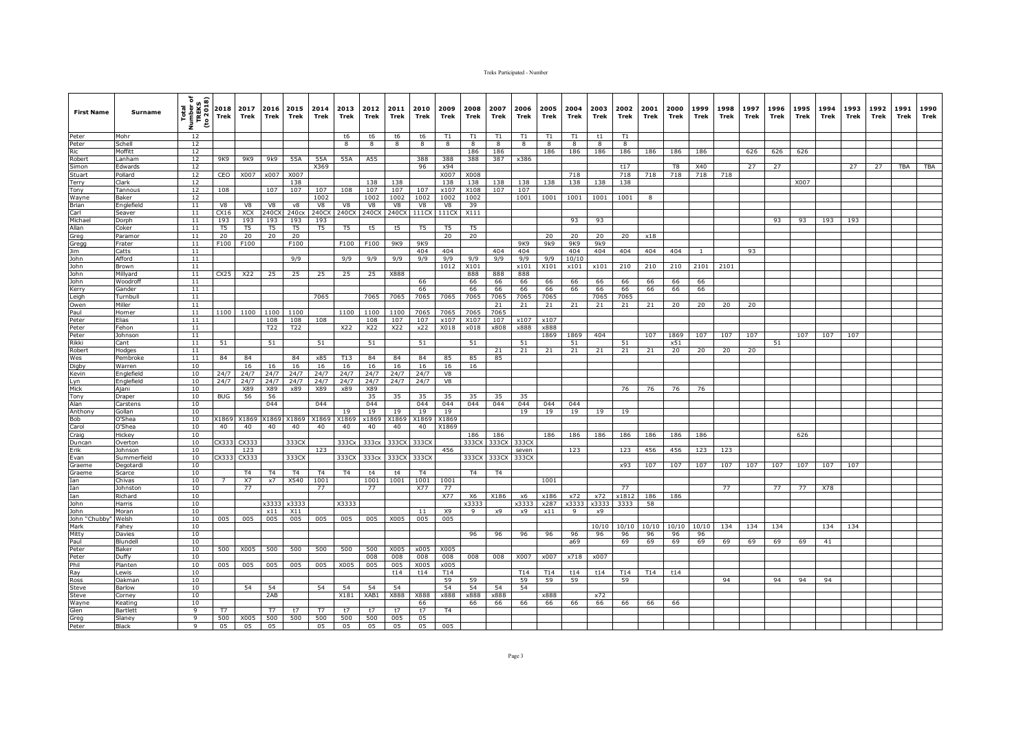| First Name | Surname | Total Number of TREKS (to 2018) | 2018 Trek | 2017 Trek | 2016 Trek | 2015 Trek | 2014 Trek | 2013 Trek | 2012 Trek | 2011 Trek | 2010 Trek | 2009 Trek | 2008 Trek | 2007 Trek | 2006 Trek | 2005 Trek | 2004 Trek | 2003 Trek | 2002 Trek | 2001 Trek | 2000 Trek | 1999 Trek | 1998 Trek | 1997 Trek | 1996 Trek | 1995 Trek | 1994 Trek | 1993 Trek | 1992 Trek | 1991 Trek | 1990 Trek |
|---|---|---|---|---|---|---|---|---|---|---|---|---|---|---|---|---|---|---|---|---|---|---|---|---|---|---|---|---|---|---|---|
| Peter | Mohr | 12 | | | | | | t6 | t6 | t6 | t6 | T1 | T1 | T1 | T1 | T1 | T1 | t1 | T1 | | | | | | | | | | | | |
| Peter | Schell | 12 | | | | | | 8 | 8 | 8 | 8 | 8 | 8 | 8 | 8 | 8 | 8 | 8 | 8 | | | | | | | | | | | | |
| Ric | Moffitt | 12 | | | | | | | | | | | 186 | 186 | | 186 | 186 | 186 | 186 | 186 | 186 | 186 | | 626 | 626 | 626 | | | | | |
| Robert | Lanham | 12 | 9K9 | 9K9 | 9k9 | 55A | 55A | 55A | A55 | | 388 | 388 | 388 | 387 | x386 | | | | | | | | | | | | | | | | |
| Simon | Edwards | 12 | | | | | X369 | | | | 96 | x94 | | | | | | | t17 | | T8 | X40 | | 27 | 27 | | | 27 | 27 | TBA | TBA |
| Stuart | Pollard | 12 | CEO | X007 | x007 | X007 | | | | | | X007 | X008 | | | | 718 | | 718 | 718 | 718 | 718 | 718 | | | | | | | | |
| Terry | Clark | 12 | | | | 138 | | | 138 | 138 | | 138 | 138 | 138 | 138 | 138 | 138 | 138 | 138 | | | | | | | X007 | | | | | |
| Tony | Tannous | 12 | 108 | | 107 | 107 | 107 | 108 | 107 | 107 | 107 | x107 | X108 | 107 | 107 | | | | | | | | | | | | | | | | |
| Wayne | Baker | 12 | | | | | 1002 | | 1002 | 1002 | 1002 | 1002 | 1002 | | 1001 | 1001 | 1001 | 1001 | 1001 | 8 | | | | | | | | | | | |
| Brian | Englefield | 11 | V8 | V8 | V8 | v8 | V8 | V8 | V8 | V8 | V8 | V8 | 39 | | | | | | | | | | | | | | | | | | |
| Carl | Seaver | 11 | CX16 | XCX | 240CX | 240cx | 240CX | 240CX | 240CX | 240CX | 111CX | 111CX | X111 | | | | | | | | | | | | | | | | | | |
| Michael | Dorph | 11 | 193 | 193 | 193 | 193 | 193 | | | | | | | | | | 93 | 93 | | | | | | | 93 | 93 | 193 | 193 | | | |
| Allan | Coker | 11 | T5 | T5 | T5 | T5 | T5 | T5 | t5 | t5 | T5 | T5 | T5 | | | | | | | | | | | | | | | | | | |
| Greg | Paramor | 11 | 20 | 20 | 20 | 20 | | | | | | 20 | 20 | | | 20 | 20 | 20 | 20 | x18 | | | | | | | | | | | |
| Gregg | Frater | 11 | F100 | F100 | | F100 | | F100 | F100 | 9K9 | 9K9 | | | | 9K9 | 9k9 | 9K9 | 9k9 | | | | | | | | | | | | | |
| Jim | Catts | 11 | | | | | | | | | 404 | 404 | | 404 | 404 | | 404 | 404 | 404 | 404 | 404 | 1 | | 93 | | | | | | | |
| John | Afford | 11 | | | | 9/9 | | 9/9 | 9/9 | 9/9 | 9/9 | 9/9 | 9/9 | 9/9 | 9/9 | 9/9 | 10/10 | | | | | | | | | | | | | | |
| John | Brown | 11 | | | | | | | | | | 1012 | X101 | | x101 | X101 | x101 | x101 | 210 | 210 | 210 | 2101 | 2101 | | | | | | | | |
| John | Millyard | 11 | CX25 | X22 | 25 | 25 | 25 | 25 | 25 | X888 | | | 888 | 888 | 888 | | | | | | | | | | | | | | | | |
| John | Woodroff | 11 | | | | | | | | | 66 | | 66 | 66 | 66 | 66 | 66 | 66 | 66 | 66 | 66 | 66 | | | | | | | | | |
| Kerry | Gander | 11 | | | | | | | | | 66 | | 66 | 66 | 66 | 66 | 66 | 66 | 66 | 66 | 66 | 66 | | | | | | | | | |
| Leigh | Turnbull | 11 | | | | | 7065 | | 7065 | 7065 | 7065 | 7065 | 7065 | 7065 | 7065 | 7065 | | 7065 | 7065 | | | | | | | | | | | | |
| Owen | Miller | 11 | | | | | | | | | | | | 21 | 21 | 21 | 21 | 21 | 21 | 21 | 20 | 20 | 20 | 20 | | | | | | | |
| Paul | Horner | 11 | 1100 | 1100 | 1100 | 1100 | | 1100 | 1100 | 1100 | 7065 | 7065 | 7065 | 7065 | | | | | | | | | | | | | | | | | |
| Peter | Elias | 11 | | | 108 | 108 | 108 | | 108 | 107 | 107 | x107 | X107 | 107 | x107 | x107 | | | | | | | | | | | | | | | |
| Peter | Fehon | 11 | | | T22 | T22 | | X22 | X22 | X22 | x22 | X018 | x018 | x808 | x888 | x888 | | | | | | | | | | | | | | | |
| Peter | Johnson | 11 | | | | | | | | | | | | | | 1869 | 1869 | 404 | | 107 | 1869 | 107 | 107 | 107 | | 107 | 107 | 107 | | | |
| Rikki | Cant | 11 | 51 | | 51 | | 51 | | 51 | | 51 | | 51 | | 51 | | 51 | | 51 | | x51 | | | | 51 | | | | | | |
| Robert | Hodges | 11 | | | | | | | | | | | | 21 | 21 | 21 | 21 | 21 | 21 | 21 | 20 | 20 | 20 | 20 | | | | | | | |
| Wes | Pembroke | 11 | 84 | 84 | | 84 | x85 | T13 | 84 | 84 | 84 | 85 | 85 | 85 | | | | | | | | | | | | | | | | | |
| Digby | Warren | 10 | | 16 | 16 | 16 | 16 | 16 | 16 | 16 | 16 | 16 | 16 | | | | | | | | | | | | | | | | | | |
| Kevin | Englefield | 10 | 24/7 | 24/7 | 24/7 | 24/7 | 24/7 | 24/7 | 24/7 | 24/7 | 24/7 | V8 | | | | | | | | | | | | | | | | | | | |
| Lyn | Englefield | 10 | 24/7 | 24/7 | 24/7 | 24/7 | 24/7 | 24/7 | 24/7 | 24/7 | 24/7 | V8 | | | | | | | | | | | | | | | | | | | |
| Mick | Ajani | 10 | | X89 | X89 | x89 | X89 | x89 | X89 | | | | | | | | | | 76 | 76 | 76 | 76 | | | | | | | | | |
| Tony | Draper | 10 | BUG | 56 | 56 | | | | 35 | 35 | 35 | 35 | 35 | 35 | 35 | | | | | | | | | | | | | | | | |
| Alan | Carstens | 10 | | | 044 | | 044 | | 044 | | 044 | 044 | 044 | 044 | 044 | 044 | 044 | | | | | | | | | | | | | | |
| Anthony | Gollan | 10 | | | | | | 19 | 19 | 19 | 19 | 19 | | | 19 | 19 | 19 | 19 | 19 | | | | | | | | | | | | |
| Bob | O'Shea | 10 | X1869 | X1869 | X1869 | X1869 | X1869 | X1869 | x1869 | X1869 | X1869 | X1869 | | | | | | | | | | | | | | | | | | | |
| Carol | O'Shea | 10 | 40 | 40 | 40 | 40 | 40 | 40 | 40 | 40 | 40 | X1869 | | | | | | | | | | | | | | | | | | | |
| Craig | Hickey | 10 | | | | | | | | | | | 186 | 186 | | 186 | 186 | 186 | 186 | 186 | 186 | 186 | | | | 626 | | | | | |
| Duncan | Overton | 10 | CX333 | CX333 | | 333CX | | 333Cx | 333cx | 333CX | 333CX | | 333CX | 333CX | 333CX | | | | | | | | | | | | | | | | |
| Erik | Johnson | 10 | | 123 | | | 123 | | | | | 456 | | | seven | | 123 | | 123 | 456 | 456 | 123 | 123 | | | | | | | | |
| Evan | Summerfield | 10 | CX333 | CX333 | | 333CX | | 333CX | 333cx | 333CX | 333CX | | 333CX | 333CX | 333CX | | | | | | | | | | | | | | | | |
| Graeme | Degotardi | 10 | | | | | | | | | | | | | | | | | x93 | 107 | 107 | 107 | 107 | 107 | 107 | 107 | 107 | 107 | | | |
| Graeme | Scarce | 10 | | T4 | T4 | T4 | T4 | T4 | t4 | t4 | T4 | | T4 | T4 | | | | | | | | | | | | | | | | | |
| Ian | Chivas | 10 | 7 | X7 | x7 | X540 | 1001 | | 1001 | 1001 | 1001 | 1001 | | | | 1001 | | | | | | | | | | | | | | | |
| Ian | Johnston | 10 | | 77 | | | 77 | | 77 | | X77 | 77 | | | | | | | 77 | | | | 77 | | 77 | 77 | X78 | | | | |
| Ian | Richard | 10 | | | | | | | | | | X77 | X6 | X186 | x6 | x186 | x72 | x72 | x1812 | 186 | 186 | | | | | | | | | | |
| John | Harris | 10 | | | x3333 | x3333 | | X3333 | | | | | x3333 | | x3333 | x287 | x3333 | x3333 | 3333 | 58 | | | | | | | | | | | |
| John | Moran | 10 | | | x11 | X11 | | | | | 11 | X9 | 9 | x9 | x9 | x11 | 9 | x9 | | | | | | | | | | | | | |
| John "Chubby" | Welsh | 10 | 005 | 005 | 005 | 005 | 005 | 005 | 005 | X005 | 005 | 005 | | | | | | | | | | | | | | | | | | | |
| Mark | Fahey | 10 | | | | | | | | | | | | | | | | 10/10 | 10/10 | 10/10 | 10/10 | 10/10 | 134 | 134 | 134 | | 134 | 134 | | | |
| Mitty | Davies | 10 | | | | | | | | | | | 96 | 96 | 96 | 96 | 96 | 96 | 96 | 96 | 96 | 96 | | | | | | | | | |
| Paul | Blundell | 10 | | | | | | | | | | | | | | | a69 | | 69 | 69 | 69 | 69 | 69 | 69 | 69 | 69 | 41 | | | | |
| Peter | Baker | 10 | 500 | X005 | 500 | 500 | 500 | 500 | 500 | X005 | x005 | X005 | | | | | | | | | | | | | | | | | | | |
| Peter | Duffy | 10 | | | | | | | 008 | 008 | 008 | 008 | 008 | 008 | X007 | x007 | x718 | x007 | | | | | | | | | | | | | |
| Phil | Planten | 10 | 005 | 005 | 005 | 005 | 005 | X005 | 005 | X005 | X005 | x005 | | | | | | | | | | | | | | | | | | | |
| Ray | Lewis | 10 | | | | | | | | t14 | t14 | T14 | | | T14 | T14 | t14 | t14 | T14 | T14 | t14 | | | | | | | | | | |
| Ross | Oakman | 10 | | | | | | | | | | 59 | 59 | | 59 | 59 | 59 | | 59 | | | | 94 | | 94 | 94 | 94 | | | | |
| Steve | Barlow | 10 | | 54 | 54 | | 54 | 54 | 54 | 54 | | 54 | 54 | 54 | 54 | | | | | | | | | | | | | | | | |
| Steve | Corney | 10 | | | 2AB | | | X181 | XAB1 | X888 | X888 | x888 | x888 | x888 | | x888 | | x72 | | | | | | | | | | | | | |
| Wayne | Keating | 10 | | | | | | | | | 66 | | 66 | 66 | 66 | 66 | 66 | 66 | 66 | 66 | 66 | | | | | | | | | | |
| Glen | Bartlett | 9 | T7 | | T7 | t7 | T7 | t7 | t7 | t7 | t7 | T4 | | | | | | | | | | | | | | | | | | | |
| Greg | Slaney | 9 | 500 | X005 | 500 | 500 | 500 | 500 | 500 | 005 | 05 | | | | | | | | | | | | | | | | | | | | |
| Peter | Black | 9 | 05 | 05 | 05 | | 05 | 05 | 05 | 05 | 05 | 005 | | | | | | | | | | | | | | | | | | | |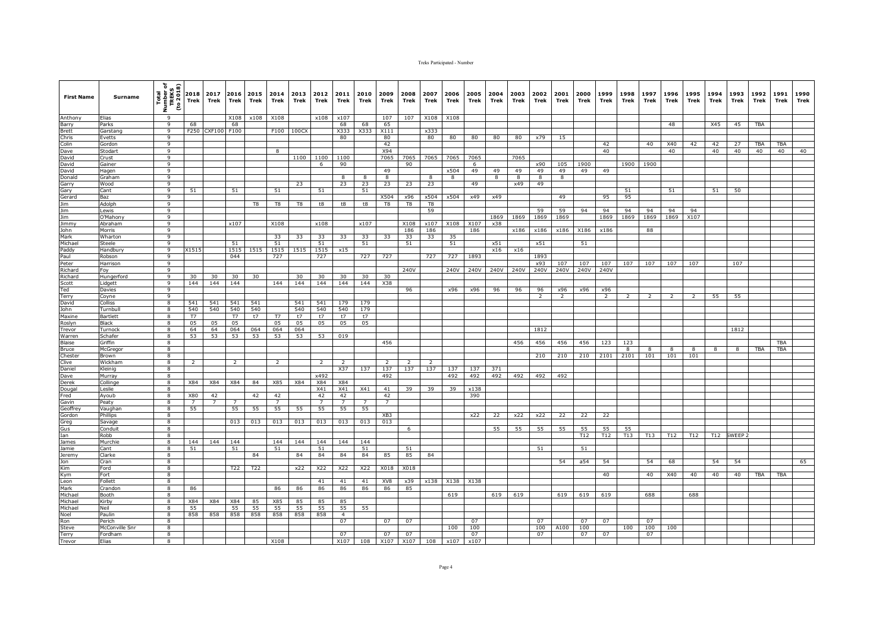| First Name | Surname | Total Number of TREKS (to 2018) | 2018 Trek | 2017 Trek | 2016 Trek | 2015 Trek | 2014 Trek | 2013 Trek | 2012 Trek | 2011 Trek | 2010 Trek | 2009 Trek | 2008 Trek | 2007 Trek | 2006 Trek | 2005 Trek | 2004 Trek | 2003 Trek | 2002 Trek | 2001 Trek | 2000 Trek | 1999 Trek | 1998 Trek | 1997 Trek | 1996 Trek | 1995 Trek | 1994 Trek | 1993 Trek | 1992 Trek | 1991 Trek | 1990 Trek |
|---|---|---|---|---|---|---|---|---|---|---|---|---|---|---|---|---|---|---|---|---|---|---|---|---|---|---|---|---|---|---|---|
| Anthony | Elias | 9 | | | X108 | x108 | X108 | | x108 | x107 | | 107 | 107 | X108 | X108 | | | | | | | | | | | | | | | | |
| Barry | Parks | 9 | 68 | | 68 | | | | | 68 | 68 | 65 | | | | | | | | | | | | | 48 | | X45 | 45 | TBA | | |
| Brett | Garstang | 9 | F250 | CXF100 | F100 | | F100 | 100CX | | X333 | X333 | X111 | | x333 | | | | | | | | | | | | | | | | | |
| Chris | Evetts | 9 | | | | | | | | 80 | | 80 | | 80 | 80 | 80 | 80 | 80 | x79 | 15 | | | | | | | | | | | |
| Colin | Gordon | 9 | | | | | | | | | | 42 | | | | | | | | | | 42 | | 40 | X40 | 42 | 42 | 27 | TBA | TBA | |
| Dave | Stodart | 9 | | | | | 8 | | | | | X94 | | | | | | | | | | 40 | | | 40 | | 40 | 40 | 40 | 40 | 40 |
| David | Crust | 9 | | | | | | 1100 | 1100 | 1100 | | 7065 | 7065 | 7065 | 7065 | 7065 | | 7065 | | | | | | | | | | | | | |
| David | Gainer | 9 | | | | | | | 6 | 90 | | | 90 | | | 6 | | | x90 | 105 | 1900 | | 1900 | 1900 | | | | | | | |
| David | Hagen | 9 | | | | | | | | | | 49 | | | x504 | 49 | 49 | 49 | 49 | 49 | 49 | 49 | | | | | | | | | |
| Donald | Graham | 9 | | | | | | | | 8 | 8 | 8 | | 8 | 8 | | 8 | 8 | 8 | 8 | | | | | | | | | | | |
| Garry | Wood | 9 | | | | | | 23 | | 23 | 23 | 23 | 23 | 23 | | 49 | | x49 | 49 | | | | | | | | | | | | |
| Gary | Cant | 9 | 51 | | 51 | | 51 | | 51 | | 51 | | | | | | | | | | | | 51 | | 51 | | 51 | 50 | | | |
| Gerard | Baz | 9 | | | | | | | | | | X504 | x96 | x504 | x504 | x49 | x49 | | | 49 | | 95 | 95 | | | | | | | | |
| Jim | Adolph | 9 | | | | T8 | T8 | T8 | t8 | t8 | t8 | T8 | T8 | T8 | | | | | | | | | | | | | | | | | |
| Jim | Lewis | 9 | | | | | | | | | | | | 59 | | | | | 59 | 59 | 94 | 94 | 94 | 94 | 94 | 94 | | | | | |
| Jim | O'Mahony | 9 | | | | | | | | | | | | | | | 1869 | 1869 | 1869 | 1869 | | 1869 | 1869 | 1869 | 1869 | X107 | | | | | |
| Jimmy | Abraham | 9 | | | x107 | | X108 | | x108 | | x107 | | X108 | x107 | X108 | X107 | x38 | | | | | | | | | | | | | | |
| John | Morris | 9 | | | | | | | | | | | 186 | 186 | | 186 | | x186 | x186 | x186 | X186 | x186 | | 88 | | | | | | | |
| Mark | Wharton | 9 | | | | | 33 | 33 | 33 | 33 | 33 | 33 | 33 | 33 | 35 | | | | | | | | | | | | | | | | |
| Michael | Steele | 9 | | | 51 | | 51 | | 51 | | 51 | | 51 | | 51 | | x51 | | x51 | | 51 | | | | | | | | | | |
| Paddy | Handbury | 9 | X1515 | | 1515 | 1515 | 1515 | 1515 | 1515 | x15 | | | | | | | x16 | x16 | | | | | | | | | | | | | |
| Paul | Robson | 9 | | | 044 | | 727 | | 727 | | 727 | 727 | | 727 | 727 | 1893 | | | 1893 | | | | | | | | | | | | |
| Peter | Harrison | 9 | | | | | | | | | | | | | | | | | x93 | 107 | 107 | 107 | 107 | 107 | 107 | 107 | | 107 | | | |
| Richard | Foy | 9 | | | | | | | | | | | 240V | | 240V | 240V | 240V | 240V | 240V | 240V | 240V | 240V | | | | | | | | | |
| Richard | Hungerford | 9 | 30 | 30 | 30 | 30 | | 30 | 30 | 30 | 30 | 30 | | | | | | | | | | | | | | | | | | | |
| Scott | Lidgett | 9 | 144 | 144 | 144 | | 144 | 144 | 144 | 144 | 144 | X38 | | | | | | | | | | | | | | | | | | | |
| Ted | Davies | 9 | | | | | | | | | | | 96 | | x96 | x96 | 96 | 96 | 96 | x96 | x96 | x96 | | | | | | | | | |
| Terry | Coyne | 9 | | | | | | | | | | | | | | | | | 2 | 2 | | 2 | 2 | 2 | 2 | 2 | 55 | 55 | | | |
| David | Colliss | 8 | 541 | 541 | 541 | 541 | | 541 | 541 | 179 | 179 | | | | | | | | | | | | | | | | | | | | |
| John | Turnbull | 8 | 540 | 540 | 540 | 540 | | 540 | 540 | 540 | 179 | | | | | | | | | | | | | | | | | | | | |
| Maxine | Bartlett | 8 | T7 | | T7 | t7 | T7 | t7 | t7 | t7 | t7 | | | | | | | | | | | | | | | | | | | | |
| Roslyn | Black | 8 | 05 | 05 | 05 | | 05 | 05 | 05 | 05 | 05 | | | | | | | | | | | | | | | | | | | | |
| Trevor | Turnock | 8 | 64 | 64 | 064 | 064 | 064 | 064 | | | | | | | | | | | 1812 | | | | | | | | | 1812 | | | |
| Warren | Schafer | 8 | 53 | 53 | 53 | 53 | 53 | 53 | 53 | 019 | | | | | | | | | | | | | | | | | | | | | |
| Blaise | Griffin | 8 | | | | | | | | | | 456 | | | | | | 456 | 456 | 456 | 456 | 123 | 123 | | | | | | | TBA | |
| Bruce | McGregor | 8 | | | | | | | | | | | | | | | | | | | | | 8 | 8 | 8 | 8 | 8 | 8 | TBA | TBA | |
| Chester | Brown | 8 | | | | | | | | | | | | | | | | | 210 | 210 | 210 | 2101 | 2101 | 101 | 101 | 101 | | | | | |
| Clive | Wickham | 8 | 2 | | 2 | | 2 | | 2 | 2 | | 2 | 2 | 2 | | | | | | | | | | | | | | | | | |
| Daniel | Kleinig | 8 | | | | | | | | X37 | 137 | 137 | 137 | 137 | 137 | 137 | 371 | | | | | | | | | | | | | | |
| Dave | Murray | 8 | | | | | | | x492 | | | 492 | | | 492 | 492 | 492 | 492 | 492 | 492 | | | | | | | | | | | |
| Derek | Collinge | 8 | X84 | X84 | X84 | 84 | X85 | X84 | X84 | X84 | | | | | | | | | | | | | | | | | | | | | |
| Dougal | Leslie | 8 | | | | | | | | X41 | X41 | 41 | 39 | 39 | 39 | x138 | | | | | | | | | | | | | | | |
| Fred | Ayoub | 8 | X80 | 42 | | 42 | 42 | | 42 | 42 | | 42 | | | | 390 | | | | | | | | | | | | | | | |
| Gavin | Peaty | 8 | 7 | 7 | 7 | | 7 | | 7 | 7 | 7 | 7 | | | | | | | | | | | | | | | | | | | |
| Geoffrey | Vaughan | 8 | 55 | | 55 | 55 | 55 | 55 | 55 | 55 | 55 | | | | | | | | | | | | | | | | | | | | |
| Gordon | Phillips | 8 | | | | | | | | | | XB3 | | | | x22 | 22 | x22 | x22 | 22 | 22 | 22 | | | | | | | | | |
| Greg | Savage | 8 | | | 013 | 013 | 013 | 013 | 013 | 013 | 013 | 013 | | | | | | | | | | | | | | | | | | | |
| Gus | Conduit | 8 | | | | | | | | | | | 6 | | | | 55 | 55 | 55 | 55 | 55 | 55 | 55 | | | | | | | | |
| Ian | Robb | 8 | | | | | | | | | | | | | | | | | | | T12 | T12 | T13 | T13 | T12 | T12 | T12 | SWEEP 2 | | | |
| James | Murchie | 8 | 144 | 144 | 144 | | 144 | 144 | 144 | 144 | 144 | | | | | | | | | | | | | | | | | | | | |
| Jamie | Cant | 8 | 51 | | 51 | | 51 | | 51 | | 51 | | 51 | | | | | | 51 | | 51 | | | | | | | | | | |
| Jeremy | Clarke | 8 | | | | 84 | | 84 | 84 | 84 | 84 | 85 | 85 | 84 | | | | | | | | | | | | | | | | | |
| Jon | Cran | 8 | | | | | | | | | | | | | | | | | | 54 | a54 | 54 | | 54 | 68 | | 54 | 54 | | | 65 |
| Kim | Ford | 8 | | | T22 | T22 | | x22 | X22 | X22 | X22 | X018 | X018 | | | | | | | | | | | | | | | | | | |
| Kym | Fort | 8 | | | | | | | | | | | | | | | | | | | | 40 | | 40 | X40 | 40 | 40 | 40 | TBA | TBA | |
| Leon | Follett | 8 | | | | | | | 41 | 41 | 41 | XV8 | x39 | x138 | X138 | X138 | | | | | | | | | | | | | | | |
| Mark | Crandon | 8 | 86 | | | | 86 | 86 | 86 | 86 | 86 | 86 | 85 | | | | | | | | | | | | | | | | | | |
| Michael | Booth | 8 | | | | | | | | | | | | | 619 | | 619 | 619 | | 619 | 619 | 619 | | 688 | | 688 | | | | | |
| Michael | Kirby | 8 | X84 | X84 | X84 | 85 | X85 | 85 | 85 | 85 | | | | | | | | | | | | | | | | | | | | | |
| Michael | Neil | 8 | 55 | | 55 | 55 | 55 | 55 | 55 | 55 | 55 | | | | | | | | | | | | | | | | | | | | |
| Noel | Paulin | 8 | 858 | 858 | 858 | 858 | 858 | 858 | 858 | 4 | | | | | | | | | | | | | | | | | | | | | |
| Ron | Perich | 8 | | | | | | | | 07 | | 07 | 07 | | | 07 | | | 07 | | 07 | 07 | | 07 | | | | | | | |
| Steve | McConville Snr | 8 | | | | | | | | | | | | | 100 | 100 | | | 100 | A100 | 100 | | 100 | 100 | 100 | | | | | | |
| Terry | Fordham | 8 | | | | | | | | 07 | | 07 | 07 | | | 07 | | | 07 | | 07 | 07 | | 07 | | | | | | | |
| Trevor | Elias | 8 | | | | | X108 | | | X107 | 108 | X107 | X107 | 108 | x107 | x107 | | | | | | | | | | | | | | | |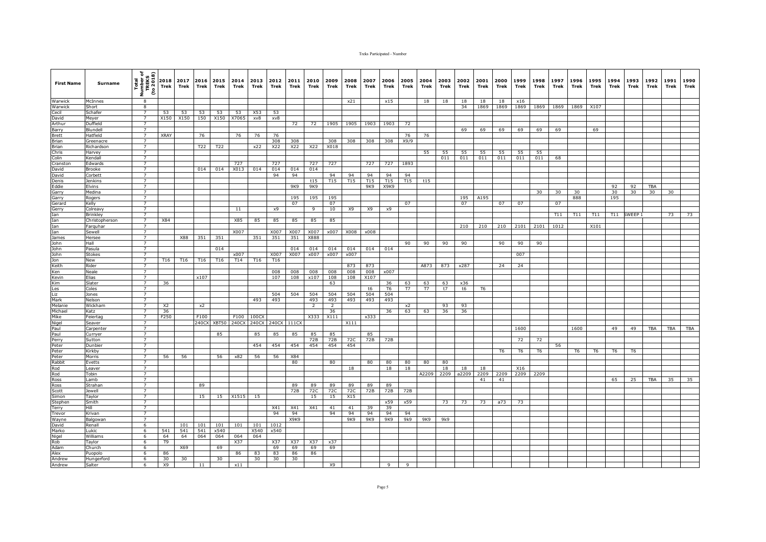| First Name | Surname | Total Number of TREKS (to 2018) | 2018 Trek | 2017 Trek | 2016 Trek | 2015 Trek | 2014 Trek | 2013 Trek | 2012 Trek | 2011 Trek | 2010 Trek | 2009 Trek | 2008 Trek | 2007 Trek | 2006 Trek | 2005 Trek | 2004 Trek | 2003 Trek | 2002 Trek | 2001 Trek | 2000 Trek | 1999 Trek | 1998 Trek | 1997 Trek | 1996 Trek | 1995 Trek | 1994 Trek | 1993 Trek | 1992 Trek | 1991 Trek | 1990 Trek |
|---|---|---|---|---|---|---|---|---|---|---|---|---|---|---|---|---|---|---|---|---|---|---|---|---|---|---|---|---|---|---|---|
| Warwick | McInnes | 8 | | | | | | | | | | | x21 | | x15 | | 18 | 18 | 18 | 18 | 18 | x16 | | | | | | | | | |
| Warwick | Short | 8 | | | | | | | | | | | | | | | | | 34 | 1869 | 1869 | 1869 | 1869 | 1869 | 1869 | X107 | | | | | |
| Cecil | Schafer | 7 | 53 | 53 | 53 | 53 | 53 | X53 | 53 | | | | | | | | | | | | | | | | | | | | | | |
| David | Meyer | 7 | X150 | X150 | 150 | X150 | X7065 | xv8 | xv8 | | | | | | | | | | | | | | | | | | | | | | |
| Arthur | Duffield | 7 | | | | | | | | 72 | 72 | 1905 | 1905 | 1903 | 1903 | 72 | | | | | | | | | | | | | | | |
| Barry | Blundell | 7 | | | | | | | | | | | | | | | | | 69 | 69 | 69 | 69 | 69 | 69 | | 69 | | | | | |
| Brett | Hatfield | 7 | XRAY | | 76 | | 76 | 76 | 76 | | | | | | | 76 | 76 | | | | | | | | | | | | | | |
| Brian | Greenacre | 7 | | | | | | | 308 | 308 | | 308 | 308 | 308 | 308 | X9/9 | | | | | | | | | | | | | | | |
| Brian | Richardson | 7 | | | T22 | T22 | | x22 | X22 | X22 | X22 | X018 | | | | | | | | | | | | | | | | | | | |
| Chris | Harvey | 7 | | | | | | | | | | | | | | | 55 | 55 | 55 | 55 | 55 | 55 | 55 | | | | | | | | |
| Colin | Kendall | 7 | | | | | | | | | | | | | | | | 011 | 011 | 011 | 011 | 011 | 011 | 68 | | | | | | | |
| Cranston | Edwards | 7 | | | | | 727 | | 727 | | 727 | 727 | | 727 | 727 | 1893 | | | | | | | | | | | | | | | |
| David | Brooke | 7 | | | 014 | 014 | X013 | 014 | 014 | 014 | 014 | | | | | | | | | | | | | | | | | | | | |
| David | Corbett | 7 | | | | | | | 94 | 94 | | 94 | 94 | 94 | 94 | 94 | | | | | | | | | | | | | | | |
| Denis | Jenkins | 7 | | | | | | | | | t15 | T15 | T15 | T15 | T15 | T15 | t15 | | | | | | | | | | | | | | |
| Eddie | Elvins | 7 | | | | | | | | 9K9 | 9K9 | | | 9K9 | X9K9 | | | | | | | | | | | | 92 | 92 | TBA | | |
| Garry | Medina | 7 | | | | | | | | | | | | | | | | | | | | | 30 | 30 | 30 | | 30 | 30 | 30 | 30 | |
| Garry | Rogers | 7 | | | | | | | 195 | 195 | 195 | | | | | | | | 195 | A195 | | | | | 888 | | 195 | | | | |
| Gerard | Kelly | 7 | | | | | | | | 07 | | 07 | | | | 07 | | | 07 | | 07 | 07 | | 07 | | | | | | | |
| Gerry | Colreavy | 7 | | | | | 11 | | x9 | | 9 | 10 | X9 | X9 | x9 | | | | | | | | | | | | | | | | |
| Ian | Brinkley | 7 | | | | | | | | | | | | | | | | | | | | | | T11 | T11 | T11 | T11 | SWEEP 1 | | 73 | 73 |
| Ian | Christopherson | 7 | X84 | | | | X85 | 85 | 85 | 85 | 85 | 85 | | | | | | | | | | | | | | | | | | | |
| Ian | Farquhar | 7 | | | | | | | | | | | | | | | | | 210 | 210 | 210 | 2101 | 2101 | 1012 | | X101 | | | | | |
| Ian | Sewell | 7 | | | | | X007 | | X007 | X007 | X007 | x007 | X008 | x008 | | | | | | | | | | | | | | | | | |
| James | Hersee | 7 | | X88 | 351 | 351 | | 351 | 351 | 351 | X888 | | | | | | | | | | | | | | | | | | | | |
| John | Hall | 7 | | | | | | | | | | | | | | 90 | 90 | 90 | 90 | | 90 | 90 | 90 | | | | | | | | |
| John | Pasula | 7 | | | | 014 | | | | 014 | 014 | 014 | 014 | 014 | 014 | | | | | | | | | | | | | | | | |
| John | Stokes | 7 | | | | | x007 | | X007 | X007 | x007 | x007 | x007 | | | | | | | | | 007 | | | | | | | | | |
| Jon | New | 7 | T16 | T16 | T16 | T16 | T14 | T16 | T16 | | | | | | | | | | | | | | | | | | | | | | |
| Keith | Rider | 7 | | | | | | | | | | | 873 | 873 | | | A873 | 873 | x287 | | 24 | 24 | | | | | | | | | |
| Ken | Neale | 7 | | | | | | | 008 | 008 | 008 | 008 | 008 | 008 | x007 | | | | | | | | | | | | | | | | |
| Kevin | Elias | 7 | | | x107 | | | | 107 | 108 | x107 | 108 | 108 | X107 | | | | | | | | | | | | | | | | | |
| Kim | Slater | 7 | 36 | | | | | | | | | 63 | | | 36 | 63 | 63 | 63 | x36 | | | | | | | | | | | | |
| Les | Coles | 7 | | | | | | | | | | | | t6 | T6 | T7 | T7 | t7 | t6 | T6 | | | | | | | | | | | |
| Liz | Jones | 7 | | | | | | | 504 | 504 | 504 | 504 | 504 | 504 | 504 | | | | | | | | | | | | | | | | |
| Mark | Nelson | 7 | | | | | | 493 | 493 | | 493 | 493 | 493 | 493 | 493 | | | | | | | | | | | | | | | | |
| Melanie | Wickham | 7 | X2 | | x2 | | | | | | 2 | 2 | | | | x2 | | 93 | 93 | | | | | | | | | | | | |
| Michael | Katz | 7 | 36 | | | | | | | | | 36 | | | 36 | 63 | 63 | 36 | 36 | | | | | | | | | | | | |
| Mike | Feiertag | 7 | F250 | | F100 | | F100 | 100CX | | | X333 | X111 | | x333 | | | | | | | | | | | | | | | | | |
| Nigel | Seaver | 7 | | | 240CX | XBT50 | 240CX | 240CX | 240CX | 111CX | | | X111 | | | | | | | | | | | | | | | | | | |
| Paul | Carpenter | 7 | | | | | | | | | | | | | | | | | | | | 1600 | | | 1600 | | 49 | 49 | TBA | TBA | TBA |
| Paul | Curryer | 7 | | | | 85 | | 85 | 85 | 85 | 85 | 85 | | 85 | | | | | | | | | | | | | | | | | |
| Perry | Sutton | 7 | | | | | | | | | 72B | 72B | 72C | 72B | 72B | | | | | | | 72 | 72 | | | | | | | | |
| Peter | Dunbier | 7 | | | | | | 454 | 454 | 454 | 454 | 454 | 454 | | | | | | | | | | | 56 | | | | | | | |
| Peter | Kirkby | 7 | | | | | | | | | | | | | | | | | | | T6 | T6 | T6 | | T6 | T6 | T6 | T6 | | | |
| Peter | Morris | 7 | 56 | 56 | | 56 | x82 | 56 | 56 | X84 | | | | | | | | | | | | | | | | | | | | | |
| Rabbit | Evetts | 7 | | | | | | | | 80 | | 80 | | 80 | 80 | 80 | 80 | 80 | | | | | | | | | | | | | |
| Rod | Leaver | 7 | | | | | | | | | | | 18 | | 18 | 18 | | 18 | 18 | 18 | | X16 | | | | | | | | | |
| Rod | Tobin | 7 | | | | | | | | | | | | | | | A2209 | 2209 | a2209 | 2209 | 2209 | 2209 | 2209 | | | | | | | | |
| Ross | Lamb | 7 | | | | | | | | | | | | | | | | | | 41 | 41 | | | | | | 65 | 25 | TBA | 35 | 35 |
| Ross | Strahan | 7 | | | 89 | | | | | 89 | 89 | 89 | 89 | 89 | 89 | | | | | | | | | | | | | | | | |
| Scott | Jewell | 7 | | | | | | | | 72B | 72C | 72C | 72C | 72B | 72B | 72B | | | | | | | | | | | | | | | |
| Simon | Taylor | 7 | | | 15 | 15 | X1515 | 15 | | | 15 | 15 | X15 | | | | | | | | | | | | | | | | | | |
| Stephen | Smith | 7 | | | | | | | | | | | | | x59 | x59 | | 73 | 73 | 73 | a73 | 73 | | | | | | | | | |
| Terry | Hill | 7 | | | | | | | X41 | X41 | X41 | 41 | 41 | 39 | 39 | | | | | | | | | | | | | | | | |
| Trevor | Krivan | 7 | | | | | | | 94 | 94 | | 94 | 94 | 94 | 94 | 94 | | | | | | | | | | | | | | | |
| Wayne | Balgowan | 7 | | | | | | | | X9K9 | | | 9K9 | 9K9 | 9K9 | 9k9 | 9K9 | 9k9 | | | | | | | | | | | | | |
| David | Renall | 6 | | 101 | 101 | 101 | 101 | 101 | 1012 | | | | | | | | | | | | | | | | | | | | | | |
| Marko | Lukic | 6 | 541 | 541 | 541 | x540 | | X540 | x540 | | | | | | | | | | | | | | | | | | | | | | |
| Nigel | Williams | 6 | 64 | 64 | 064 | 064 | 064 | 064 | | | | | | | | | | | | | | | | | | | | | | | |
| Rob | Taylor | 6 | T9 | | | | X37 | | X37 | X37 | X37 | x37 | | | | | | | | | | | | | | | | | | | |
| Adam | Church | 6 | | X69 | | 69 | | | 69 | 69 | 69 | 69 | | | | | | | | | | | | | | | | | | | |
| Alex | Puopolo | 6 | 86 | | | | 86 | 83 | 83 | 86 | 86 | | | | | | | | | | | | | | | | | | | | |
| Andrew | Hungerford | 6 | 30 | 30 | | 30 | | 30 | 30 | 30 | | | | | | | | | | | | | | | | | | | | | |
| Andrew | Salter | 6 | X9 | | 11 | | x11 | | | | | X9 | | | 9 | 9 | | | | | | | | | | | | | | | |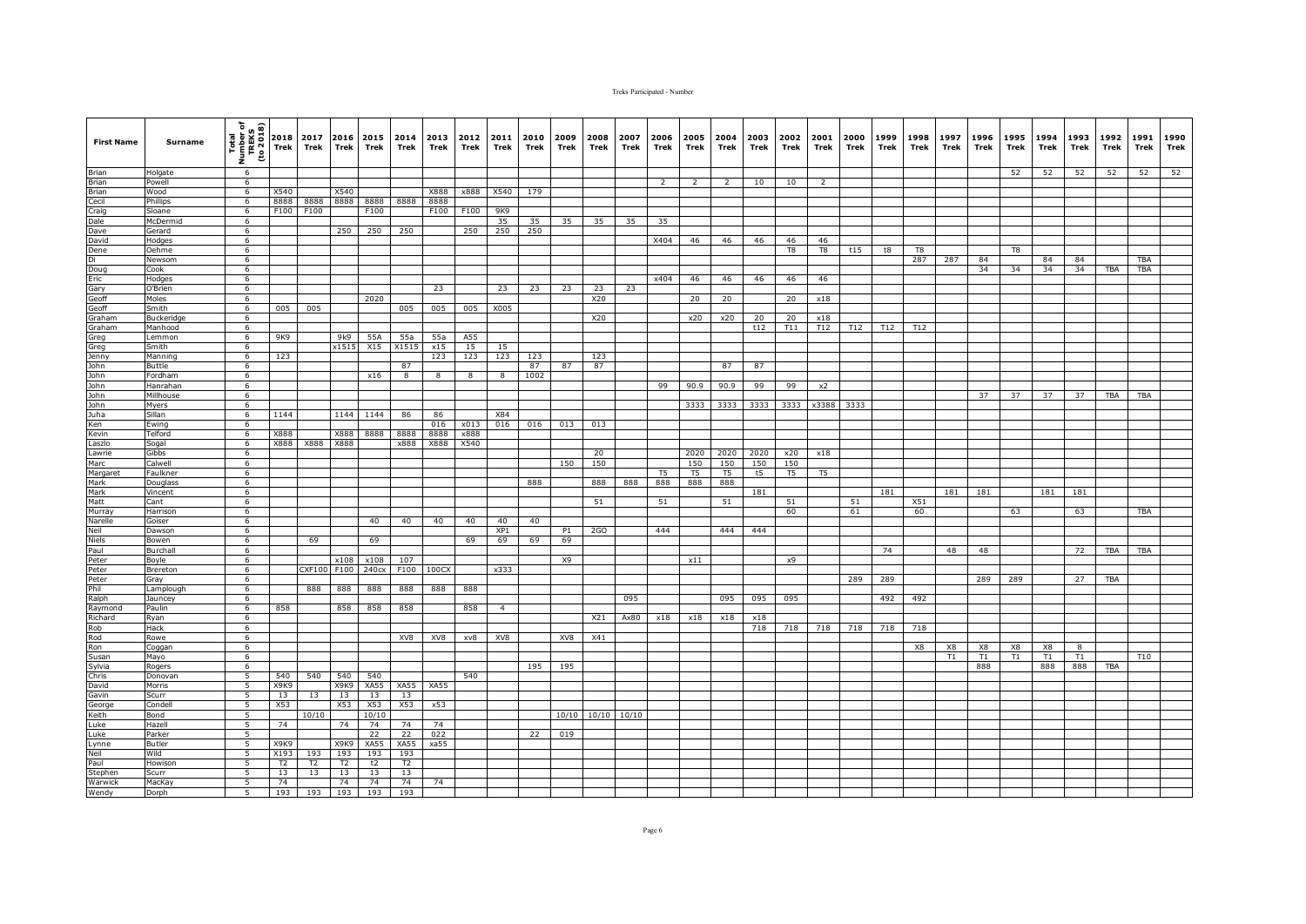| First Name | Surname | Total Number of TREKS (to 2018) | 2018 Trek | 2017 Trek | 2016 Trek | 2015 Trek | 2014 Trek | 2013 Trek | 2012 Trek | 2011 Trek | 2010 Trek | 2009 Trek | 2008 Trek | 2007 Trek | 2006 Trek | 2005 Trek | 2004 Trek | 2003 Trek | 2002 Trek | 2001 Trek | 2000 Trek | 1999 Trek | 1998 Trek | 1997 Trek | 1996 Trek | 1995 Trek | 1994 Trek | 1993 Trek | 1992 Trek | 1991 Trek | 1990 Trek |
|---|---|---|---|---|---|---|---|---|---|---|---|---|---|---|---|---|---|---|---|---|---|---|---|---|---|---|---|---|---|---|---|
| Brian | Holgate | 6 | | | | | | | | | | | | | | | | | | | | | | | | 52 | 52 | 52 | 52 | 52 | 52 |
| Brian | Powell | 6 | | | | | | | | | | | | | 2 | 2 | 2 | 10 | 10 | 2 | | | | | | | | | | | |
| Brian | Wood | 6 | X540 | | X540 | | | X888 | x888 | X540 | 179 | | | | | | | | | | | | | | | | | | | | |
| Cecil | Phillips | 6 | 8888 | 8888 | 8888 | 8888 | 8888 | 8888 | | | | | | | | | | | | | | | | | | | | | | | |
| Craig | Sloane | 6 | F100 | F100 | | F100 | | F100 | F100 | 9K9 | | | | | | | | | | | | | | | | | | | | | |
| Dale | McDermid | 6 | | | | | | | | 35 | 35 | 35 | 35 | 35 | 35 | | | | | | | | | | | | | | | | |
| Dave | Gerard | 6 | | | 250 | 250 | 250 | | 250 | 250 | 250 | | | | | | | | | | | | | | | | | | | | |
| David | Hodges | 6 | | | | | | | | | | | | | X404 | 46 | 46 | 46 | 46 | 46 | | | | | | | | | | | |
| Dene | Oehme | 6 | | | | | | | | | | | | | | | | | T8 | T8 | t15 | t8 | T8 | | | T8 | | | | | |
| Di | Newsom | 6 | | | | | | | | | | | | | | | | | | | | | 287 | 287 | 84 | | 84 | 84 | | TBA | |
| Doug | Cook | 6 | | | | | | | | | | | | | | | | | | | | | | | 34 | 34 | 34 | 34 | TBA | TBA | |
| Eric | Hodges | 6 | | | | | | | | | | | | | x404 | 46 | 46 | 46 | 46 | 46 | | | | | | | | | | | |
| Gary | O'Brien | 6 | | | | | | 23 | | 23 | 23 | 23 | 23 | 23 | | | | | | | | | | | | | | | | | |
| Geoff | Moles | 6 | | | | 2020 | | | | | | | X20 | | | 20 | 20 | | 20 | x18 | | | | | | | | | | | |
| Geoff | Smith | 6 | 005 | 005 | | | 005 | 005 | 005 | X005 | | | | | | | | | | | | | | | | | | | | | |
| Graham | Buckeridge | 6 | | | | | | | | | | | X20 | | | x20 | x20 | 20 | 20 | x18 | | | | | | | | | | | |
| Graham | Manhood | 6 | | | | | | | | | | | | | | | | t12 | T11 | T12 | T12 | T12 | T12 | | | | | | | | |
| Greg | Lemmon | 6 | 9K9 | | 9k9 | 55A | 55a | 55a | A55 | | | | | | | | | | | | | | | | | | | | | | |
| Greg | Smith | 6 | | | x1515 | X15 | X1515 | x15 | 15 | 15 | | | | | | | | | | | | | | | | | | | | | |
| Jenny | Manning | 6 | 123 | | | | | 123 | 123 | 123 | 123 | | 123 | | | | | | | | | | | | | | | | | | |
| John | Buttle | 6 | | | | | 87 | | | | 87 | 87 | 87 | | | | 87 | 87 | | | | | | | | | | | | | |
| John | Fordham | 6 | | | | x16 | 8 | 8 | 8 | 8 | 1002 | | | | | | | | | | | | | | | | | | | | |
| John | Hanrahan | 6 | | | | | | | | | | | | | 99 | 90.9 | 90.9 | 99 | 99 | x2 | | | | | | | | | | | |
| John | Millhouse | 6 | | | | | | | | | | | | | | | | | | | | | | | 37 | 37 | 37 | 37 | TBA | TBA | |
| John | Myers | 6 | | | | | | | | | | | | | | 3333 | 3333 | 3333 | 3333 | x3388 | 3333 | | | | | | | | | | |
| Juha | Sillan | 6 | 1144 | | 1144 | 1144 | 86 | 86 | | X84 | | | | | | | | | | | | | | | | | | | | | |
| Ken | Ewing | 6 | | | | | | 016 | x013 | 016 | 016 | 013 | 013 | | | | | | | | | | | | | | | | | | |
| Kevin | Telford | 6 | X888 | | X888 | 8888 | 8888 | 8888 | x888 | | | | | | | | | | | | | | | | | | | | | | |
| Laszlo | Sogal | 6 | X888 | X888 | X888 | | x888 | X888 | X540 | | | | | | | | | | | | | | | | | | | | | | |
| Lawrie | Gibbs | 6 | | | | | | | | | | | 20 | | | 2020 | 2020 | 2020 | x20 | x18 | | | | | | | | | | | |
| Marc | Calwell | 6 | | | | | | | | | | 150 | 150 | | | 150 | 150 | 150 | 150 | | | | | | | | | | | | |
| Margaret | Faulkner | 6 | | | | | | | | | | | | | T5 | T5 | T5 | t5 | T5 | T5 | | | | | | | | | | | |
| Mark | Douglass | 6 | | | | | | | | | 888 | | 888 | 888 | 888 | 888 | 888 | | | | | | | | | | | | | | |
| Mark | Vincent | 6 | | | | | | | | | | | | | | | | 181 | | | | 181 | | 181 | 181 | | 181 | 181 | | | |
| Matt | Cant | 6 | | | | | | | | | | | 51 | | 51 | | 51 | | 51 | | 51 | | X51 | | | | | | | | |
| Murray | Harrison | 6 | | | | | | | | | | | | | | | | | 60 | | 61 | | 60 | | | 63 | | 63 | | TBA | |
| Narelle | Goiser | 6 | | | | 40 | 40 | 40 | 40 | 40 | 40 | | | | | | | | | | | | | | | | | | | | |
| Neil | Dawson | 6 | | | | | | | | XP1 | | P1 | 2GO | | 444 | | 444 | 444 | | | | | | | | | | | | | |
| Niels | Bowen | 6 | | 69 | | 69 | | | 69 | 69 | 69 | 69 | | | | | | | | | | | | | | | | | | | |
| Paul | Burchall | 6 | | | | | | | | | | | | | | | | | | | | 74 | | 48 | 48 | | | 72 | TBA | TBA | |
| Peter | Boyle | 6 | | | x108 | x108 | 107 | | | | | X9 | | | | x11 | | | x9 | | | | | | | | | | | | |
| Peter | Brereton | 6 | | CXF100 | F100 | 240cx | F100 | 100CX | | x333 | | | | | | | | | | | | | | | | | | | | | |
| Peter | Gray | 6 | | | | | | | | | | | | | | | | | | | 289 | 289 | | | 289 | 289 | | 27 | TBA | | |
| Phil | Lamplough | 6 | | 888 | 888 | 888 | 888 | 888 | 888 | | | | | | | | | | | | | | | | | | | | | | |
| Ralph | Jauncey | 6 | | | | | | | | | | | | 095 | | | 095 | 095 | 095 | | | 492 | 492 | | | | | | | | |
| Raymond | Paulin | 6 | 858 | | 858 | 858 | 858 | | 858 | 4 | | | | | | | | | | | | | | | | | | | | | |
| Richard | Ryan | 6 | | | | | | | | | | | X21 | Ax80 | x18 | x18 | x18 | x18 | | | | | | | | | | | | | |
| Rob | Hack | 6 | | | | | | | | | | | | | | | | 718 | 718 | 718 | 718 | 718 | 718 | | | | | | | | |
| Rod | Rowe | 6 | | | | | XV8 | XV8 | xv8 | XV8 | | XV8 | X41 | | | | | | | | | | | | | | | | | | |
| Ron | Coggan | 6 | | | | | | | | | | | | | | | | | | | | | X8 | X8 | X8 | X8 | X8 | 8 | | | |
| Susan | Mayo | 6 | | | | | | | | | | | | | | | | | | | | | | T1 | T1 | T1 | T1 | T1 | | T10 | |
| Sylvia | Rogers | 6 | | | | | | | | | 195 | 195 | | | | | | | | | | | | | 888 | | 888 | 888 | TBA | | |
| Chris | Donovan | 5 | 540 | 540 | 540 | 540 | | | 540 | | | | | | | | | | | | | | | | | | | | | | |
| David | Morris | 5 | X9K9 | | X9K9 | XA55 | XA55 | XA55 | | | | | | | | | | | | | | | | | | | | | | | |
| Gavin | Scurr | 5 | 13 | 13 | 13 | 13 | 13 | | | | | | | | | | | | | | | | | | | | | | | | |
| George | Condell | 5 | X53 | | X53 | X53 | X53 | x53 | | | | | | | | | | | | | | | | | | | | | | | |
| Keith | Bond | 5 | | 10/10 | | 10/10 | | | | | | 10/10 | 10/10 | 10/10 | | | | | | | | | | | | | | | | | |
| Luke | Hazell | 5 | 74 | | 74 | 74 | 74 | 74 | | | | | | | | | | | | | | | | | | | | | | | |
| Luke | Parker | 5 | | | | 22 | 22 | 022 | | | 22 | 019 | | | | | | | | | | | | | | | | | | | |
| Lynne | Butler | 5 | X9K9 | | X9K9 | XA55 | XA55 | xa55 | | | | | | | | | | | | | | | | | | | | | | | |
| Neil | Wild | 5 | X193 | 193 | 193 | 193 | 193 | | | | | | | | | | | | | | | | | | | | | | | | |
| Paul | Howison | 5 | T2 | T2 | T2 | t2 | T2 | | | | | | | | | | | | | | | | | | | | | | | | |
| Stephen | Scurr | 5 | 13 | 13 | 13 | 13 | 13 | | | | | | | | | | | | | | | | | | | | | | | | |
| Warwick | MacKay | 5 | 74 | | 74 | 74 | 74 | 74 | | | | | | | | | | | | | | | | | | | | | | | |
| Wendy | Dorph | 5 | 193 | 193 | 193 | 193 | 193 | | | | | | | | | | | | | | | | | | | | | | | | |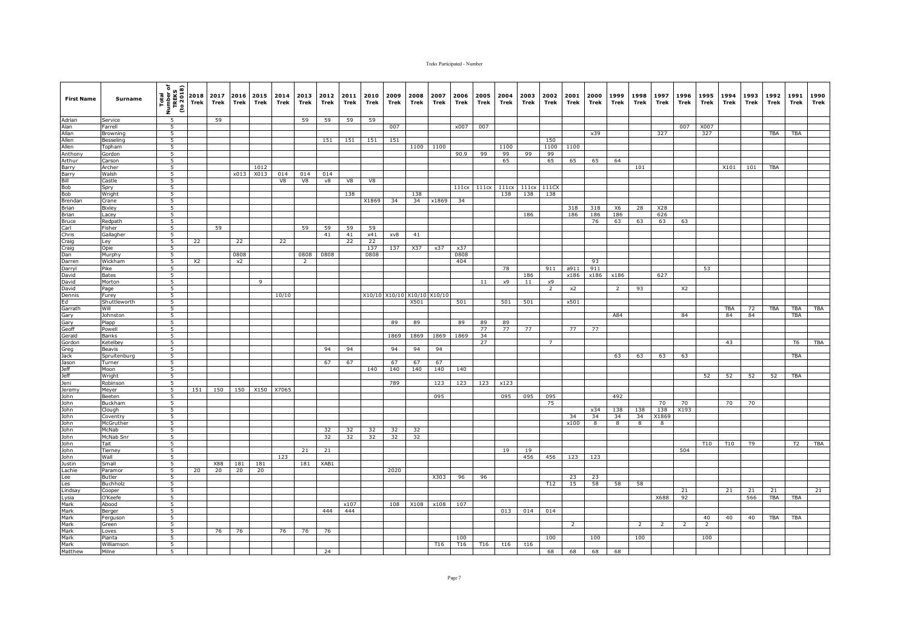| First Name | Surname | Total Number of TREKS (to 2018) | 2018 Trek | 2017 Trek | 2016 Trek | 2015 Trek | 2014 Trek | 2013 Trek | 2012 Trek | 2011 Trek | 2010 Trek | 2009 Trek | 2008 Trek | 2007 Trek | 2006 Trek | 2005 Trek | 2004 Trek | 2003 Trek | 2002 Trek | 2001 Trek | 2000 Trek | 1999 Trek | 1998 Trek | 1997 Trek | 1996 Trek | 1995 Trek | 1994 Trek | 1993 Trek | 1992 Trek | 1991 Trek | 1990 Trek |
|---|---|---|---|---|---|---|---|---|---|---|---|---|---|---|---|---|---|---|---|---|---|---|---|---|---|---|---|---|---|---|---|
| Adrian | Service | 5 | | 59 | | | | 59 | 59 | 59 | 59 | | | | | | | | | | | | | | | | | | | | |
| Alan | Farrell | 5 | | | | | | | | | | 007 | | | x007 | 007 | | | | | | | | | 007 | X007 | | | | | |
| Allan | Browning | 5 | | | | | | | | | | | | | | | | | | | x39 | | | 327 | | 327 | | | TBA | TBA | |
| Allen | Besseling | 5 | | | | | | | 151 | 151 | 151 | 151 | | | | | | | 150 | | | | | | | | | | | | |
| Allen | Topham | 5 | | | | | | | | | | | 1100 | 1100 | | | 1100 | | 1100 | 1100 | | | | | | | | | | | |
| Anthony | Gordon | 5 | | | | | | | | | | | | | 90.9 | 99 | 99 | 99 | 99 | | | | | | | | | | | | |
| Arthur | Carson | 5 | | | | | | | | | | | | | | | 65 | | 65 | 65 | 65 | 64 | | | | | | | | | |
| Barry | Archer | 5 | | | | 1012 | | | | | | | | | | | | | | | | | 101 | | | | X101 | 101 | TBA | | |
| Barry | Walsh | 5 | | | x013 | X013 | 014 | 014 | 014 | | | | | | | | | | | | | | | | | | | | | | |
| Bill | Castle | 5 | | | | | V8 | V8 | v8 | V8 | V8 | | | | | | | | | | | | | | | | | | | | |
| Bob | Spry | 5 | | | | | | | | | | | | | 111cx | 111cx | 111cx | 111cx | 111CX | | | | | | | | | | | | |
| Bob | Wright | 5 | | | | | | | | 138 | | | 138 | | | | 138 | 138 | 138 | | | | | | | | | | | | |
| Brendan | Crane | 5 | | | | | | | | | X1869 | 34 | 34 | x1869 | 34 | | | | | | | | | | | | | | | | |
| Brian | Bixley | 5 | | | | | | | | | | | | | | | | | | 318 | 318 | X6 | 28 | X28 | | | | | | | |
| Brian | Lacey | 5 | | | | | | | | | | | | | | | | 186 | | 186 | 186 | 186 | | 626 | | | | | | | |
| Bruce | Redpath | 5 | | | | | | | | | | | | | | | | | | | 76 | 63 | 63 | 63 | 63 | | | | | | |
| Carl | Fisher | 5 | | 59 | | | | 59 | 59 | 59 | 59 | | | | | | | | | | | | | | | | | | | | |
| Chris | Gallagher | 5 | | | | | | | 41 | 41 | x41 | xv8 | 41 | | | | | | | | | | | | | | | | | | |
| Craig | Ley | 5 | 22 | | 22 | | 22 | | | 22 | 22 | | | | | | | | | | | | | | | | | | | | |
| Craig | Opie | 5 | | | | | | | | | 137 | 137 | X37 | x37 | x37 | | | | | | | | | | | | | | | | |
| Dan | Murphy | 5 | | | 0808 | | | 0808 | 0808 | | 0808 | | | | 0808 | | | | | | | | | | | | | | | | |
| Darren | Wickham | 5 | X2 | | x2 | | | 2 | | | | | | | 404 | | | | | | 93 | | | | | | | | | | |
| Darryl | Pike | 5 | | | | | | | | | | | | | | | 78 | | 911 | a911 | 911 | | | | | 53 | | | | | |
| David | Bates | 5 | | | | | | | | | | | | | | | | 186 | | x186 | x186 | x186 | | 627 | | | | | | | |
| David | Morton | 5 | | | | 9 | | | | | | | | | | 11 | x9 | 11 | x9 | | | | | | | | | | | | |
| David | Page | 5 | | | | | | | | | | | | | | | | | 2 | x2 | | 2 | 93 | | X2 | | | | | | |
| Dennis | Furey | 5 | | | | | 10/10 | | | | X10/10 | X10/10 | X10/10 | X10/10 | | | | | | | | | | | | | | | | | |
| Ed | Shuttleworth | 5 | | | | | | | | | | | X501 | | 501 | | 501 | 501 | | x501 | | | | | | | | | | | |
| Garrath | Will | 5 | | | | | | | | | | | | | | | | | | | | | | | | | TBA | 72 | TBA | TBA | TBA |
| Gary | Johnston | 5 | | | | | | | | | | | | | | | | | | | | A84 | | | 84 | | 84 | 84 | | TBA | |
| Gary | Plapp | 5 | | | | | | | | | | 89 | 89 | | 89 | 89 | 89 | | | | | | | | | | | | | | |
| Geoff | Powell | 5 | | | | | | | | | | | | | | 77 | 77 | 77 | | 77 | 77 | | | | | | | | | | |
| Gerald | Banks | 5 | | | | | | | | | | 1869 | 1869 | 1869 | 1869 | 34 | | | | | | | | | | | | | | | |
| Gordon | Ketelbey | 5 | | | | | | | | | | | | | | 27 | | | 7 | | | | | | | | 43 | | | T6 | TBA |
| Greg | Beavis | 5 | | | | | | | 94 | 94 | | 94 | 94 | 94 | | | | | | | | | | | | | | | | | |
| Jack | Spruitenburg | 5 | | | | | | | | | | | | | | | | | | | | 63 | 63 | 63 | 63 | | | | | TBA | |
| Jason | Turner | 5 | | | | | | | 67 | 67 | | 67 | 67 | 67 | | | | | | | | | | | | | | | | | |
| Jeff | Moon | 5 | | | | | | | | | 140 | 140 | 140 | 140 | 140 | | | | | | | | | | | | | | | | |
| Jeff | Wright | 5 | | | | | | | | | | | | | | | | | | | | | | | | 52 | 52 | 52 | 52 | TBA | |
| Jeni | Robinson | 5 | | | | | | | | | | 789 | | 123 | 123 | 123 | x123 | | | | | | | | | | | | | | |
| Jeremy | Meyer | 5 | 151 | 150 | 150 | X150 | X7065 | | | | | | | | | | | | | | | | | | | | | | | | |
| John | Beeten | 5 | | | | | | | | | | | | 095 | | | 095 | 095 | 095 | | | 492 | | | | | | | | | |
| John | Buckham | 5 | | | | | | | | | | | | | | | | | 75 | | | | | 70 | 70 | | 70 | 70 | | | |
| John | Clough | 5 | | | | | | | | | | | | | | | | | | | x34 | 138 | 138 | 138 | X193 | | | | | | |
| John | Coventry | 5 | | | | | | | | | | | | | | | | | | 34 | 34 | 34 | 34 | X1869 | | | | | | | |
| John | McGruther | 5 | | | | | | | | | | | | | | | | | | x100 | 8 | 8 | 8 | 8 | | | | | | | |
| John | McNab | 5 | | | | | | | 32 | 32 | 32 | 32 | 32 | | | | | | | | | | | | | | | | | | |
| John | McNab Snr | 5 | | | | | | | 32 | 32 | 32 | 32 | 32 | | | | | | | | | | | | | | | | | | |
| John | Tait | 5 | | | | | | | | | | | | | | | | | | | | | | | | T10 | T10 | T9 | | T2 | TBA |
| John | Tierney | 5 | | | | | | 21 | 21 | | | | | | | | 19 | 19 | | | | | | | 504 | | | | | | |
| John | Wall | 5 | | | | | 123 | | | | | | | | | | | 456 | 456 | 123 | 123 | | | | | | | | | | |
| Justin | Small | 5 | | X88 | 181 | 181 | | 181 | XAB1 | | | | | | | | | | | | | | | | | | | | | | |
| Lachie | Paramor | 5 | 20 | 20 | 20 | 20 | | | | | | 2020 | | | | | | | | | | | | | | | | | | | |
| Lee | Butler | 5 | | | | | | | | | | | | X303 | 96 | 96 | | | | 23 | 23 | | | | | | | | | | |
| Les | Buchholz | 5 | | | | | | | | | | | | | | | | | T12 | 15 | 58 | 58 | 58 | | | | | | | | |
| Lindsay | Cooper | 5 | | | | | | | | | | | | | | | | | | | | | | | 21 | | 21 | 21 | 21 | | 21 |
| Lysia | O'Keefe | 5 | | | | | | | | | | | | | | | | | | | | | | X688 | 92 | | | 566 | TBA | TBA | |
| Mark | Abood | 5 | | | | | | | | x107 | | 108 | X108 | x108 | 107 | | | | | | | | | | | | | | | | |
| Mark | Berger | 5 | | | | | | | 444 | 444 | | | | | | | 013 | 014 | 014 | | | | | | | | | | | | |
| Mark | Ferguson | 5 | | | | | | | | | | | | | | | | | | | | | | | | 40 | 40 | 40 | TBA | TBA | |
| Mark | Green | 5 | | | | | | | | | | | | | | | | | | 2 | | | 2 | 2 | 2 | 2 | | | | | |
| Mark | Loves | 5 | | 76 | 76 | | 76 | 76 | 76 | | | | | | | | | | | | | | | | | | | | | | |
| Mark | Pianta | 5 | | | | | | | | | | | | | 100 | | | | 100 | | 100 | | 100 | | | 100 | | | | | |
| Mark | Williamson | 5 | | | | | | | | | | | | T16 | T16 | T16 | t16 | t16 | | | | | | | | | | | | | |
| Matthew | Milne | 5 | | | | | | | 24 | | | | | | | | | | 68 | 68 | 68 | 68 | | | | | | | | | |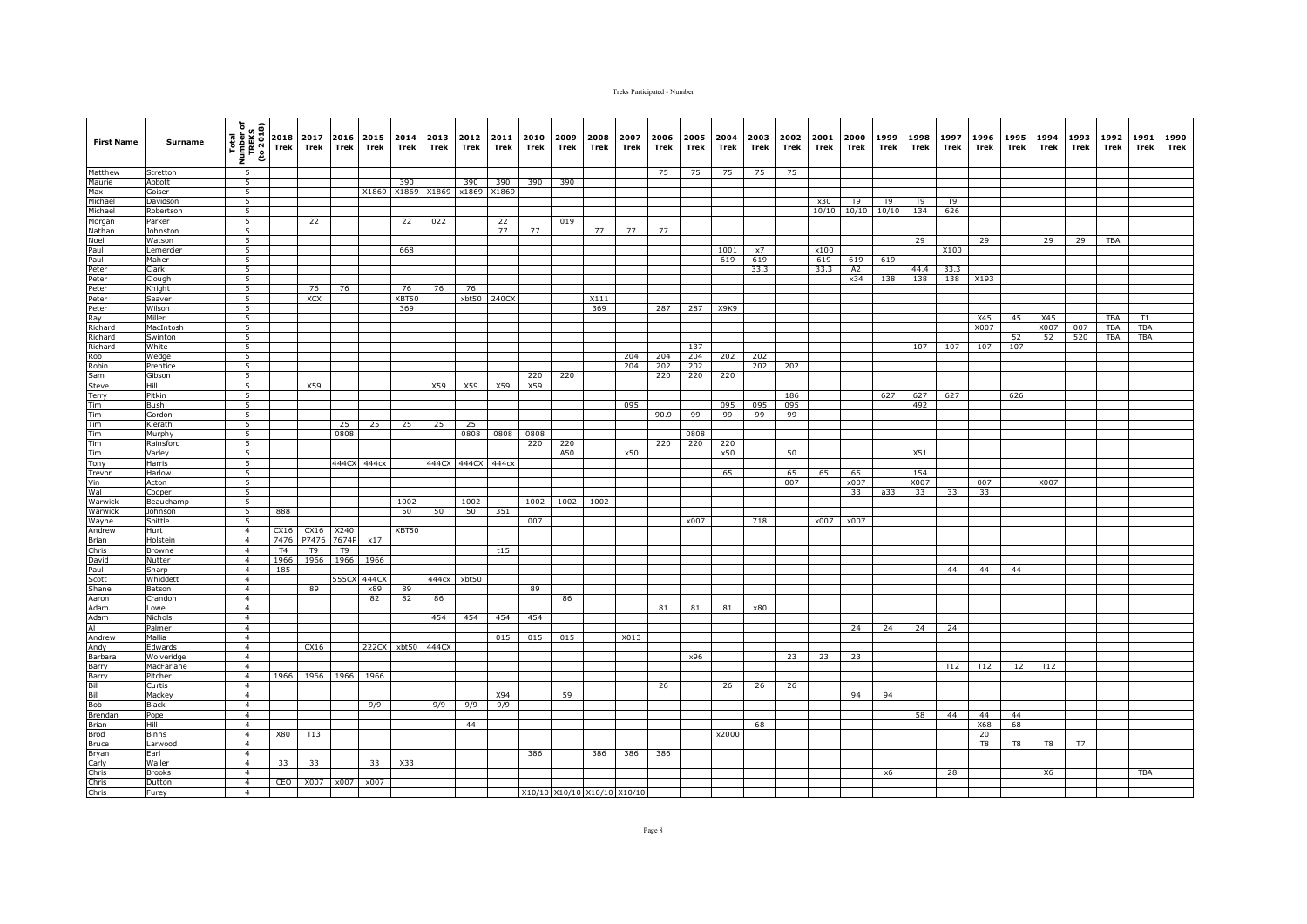| First Name | Surname | Total Number of TREKS (to 2018) | 2018 Trek | 2017 Trek | 2016 Trek | 2015 Trek | 2014 Trek | 2013 Trek | 2012 Trek | 2011 Trek | 2010 Trek | 2009 Trek | 2008 Trek | 2007 Trek | 2006 Trek | 2005 Trek | 2004 Trek | 2003 Trek | 2002 Trek | 2001 Trek | 2000 Trek | 1999 Trek | 1998 Trek | 1997 Trek | 1996 Trek | 1995 Trek | 1994 Trek | 1993 Trek | 1992 Trek | 1991 Trek | 1990 Trek |
|---|---|---|---|---|---|---|---|---|---|---|---|---|---|---|---|---|---|---|---|---|---|---|---|---|---|---|---|---|---|---|---|
| Matthew | Stretton | 5 | | | | | | | | | | | | | 75 | 75 | 75 | 75 | 75 | | | | | | | | | | | | |
| Maurie | Abbott | 5 | | | | | 390 | | 390 | 390 | 390 | 390 | | | | | | | | | | | | | | | | | | | |
| Max | Goiser | 5 | | | | X1869 | X1869 | X1869 | x1869 | X1869 | | | | | | | | | | | | | | | | | | | | | |
| Michael | Davidson | 5 | | | | | | | | | | | | | | | | | | x30 | T9 | T9 | T9 | T9 | | | | | | | |
| Michael | Robertson | 5 | | | | | | | | | | | | | | | | | | 10/10 | 10/10 | 10/10 | 134 | 626 | | | | | | | |
| Morgan | Parker | 5 | | 22 | | | 22 | 022 | | 22 | | 019 | | | | | | | | | | | | | | | | | | | |
| Nathan | Johnston | 5 | | | | | | | | 77 | 77 | | 77 | 77 | 77 | | | | | | | | | | | | | | | | |
| Noel | Watson | 5 | | | | | | | | | | | | | | | | | | | | | 29 | | 29 | | 29 | 29 | TBA | | |
| Paul | Lemercier | 5 | | | | | 668 | | | | | | | | | | 1001 | x7 | | x100 | | | | X100 | | | | | | | |
| Paul | Maher | 5 | | | | | | | | | | | | | | | 619 | 619 | | 619 | 619 | 619 | | | | | | | | | |
| Peter | Clark | 5 | | | | | | | | | | | | | | | | 33.3 | | 33.3 | A2 | | 44.4 | 33.3 | | | | | | | |
| Peter | Clough | 5 | | | | | | | | | | | | | | | | | | | x34 | 138 | 138 | 138 | X193 | | | | | | |
| Peter | Knight | 5 | | 76 | 76 | | 76 | 76 | 76 | | | | | | | | | | | | | | | | | | | | | | |
| Peter | Seaver | 5 | | XCX | | | XBT50 | | xbt50 | 240CX | | | X111 | | | | | | | | | | | | | | | | | | |
| Peter | Wilson | 5 | | | | | 369 | | | | | | 369 | | 287 | 287 | X9K9 | | | | | | | | | | | | | | |
| Ray | Miller | 5 | | | | | | | | | | | | | | | | | | | | | | | X45 | 45 | X45 | | TBA | T1 | |
| Richard | MacIntosh | 5 | | | | | | | | | | | | | | | | | | | | | | | X007 | | X007 | 007 | TBA | TBA | |
| Richard | Swinton | 5 | | | | | | | | | | | | | | | | | | | | | | | | 52 | 52 | 520 | TBA | | |
| Richard | White | 5 | | | | | | | | | | | | | | 137 | | | | | | | 107 | 107 | 107 | 107 | | | | | |
| Rob | Wedge | 5 | | | | | | | | | | | | 204 | 204 | 204 | 202 | 202 | | | | | | | | | | | | | |
| Robin | Prentice | 5 | | | | | | | | | | | | 204 | 202 | 202 | | 202 | 202 | | | | | | | | | | | | |
| Sam | Gibson | 5 | | | | | | | | | 220 | 220 | | | 220 | 220 | 220 | | | | | | | | | | | | | | |
| Steve | Hill | 5 | | X59 | | | | X59 | X59 | X59 | X59 | | | | | | | | | | | | | | | | | | | | |
| Terry | Pitkin | 5 | | | | | | | | | | | | | | | | | 186 | | | 627 | 627 | 627 | | 626 | | | | | |
| Tim | Bush | 5 | | | | | | | | | | | | 095 | | | 095 | 095 | 095 | | | | 492 | | | | | | | | |
| Tim | Gordon | 5 | | | | | | | | | | | | | 90.9 | 99 | 99 | 99 | 99 | | | | | | | | | | | | |
| Tim | Kierath | 5 | | | 25 | 25 | 25 | 25 | 25 | | | | | | | | | | | | | | | | | | | | | | |
| Tim | Murphy | 5 | | | 0808 | | | | 0808 | 0808 | 0808 | | | | | 0808 | | | | | | | | | | | | | | | |
| Tim | Rainsford | 5 | | | | | | | | | 220 | 220 | | | 220 | 220 | 220 | | | | | | | | | | | | | | |
| Tim | Varley | 5 | | | | | | | | | | A50 | | x50 | | | x50 | | 50 | | | | X51 | | | | | | | | |
| Tony | Harris | 5 | | | 444CX | 444cx | | 444CX | 444CX | 444cx | | | | | | | | | | | | | | | | | | | | | |
| Trevor | Harlow | 5 | | | | | | | | | | | | | | | 65 | | 65 | 65 | 65 | | 154 | | | | | | | | |
| Vin | Acton | 5 | | | | | | | | | | | | | | | | | 007 | | x007 | | X007 | | 007 | | X007 | | | | |
| Wal | Cooper | 5 | | | | | | | | | | | | | | | | | | | 33 | a33 | 33 | 33 | 33 | | | | | | |
| Warwick | Beauchamp | 5 | | | | | 1002 | | 1002 | | 1002 | 1002 | 1002 | | | | | | | | | | | | | | | | | | |
| Warwick | Johnson | 5 | 888 | | | | 50 | 50 | 50 | 351 | | | | | | | | | | | | | | | | | | | | | |
| Wayne | Spittle | 5 | | | | | | | | | 007 | | | | | x007 | | 718 | | x007 | x007 | | | | | | | | | | |
| Andrew | Hurt | 4 | CX16 | CX16 | X240 | | XBT50 | | | | | | | | | | | | | | | | | | | | | | | | |
| Brian | Holstein | 4 | 7476 | P7476 | 7674P | x17 | | | | | | | | | | | | | | | | | | | | | | | | | |
| Chris | Browne | 4 | T4 | T9 | T9 | | | | | t15 | | | | | | | | | | | | | | | | | | | | | |
| David | Nutter | 4 | 1966 | 1966 | 1966 | 1966 | | | | | | | | | | | | | | | | | | | | | | | | | |
| Paul | Sharp | 4 | 185 | | | | | | | | | | | | | | | | | | | | | 44 | 44 | 44 | | | | | |
| Scott | Whiddett | 4 | | | 555CX | 444CX | | 444cx | xbt50 | | | | | | | | | | | | | | | | | | | | | | |
| Shane | Batson | 4 | | 89 | | x89 | 89 | | | | 89 | | | | | | | | | | | | | | | | | | | | |
| Aaron | Crandon | 4 | | | | 82 | 82 | 86 | | | | 86 | | | | | | | | | | | | | | | | | | | |
| Adam | Lowe | 4 | | | | | | | | | | | | | 81 | 81 | 81 | x80 | | | | | | | | | | | | | |
| Adam | Nichols | 4 | | | | | | 454 | 454 | 454 | 454 | | | | | | | | | | | | | | | | | | | | |
| Al | Palmer | 4 | | | | | | | | | | | | | | | | | | | 24 | 24 | 24 | 24 | | | | | | | |
| Andrew | Mallia | 4 | | | | | | | | 015 | 015 | 015 | | X013 | | | | | | | | | | | | | | | | | |
| Andy | Edwards | 4 | | CX16 | | 222CX | xbt50 | 444CX | | | | | | | | | | | | | | | | | | | | | | | |
| Barbara | Wolveridge | 4 | | | | | | | | | | | | | | x96 | | | 23 | 23 | 23 | | | | | | | | | | |
| Barry | MacFarlane | 4 | | | | | | | | | | | | | | | | | | | | | | T12 | T12 | T12 | T12 | | | | |
| Barry | Pitcher | 4 | 1966 | 1966 | 1966 | 1966 | | | | | | | | | | | | | | | | | | | | | | | | | |
| Bill | Curtis | 4 | | | | | | | | | | | | | 26 | | 26 | 26 | 26 | | | | | | | | | | | | |
| Bill | Mackey | 4 | | | | | | | | X94 | | 59 | | | | | | | | | 94 | 94 | | | | | | | | | |
| Bob | Black | 4 | | | | 9/9 | | 9/9 | 9/9 | 9/9 | | | | | | | | | | | | | | | | | | | | | |
| Brendan | Pope | 4 | | | | | | | | | | | | | | | | | | | | | 58 | 44 | 44 | 44 | | | | | |
| Brian | Hill | 4 | | | | | | | 44 | | | | | | | | | 68 | | | | | | | X68 | 68 | | | | | |
| Brod | Binns | 4 | X80 | T13 | | | | | | | | | | | | | x2000 | | | | | | | | 20 | | | | | | |
| Bruce | Larwood | 4 | | | | | | | | | | | | | | | | | | | | | | | T8 | T8 | T8 | T7 | | | |
| Bryan | Earl | 4 | | | | | | | | | 386 | | 386 | 386 | 386 | | | | | | | | | | | | | | | | |
| Carly | Waller | 4 | 33 | 33 | | 33 | X33 | | | | | | | | | | | | | | | | | | | | | | | | |
| Chris | Brooks | 4 | | | | | | | | | | | | | | | | | | | | x6 | | 28 | | | X6 | | | TBA | |
| Chris | Dutton | 4 | CEO | X007 | x007 | x007 | | | | | | | | | | | | | | | | | | | | | | | | | |
| Chris | Furey | 4 | | | | | | | | | X10/10 | X10/10 | X10/10 | X10/10 | | | | | | | | | | | | | | | | | |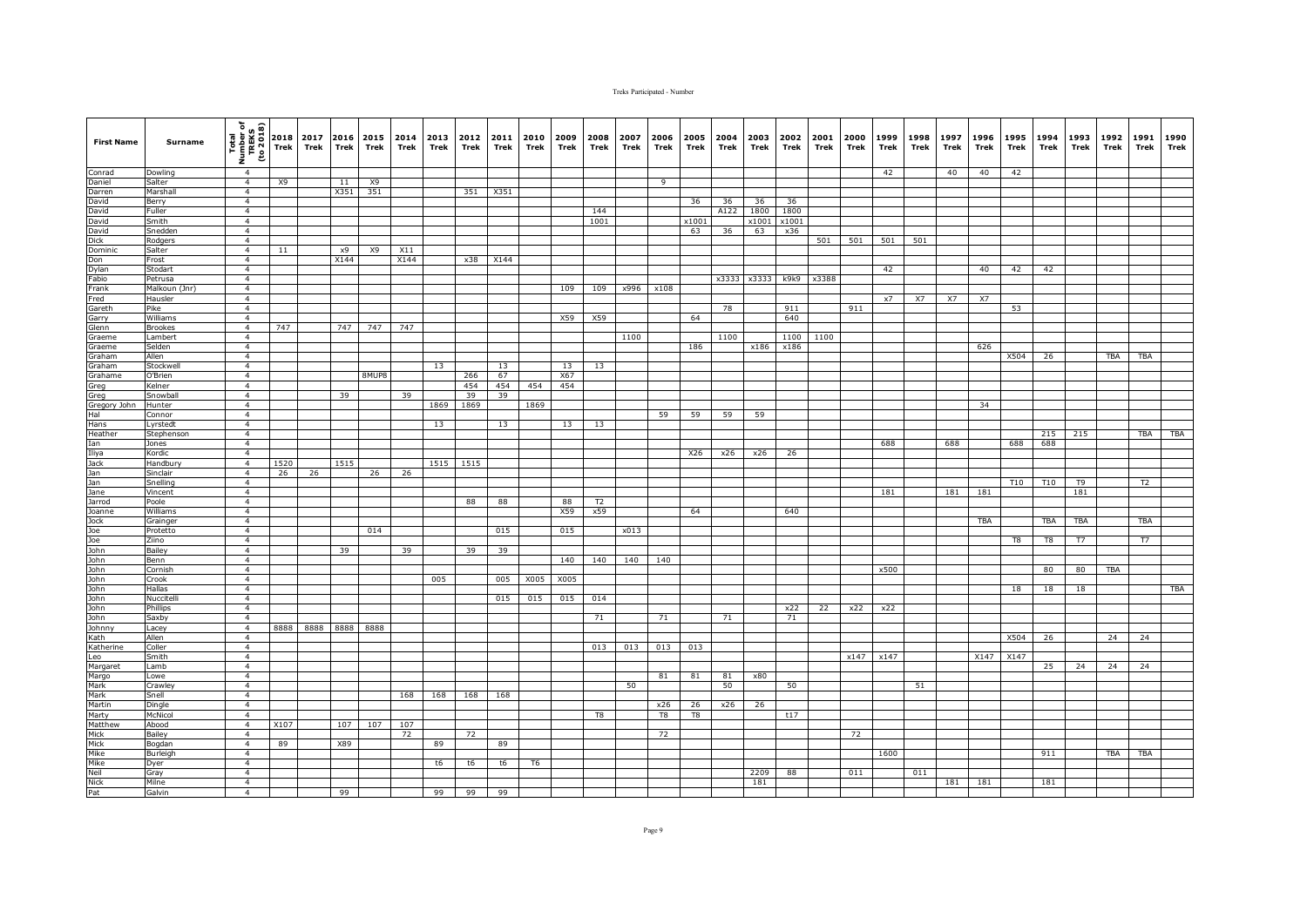| First Name | Surname | Total Number of TREKS (to 2018) | 2018 Trek | 2017 Trek | 2016 Trek | 2015 Trek | 2014 Trek | 2013 Trek | 2012 Trek | 2011 Trek | 2010 Trek | 2009 Trek | 2008 Trek | 2007 Trek | 2006 Trek | 2005 Trek | 2004 Trek | 2003 Trek | 2002 Trek | 2001 Trek | 2000 Trek | 1999 Trek | 1998 Trek | 1997 Trek | 1996 Trek | 1995 Trek | 1994 Trek | 1993 Trek | 1992 Trek | 1991 Trek | 1990 Trek |
|---|---|---|---|---|---|---|---|---|---|---|---|---|---|---|---|---|---|---|---|---|---|---|---|---|---|---|---|---|---|---|---|
| Conrad | Dowling | 4 | | | | | | | | | | | | | | | | | | | | 42 | | 40 | 40 | 42 | | | | | |
| Daniel | Salter | 4 | X9 | | 11 | X9 | | | | | | | | | 9 | | | | | | | | | | | | | | | | |
| Darren | Marshall | 4 | | | X351 | 351 | | | 351 | X351 | | | | | | | | | | | | | | | | | | | | | |
| David | Berry | 4 | | | | | | | | | | | | | | 36 | 36 | 36 | 36 | | | | | | | | | | | | |
| David | Fuller | 4 | | | | | | | | | | | 144 | | | | A122 | 1800 | 1800 | | | | | | | | | | | | |
| David | Smith | 4 | | | | | | | | | | | 1001 | | | x1001 | | x1001 | x1001 | | | | | | | | | | | | |
| David | Snedden | 4 | | | | | | | | | | | | | | 63 | 36 | 63 | x36 | | | | | | | | | | | | |
| Dick | Rodgers | 4 | | | | | | | | | | | | | | | | | | 501 | 501 | 501 | 501 | | | | | | | | |
| Dominic | Salter | 4 | 11 | | x9 | X9 | X11 | | | | | | | | | | | | | | | | | | | | | | | | |
| Don | Frost | 4 | | | X144 | | X144 | | x38 | X144 | | | | | | | | | | | | | | | | | | | | | |
| Dylan | Stodart | 4 | | | | | | | | | | | | | | | | | | | | 42 | | | 40 | 42 | 42 | | | | |
| Fabio | Petrusa | 4 | | | | | | | | | | | | | | | x3333 | x3333 | k9k9 | x3388 | | | | | | | | | | | |
| Frank | Malkoun (Jnr) | 4 | | | | | | | | | | 109 | 109 | x996 | x108 | | | | | | | | | | | | | | | | |
| Fred | Hausler | 4 | | | | | | | | | | | | | | | | | | | | x7 | X7 | X7 | X7 | | | | | | |
| Gareth | Pike | 4 | | | | | | | | | | | | | | | 78 | | 911 | | 911 | | | | | 53 | | | | | |
| Garry | Williams | 4 | | | | | | | | | | X59 | X59 | | | 64 | | | 640 | | | | | | | | | | | | |
| Glenn | Brookes | 4 | 747 | | 747 | 747 | 747 | | | | | | | | | | | | | | | | | | | | | | | | |
| Graeme | Lambert | 4 | | | | | | | | | | | | 1100 | | | 1100 | | 1100 | 1100 | | | | | | | | | | | |
| Graeme | Selden | 4 | | | | | | | | | | | | | 186 | | | x186 | x186 | | | | | | 626 | | | | | | |
| Graham | Allen | 4 | | | | | | | | | | | | | | | | | | | | | | | | X504 | 26 | | TBA | TBA | |
| Graham | Stockwell | 4 | | | | | | 13 | | 13 | | 13 | 13 | | | | | | | | | | | | | | | | | | |
| Grahame | O'Brien | 4 | | | | 8MUP8 | | | 266 | 67 | | X67 | | | | | | | | | | | | | | | | | | | |
| Greg | Kelner | 4 | | | | | | | 454 | 454 | 454 | 454 | | | | | | | | | | | | | | | | | | | |
| Greg | Snowball | 4 | | | 39 | | 39 | | 39 | 39 | | | | | | | | | | | | | | | | | | | | | |
| Gregory John | Hunter | 4 | | | | | | 1869 | 1869 | | 1869 | | | | | | | | | | | | | | 34 | | | | | | |
| Hal | Connor | 4 | | | | | | | | | | | | | 59 | 59 | 59 | 59 | | | | | | | | | | | | | |
| Hans | Lyrstedt | 4 | | | | | | 13 | | 13 | | 13 | 13 | | | | | | | | | | | | | | | | | | |
| Heather | Stephenson | 4 | | | | | | | | | | | | | | | | | | | | | | | | | 215 | 215 | | TBA | TBA |
| Ian | Jones | 4 | | | | | | | | | | | | | | | | | | | | 688 | | 688 | | 688 | 688 | | | | |
| Iliya | Kordic | 4 | | | | | | | | | | | | | | X26 | x26 | x26 | 26 | | | | | | | | | | | | |
| Jack | Handbury | 4 | 1520 | | 1515 | | | 1515 | 1515 | | | | | | | | | | | | | | | | | | | | | | |
| Jan | Sinclair | 4 | 26 | 26 | | 26 | 26 | | | | | | | | | | | | | | | | | | | | | | | | |
| Jan | Snelling | 4 | | | | | | | | | | | | | | | | | | | | | | | | T10 | T10 | T9 | | T2 | |
| Jane | Vincent | 4 | | | | | | | | | | | | | | | | | | | | 181 | | 181 | 181 | | | 181 | | | |
| Jarrod | Poole | 4 | | | | | | | 88 | 88 | | 88 | T2 | | | | | | | | | | | | | | | | | | |
| Joanne | Williams | 4 | | | | | | | | | | X59 | x59 | | | 64 | | | 640 | | | | | | | | | | | | |
| Jock | Grainger | 4 | | | | | | | | | | | | | | | | | | | | | | | TBA | | TBA | TBA | | TBA | |
| Joe | Protetto | 4 | | | | 014 | | | | 015 | | 015 | | x013 | | | | | | | | | | | | | | | | | |
| Joe | Ziino | 4 | | | | | | | | | | | | | | | | | | | | | | | | T8 | T8 | T7 | | T7 | |
| John | Bailey | 4 | | | 39 | | 39 | | 39 | 39 | | | | | | | | | | | | | | | | | | | | | |
| John | Benn | 4 | | | | | | | | | | 140 | 140 | 140 | 140 | | | | | | | | | | | | | | | | |
| John | Cornish | 4 | | | | | | | | | | | | | | | | | | | | x500 | | | | | 80 | 80 | TBA | | |
| John | Crook | 4 | | | | | | 005 | | 005 | X005 | X005 | | | | | | | | | | | | | | | | | | | |
| John | Hallas | 4 | | | | | | | | | | | | | | | | | | | | | | | | 18 | 18 | 18 | | | TBA |
| John | Nuccitelli | 4 | | | | | | | | 015 | 015 | 015 | 014 | | | | | | | | | | | | | | | | | | |
| John | Phillips | 4 | | | | | | | | | | | | | | | | | x22 | 22 | x22 | x22 | | | | | | | | | |
| John | Saxby | 4 | | | | | | | | | | | 71 | | 71 | | 71 | | 71 | | | | | | | | | | | | |
| Johnny | Lacey | 4 | 8888 | 8888 | 8888 | 8888 | | | | | | | | | | | | | | | | | | | | | | | | | |
| Kath | Allen | 4 | | | | | | | | | | | | | | | | | | | | | | | | X504 | 26 | | 24 | 24 | |
| Katherine | Coller | 4 | | | | | | | | | | | 013 | 013 | 013 | 013 | | | | | | | | | | | | | | | |
| Leo | Smith | 4 | | | | | | | | | | | | | | | | | | | x147 | x147 | | | X147 | X147 | | | | | |
| Margaret | Lamb | 4 | | | | | | | | | | | | | | | | | | | | | | | | | 25 | 24 | 24 | 24 | |
| Margo | Lowe | 4 | | | | | | | | | | | | | 81 | 81 | 81 | x80 | | | | | | | | | | | | | |
| Mark | Crawley | 4 | | | | | | | | | | | | 50 | | | 50 | | 50 | | | | 51 | | | | | | | | |
| Mark | Snell | 4 | | | | | 168 | 168 | 168 | 168 | | | | | | | | | | | | | | | | | | | | | |
| Martin | Dingle | 4 | | | | | | | | | | | | | x26 | 26 | x26 | 26 | | | | | | | | | | | | | |
| Marty | McNicol | 4 | | | | | | | | | | | T8 | | T8 | T8 | | | t17 | | | | | | | | | | | | |
| Matthew | Abood | 4 | X107 | | 107 | 107 | 107 | | | | | | | | | | | | | | | | | | | | | | | | |
| Mick | Bailey | 4 | | | | | 72 | | 72 | | | | | | 72 | | | | | | 72 | | | | | | | | | | |
| Mick | Bogdan | 4 | 89 | | X89 | | | 89 | | 89 | | | | | | | | | | | | | | | | | | | | | |
| Mike | Burleigh | 4 | | | | | | | | | | | | | | | | | | | | 1600 | | | | | 911 | | TBA | TBA | |
| Mike | Dyer | 4 | | | | | | t6 | t6 | t6 | T6 | | | | | | | | | | | | | | | | | | | | |
| Neil | Gray | 4 | | | | | | | | | | | | | | | | 2209 | 88 | | 011 | | 011 | | | | | | | | |
| Nick | Milne | 4 | | | | | | | | | | | | | | | | 181 | | | | | | 181 | 181 | | 181 | | | | |
| Pat | Galvin | 4 | | | 99 | | | 99 | 99 | 99 | | | | | | | | | | | | | | | | | | | | | |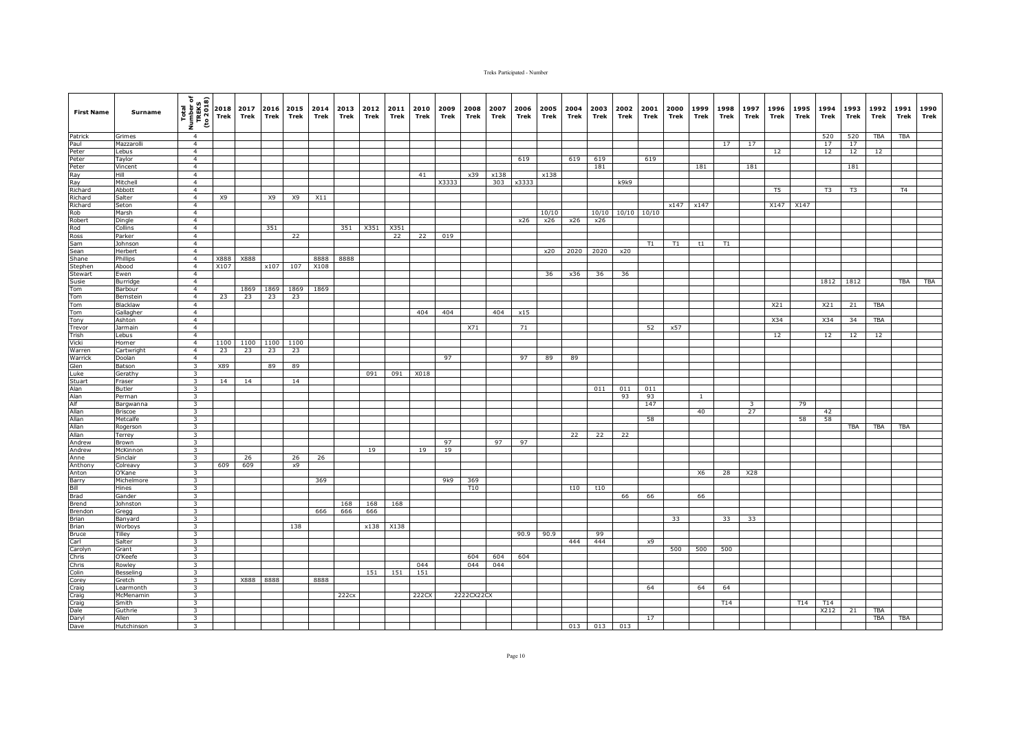| First Name | Surname | Total Number of TREKS (to 2018) | 2018 Trek | 2017 Trek | 2016 Trek | 2015 Trek | 2014 Trek | 2013 Trek | 2012 Trek | 2011 Trek | 2010 Trek | 2009 Trek | 2008 Trek | 2007 Trek | 2006 Trek | 2005 Trek | 2004 Trek | 2003 Trek | 2002 Trek | 2001 Trek | 2000 Trek | 1999 Trek | 1998 Trek | 1997 Trek | 1996 Trek | 1995 Trek | 1994 Trek | 1993 Trek | 1992 Trek | 1991 Trek | 1990 Trek |
|---|---|---|---|---|---|---|---|---|---|---|---|---|---|---|---|---|---|---|---|---|---|---|---|---|---|---|---|---|---|---|---|
| Patrick | Grimes | 4 | | | | | | | | | | | | | | | | | | | | | | | | | 520 | 520 | TBA | TBA | |
| Paul | Mazzarolli | 4 | | | | | | | | | | | | | | | | | | | | | 17 | 17 | | | 17 | 17 | | | |
| Peter | Lebus | 4 | | | | | | | | | | | | | | | | | | | | | | | 12 | | 12 | 12 | 12 | | |
| Peter | Taylor | 4 | | | | | | | | | | | | | 619 | | 619 | 619 | | 619 | | | | | | | | | | | |
| Peter | Vincent | 4 | | | | | | | | | | | | | | | | 181 | | | | 181 | | 181 | | | | 181 | | | |
| Ray | Hill | 4 | | | | | | | | | 41 | | x39 | x138 | | x138 | | | | | | | | | | | | | | | |
| Ray | Mitchell | 4 | | | | | | | | | | X3333 | | 303 | x3333 | | | | k9k9 | | | | | | | | | | | | |
| Richard | Abbott | 4 | | | | | | | | | | | | | | | | | | | | | | | T5 | | T3 | T3 | | T4 | |
| Richard | Salter | 4 | X9 | | X9 | X9 | X11 | | | | | | | | | | | | | | | | | | | | | | | | |
| Richard | Seton | 4 | | | | | | | | | | | | | | | | | | | x147 | x147 | | | X147 | X147 | | | | | |
| Rob | Marsh | 4 | | | | | | | | | | | | | | 10/10 | | 10/10 | 10/10 | 10/10 | | | | | | | | | | | |
| Robert | Dingle | 4 | | | | | | | | | | | | | x26 | x26 | x26 | x26 | | | | | | | | | | | | | |
| Rod | Collins | 4 | | | 351 | | | 351 | X351 | X351 | | | | | | | | | | | | | | | | | | | | | |
| Ross | Parker | 4 | | | | 22 | | | | 22 | 22 | 019 | | | | | | | | | | | | | | | | | | | |
| Sam | Johnson | 4 | | | | | | | | | | | | | | | | | | T1 | T1 | t1 | T1 | | | | | | | | |
| Sean | Herbert | 4 | | | | | | | | | | | | | | x20 | 2020 | 2020 | x20 | | | | | | | | | | | | |
| Shane | Phillips | 4 | X888 | X888 | | | 8888 | 8888 | | | | | | | | | | | | | | | | | | | | | | | |
| Stephen | Abood | 4 | X107 | | x107 | 107 | X108 | | | | | | | | | | | | | | | | | | | | | | | | |
| Stewart | Ewen | 4 | | | | | | | | | | | | | | 36 | x36 | 36 | 36 | | | | | | | | | | | | |
| Susie | Burridge | 4 | | | | | | | | | | | | | | | | | | | | | | | | | 1812 | 1812 | | TBA | TBA |
| Tom | Barbour | 4 | | 1869 | 1869 | 1869 | 1869 | | | | | | | | | | | | | | | | | | | | | | | | |
| Tom | Bernstein | 4 | 23 | 23 | 23 | 23 | | | | | | | | | | | | | | | | | | | | | | | | | |
| Tom | Blacklaw | 4 | | | | | | | | | | | | | | | | | | | | | | | X21 | | X21 | 21 | TBA | | |
| Tom | Gallagher | 4 | | | | | | | | | 404 | 404 | | 404 | x15 | | | | | | | | | | | | | | | | |
| Tony | Ashton | 4 | | | | | | | | | | | | | | | | | | | | | | | X34 | | X34 | 34 | TBA | | |
| Trevor | Jarmain | 4 | | | | | | | | | | | X71 | | 71 | | | | | 52 | x57 | | | | | | | | | | |
| Trish | Lebus | 4 | | | | | | | | | | | | | | | | | | | | | | | 12 | | 12 | 12 | 12 | | |
| Vicki | Horner | 4 | 1100 | 1100 | 1100 | 1100 | | | | | | | | | | | | | | | | | | | | | | | | | |
| Warren | Cartwright | 4 | 23 | 23 | 23 | 23 | | | | | | | | | | | | | | | | | | | | | | | | | |
| Warrick | Doolan | 4 | | | | | | | | | | 97 | | | 97 | 89 | 89 | | | | | | | | | | | | | | |
| Glen | Batson | 3 | X89 | | 89 | 89 | | | | | | | | | | | | | | | | | | | | | | | | | |
| Luke | Gerathy | 3 | | | | | | | 091 | 091 | X018 | | | | | | | | | | | | | | | | | | | | |
| Stuart | Fraser | 3 | 14 | 14 | | 14 | | | | | | | | | | | | | | | | | | | | | | | | | |
| Alan | Butler | 3 | | | | | | | | | | | | | | | | 011 | 011 | 011 | | | | | | | | | | | |
| Alan | Perman | 3 | | | | | | | | | | | | | | | | | 93 | 93 | | 1 | | | | | | | | | |
| Alf | Bargwanna | 3 | | | | | | | | | | | | | | | | | | 147 | | | | 3 | | 79 | | | | | |
| Allan | Briscoe | 3 | | | | | | | | | | | | | | | | | | | | 40 | | 27 | | | 42 | | | | |
| Allan | Metcalfe | 3 | | | | | | | | | | | | | | | | | | 58 | | | | | | 58 | 58 | | | | |
| Allan | Rogerson | 3 | | | | | | | | | | | | | | | | | | | | | | | | | | TBA | TBA | TBA | |
| Allan | Terrey | 3 | | | | | | | | | | | | | | | 22 | 22 | 22 | | | | | | | | | | | | |
| Andrew | Brown | 3 | | | | | | | | | | 97 | | 97 | 97 | | | | | | | | | | | | | | | | |
| Andrew | McKinnon | 3 | | | | | | | 19 | | 19 | 19 | | | | | | | | | | | | | | | | | | | |
| Anne | Sinclair | 3 | | 26 | | 26 | 26 | | | | | | | | | | | | | | | | | | | | | | | | |
| Anthony | Colreavy | 3 | 609 | 609 | | x9 | | | | | | | | | | | | | | | | | | | | | | | | | |
| Anton | O'Kane | 3 | | | | | | | | | | | | | | | | | | | | X6 | 28 | X28 | | | | | | | |
| Barry | Michelmore | 3 | | | | | 369 | | | | | 9k9 | 369 | | | | | | | | | | | | | | | | | | |
| Bill | Hines | 3 | | | | | | | | | | | T10 | | | | t10 | t10 | | | | | | | | | | | | | |
| Brad | Gander | 3 | | | | | | | | | | | | | | | | | 66 | 66 | | 66 | | | | | | | | | |
| Brend | Johnston | 3 | | | | | | 168 | 168 | 168 | | | | | | | | | | | | | | | | | | | | | |
| Brendon | Gregg | 3 | | | | | 666 | 666 | 666 | | | | | | | | | | | | | | | | | | | | | | |
| Brian | Banyard | 3 | | | | | | | | | | | | | | | | | | | 33 | | 33 | 33 | | | | | | | |
| Brian | Worboys | 3 | | | | 138 | | | x138 | X138 | | | | | | | | | | | | | | | | | | | | | |
| Bruce | Tilley | 3 | | | | | | | | | | | | | 90.9 | 90.9 | | 99 | | | | | | | | | | | | | |
| Carl | Salter | 3 | | | | | | | | | | | | | | | 444 | 444 | | x9 | | | | | | | | | | | |
| Carolyn | Grant | 3 | | | | | | | | | | | | | | | | | | | 500 | 500 | 500 | | | | | | | | |
| Chris | O'Keefe | 3 | | | | | | | | | | | 604 | 604 | 604 | | | | | | | | | | | | | | | | |
| Chris | Rowley | 3 | | | | | | | | | 044 | | 044 | 044 | | | | | | | | | | | | | | | | | |
| Colin | Besseling | 3 | | | | | | | 151 | 151 | 151 | | | | | | | | | | | | | | | | | | | | |
| Corey | Gretch | 3 | | X888 | 8888 | | 8888 | | | | | | | | | | | | | | | | | | | | | | | | |
| Craig | Learmonth | 3 | | | | | | | | | | | | | | | | | | 64 | | 64 | 64 | | | | | | | | |
| Craig | McMenamin | 3 | | | | | | 222cx | | | 222CX | | 2222CX22CX | | | | | | | | | | | | | | | | | | |
| Craig | Smith | 3 | | | | | | | | | | | | | | | | | | | | | T14 | | | T14 | T14 | | | | |
| Dale | Guthrie | 3 | | | | | | | | | | | | | | | | | | | | | | | | | X212 | 21 | TBA | | |
| Daryl | Allen | 3 | | | | | | | | | | | | | | | | | | 17 | | | | | | | | | TBA | TBA | |
| Dave | Hutchinson | 3 | | | | | | | | | | | | | | | 013 | 013 | 013 | | | | | | | | | | | | |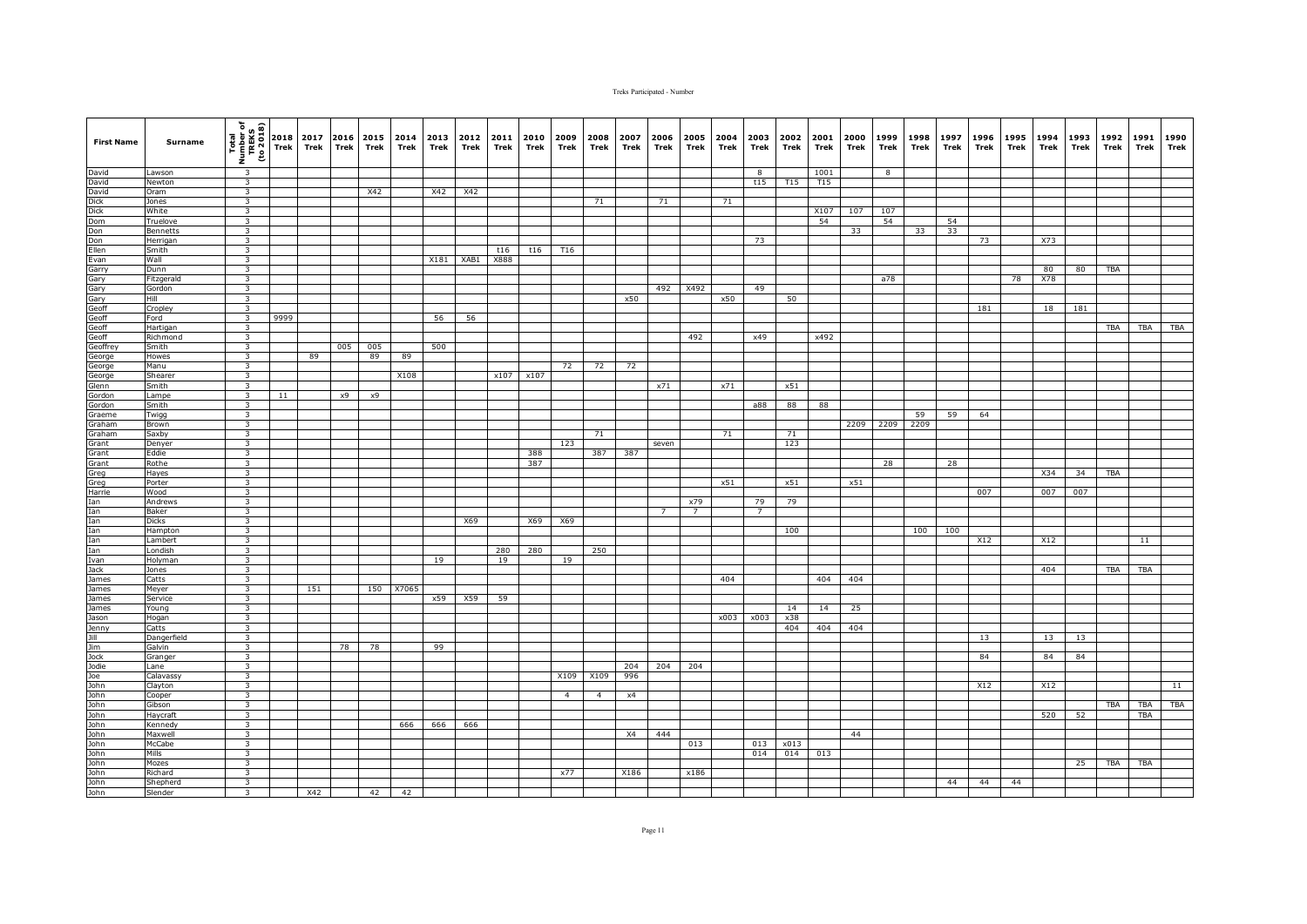| First Name | Surname | Total Number of TREKS (to 2018) | 2018 Trek | 2017 Trek | 2016 Trek | 2015 Trek | 2014 Trek | 2013 Trek | 2012 Trek | 2011 Trek | 2010 Trek | 2009 Trek | 2008 Trek | 2007 Trek | 2006 Trek | 2005 Trek | 2004 Trek | 2003 Trek | 2002 Trek | 2001 Trek | 2000 Trek | 1999 Trek | 1998 Trek | 1997 Trek | 1996 Trek | 1995 Trek | 1994 Trek | 1993 Trek | 1992 Trek | 1991 Trek | 1990 Trek |
|---|---|---|---|---|---|---|---|---|---|---|---|---|---|---|---|---|---|---|---|---|---|---|---|---|---|---|---|---|---|---|---|
| David | Lawson | 3 | | | | | | | | | | | | | | | | 8 | | 1001 | | 8 | | | | | | | | | |
| David | Newton | 3 | | | | | | | | | | | | | | | | t15 | T15 | T15 | | | | | | | | | | | |
| David | Oram | 3 | | | | X42 | | X42 | X42 | | | | | | | | | | | | | | | | | | | | | | |
| Dick | Jones | 3 | | | | | | | | | | | 71 | | 71 | | 71 | | | | | | | | | | | | | | |
| Dick | White | 3 | | | | | | | | | | | | | | | | | | X107 | 107 | 107 | | | | | | | | | |
| Dom | Truelove | 3 | | | | | | | | | | | | | | | | | | 54 | | 54 | | 54 | | | | | | | |
| Don | Bennetts | 3 | | | | | | | | | | | | | | | | | | | 33 | | 33 | 33 | | | | | | | |
| Don | Herrigan | 3 | | | | | | | | | | | | | | | | 73 | | | | | | | 73 | | X73 | | | | |
| Ellen | Smith | 3 | | | | | | | | t16 | t16 | T16 | | | | | | | | | | | | | | | | | | | |
| Evan | Wall | 3 | | | | | | X181 | XAB1 | X888 | | | | | | | | | | | | | | | | | | | | | |
| Garry | Dunn | 3 | | | | | | | | | | | | | | | | | | | | | | | | | 80 | 80 | TBA | | |
| Gary | Fitzgerald | 3 | | | | | | | | | | | | | | | | | | | | a78 | | | | 78 | X78 | | | | |
| Gary | Gordon | 3 | | | | | | | | | | | | | 492 | X492 | | 49 | | | | | | | | | | | | | |
| Gary | Hill | 3 | | | | | | | | | | | | x50 | | | x50 | | 50 | | | | | | | | | | | | |
| Geoff | Cropley | 3 | | | | | | | | | | | | | | | | | | | | | | | 181 | | 18 | 181 | | | |
| Geoff | Ford | 3 | 9999 | | | | | 56 | 56 | | | | | | | | | | | | | | | | | | | | | | |
| Geoff | Hartigan | 3 | | | | | | | | | | | | | | | | | | | | | | | | | | | TBA | TBA | TBA |
| Geoff | Richmond | 3 | | | | | | | | | | | | | | 492 | | x49 | | x492 | | | | | | | | | | | |
| Geoffrey | Smith | 3 | | | 005 | 005 | | 500 | | | | | | | | | | | | | | | | | | | | | | | |
| George | Howes | 3 | | 89 | | 89 | 89 | | | | | | | | | | | | | | | | | | | | | | | | |
| George | Manu | 3 | | | | | | | | | | 72 | 72 | 72 | | | | | | | | | | | | | | | | | |
| George | Shearer | 3 | | | | | X108 | | | x107 | x107 | | | | | | | | | | | | | | | | | | | | |
| Glenn | Smith | 3 | | | | | | | | | | | | | x71 | | x71 | | x51 | | | | | | | | | | | | |
| Gordon | Lampe | 3 | 11 | | x9 | x9 | | | | | | | | | | | | | | | | | | | | | | | | | |
| Gordon | Smith | 3 | | | | | | | | | | | | | | | | a88 | 88 | 88 | | | | | | | | | | | |
| Graeme | Twigg | 3 | | | | | | | | | | | | | | | | | | | | | 59 | 59 | 64 | | | | | | |
| Graham | Brown | 3 | | | | | | | | | | | | | | | | | | | 2209 | 2209 | 2209 | | | | | | | | |
| Graham | Saxby | 3 | | | | | | | | | | | 71 | | | | 71 | | 71 | | | | | | | | | | | | |
| Grant | Denyer | 3 | | | | | | | | | | 123 | | | seven | | | | 123 | | | | | | | | | | | | |
| Grant | Eddie | 3 | | | | | | | | | 388 | | 387 | 387 | | | | | | | | | | | | | | | | | |
| Grant | Rothe | 3 | | | | | | | | | 387 | | | | | | | | | | | 28 | | 28 | | | | | | | |
| Greg | Hayes | 3 | | | | | | | | | | | | | | | | | | | | | | | | | X34 | 34 | TBA | | |
| Greg | Porter | 3 | | | | | | | | | | | | | | | x51 | | x51 | | x51 | | | | | | | | | | |
| Harrie | Wood | 3 | | | | | | | | | | | | | | | | | | | | | | | 007 | | 007 | 007 | | | |
| Ian | Andrews | 3 | | | | | | | | | | | | | | x79 | | 79 | 79 | | | | | | | | | | | | |
| Ian | Baker | 3 | | | | | | | | | | | | | 7 | 7 | | 7 | | | | | | | | | | | | | |
| Ian | Dicks | 3 | | | | | | | X69 | | X69 | X69 | | | | | | | | | | | | | | | | | | | |
| Ian | Hampton | 3 | | | | | | | | | | | | | | | | | 100 | | | | 100 | 100 | | | | | | | |
| Ian | Lambert | 3 | | | | | | | | | | | | | | | | | | | | | | | X12 | | X12 | | | 11 | |
| Ian | Londish | 3 | | | | | | | | 280 | 280 | | 250 | | | | | | | | | | | | | | | | | | |
| Ivan | Holyman | 3 | | | | | | 19 | | 19 | | 19 | | | | | | | | | | | | | | | | | | | |
| Jack | Jones | 3 | | | | | | | | | | | | | | | | | | | | | | | | | 404 | | TBA | TBA | |
| James | Catts | 3 | | | | | | | | | | | | | | | 404 | | | 404 | 404 | | | | | | | | | | |
| James | Meyer | 3 | | 151 | | 150 | X7065 | | | | | | | | | | | | | | | | | | | | | | | | |
| James | Service | 3 | | | | | | x59 | X59 | 59 | | | | | | | | | | | | | | | | | | | | | |
| James | Young | 3 | | | | | | | | | | | | | | | | | 14 | 14 | 25 | | | | | | | | | | |
| Jason | Hogan | 3 | | | | | | | | | | | | | | | x003 | x003 | x38 | | | | | | | | | | | | |
| Jenny | Catts | 3 | | | | | | | | | | | | | | | | | 404 | 404 | 404 | | | | | | | | | | |
| Jill | Dangerfield | 3 | | | | | | | | | | | | | | | | | | | | | | | 13 | | 13 | 13 | | | |
| Jim | Galvin | 3 | | | 78 | 78 | | 99 | | | | | | | | | | | | | | | | | | | | | | | |
| Jock | Granger | 3 | | | | | | | | | | | | | | | | | | | | | | | 84 | | 84 | 84 | | | |
| Jodie | Lane | 3 | | | | | | | | | | | | 204 | 204 | 204 | | | | | | | | | | | | | | | |
| Joe | Calavassy | 3 | | | | | | | | | | X109 | X109 | 996 | | | | | | | | | | | | | | | | | |
| John | Clayton | 3 | | | | | | | | | | | | | | | | | | | | | | | X12 | | X12 | | | | 11 |
| John | Cooper | 3 | | | | | | | | | | 4 | 4 | x4 | | | | | | | | | | | | | | | | | |
| John | Gibson | 3 | | | | | | | | | | | | | | | | | | | | | | | | | | | TBA | TBA | TBA |
| John | Haycraft | 3 | | | | | | | | | | | | | | | | | | | | | | | | | 520 | 52 | | TBA | |
| John | Kennedy | 3 | | | | | 666 | 666 | 666 | | | | | | | | | | | | | | | | | | | | | | |
| John | Maxwell | 3 | | | | | | | | | | | | X4 | 444 | | | | | | 44 | | | | | | | | | | |
| John | McCabe | 3 | | | | | | | | | | | | | | 013 | | 013 | x013 | | | | | | | | | | | | |
| John | Mills | 3 | | | | | | | | | | | | | | | | 014 | 014 | 013 | | | | | | | | | | | |
| John | Mozes | 3 | | | | | | | | | | | | | | | | | | | | | | | | | | 25 | TBA | TBA | |
| John | Richard | 3 | | | | | | | | | | x77 | | X186 | | x186 | | | | | | | | | | | | | | | |
| John | Shepherd | 3 | | | | | | | | | | | | | | | | | | | | | | 44 | 44 | 44 | | | | | |
| John | Slender | 3 | | X42 | | 42 | 42 | | | | | | | | | | | | | | | | | | | | | | | | |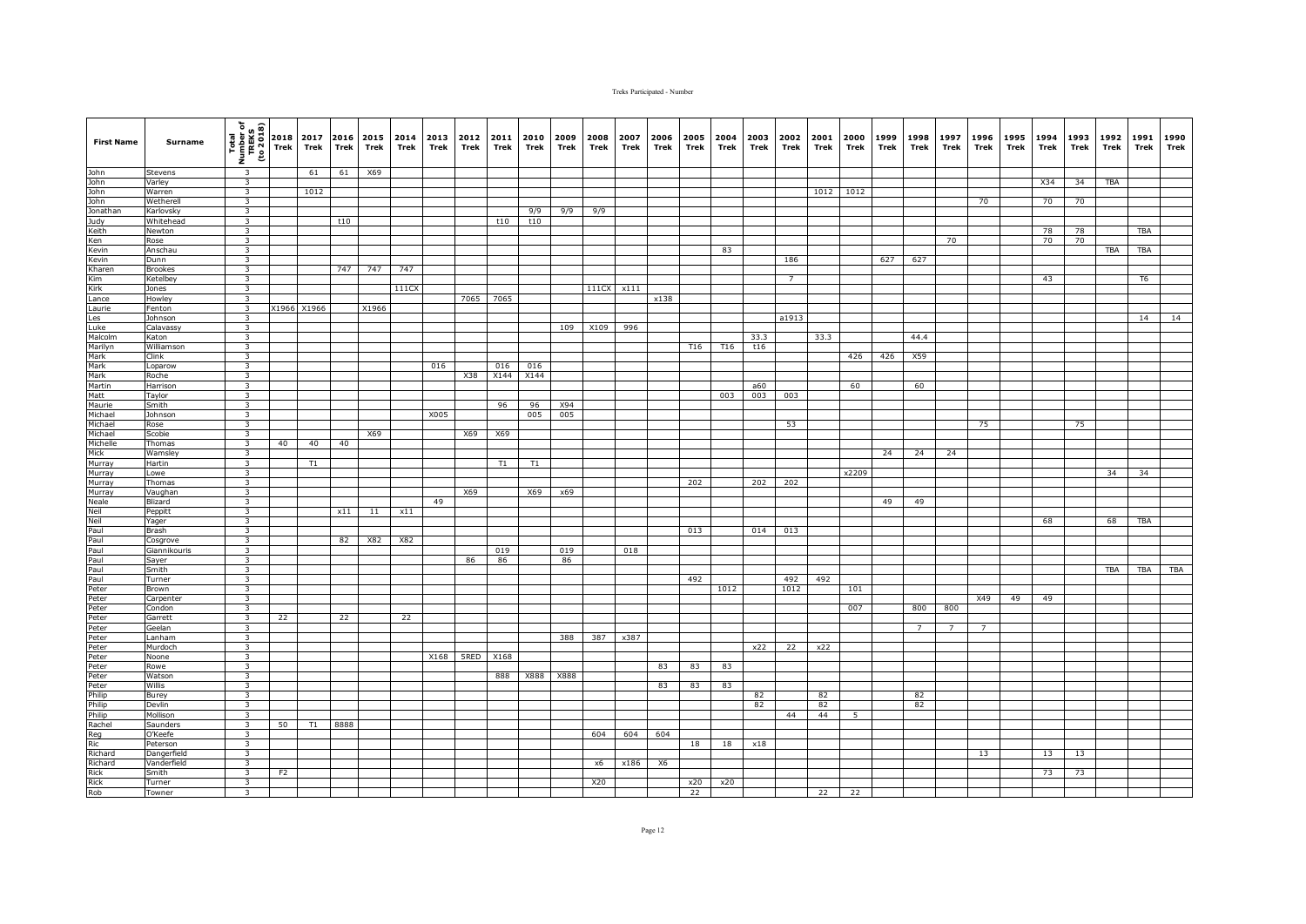| First Name | Surname | Total Number of TREKS (to 2018) | 2018 Trek | 2017 Trek | 2016 Trek | 2015 Trek | 2014 Trek | 2013 Trek | 2012 Trek | 2011 Trek | 2010 Trek | 2009 Trek | 2008 Trek | 2007 Trek | 2006 Trek | 2005 Trek | 2004 Trek | 2003 Trek | 2002 Trek | 2001 Trek | 2000 Trek | 1999 Trek | 1998 Trek | 1997 Trek | 1996 Trek | 1995 Trek | 1994 Trek | 1993 Trek | 1992 Trek | 1991 Trek | 1990 Trek |
|---|---|---|---|---|---|---|---|---|---|---|---|---|---|---|---|---|---|---|---|---|---|---|---|---|---|---|---|---|---|---|---|
| John | Stevens | 3 | | 61 | 61 | X69 | | | | | | | | | | | | | | | | | | | | | | | | | |
| John | Varley | 3 | | | | | | | | | | | | | | | | | | | | | | | | | X34 | 34 | TBA | | |
| John | Warren | 3 | | 1012 | | | | | | | | | | | | | | | | 1012 | 1012 | | | | | | | | | | |
| John | Wetherell | 3 | | | | | | | | | | | | | | | | | | | | | | | 70 | | 70 | 70 | | | |
| Jonathan | Karlovsky | 3 | | | | | | | | | 9/9 | 9/9 | 9/9 | | | | | | | | | | | | | | | | | | |
| Judy | Whitehead | 3 | | | t10 | | | | | t10 | t10 | | | | | | | | | | | | | | | | | | | | |
| Keith | Newton | 3 | | | | | | | | | | | | | | | | | | | | | | | | | 78 | 78 | | TBA | |
| Ken | Rose | 3 | | | | | | | | | | | | | | | | | | | | | | 70 | | | 70 | 70 | | | |
| Kevin | Anschau | 3 | | | | | | | | | | | | | | | 83 | | | | | | | | | | | | TBA | TBA | |
| Kevin | Dunn | 3 | | | | | | | | | | | | | | | | | 186 | | | 627 | 627 | | | | | | | | |
| Kharen | Brookes | 3 | | | 747 | 747 | 747 | | | | | | | | | | | | | | | | | | | | | | | | |
| Kim | Ketelbey | 3 | | | | | | | | | | | | | | | | | 7 | | | | | | | | 43 | | | T6 | |
| Kirk | Jones | 3 | | | | | 111CX | | | | | | 111CX | x111 | | | | | | | | | | | | | | | | | |
| Lance | Howley | 3 | | | | | | | 7065 | 7065 | | | | | x138 | | | | | | | | | | | | | | | | |
| Laurie | Fenton | 3 | X1966 | X1966 | | X1966 | | | | | | | | | | | | | | | | | | | | | | | | | |
| Les | Johnson | 3 | | | | | | | | | | | | | | | | | a1913 | | | | | | | | | | | 14 | 14 |
| Luke | Calavassy | 3 | | | | | | | | | | 109 | X109 | 996 | | | | | | | | | | | | | | | | | |
| Malcolm | Katon | 3 | | | | | | | | | | | | | | | | 33.3 | | 33.3 | | | 44.4 | | | | | | | | |
| Marilyn | Williamson | 3 | | | | | | | | | | | | | | T16 | T16 | t16 | | | | | | | | | | | | | |
| Mark | Clink | 3 | | | | | | | | | | | | | | | | | | | 426 | 426 | X59 | | | | | | | | |
| Mark | Loparow | 3 | | | | | | 016 | | 016 | 016 | | | | | | | | | | | | | | | | | | | | |
| Mark | Roche | 3 | | | | | | | X38 | X144 | X144 | | | | | | | | | | | | | | | | | | | | |
| Martin | Harrison | 3 | | | | | | | | | | | | | | | | a60 | | | 60 | | 60 | | | | | | | | |
| Matt | Taylor | 3 | | | | | | | | | | | | | | | 003 | 003 | 003 | | | | | | | | | | | | |
| Maurie | Smith | 3 | | | | | | | | 96 | 96 | X94 | | | | | | | | | | | | | | | | | | | |
| Michael | Johnson | 3 | | | | | | X005 | | | 005 | 005 | | | | | | | | | | | | | | | | | | | |
| Michael | Rose | 3 | | | | | | | | | | | | | | | | | 53 | | | | | | 75 | | | 75 | | | |
| Michael | Scobie | 3 | | | | X69 | | | X69 | X69 | | | | | | | | | | | | | | | | | | | | | |
| Michelle | Thomas | 3 | 40 | 40 | 40 | | | | | | | | | | | | | | | | | | | | | | | | | | |
| Mick | Wamsley | 3 | | | | | | | | | | | | | | | | | | | | 24 | 24 | 24 | | | | | | | |
| Murray | Hartin | 3 | | T1 | | | | | | T1 | T1 | | | | | | | | | | | | | | | | | | | | |
| Murray | Lowe | 3 | | | | | | | | | | | | | | | | | | | x2209 | | | | | | | | 34 | 34 | |
| Murray | Thomas | 3 | | | | | | | | | | | | | | 202 | | 202 | 202 | | | | | | | | | | | | |
| Murray | Vaughan | 3 | | | | | | | X69 | | X69 | x69 | | | | | | | | | | | | | | | | | | | |
| Neale | Blizard | 3 | | | | | | 49 | | | | | | | | | | | | | | 49 | 49 | | | | | | | | |
| Neil | Peppitt | 3 | | | x11 | 11 | x11 | | | | | | | | | | | | | | | | | | | | | | | | |
| Neil | Yager | 3 | | | | | | | | | | | | | | | | | | | | | | | | | 68 | | 68 | TBA | |
| Paul | Brash | 3 | | | | | | | | | | | | | | 013 | | 014 | 013 | | | | | | | | | | | | |
| Paul | Cosgrove | 3 | | | 82 | X82 | X82 | | | | | | | | | | | | | | | | | | | | | | | | |
| Paul | Giannikouris | 3 | | | | | | | | 019 | | 019 | | 018 | | | | | | | | | | | | | | | | | |
| Paul | Sayer | 3 | | | | | | | 86 | 86 | | 86 | | | | | | | | | | | | | | | | | | | |
| Paul | Smith | 3 | | | | | | | | | | | | | | | | | | | | | | | | | | | TBA | TBA | TBA |
| Paul | Turner | 3 | | | | | | | | | | | | | | 492 | | | 492 | 492 | | | | | | | | | | | |
| Peter | Brown | 3 | | | | | | | | | | | | | | | 1012 | | 1012 | | 101 | | | | | | | | | | |
| Peter | Carpenter | 3 | | | | | | | | | | | | | | | | | | | | | | | X49 | 49 | 49 | | | | |
| Peter | Condon | 3 | | | | | | | | | | | | | | | | | | | 007 | | 800 | 800 | | | | | | | |
| Peter | Garrett | 3 | 22 | | 22 | | 22 | | | | | | | | | | | | | | | | | | | | | | | | |
| Peter | Geelan | 3 | | | | | | | | | | | | | | | | | | | | | 7 | 7 | 7 | | | | | | |
| Peter | Lanham | 3 | | | | | | | | | | 388 | 387 | x387 | | | | | | | | | | | | | | | | | |
| Peter | Murdoch | 3 | | | | | | | | | | | | | | | | x22 | 22 | x22 | | | | | | | | | | | |
| Peter | Noone | 3 | | | | | | X168 | 5RED | X168 | | | | | | | | | | | | | | | | | | | | | |
| Peter | Rowe | 3 | | | | | | | | | | | | | 83 | 83 | 83 | | | | | | | | | | | | | | |
| Peter | Watson | 3 | | | | | | | | 888 | X888 | X888 | | | | | | | | | | | | | | | | | | | |
| Peter | Willis | 3 | | | | | | | | | | | | | 83 | 83 | 83 | | | | | | | | | | | | | | |
| Philip | Burey | 3 | | | | | | | | | | | | | | | | 82 | | 82 | | | 82 | | | | | | | | |
| Philip | Devlin | 3 | | | | | | | | | | | | | | | | 82 | | 82 | | | 82 | | | | | | | | |
| Philip | Mollison | 3 | | | | | | | | | | | | | | | | | 44 | 44 | 5 | | | | | | | | | | |
| Rachel | Saunders | 3 | 50 | T1 | 8888 | | | | | | | | | | | | | | | | | | | | | | | | | | |
| Reg | O'Keefe | 3 | | | | | | | | | | | 604 | 604 | 604 | | | | | | | | | | | | | | | | |
| Ric | Peterson | 3 | | | | | | | | | | | | | | 18 | 18 | x18 | | | | | | | | | | | | | |
| Richard | Dangerfield | 3 | | | | | | | | | | | | | | | | | | | | | | | 13 | | 13 | 13 | | | |
| Richard | Vanderfield | 3 | | | | | | | | | | | x6 | x186 | X6 | | | | | | | | | | | | | | | | |
| Rick | Smith | 3 | F2 | | | | | | | | | | | | | | | | | | | | | | | | 73 | 73 | | | |
| Rick | Turner | 3 | | | | | | | | | | | X20 | | | x20 | x20 | | | | | | | | | | | | | | |
| Rob | Towner | 3 | | | | | | | | | | | | | | 22 | | | | 22 | 22 | | | | | | | | | | |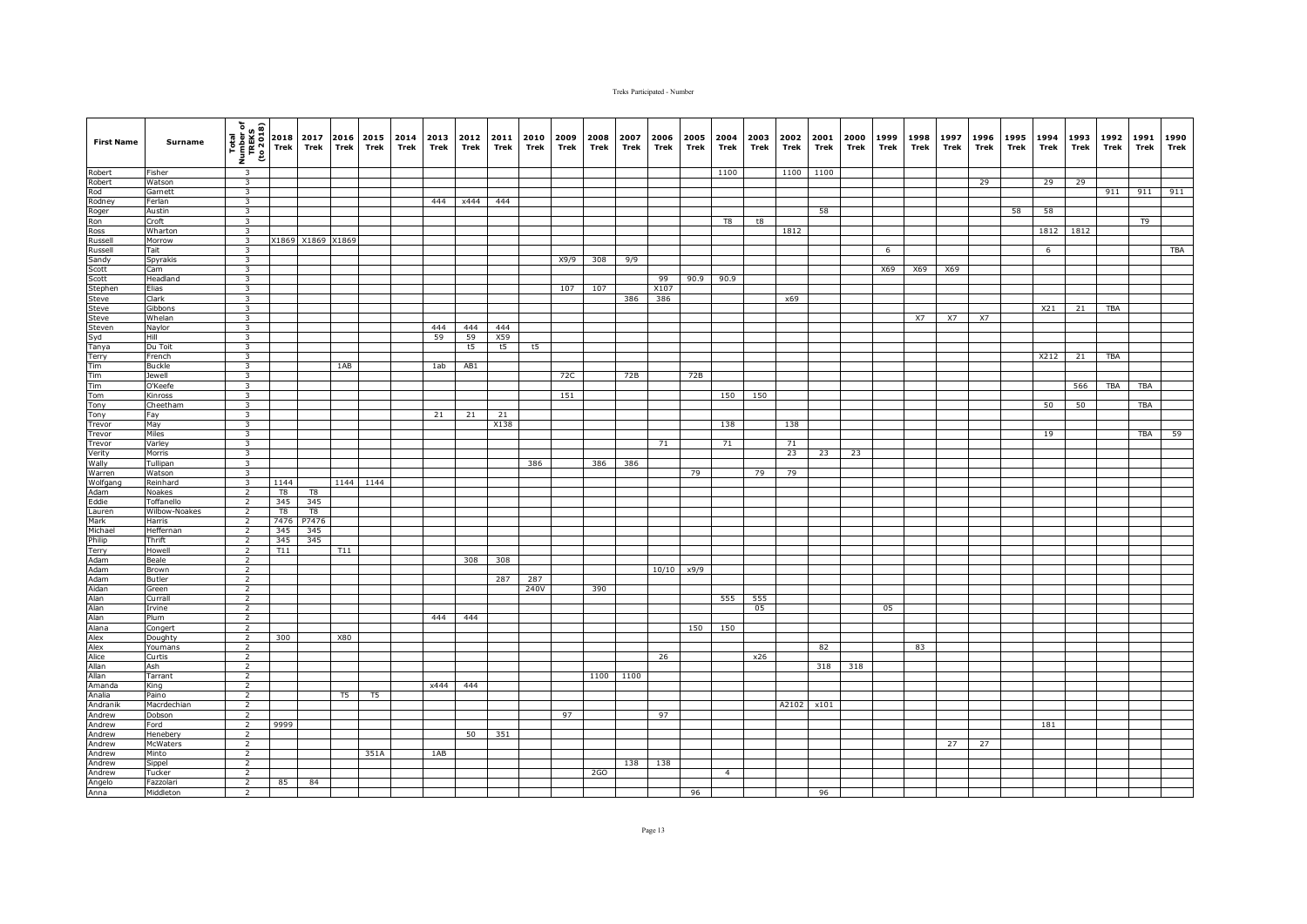| First Name | Surname | Total Number of TREKS (to 2018) | 2018 Trek | 2017 Trek | 2016 Trek | 2015 Trek | 2014 Trek | 2013 Trek | 2012 Trek | 2011 Trek | 2010 Trek | 2009 Trek | 2008 Trek | 2007 Trek | 2006 Trek | 2005 Trek | 2004 Trek | 2003 Trek | 2002 Trek | 2001 Trek | 2000 Trek | 1999 Trek | 1998 Trek | 1997 Trek | 1996 Trek | 1995 Trek | 1994 Trek | 1993 Trek | 1992 Trek | 1991 Trek | 1990 Trek |
|---|---|---|---|---|---|---|---|---|---|---|---|---|---|---|---|---|---|---|---|---|---|---|---|---|---|---|---|---|---|---|---|
| Robert | Fisher | 3 | | | | | | | | | | | | | | | 1100 | | 1100 | 1100 | | | | | | | | | | | |
| Robert | Watson | 3 | | | | | | | | | | | | | | | | | | | | | | | 29 | | 29 | 29 | | | |
| Rod | Garnett | 3 | | | | | | | | | | | | | | | | | | | | | | | | | | | 911 | 911 | 911 |
| Rodney | Ferlan | 3 | | | | | | 444 | x444 | 444 | | | | | | | | | | | | | | | | | | | | | |
| Roger | Austin | 3 | | | | | | | | | | | | | | | | | | 58 | | | | | | 58 | 58 | | | | |
| Ron | Croft | 3 | | | | | | | | | | | | | | | T8 | t8 | | | | | | | | | | | | T9 | |
| Ross | Wharton | 3 | | | | | | | | | | | | | | | | | 1812 | | | | | | | | 1812 | 1812 | | | |
| Russell | Morrow | 3 | X1869 | X1869 | X1869 | | | | | | | | | | | | | | | | | | | | | | | | | | |
| Russell | Tait | 3 | | | | | | | | | | | | | | | | | | | | 6 | | | | | 6 | | | | TBA |
| Sandy | Spyrakis | 3 | | | | | | | | | | X9/9 | 308 | 9/9 | | | | | | | | | | | | | | | | | |
| Scott | Cam | 3 | | | | | | | | | | | | | | | | | | | | X69 | X69 | X69 | | | | | | | |
| Scott | Headland | 3 | | | | | | | | | | | | | 99 | 90.9 | 90.9 | | | | | | | | | | | | | | |
| Stephen | Elias | 3 | | | | | | | | | | 107 | 107 | | X107 | | | | | | | | | | | | | | | | |
| Steve | Clark | 3 | | | | | | | | | | | | 386 | 386 | | | | x69 | | | | | | | | | | | | |
| Steve | Gibbons | 3 | | | | | | | | | | | | | | | | | | | | | | | | | X21 | 21 | TBA | | |
| Steve | Whelan | 3 | | | | | | | | | | | | | | | | | | | | | X7 | X7 | X7 | | | | | | |
| Steven | Naylor | 3 | | | | | | 444 | 444 | 444 | | | | | | | | | | | | | | | | | | | | | |
| Syd | Hill | 3 | | | | | | 59 | 59 | X59 | | | | | | | | | | | | | | | | | | | | | |
| Tanya | Du Toit | 3 | | | | | | | t5 | t5 | t5 | | | | | | | | | | | | | | | | | | | | |
| Terry | French | 3 | | | | | | | | | | | | | | | | | | | | | | | | | X212 | 21 | TBA | | |
| Tim | Buckle | 3 | | | 1AB | | | 1ab | AB1 | | | | | | | | | | | | | | | | | | | | | | |
| Tim | Jewell | 3 | | | | | | | | | | 72C | | 72B | | 72B | | | | | | | | | | | | | | | |
| Tim | O'Keefe | 3 | | | | | | | | | | | | | | | | | | | | | | | | | | 566 | TBA | TBA | |
| Tom | Kinross | 3 | | | | | | | | | | 151 | | | | | 150 | 150 | | | | | | | | | | | | | |
| Tony | Cheetham | 3 | | | | | | | | | | | | | | | | | | | | | | | | | 50 | 50 | | TBA | |
| Tony | Fay | 3 | | | | | | 21 | 21 | 21 | | | | | | | | | | | | | | | | | | | | | |
| Trevor | May | 3 | | | | | | | | X138 | | | | | | | 138 | | 138 | | | | | | | | | | | | |
| Trevor | Miles | 3 | | | | | | | | | | | | | | | | | | | | | | | | | 19 | | | TBA | 59 |
| Trevor | Varley | 3 | | | | | | | | | | | | | 71 | | 71 | | 71 | | | | | | | | | | | | |
| Verity | Morris | 3 | | | | | | | | | | | | | | | | | 23 | 23 | 23 | | | | | | | | | | |
| Wally | Tullipan | 3 | | | | | | | | | 386 | | 386 | 386 | | | | | | | | | | | | | | | | | |
| Warren | Watson | 3 | | | | | | | | | | | | | | 79 | | 79 | 79 | | | | | | | | | | | | |
| Wolfgang | Reinhard | 3 | 1144 | | 1144 | 1144 | | | | | | | | | | | | | | | | | | | | | | | | | |
| Adam | Noakes | 2 | T8 | T8 | | | | | | | | | | | | | | | | | | | | | | | | | | | |
| Eddie | Toffanello | 2 | 345 | 345 | | | | | | | | | | | | | | | | | | | | | | | | | | | |
| Lauren | Wilbow-Noakes | 2 | T8 | T8 | | | | | | | | | | | | | | | | | | | | | | | | | | | |
| Mark | Harris | 2 | 7476 | P7476 | | | | | | | | | | | | | | | | | | | | | | | | | | | |
| Michael | Heffernan | 2 | 345 | 345 | | | | | | | | | | | | | | | | | | | | | | | | | | | |
| Philip | Thrift | 2 | 345 | 345 | | | | | | | | | | | | | | | | | | | | | | | | | | | |
| Terry | Howell | 2 | T11 | | T11 | | | | | | | | | | | | | | | | | | | | | | | | | | |
| Adam | Beale | 2 | | | | | | | 308 | 308 | | | | | | | | | | | | | | | | | | | | | |
| Adam | Brown | 2 | | | | | | | | | | | | | 10/10 | x9/9 | | | | | | | | | | | | | | | |
| Adam | Butler | 2 | | | | | | | | 287 | 287 | | | | | | | | | | | | | | | | | | | | |
| Aidan | Green | 2 | | | | | | | | | 240V | | 390 | | | | | | | | | | | | | | | | | | |
| Alan | Currall | 2 | | | | | | | | | | | | | | | 555 | 555 | | | | | | | | | | | | | |
| Alan | Irvine | 2 | | | | | | | | | | | | | | | | 05 | | | | 05 | | | | | | | | | |
| Alan | Plum | 2 | | | | | | 444 | 444 | | | | | | | | | | | | | | | | | | | | | | |
| Alana | Congert | 2 | | | | | | | | | | | | | | 150 | 150 | | | | | | | | | | | | | | |
| Alex | Doughty | 2 | 300 | | X80 | | | | | | | | | | | | | | | | | | | | | | | | | | |
| Alex | Youmans | 2 | | | | | | | | | | | | | | | | | | 82 | | | 83 | | | | | | | | |
| Alice | Curtis | 2 | | | | | | | | | | | | | 26 | | | x26 | | | | | | | | | | | | | |
| Allan | Ash | 2 | | | | | | | | | | | | | | | | | | 318 | 318 | | | | | | | | | | |
| Allan | Tarrant | 2 | | | | | | | | | | | 1100 | 1100 | | | | | | | | | | | | | | | | | |
| Amanda | King | 2 | | | | | | x444 | 444 | | | | | | | | | | | | | | | | | | | | | | |
| Analia | Paino | 2 | | | T5 | T5 | | | | | | | | | | | | | | | | | | | | | | | | | |
| Andranik | Macrdechian | 2 | | | | | | | | | | | | | | | | | A2102 | x101 | | | | | | | | | | | |
| Andrew | Dobson | 2 | | | | | | | | | | 97 | | | 97 | | | | | | | | | | | | | | | | |
| Andrew | Ford | 2 | 9999 | | | | | | | | | | | | | | | | | | | | | | | | 181 | | | | |
| Andrew | Henebery | 2 | | | | | | | 50 | 351 | | | | | | | | | | | | | | | | | | | | | |
| Andrew | McWaters | 2 | | | | | | | | | | | | | | | | | | | | | | 27 | 27 | | | | | | |
| Andrew | Minto | 2 | | | | 351A | | 1AB | | | | | | | | | | | | | | | | | | | | | | | |
| Andrew | Sippel | 2 | | | | | | | | | | | | 138 | 138 | | | | | | | | | | | | | | | | |
| Andrew | Tucker | 2 | | | | | | | | | | | 2GO | | | | 4 | | | | | | | | | | | | | | |
| Angelo | Fazzolari | 2 | 85 | 84 | | | | | | | | | | | | | | | | | | | | | | | | | | | |
| Anna | Middleton | 2 | | | | | | | | | | | | | | 96 | | | | 96 | | | | | | | | | | | |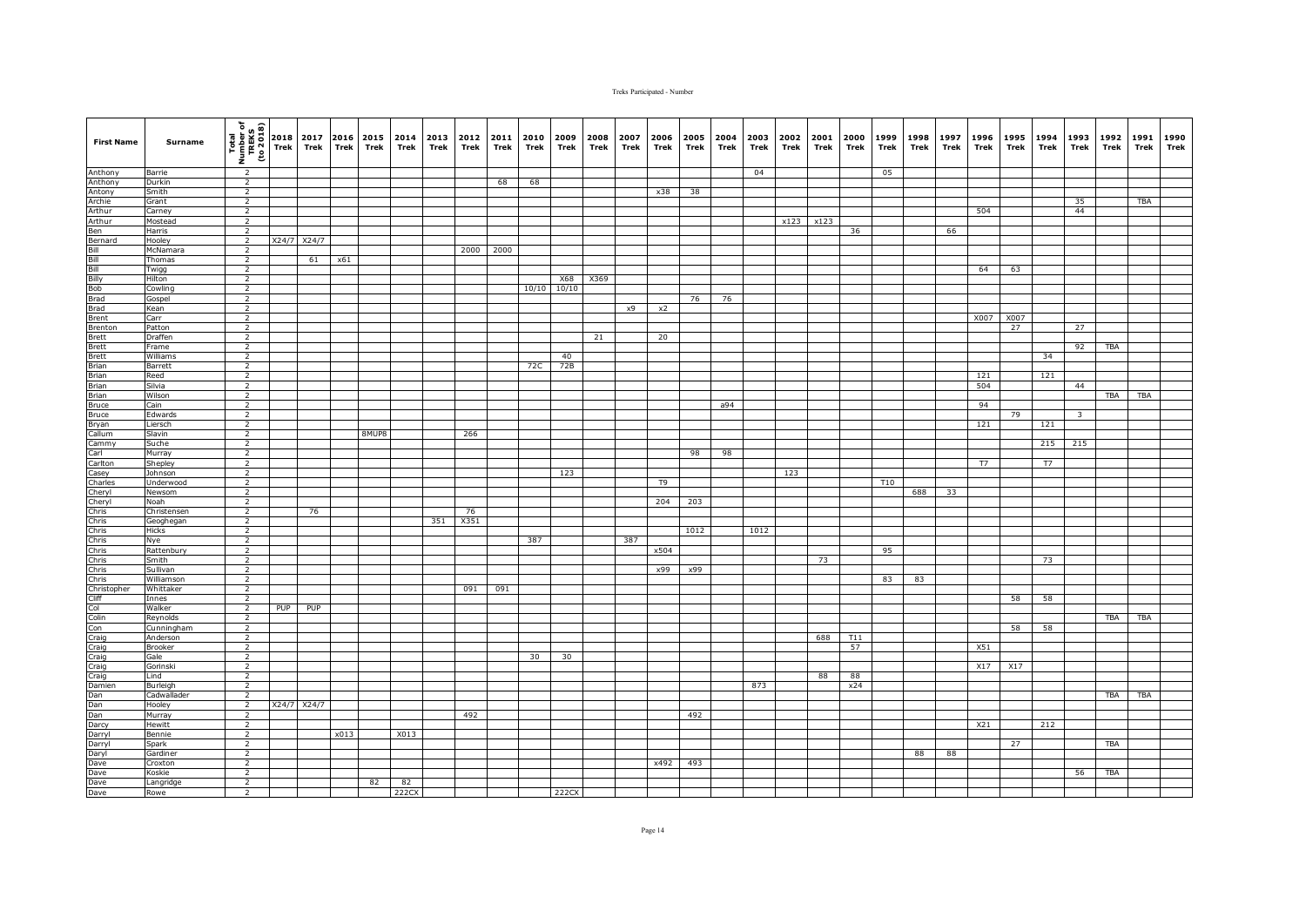| First Name | Surname | Total Number of TREKS (to 2018) | 2018 Trek | 2017 Trek | 2016 Trek | 2015 Trek | 2014 Trek | 2013 Trek | 2012 Trek | 2011 Trek | 2010 Trek | 2009 Trek | 2008 Trek | 2007 Trek | 2006 Trek | 2005 Trek | 2004 Trek | 2003 Trek | 2002 Trek | 2001 Trek | 2000 Trek | 1999 Trek | 1998 Trek | 1997 Trek | 1996 Trek | 1995 Trek | 1994 Trek | 1993 Trek | 1992 Trek | 1991 Trek | 1990 Trek |
|---|---|---|---|---|---|---|---|---|---|---|---|---|---|---|---|---|---|---|---|---|---|---|---|---|---|---|---|---|---|---|---|
| Anthony | Barrie | 2 | | | | | | | | | | | | | | | | 04 | | | | 05 | | | | | | | | | |
| Anthony | Durkin | 2 | | | | | | | | 68 | 68 | | | | | | | | | | | | | | | | | | | | |
| Antony | Smith | 2 | | | | | | | | | | | | | x38 | 38 | | | | | | | | | | | | | | | |
| Archie | Grant | 2 | | | | | | | | | | | | | | | | | | | | | | | | | | 35 | | TBA | |
| Arthur | Carney | 2 | | | | | | | | | | | | | | | | | | | | | | | 504 | | | 44 | | | |
| Arthur | Mostead | 2 | | | | | | | | | | | | | | | | | x123 | x123 | | | | | | | | | | | |
| Ben | Harris | 2 | | | | | | | | | | | | | | | | | | | 36 | | | 66 | | | | | | | |
| Bernard | Hooley | 2 | X24/7 | X24/7 | | | | | | | | | | | | | | | | | | | | | | | | | | | |
| Bill | McNamara | 2 | | | | | | | 2000 | 2000 | | | | | | | | | | | | | | | | | | | | | |
| Bill | Thomas | 2 | | 61 | x61 | | | | | | | | | | | | | | | | | | | | | | | | | | |
| Bill | Twigg | 2 | | | | | | | | | | | | | | | | | | | | | | | 64 | 63 | | | | | |
| Billy | Hilton | 2 | | | | | | | | | | X68 | X369 | | | | | | | | | | | | | | | | | | |
| Bob | Cowling | 2 | | | | | | | | | 10/10 | 10/10 | | | | | | | | | | | | | | | | | | | |
| Brad | Gospel | 2 | | | | | | | | | | | | | | 76 | 76 | | | | | | | | | | | | | | |
| Brad | Kean | 2 | | | | | | | | | | | | x9 | x2 | | | | | | | | | | | | | | | | |
| Brent | Carr | 2 | | | | | | | | | | | | | | | | | | | | | | | X007 | X007 | | | | | |
| Brenton | Patton | 2 | | | | | | | | | | | | | | | | | | | | | | | | 27 | | 27 | | | |
| Brett | Draffen | 2 | | | | | | | | | | | 21 | | 20 | | | | | | | | | | | | | | | | |
| Brett | Frame | 2 | | | | | | | | | | | | | | | | | | | | | | | | | | 92 | TBA | | |
| Brett | Williams | 2 | | | | | | | | | | 40 | | | | | | | | | | | | | | | 34 | | | | |
| Brian | Barrett | 2 | | | | | | | | | 72C | 72B | | | | | | | | | | | | | | | | | | | |
| Brian | Reed | 2 | | | | | | | | | | | | | | | | | | | | | | | 121 | | 121 | | | | |
| Brian | Silvia | 2 | | | | | | | | | | | | | | | | | | | | | | | 504 | | | 44 | | | |
| Brian | Wilson | 2 | | | | | | | | | | | | | | | | | | | | | | | | | | | TBA | TBA | |
| Bruce | Cain | 2 | | | | | | | | | | | | | | | a94 | | | | | | | | 94 | | | | | | |
| Bruce | Edwards | 2 | | | | | | | | | | | | | | | | | | | | | | | | 79 | | 3 | | | |
| Bryan | Liersch | 2 | | | | | | | | | | | | | | | | | | | | | | | 121 | | 121 | | | | |
| Callum | Slavin | 2 | | | | 8MUP8 | | | 266 | | | | | | | | | | | | | | | | | | | | | | |
| Cammy | Suche | 2 | | | | | | | | | | | | | | | | | | | | | | | | | 215 | 215 | | | |
| Carl | Murray | 2 | | | | | | | | | | | | | | 98 | 98 | | | | | | | | | | | | | | |
| Carlton | Shepley | 2 | | | | | | | | | | | | | | | | | | | | | | | T7 | | T7 | | | | |
| Casey | Johnson | 2 | | | | | | | | | | 123 | | | | | | | 123 | | | | | | | | | | | | |
| Charles | Underwood | 2 | | | | | | | | | | | | | T9 | | | | | | | T10 | | | | | | | | | |
| Cheryl | Newsom | 2 | | | | | | | | | | | | | | | | | | | | | 688 | 33 | | | | | | | |
| Cheryl | Noah | 2 | | | | | | | | | | | | | 204 | 203 | | | | | | | | | | | | | | | |
| Chris | Christensen | 2 | | 76 | | | | | 76 | | | | | | | | | | | | | | | | | | | | | | |
| Chris | Geoghegan | 2 | | | | | | 351 | X351 | | | | | | | | | | | | | | | | | | | | | | |
| Chris | Hicks | 2 | | | | | | | | | | | | | | 1012 | | 1012 | | | | | | | | | | | | | |
| Chris | Nye | 2 | | | | | | | | | 387 | | | 387 | | | | | | | | | | | | | | | | | |
| Chris | Rattenbury | 2 | | | | | | | | | | | | | x504 | | | | | | | 95 | | | | | | | | | |
| Chris | Smith | 2 | | | | | | | | | | | | | | | | | | 73 | | | | | | | 73 | | | | |
| Chris | Sullivan | 2 | | | | | | | | | | | | | x99 | x99 | | | | | | | | | | | | | | | |
| Chris | Williamson | 2 | | | | | | | | | | | | | | | | | | | | 83 | 83 | | | | | | | | |
| Christopher | Whittaker | 2 | | | | | | | 091 | 091 | | | | | | | | | | | | | | | | | | | | | |
| Cliff | Innes | 2 | | | | | | | | | | | | | | | | | | | | | | | | 58 | 58 | | | | |
| Col | Walker | 2 | PUP | PUP | | | | | | | | | | | | | | | | | | | | | | | | | | | |
| Colin | Reynolds | 2 | | | | | | | | | | | | | | | | | | | | | | | | | | | TBA | TBA | |
| Con | Cunningham | 2 | | | | | | | | | | | | | | | | | | | | | | | | 58 | 58 | | | | |
| Craig | Anderson | 2 | | | | | | | | | | | | | | | | | | 688 | T11 | | | | | | | | | | |
| Craig | Brooker | 2 | | | | | | | | | | | | | | | | | | | 57 | | | | X51 | | | | | | |
| Craig | Gale | 2 | | | | | | | | | 30 | 30 | | | | | | | | | | | | | | | | | | | |
| Craig | Gorinski | 2 | | | | | | | | | | | | | | | | | | | | | | | X17 | X17 | | | | | |
| Craig | Lind | 2 | | | | | | | | | | | | | | | | | | 88 | 88 | | | | | | | | | | |
| Damien | Burleigh | 2 | | | | | | | | | | | | | | | | 873 | | | x24 | | | | | | | | | | |
| Dan | Cadwallader | 2 | | | | | | | | | | | | | | | | | | | | | | | | | | | TBA | TBA | |
| Dan | Hooley | 2 | X24/7 | X24/7 | | | | | | | | | | | | | | | | | | | | | | | | | | | |
| Dan | Murray | 2 | | | | | | | 492 | | | | | | | 492 | | | | | | | | | | | | | | | |
| Darcy | Hewitt | 2 | | | | | | | | | | | | | | | | | | | | | | | X21 | | 212 | | | | |
| Darryl | Bennie | 2 | | | x013 | | X013 | | | | | | | | | | | | | | | | | | | | | | | | |
| Darryl | Spark | 2 | | | | | | | | | | | | | | | | | | | | | | | | 27 | | | TBA | | |
| Daryl | Gardiner | 2 | | | | | | | | | | | | | | | | | | | | | 88 | 88 | | | | | | | |
| Dave | Croxton | 2 | | | | | | | | | | | | | x492 | 493 | | | | | | | | | | | | | | | |
| Dave | Koskie | 2 | | | | | | | | | | | | | | | | | | | | | | | | | | 56 | TBA | | |
| Dave | Langridge | 2 | | | | 82 | 82 | | | | | | | | | | | | | | | | | | | | | | | | |
| Dave | Rowe | 2 | | | | | 222CX | | | | | 222CX | | | | | | | | | | | | | | | | | | | |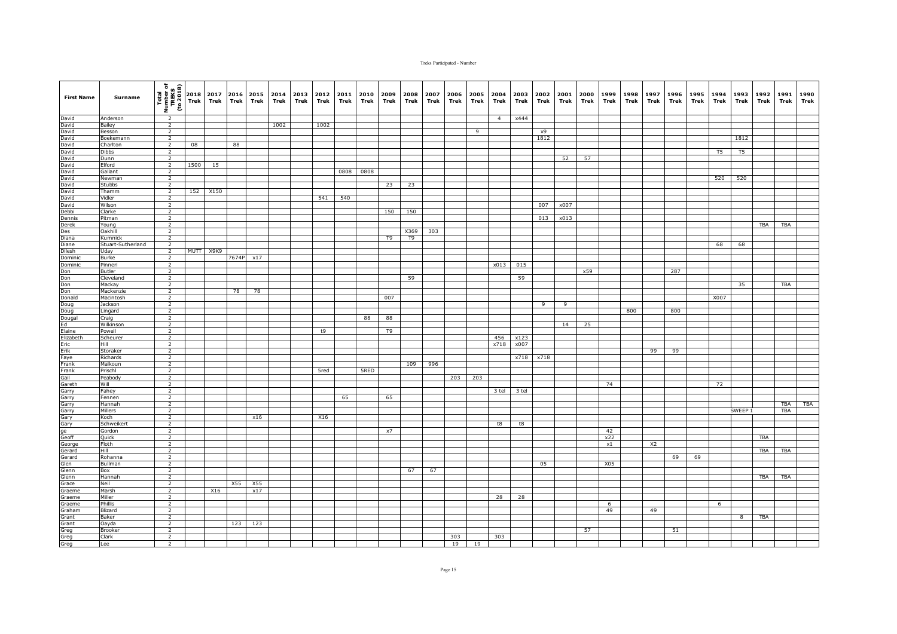| First Name | Surname | Total Number of TREKS (to 2018) | 2018 Trek | 2017 Trek | 2016 Trek | 2015 Trek | 2014 Trek | 2013 Trek | 2012 Trek | 2011 Trek | 2010 Trek | 2009 Trek | 2008 Trek | 2007 Trek | 2006 Trek | 2005 Trek | 2004 Trek | 2003 Trek | 2002 Trek | 2001 Trek | 2000 Trek | 1999 Trek | 1998 Trek | 1997 Trek | 1996 Trek | 1995 Trek | 1994 Trek | 1993 Trek | 1992 Trek | 1991 Trek | 1990 Trek |
|---|---|---|---|---|---|---|---|---|---|---|---|---|---|---|---|---|---|---|---|---|---|---|---|---|---|---|---|---|---|---|---|
| David | Anderson | 2 | | | | | | | | | | | | | | | 4 | x444 | | | | | | | | | | | | | |
| David | Bailey | 2 | | | | | 1002 | | 1002 | | | | | | | | | | | | | | | | | | | | | | |
| David | Besson | 2 | | | | | | | | | | | | | | 9 | | | x9 | | | | | | | | | | | | |
| David | Boekemann | 2 | | | | | | | | | | | | | | | | | 1812 | | | | | | | | | 1812 | | | |
| David | Charlton | 2 | 08 | | 88 | | | | | | | | | | | | | | | | | | | | | | | | | | |
| David | Dibbs | 2 | | | | | | | | | | | | | | | | | | | | | | | | | T5 | T5 | | | |
| David | Dunn | 2 | | | | | | | | | | | | | | | | | | 52 | 57 | | | | | | | | | | |
| David | Elford | 2 | 1500 | 15 | | | | | | | | | | | | | | | | | | | | | | | | | | | |
| David | Gallant | 2 | | | | | | | | 0808 | 0808 | | | | | | | | | | | | | | | | | | | | |
| David | Newman | 2 | | | | | | | | | | | | | | | | | | | | | | | | | 520 | 520 | | | |
| David | Stubbs | 2 | | | | | | | | | | 23 | 23 | | | | | | | | | | | | | | | | | | |
| David | Thamm | 2 | 152 | X150 | | | | | | | | | | | | | | | | | | | | | | | | | | | |
| David | Vidler | 2 | | | | | | | 541 | 540 | | | | | | | | | | | | | | | | | | | | | |
| David | Wilson | 2 | | | | | | | | | | | | | | | | | 007 | x007 | | | | | | | | | | | |
| Debbi | Clarke | 2 | | | | | | | | | | 150 | 150 | | | | | | | | | | | | | | | | | | |
| Dennis | Pitman | 2 | | | | | | | | | | | | | | | | | 013 | x013 | | | | | | | | | | | |
| Derek | Young | 2 | | | | | | | | | | | | | | | | | | | | | | | | | | | TBA | TBA | |
| Des | Oakhill | 2 | | | | | | | | | | | X369 | 303 | | | | | | | | | | | | | | | | | |
| Diana | Kumnick | 2 | | | | | | | | | | T9 | T9 | | | | | | | | | | | | | | | | | | |
| Diane | Stuart-Sutherland | 2 | | | | | | | | | | | | | | | | | | | | | | | | | 68 | 68 | | | |
| Dilesh | Uday | 2 | MUTT | X9K9 | | | | | | | | | | | | | | | | | | | | | | | | | | | |
| Dominic | Burke | 2 | | | 7674P | x17 | | | | | | | | | | | | | | | | | | | | | | | | | |
| Dominic | Pinneri | 2 | | | | | | | | | | | | | | | x013 | 015 | | | | | | | | | | | | | |
| Don | Butler | 2 | | | | | | | | | | | | | | | | | | | x59 | | | | 287 | | | | | | |
| Don | Cleveland | 2 | | | | | | | | | | | 59 | | | | | 59 | | | | | | | | | | | | | |
| Don | Mackay | 2 | | | | | | | | | | | | | | | | | | | | | | | | | | 35 | | TBA | |
| Don | Mackenzie | 2 | | | 78 | 78 | | | | | | | | | | | | | | | | | | | | | | | | | |
| Donald | Macintosh | 2 | | | | | | | | | | 007 | | | | | | | | | | | | | | | X007 | | | | |
| Doug | Jackson | 2 | | | | | | | | | | | | | | | | | 9 | 9 | | | | | | | | | | | |
| Doug | Lingard | 2 | | | | | | | | | | | | | | | | | | | | | 800 | | 800 | | | | | | |
| Dougal | Craig | 2 | | | | | | | | | 88 | 88 | | | | | | | | | | | | | | | | | | | |
| Ed | Wilkinson | 2 | | | | | | | | | | | | | | | | | | 14 | 25 | | | | | | | | | | |
| Elaine | Powell | 2 | | | | | | | t9 | | | T9 | | | | | | | | | | | | | | | | | | | |
| Elizabeth | Scheurer | 2 | | | | | | | | | | | | | | | 456 | x123 | | | | | | | | | | | | | |
| Eric | Hill | 2 | | | | | | | | | | | | | | | x718 | x007 | | | | | | | | | | | | | |
| Erik | Storaker | 2 | | | | | | | | | | | | | | | | | | | | | | 99 | 99 | | | | | | |
| Faye | Richards | 2 | | | | | | | | | | | | | | | | x718 | x718 | | | | | | | | | | | | |
| Frank | Malkoun | 2 | | | | | | | | | | | 109 | 996 | | | | | | | | | | | | | | | | | |
| Frank | Prischl | 2 | | | | | | | 5red | | 5RED | | | | | | | | | | | | | | | | | | | | |
| Gail | Peabody | 2 | | | | | | | | | | | | | 203 | 203 | | | | | | | | | | | | | | | |
| Gareth | Will | 2 | | | | | | | | | | | | | | | | | | | | 74 | | | | | 72 | | | | |
| Garry | Fahey | 2 | | | | | | | | | | | | | | | 3 tel | 3 tel | | | | | | | | | | | | | |
| Garry | Fennen | 2 | | | | | | | | 65 | | 65 | | | | | | | | | | | | | | | | | | | |
| Garry | Hannah | 2 | | | | | | | | | | | | | | | | | | | | | | | | | | | | TBA | TBA |
| Garry | Millers | 2 | | | | | | | | | | | | | | | | | | | | | | | | | | SWEEP 1 | | TBA | |
| Gary | Koch | 2 | | | | x16 | | | X16 | | | | | | | | | | | | | | | | | | | | | | |
| Gary | Schweikert | 2 | | | | | | | | | | | | | | | t8 | t8 | | | | | | | | | | | | | |
| ge | Gordon | 2 | | | | | | | | | | x7 | | | | | | | | | | 42 | | | | | | | | | |
| Geoff | Quick | 2 | | | | | | | | | | | | | | | | | | | | x22 | | | | | | | TBA | | |
| George | Floth | 2 | | | | | | | | | | | | | | | | | | | | x1 | | X2 | | | | | | | |
| Gerard | Hill | 2 | | | | | | | | | | | | | | | | | | | | | | | | | | | TBA | TBA | |
| Gerard | Rohanna | 2 | | | | | | | | | | | | | | | | | | | | | | | 69 | 69 | | | | | |
| Glen | Bullman | 2 | | | | | | | | | | | | | | | | | 05 | | | X05 | | | | | | | | | |
| Glenn | Box | 2 | | | | | | | | | | | 67 | 67 | | | | | | | | | | | | | | | | | |
| Glenn | Hannah | 2 | | | | | | | | | | | | | | | | | | | | | | | | | | | TBA | TBA | |
| Grace | Neil | 2 | | | X55 | X55 | | | | | | | | | | | | | | | | | | | | | | | | | |
| Graeme | Marsh | 2 | | X16 | | x17 | | | | | | | | | | | | | | | | | | | | | | | | | |
| Graeme | Miller | 2 | | | | | | | | | | | | | | | 28 | 28 | | | | | | | | | | | | | |
| Graeme | Phillis | 2 | | | | | | | | | | | | | | | | | | | | 6 | | | | | 6 | | | | |
| Graham | Blizard | 2 | | | | | | | | | | | | | | | | | | | | 49 | | 49 | | | | | | | |
| Grant | Baker | 2 | | | | | | | | | | | | | | | | | | | | | | | | | | 8 | TBA | | |
| Grant | Oayda | 2 | | | 123 | 123 | | | | | | | | | | | | | | | | | | | | | | | | | |
| Greg | Brooker | 2 | | | | | | | | | | | | | | | | | | | 57 | | | | 51 | | | | | | |
| Greg | Clark | 2 | | | | | | | | | | | | | 303 | | 303 | | | | | | | | | | | | | | |
| Greg | Lee | 2 | | | | | | | | | | | | | 19 | 19 | | | | | | | | | | | | | | | |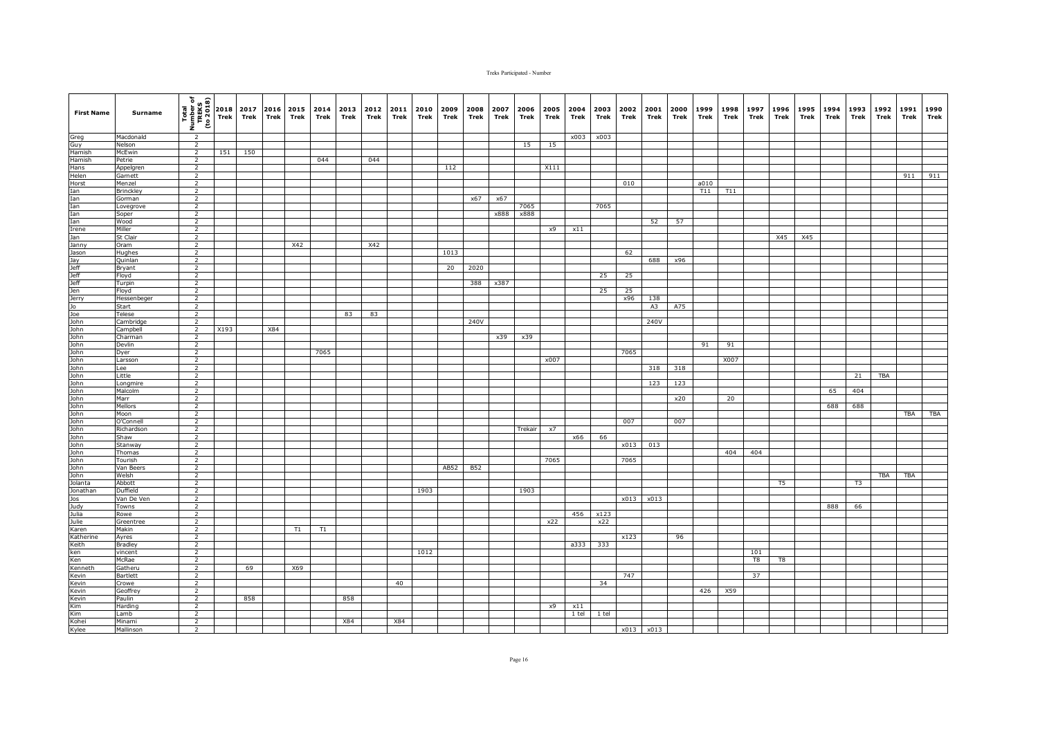| First Name | Surname | Total Number of TREKS (to 2018) | 2018 Trek | 2017 Trek | 2016 Trek | 2015 Trek | 2014 Trek | 2013 Trek | 2012 Trek | 2011 Trek | 2010 Trek | 2009 Trek | 2008 Trek | 2007 Trek | 2006 Trek | 2005 Trek | 2004 Trek | 2003 Trek | 2002 Trek | 2001 Trek | 2000 Trek | 1999 Trek | 1998 Trek | 1997 Trek | 1996 Trek | 1995 Trek | 1994 Trek | 1993 Trek | 1992 Trek | 1991 Trek | 1990 Trek |
|---|---|---|---|---|---|---|---|---|---|---|---|---|---|---|---|---|---|---|---|---|---|---|---|---|---|---|---|---|---|---|---|
| Greg | Macdonald | 2 | | | | | | | | | | | | | | | x003 | x003 | | | | | | | | | | | | | |
| Guy | Nelson | 2 | | | | | | | | | | | | | 15 | 15 | | | | | | | | | | | | | | | |
| Hamish | McEwin | 2 | 151 | 150 | | | | | | | | | | | | | | | | | | | | | | | | | | | |
| Hamish | Petrie | 2 | | | | | 044 | | 044 | | | | | | | | | | | | | | | | | | | | | | |
| Hans | Appelgren | 2 | | | | | | | | | | 112 | | | | X111 | | | | | | | | | | | | | | | |
| Helen | Garnett | 2 | | | | | | | | | | | | | | | | | | | | | | | | | | | | 911 | 911 |
| Horst | Menzel | 2 | | | | | | | | | | | | | | | | | 010 | | | a010 | | | | | | | | | |
| Ian | Brinckley | 2 | | | | | | | | | | | | | | | | | | | | T11 | T11 | | | | | | | | |
| Ian | Gorman | 2 | | | | | | | | | | | x67 | x67 | | | | | | | | | | | | | | | | | |
| Ian | Lovegrove | 2 | | | | | | | | | | | | | 7065 | | | 7065 | | | | | | | | | | | | | |
| Ian | Soper | 2 | | | | | | | | | | | | x888 | x888 | | | | | | | | | | | | | | | | |
| Ian | Wood | 2 | | | | | | | | | | | | | | | | | | 52 | 57 | | | | | | | | | | |
| Irene | Miller | 2 | | | | | | | | | | | | | | x9 | x11 | | | | | | | | | | | | | | |
| Jan | St Clair | 2 | | | | | | | | | | | | | | | | | | | | | | | X45 | X45 | | | | | |
| Janny | Oram | 2 | | | | X42 | | | X42 | | | | | | | | | | | | | | | | | | | | | | |
| Jason | Hughes | 2 | | | | | | | | | | 1013 | | | | | | | 62 | | | | | | | | | | | | |
| Jay | Quinlan | 2 | | | | | | | | | | | | | | | | | | 688 | x96 | | | | | | | | | | |
| Jeff | Bryant | 2 | | | | | | | | | | 20 | 2020 | | | | | | | | | | | | | | | | | | |
| Jeff | Floyd | 2 | | | | | | | | | | | | | | | | 25 | 25 | | | | | | | | | | | | |
| Jeff | Turpin | 2 | | | | | | | | | | | 388 | x387 | | | | | | | | | | | | | | | | | |
| Jen | Floyd | 2 | | | | | | | | | | | | | | | | 25 | 25 | | | | | | | | | | | | |
| Jerry | Hessenbeger | 2 | | | | | | | | | | | | | | | | | x96 | 138 | | | | | | | | | | | |
| Jo | Start | 2 | | | | | | | | | | | | | | | | | | A3 | A75 | | | | | | | | | | |
| Joe | Telese | 2 | | | | | | 83 | 83 | | | | | | | | | | | | | | | | | | | | | | |
| John | Cambridge | 2 | | | | | | | | | | | 240V | | | | | | | 240V | | | | | | | | | | | |
| John | Campbell | 2 | X193 | | X84 | | | | | | | | | | | | | | | | | | | | | | | | | | |
| John | Charman | 2 | | | | | | | | | | | | x39 | x39 | | | | | | | | | | | | | | | | |
| John | Devlin | 2 | | | | | | | | | | | | | | | | | | | | 91 | 91 | | | | | | | | |
| John | Dyer | 2 | | | | | 7065 | | | | | | | | | | | | 7065 | | | | | | | | | | | | |
| John | Larsson | 2 | | | | | | | | | | | | | | x007 | | | | | | | X007 | | | | | | | | |
| John | Lee | 2 | | | | | | | | | | | | | | | | | | 318 | 318 | | | | | | | | | | |
| John | Little | 2 | | | | | | | | | | | | | | | | | | | | | | | | | | 21 | TBA | | |
| John | Longmire | 2 | | | | | | | | | | | | | | | | | | 123 | 123 | | | | | | | | | | |
| John | Malcolm | 2 | | | | | | | | | | | | | | | | | | | | | | | | | 65 | 404 | | | |
| John | Marr | 2 | | | | | | | | | | | | | | | | | | | x20 | | 20 | | | | | | | | |
| John | Mellors | 2 | | | | | | | | | | | | | | | | | | | | | | | | | 688 | 688 | | | |
| John | Moon | 2 | | | | | | | | | | | | | | | | | | | | | | | | | | | | TBA | TBA |
| John | O'Connell | 2 | | | | | | | | | | | | | | | | | 007 | | 007 | | | | | | | | | | |
| John | Richardson | 2 | | | | | | | | | | | | | Trekair | x7 | | | | | | | | | | | | | | | |
| John | Shaw | 2 | | | | | | | | | | | | | | | x66 | 66 | | | | | | | | | | | | | |
| John | Stanway | 2 | | | | | | | | | | | | | | | | | x013 | 013 | | | | | | | | | | | |
| John | Thomas | 2 | | | | | | | | | | | | | | | | | | | | | 404 | 404 | | | | | | | |
| John | Tourish | 2 | | | | | | | | | | | | | | 7065 | | | 7065 | | | | | | | | | | | | |
| John | Van Beers | 2 | | | | | | | | | | AB52 | B52 | | | | | | | | | | | | | | | | | | |
| John | Welsh | 2 | | | | | | | | | | | | | | | | | | | | | | | | | | | TBA | TBA | |
| Jolanta | Abbott | 2 | | | | | | | | | | | | | | | | | | | | | | | T5 | | | T3 | | | |
| Jonathan | Duffield | 2 | | | | | | | | | 1903 | | | | 1903 | | | | | | | | | | | | | | | | |
| Jos | Van De Ven | 2 | | | | | | | | | | | | | | | | | x013 | x013 | | | | | | | | | | | |
| Judy | Towns | 2 | | | | | | | | | | | | | | | | | | | | | | | | | 888 | 66 | | | |
| Julia | Rowe | 2 | | | | | | | | | | | | | | | 456 | x123 | | | | | | | | | | | | | |
| Julie | Greentree | 2 | | | | | | | | | | | | | | x22 | | x22 | | | | | | | | | | | | | |
| Karen | Makin | 2 | | | | T1 | T1 | | | | | | | | | | | | | | | | | | | | | | | | |
| Katherine | Ayres | 2 | | | | | | | | | | | | | | | | | x123 | | 96 | | | | | | | | | | |
| Keith | Bradley | 2 | | | | | | | | | | | | | | | a333 | 333 | | | | | | | | | | | | | |
| ken | vincent | 2 | | | | | | | | | 1012 | | | | | | | | | | | | | 101 | | | | | | | |
| Ken | McRae | 2 | | | | | | | | | | | | | | | | | | | | | | T8 | T8 | | | | | | |
| Kenneth | Gatheru | 2 | | 69 | | X69 | | | | | | | | | | | | | | | | | | | | | | | | | |
| Kevin | Bartlett | 2 | | | | | | | | | | | | | | | | | 747 | | | | | 37 | | | | | | | |
| Kevin | Crowe | 2 | | | | | | | | 40 | | | | | | | | 34 | | | | | | | | | | | | | |
| Kevin | Geoffrey | 2 | | | | | | | | | | | | | | | | | | | | 426 | X59 | | | | | | | | |
| Kevin | Paulin | 2 | | 858 | | | | 858 | | | | | | | | | | | | | | | | | | | | | | | |
| Kim | Harding | 2 | | | | | | | | | | | | | | x9 | x11 | | | | | | | | | | | | | | |
| Kim | Lamb | 2 | | | | | | | | | | | | | | | 1 tel | 1 tel | | | | | | | | | | | | | |
| Kohei | Minami | 2 | | | | | | X84 | | X84 | | | | | | | | | | | | | | | | | | | | | |
| Kylee | Mallinson | 2 | | | | | | | | | | | | | | | | | x013 | x013 | | | | | | | | | | | |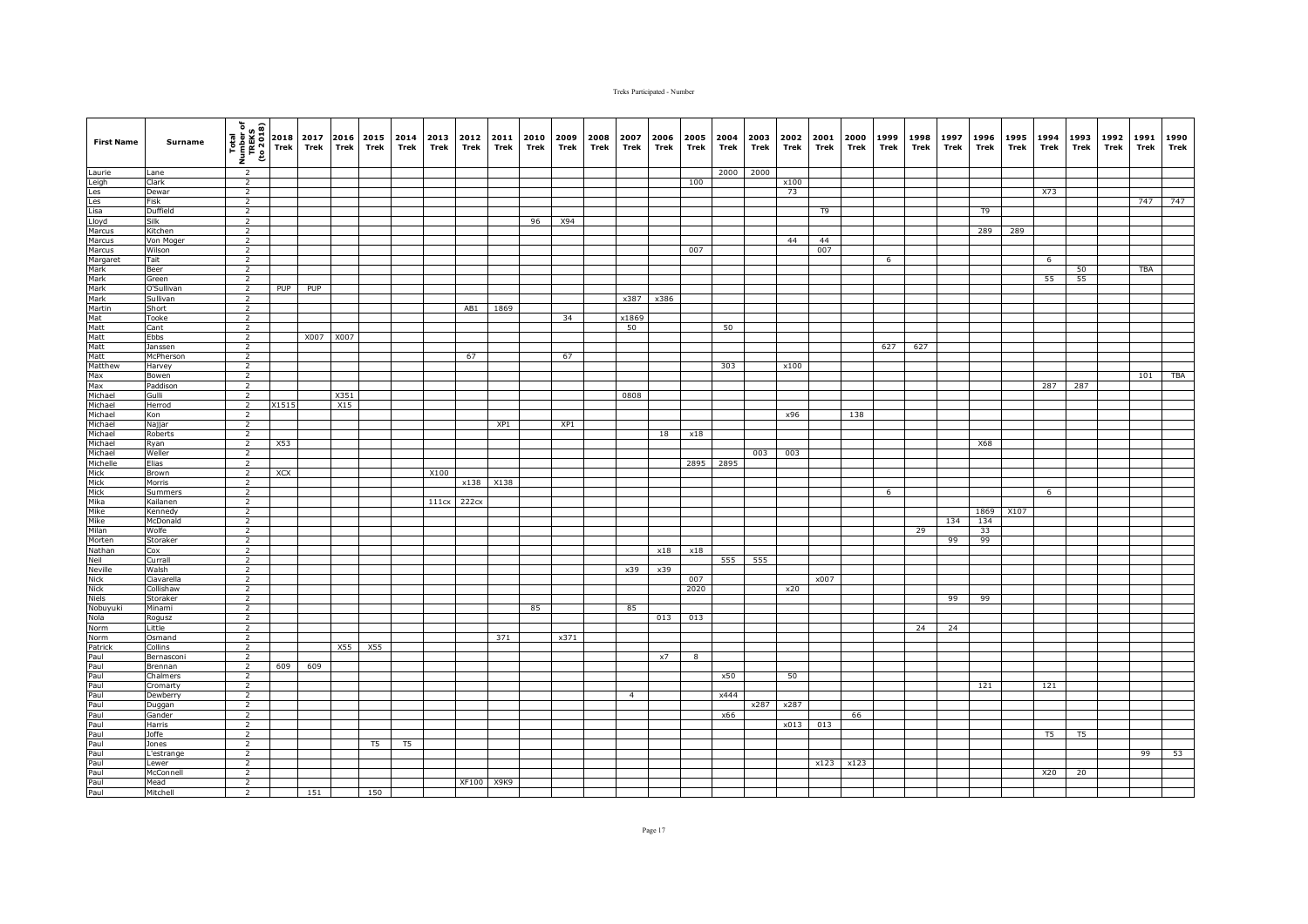| First Name | Surname | Total Number of TREKS (to 2018) | 2018 Trek | 2017 Trek | 2016 Trek | 2015 Trek | 2014 Trek | 2013 Trek | 2012 Trek | 2011 Trek | 2010 Trek | 2009 Trek | 2008 Trek | 2007 Trek | 2006 Trek | 2005 Trek | 2004 Trek | 2003 Trek | 2002 Trek | 2001 Trek | 2000 Trek | 1999 Trek | 1998 Trek | 1997 Trek | 1996 Trek | 1995 Trek | 1994 Trek | 1993 Trek | 1992 Trek | 1991 Trek | 1990 Trek |
|---|---|---|---|---|---|---|---|---|---|---|---|---|---|---|---|---|---|---|---|---|---|---|---|---|---|---|---|---|---|---|---|
| Laurie | Lane | 2 | | | | | | | | | | | | | | | 2000 | 2000 | | | | | | | | | | | | | |
| Leigh | Clark | 2 | | | | | | | | | | | | | | 100 | | | x100 | | | | | | | | | | | | |
| Les | Dewar | 2 | | | | | | | | | | | | | | | | | 73 | | | | | | | | X73 | | | | |
| Les | Fisk | 2 | | | | | | | | | | | | | | | | | | | | | | | | | | | | 747 | 747 |
| Lisa | Duffield | 2 | | | | | | | | | | | | | | | | | | T9 | | | | | T9 | | | | | | |
| Lloyd | Silk | 2 | | | | | | | | | 96 | X94 | | | | | | | | | | | | | | | | | | | |
| Marcus | Kitchen | 2 | | | | | | | | | | | | | | | | | | | | | | | 289 | 289 | | | | | |
| Marcus | Von Moger | 2 | | | | | | | | | | | | | | | | | 44 | 44 | | | | | | | | | | | |
| Marcus | Wilson | 2 | | | | | | | | | | | | | | 007 | | | | 007 | | | | | | | | | | | |
| Margaret | Tait | 2 | | | | | | | | | | | | | | | | | | | | 6 | | | | | 6 | | | | |
| Mark | Beer | 2 | | | | | | | | | | | | | | | | | | | | | | | | | | 50 | | TBA | |
| Mark | Green | 2 | | | | | | | | | | | | | | | | | | | | | | | | | 55 | 55 | | | |
| Mark | O'Sullivan | 2 | PUP | PUP | | | | | | | | | | | | | | | | | | | | | | | | | | | |
| Mark | Sullivan | 2 | | | | | | | | | | | | x387 | x386 | | | | | | | | | | | | | | | | |
| Martin | Short | 2 | | | | | | | AB1 | 1869 | | | | | | | | | | | | | | | | | | | | | |
| Mat | Tooke | 2 | | | | | | | | | | 34 | | x1869 | | | | | | | | | | | | | | | | | |
| Matt | Cant | 2 | | | | | | | | | | | | 50 | | | 50 | | | | | | | | | | | | | | |
| Matt | Ebbs | 2 | | X007 | X007 | | | | | | | | | | | | | | | | | | | | | | | | | | |
| Matt | Janssen | 2 | | | | | | | | | | | | | | | | | | | | 627 | 627 | | | | | | | | |
| Matt | McPherson | 2 | | | | | | | 67 | | | 67 | | | | | | | | | | | | | | | | | | | |
| Matthew | Harvey | 2 | | | | | | | | | | | | | | | 303 | | x100 | | | | | | | | | | | | |
| Max | Bowen | 2 | | | | | | | | | | | | | | | | | | | | | | | | | | | | 101 | TBA |
| Max | Paddison | 2 | | | | | | | | | | | | | | | | | | | | | | | | | 287 | 287 | | | |
| Michael | Gulli | 2 | | | X351 | | | | | | | | | 0808 | | | | | | | | | | | | | | | | | |
| Michael | Herrod | 2 | X1515 | | X15 | | | | | | | | | | | | | | | | | | | | | | | | | | |
| Michael | Kon | 2 | | | | | | | | | | | | | | | | | x96 | | 138 | | | | | | | | | | |
| Michael | Najjar | 2 | | | | | | | | XP1 | | XP1 | | | | | | | | | | | | | | | | | | | |
| Michael | Roberts | 2 | | | | | | | | | | | | | 18 | x18 | | | | | | | | | | | | | | | |
| Michael | Ryan | 2 | X53 | | | | | | | | | | | | | | | | | | | | | | X68 | | | | | | |
| Michael | Weller | 2 | | | | | | | | | | | | | | | | 003 | 003 | | | | | | | | | | | | |
| Michelle | Elias | 2 | | | | | | | | | | | | | | 2895 | 2895 | | | | | | | | | | | | | | |
| Mick | Brown | 2 | XCX | | | | | X100 | | | | | | | | | | | | | | | | | | | | | | | |
| Mick | Morris | 2 | | | | | | | x138 | X138 | | | | | | | | | | | | | | | | | | | | | |
| Mick | Summers | 2 | | | | | | | | | | | | | | | | | | | | 6 | | | | | 6 | | | | |
| Mika | Kailanen | 2 | | | | | | 111cx | 222cx | | | | | | | | | | | | | | | | | | | | | | |
| Mike | Kennedy | 2 | | | | | | | | | | | | | | | | | | | | | | | 1869 | X107 | | | | | |
| Mike | McDonald | 2 | | | | | | | | | | | | | | | | | | | | | | 134 | 134 | | | | | | |
| Milan | Wolfe | 2 | | | | | | | | | | | | | | | | | | | | | 29 | | 33 | | | | | | |
| Morten | Storaker | 2 | | | | | | | | | | | | | | | | | | | | | | 99 | 99 | | | | | | |
| Nathan | Cox | 2 | | | | | | | | | | | | | x18 | x18 | | | | | | | | | | | | | | | |
| Neil | Currall | 2 | | | | | | | | | | | | | | | 555 | 555 | | | | | | | | | | | | | |
| Neville | Walsh | 2 | | | | | | | | | | | | x39 | x39 | | | | | | | | | | | | | | | | |
| Nick | Ciavarella | 2 | | | | | | | | | | | | | | 007 | | | | x007 | | | | | | | | | | | |
| Nick | Collishaw | 2 | | | | | | | | | | | | | | 2020 | | | x20 | | | | | | | | | | | | |
| Niels | Storaker | 2 | | | | | | | | | | | | | | | | | | | | | | 99 | 99 | | | | | | |
| Nobuyuki | Minami | 2 | | | | | | | | | 85 | | | 85 | | | | | | | | | | | | | | | | | |
| Nola | Rogusz | 2 | | | | | | | | | | | | | 013 | 013 | | | | | | | | | | | | | | | |
| Norm | Little | 2 | | | | | | | | | | | | | | | | | | | | | 24 | 24 | | | | | | | |
| Norm | Osmand | 2 | | | | | | | | 371 | | x371 | | | | | | | | | | | | | | | | | | | |
| Patrick | Collins | 2 | | | X55 | X55 | | | | | | | | | | | | | | | | | | | | | | | | | |
| Paul | Bernasconi | 2 | | | | | | | | | | | | | x7 | 8 | | | | | | | | | | | | | | | |
| Paul | Brennan | 2 | 609 | 609 | | | | | | | | | | | | | | | | | | | | | | | | | | | |
| Paul | Chalmers | 2 | | | | | | | | | | | | | | | x50 | | 50 | | | | | | | | | | | | |
| Paul | Cromarty | 2 | | | | | | | | | | | | | | | | | | | | | | | 121 | | 121 | | | | |
| Paul | Dewberry | 2 | | | | | | | | | | | | 4 | | | x444 | | | | | | | | | | | | | | |
| Paul | Duggan | 2 | | | | | | | | | | | | | | | | x287 | x287 | | | | | | | | | | | | |
| Paul | Gander | 2 | | | | | | | | | | | | | | | x66 | | | | 66 | | | | | | | | | | |
| Paul | Harris | 2 | | | | | | | | | | | | | | | | | x013 | 013 | | | | | | | | | | | |
| Paul | Joffe | 2 | | | | | | | | | | | | | | | | | | | | | | | | | T5 | T5 | | | |
| Paul | Jones | 2 | | | | T5 | T5 | | | | | | | | | | | | | | | | | | | | | | | | |
| Paul | L'estrange | 2 | | | | | | | | | | | | | | | | | | | | | | | | | | | | 99 | 53 |
| Paul | Lewer | 2 | | | | | | | | | | | | | | | | | | x123 | x123 | | | | | | | | | | |
| Paul | McConnell | 2 | | | | | | | | | | | | | | | | | | | | | | | | | X20 | 20 | | | |
| Paul | Mead | 2 | | | | | | | XF100 | X9K9 | | | | | | | | | | | | | | | | | | | | | |
| Paul | Mitchell | 2 | | 151 | | 150 | | | | | | | | | | | | | | | | | | | | | | | | | |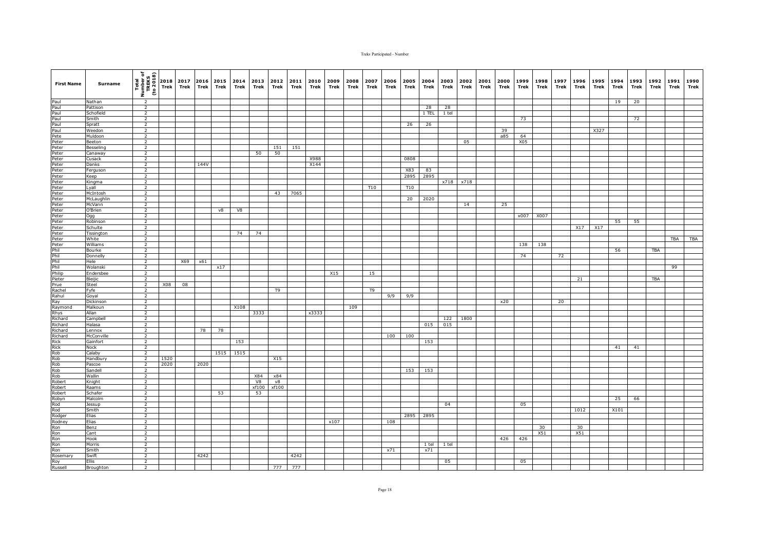| First Name | Surname | Total Number of TREKS (to 2018) | 2018 Trek | 2017 Trek | 2016 Trek | 2015 Trek | 2014 Trek | 2013 Trek | 2012 Trek | 2011 Trek | 2010 Trek | 2009 Trek | 2008 Trek | 2007 Trek | 2006 Trek | 2005 Trek | 2004 Trek | 2003 Trek | 2002 Trek | 2001 Trek | 2000 Trek | 1999 Trek | 1998 Trek | 1997 Trek | 1996 Trek | 1995 Trek | 1994 Trek | 1993 Trek | 1992 Trek | 1991 Trek | 1990 Trek |
|---|---|---|---|---|---|---|---|---|---|---|---|---|---|---|---|---|---|---|---|---|---|---|---|---|---|---|---|---|---|---|---|
| Paul | Nathan | 2 | | | | | | | | | | | | | | | | | | | | | | | | | 19 | 20 | | | |
| Paul | Pattison | 2 | | | | | | | | | | | | | | | 28 | 28 | | | | | | | | | | | | | |
| Paul | Schofield | 2 | | | | | | | | | | | | | | | 1 TEL | 1 tel | | | | | | | | | | | | | |
| Paul | Smith | 2 | | | | | | | | | | | | | | | | | | | | 73 | | | | | | 72 | | | |
| Paul | Spratt | 2 | | | | | | | | | | | | | | 26 | 26 | | | | | | | | | | | | | | |
| Paul | Weedon | 2 | | | | | | | | | | | | | | | | | | | 39 | | | | | X327 | | | | | |
| Pete | Muldoon | 2 | | | | | | | | | | | | | | | | | | | a85 | 64 | | | | | | | | | |
| Peter | Beeton | 2 | | | | | | | | | | | | | | | | | 05 | | | X05 | | | | | | | | | |
| Peter | Besseling | 2 | | | | | | | 151 | 151 | | | | | | | | | | | | | | | | | | | | | |
| Peter | Canaway | 2 | | | | | | 50 | 50 | | | | | | | | | | | | | | | | | | | | | | |
| Peter | Cusack | 2 | | | | | | | | | X988 | | | | | 0808 | | | | | | | | | | | | | | | |
| Peter | Danks | 2 | | | 144V | | | | | | X144 | | | | | | | | | | | | | | | | | | | | |
| Peter | Ferguson | 2 | | | | | | | | | | | | | | X83 | 83 | | | | | | | | | | | | | | |
| Peter | Keep | 2 | | | | | | | | | | | | | | 2895 | 2895 | | | | | | | | | | | | | | |
| Peter | Kingma | 2 | | | | | | | | | | | | | | | | x718 | x718 | | | | | | | | | | | | |
| Peter | Lyall | 2 | | | | | | | | | | | | T10 | | T10 | | | | | | | | | | | | | | | |
| Peter | McIntosh | 2 | | | | | | | 43 | 7065 | | | | | | | | | | | | | | | | | | | | | |
| Peter | McLaughlin | 2 | | | | | | | | | | | | | | 20 | 2020 | | | | | | | | | | | | | | |
| Peter | McVann | 2 | | | | | | | | | | | | | | | | | 14 | | 25 | | | | | | | | | | |
| Peter | O'Brien | 2 | | | | v8 | V8 | | | | | | | | | | | | | | | | | | | | | | | | |
| Peter | Ogg | 2 | | | | | | | | | | | | | | | | | | | | x007 | X007 | | | | | | | | |
| Peter | Robinson | 2 | | | | | | | | | | | | | | | | | | | | | | | | | 55 | 55 | | | |
| Peter | Schulte | 2 | | | | | | | | | | | | | | | | | | | | | | | X17 | X17 | | | | | |
| Peter | Tissington | 2 | | | | | 74 | 74 | | | | | | | | | | | | | | | | | | | | | | | |
| Peter | White | 2 | | | | | | | | | | | | | | | | | | | | | | | | | | | | TBA | TBA |
| Peter | Williams | 2 | | | | | | | | | | | | | | | | | | | | 138 | 138 | | | | | | | | |
| Phil | Bourke | 2 | | | | | | | | | | | | | | | | | | | | | | | | | 56 | | TBA | | |
| Phil | Donnelly | 2 | | | | | | | | | | | | | | | | | | | | 74 | | 72 | | | | | | | |
| Phil | Hele | 2 | | X69 | x61 | | | | | | | | | | | | | | | | | | | | | | | | | | |
| Phil | Wolanski | 2 | | | | x17 | | | | | | | | | | | | | | | | | | | | | | | | 99 | |
| Philip | Endersbee | 2 | | | | | | | | | | X15 | | 15 | | | | | | | | | | | | | | | | | |
| Pieter | Bleijic | 2 | | | | | | | | | | | | | | | | | | | | | | | 21 | | | | TBA | | |
| Prue | Steel | 2 | X08 | 08 | | | | | | | | | | | | | | | | | | | | | | | | | | | |
| Rachel | Fyfe | 2 | | | | | | | T9 | | | | | T9 | | | | | | | | | | | | | | | | | |
| Rahul | Goyal | 2 | | | | | | | | | | | | | 9/9 | 9/9 | | | | | | | | | | | | | | | |
| Ray | Dickinson | 2 | | | | | | | | | | | | | | | | | | | x20 | | | 20 | | | | | | | |
| Raymond | Malkoun | 2 | | | | | X108 | | | | | | 109 | | | | | | | | | | | | | | | | | | |
| Rhys | Allan | 2 | | | | | | 3333 | | | x3333 | | | | | | | | | | | | | | | | | | | | |
| Richard | Campbell | 2 | | | | | | | | | | | | | | | | 122 | 1800 | | | | | | | | | | | | |
| Richard | Halasa | 2 | | | | | | | | | | | | | | | 015 | 015 | | | | | | | | | | | | | |
| Richard | Lennox | 2 | | | 78 | 78 | | | | | | | | | | | | | | | | | | | | | | | | | |
| Richard | McConville | 2 | | | | | | | | | | | | | 100 | 100 | | | | | | | | | | | | | | | |
| Rick | Gainfort | 2 | | | | | 153 | | | | | | | | | | 153 | | | | | | | | | | | | | | |
| Rick | Nock | 2 | | | | | | | | | | | | | | | | | | | | | | | | | 41 | 41 | | | |
| Rob | Calaby | 2 | | | | 1515 | 1515 | | | | | | | | | | | | | | | | | | | | | | | | |
| Rob | Handbury | 2 | 1520 | | | | | | X15 | | | | | | | | | | | | | | | | | | | | | | |
| Rob | Pascoe | 2 | 2020 | | 2020 | | | | | | | | | | | | | | | | | | | | | | | | | | |
| Rob | Sandell | 2 | | | | | | | | | | | | | | 153 | 153 | | | | | | | | | | | | | | |
| Rob | Wallin | 2 | | | | | | X84 | x84 | | | | | | | | | | | | | | | | | | | | | | |
| Robert | Knight | 2 | | | | | | V8 | v8 | | | | | | | | | | | | | | | | | | | | | | |
| Robert | Raams | 2 | | | | | | xf100 | xf100 | | | | | | | | | | | | | | | | | | | | | | |
| Robert | Schafer | 2 | | | | 53 | | 53 | | | | | | | | | | | | | | | | | | | | | | | |
| Robyn | Malcolm | 2 | | | | | | | | | | | | | | | | | | | | | | | | | 25 | 66 | | | |
| Rod | Jessup | 2 | | | | | | | | | | | | | | | | 04 | | | | 05 | | | | | | | | | |
| Rod | Smith | 2 | | | | | | | | | | | | | | | | | | | | | | | 1012 | | X101 | | | | |
| Rodger | Elias | 2 | | | | | | | | | | | | | | 2895 | 2895 | | | | | | | | | | | | | | |
| Rodney | Elias | 2 | | | | | | | | | | x107 | | | 108 | | | | | | | | | | | | | | | | |
| Ron | Benz | 2 | | | | | | | | | | | | | | | | | | | | | 30 | | 30 | | | | | | |
| Ron | Cant | 2 | | | | | | | | | | | | | | | | | | | | | X51 | | X51 | | | | | | |
| Ron | Hook | 2 | | | | | | | | | | | | | | | | | | | 426 | 426 | | | | | | | | | |
| Ron | Morris | 2 | | | | | | | | | | | | | | | 1 tel | 1 tel | | | | | | | | | | | | | |
| Ron | Smith | 2 | | | | | | | | | | | | | x71 | | x71 | | | | | | | | | | | | | | |
| Rosemary | Swift | 2 | | | 4242 | | | | | 4242 | | | | | | | | | | | | | | | | | | | | | |
| Roy | Ellis | 2 | | | | | | | | | | | | | | | | 05 | | | | 05 | | | | | | | | | |
| Russell | Broughton | 2 | | | | | | | 777 | 777 | | | | | | | | | | | | | | | | | | | | | |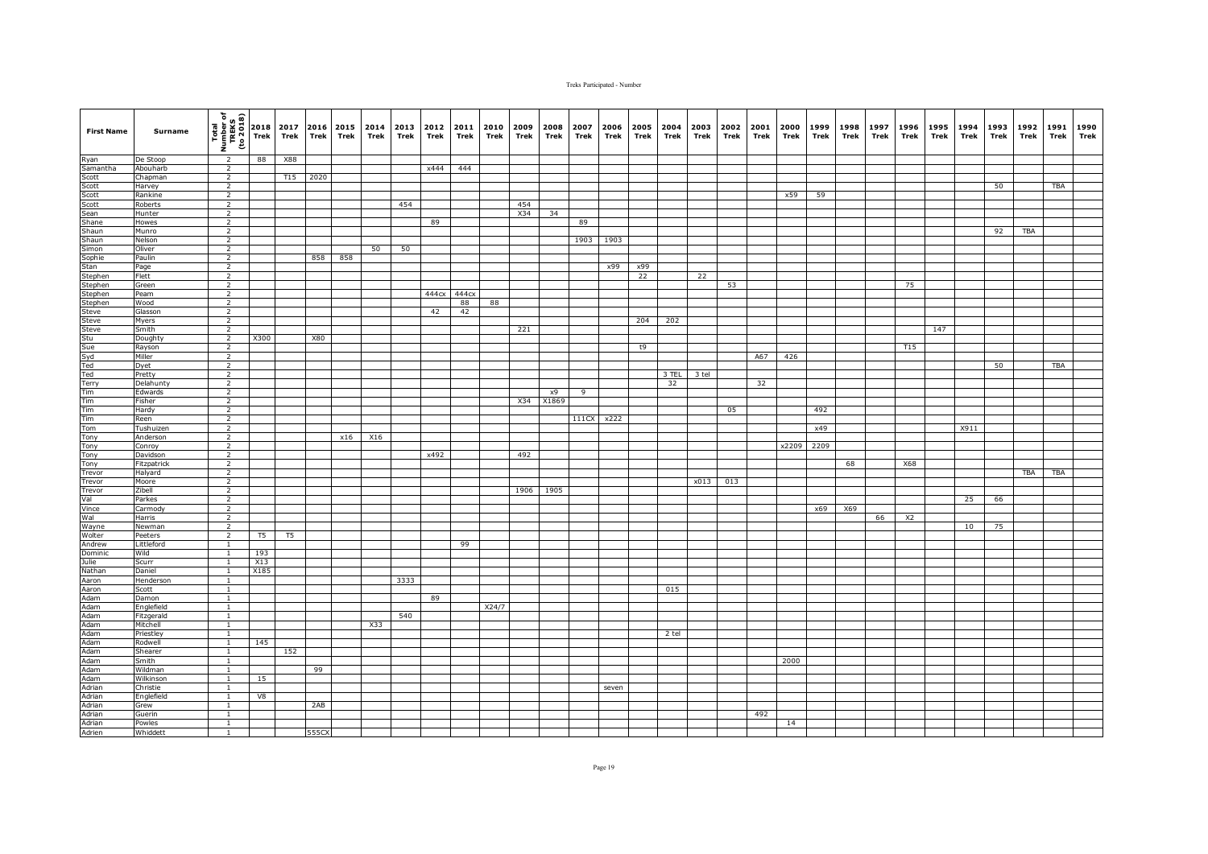| First Name | Surname | Total Number of TREKS (to 2018) | 2018 Trek | 2017 Trek | 2016 Trek | 2015 Trek | 2014 Trek | 2013 Trek | 2012 Trek | 2011 Trek | 2010 Trek | 2009 Trek | 2008 Trek | 2007 Trek | 2006 Trek | 2005 Trek | 2004 Trek | 2003 Trek | 2002 Trek | 2001 Trek | 2000 Trek | 1999 Trek | 1998 Trek | 1997 Trek | 1996 Trek | 1995 Trek | 1994 Trek | 1993 Trek | 1992 Trek | 1991 Trek | 1990 Trek |
|---|---|---|---|---|---|---|---|---|---|---|---|---|---|---|---|---|---|---|---|---|---|---|---|---|---|---|---|---|---|---|---|
| Ryan | De Stoop | 2 | 88 | X88 | | | | | | | | | | | | | | | | | | | | | | | | | | | |
| Samantha | Abouharb | 2 | | | | | | | x444 | 444 | | | | | | | | | | | | | | | | | | | | | |
| Scott | Chapman | 2 | | T15 | 2020 | | | | | | | | | | | | | | | | | | | | | | | | | | |
| Scott | Harvey | 2 | | | | | | | | | | | | | | | | | | | | | | | | | | 50 | | TBA | |
| Scott | Rankine | 2 | | | | | | | | | | | | | | | | | | | x59 | 59 | | | | | | | | | |
| Scott | Roberts | 2 | | | | | | 454 | | | | 454 | | | | | | | | | | | | | | | | | | | |
| Sean | Hunter | 2 | | | | | | | | | | X34 | 34 | | | | | | | | | | | | | | | | | | |
| Shane | Howes | 2 | | | | | | | 89 | | | | | 89 | | | | | | | | | | | | | | | | | |
| Shaun | Munro | 2 | | | | | | | | | | | | | | | | | | | | | | | | | | 92 | TBA | | |
| Shaun | Nelson | 2 | | | | | | | | | | | | 1903 | 1903 | | | | | | | | | | | | | | | | |
| Simon | Oliver | 2 | | | | | 50 | 50 | | | | | | | | | | | | | | | | | | | | | | | |
| Sophie | Paulin | 2 | | | 858 | 858 | | | | | | | | | | | | | | | | | | | | | | | | | |
| Stan | Page | 2 | | | | | | | | | | | | | x99 | x99 | | | | | | | | | | | | | | | |
| Stephen | Flett | 2 | | | | | | | | | | | | | | 22 | | 22 | | | | | | | | | | | | | |
| Stephen | Green | 2 | | | | | | | | | | | | | | | | | 53 | | | | | | 75 | | | | | | |
| Stephen | Pearn | 2 | | | | | | | 444cx | 444cx | | | | | | | | | | | | | | | | | | | | | |
| Stephen | Wood | 2 | | | | | | | | 88 | 88 | | | | | | | | | | | | | | | | | | | | |
| Steve | Glasson | 2 | | | | | | | 42 | 42 | | | | | | | | | | | | | | | | | | | | | |
| Steve | Myers | 2 | | | | | | | | | | | | | | 204 | 202 | | | | | | | | | | | | | | |
| Steve | Smith | 2 | | | | | | | | | | 221 | | | | | | | | | | | | | | 147 | | | | | |
| Stu | Doughty | 2 | X300 | | X80 | | | | | | | | | | | | | | | | | | | | | | | | | | |
| Sue | Rayson | 2 | | | | | | | | | | | | | | t9 | | | | | | | | | T15 | | | | | | |
| Syd | Miller | 2 | | | | | | | | | | | | | | | | | | A67 | 426 | | | | | | | | | | |
| Ted | Dyet | 2 | | | | | | | | | | | | | | | | | | | | | | | | | | 50 | | TBA | |
| Ted | Pretty | 2 | | | | | | | | | | | | | | | 3 TEL | 3 tel | | | | | | | | | | | | | |
| Terry | Delahunty | 2 | | | | | | | | | | | | | | | 32 | | | 32 | | | | | | | | | | | |
| Tim | Edwards | 2 | | | | | | | | | | | x9 | 9 | | | | | | | | | | | | | | | | | |
| Tim | Fisher | 2 | | | | | | | | | | X34 | X1869 | | | | | | | | | | | | | | | | | | |
| Tim | Hardy | 2 | | | | | | | | | | | | | | | | | 05 | | | 492 | | | | | | | | | |
| Tim | Reen | 2 | | | | | | | | | | | | 111CX | x222 | | | | | | | | | | | | | | | | |
| Tom | Tushuizen | 2 | | | | | | | | | | | | | | | | | | | | x49 | | | | | X911 | | | | |
| Tony | Anderson | 2 | | | | x16 | X16 | | | | | | | | | | | | | | | | | | | | | | | | |
| Tony | Conroy | 2 | | | | | | | | | | | | | | | | | | | x2209 | 2209 | | | | | | | | | |
| Tony | Davidson | 2 | | | | | | | x492 | | | 492 | | | | | | | | | | | | | | | | | | | |
| Tony | Fitzpatrick | 2 | | | | | | | | | | | | | | | | | | | | | 68 | | X68 | | | | | | |
| Trevor | Halyard | 2 | | | | | | | | | | | | | | | | | | | | | | | | | | | TBA | TBA | |
| Trevor | Moore | 2 | | | | | | | | | | | | | | | | x013 | 013 | | | | | | | | | | | | |
| Trevor | Zibell | 2 | | | | | | | | | | 1906 | 1905 | | | | | | | | | | | | | | | | | | |
| Val | Parkes | 2 | | | | | | | | | | | | | | | | | | | | | | | | | 25 | 66 | | | |
| Vince | Carmody | 2 | | | | | | | | | | | | | | | | | | | | x69 | X69 | | | | | | | | |
| Wal | Harris | 2 | | | | | | | | | | | | | | | | | | | | | | 66 | X2 | | | | | | |
| Wayne | Newman | 2 | | | | | | | | | | | | | | | | | | | | | | | | | 10 | 75 | | | |
| Wolter | Peeters | 2 | T5 | T5 | | | | | | | | | | | | | | | | | | | | | | | | | | | |
| Andrew | Littleford | 1 | | | | | | | | 99 | | | | | | | | | | | | | | | | | | | | | |
| Dominic | Wild | 1 | 193 | | | | | | | | | | | | | | | | | | | | | | | | | | | | |
| Julie | Scurr | 1 | X13 | | | | | | | | | | | | | | | | | | | | | | | | | | | | |
| Nathan | Daniel | 1 | X185 | | | | | | | | | | | | | | | | | | | | | | | | | | | | |
| Aaron | Henderson | 1 | | | | | | 3333 | | | | | | | | | | | | | | | | | | | | | | | |
| Aaron | Scott | 1 | | | | | | | | | | | | | | | 015 | | | | | | | | | | | | | | |
| Adam | Damon | 1 | | | | | | | 89 | | | | | | | | | | | | | | | | | | | | | | |
| Adam | Englefield | 1 | | | | | | | | | X24/7 | | | | | | | | | | | | | | | | | | | | |
| Adam | Fitzgerald | 1 | | | | | | 540 | | | | | | | | | | | | | | | | | | | | | | | |
| Adam | Mitchell | 1 | | | | | X33 | | | | | | | | | | | | | | | | | | | | | | | | |
| Adam | Priestley | 1 | | | | | | | | | | | | | | | 2 tel | | | | | | | | | | | | | | |
| Adam | Rodwell | 1 | 145 | | | | | | | | | | | | | | | | | | | | | | | | | | | | |
| Adam | Shearer | 1 | | 152 | | | | | | | | | | | | | | | | | | | | | | | | | | | |
| Adam | Smith | 1 | | | | | | | | | | | | | | | | | | | 2000 | | | | | | | | | | |
| Adam | Wildman | 1 | | | 99 | | | | | | | | | | | | | | | | | | | | | | | | | | |
| Adam | Wilkinson | 1 | 15 | | | | | | | | | | | | | | | | | | | | | | | | | | | | |
| Adrian | Christie | 1 | | | | | | | | | | | | | seven | | | | | | | | | | | | | | | | |
| Adrian | Englefield | 1 | V8 | | | | | | | | | | | | | | | | | | | | | | | | | | | | |
| Adrian | Grew | 1 | | | 2AB | | | | | | | | | | | | | | | | | | | | | | | | | | |
| Adrian | Guerin | 1 | | | | | | | | | | | | | | | | | | 492 | | | | | | | | | | | |
| Adrian | Powles | 1 | | | | | | | | | | | | | | | | | | | 14 | | | | | | | | | | |
| Adrien | Whiddett | 1 | | | 555CX | | | | | | | | | | | | | | | | | | | | | | | | | | |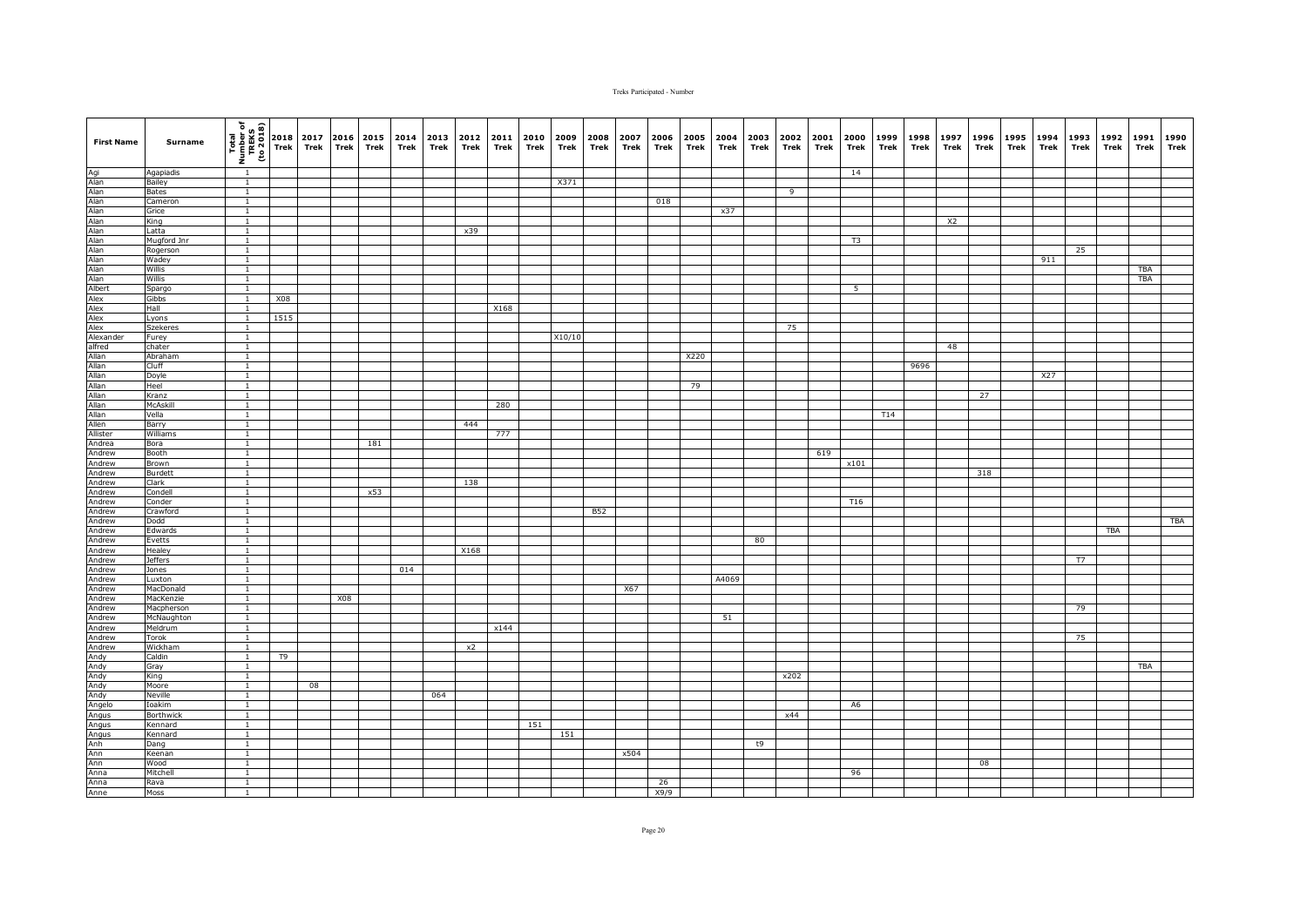| First Name | Surname | Total Number of TREKS (to 2018) | 2018 Trek | 2017 Trek | 2016 Trek | 2015 Trek | 2014 Trek | 2013 Trek | 2012 Trek | 2011 Trek | 2010 Trek | 2009 Trek | 2008 Trek | 2007 Trek | 2006 Trek | 2005 Trek | 2004 Trek | 2003 Trek | 2002 Trek | 2001 Trek | 2000 Trek | 1999 Trek | 1998 Trek | 1997 Trek | 1996 Trek | 1995 Trek | 1994 Trek | 1993 Trek | 1992 Trek | 1991 Trek | 1990 Trek |
|---|---|---|---|---|---|---|---|---|---|---|---|---|---|---|---|---|---|---|---|---|---|---|---|---|---|---|---|---|---|---|---|
| Agi | Agapiadis | 1 | | | | | | | | | | | | | | | | | | | 14 | | | | | | | | | | |
| Alan | Bailey | 1 | | | | | | | | | | X371 | | | | | | | | | | | | | | | | | | | |
| Alan | Bates | 1 | | | | | | | | | | | | | | | | | 9 | | | | | | | | | | | | |
| Alan | Cameron | 1 | | | | | | | | | | | | | 018 | | | | | | | | | | | | | | | | |
| Alan | Grice | 1 | | | | | | | | | | | | | | | x37 | | | | | | | | | | | | | | |
| Alan | King | 1 | | | | | | | | | | | | | | | | | | | | | | X2 | | | | | | | |
| Alan | Latta | 1 | | | | | | | x39 | | | | | | | | | | | | | | | | | | | | | | |
| Alan | Mugford Jnr | 1 | | | | | | | | | | | | | | | | | | | T3 | | | | | | | | | | |
| Alan | Rogerson | 1 | | | | | | | | | | | | | | | | | | | | | | | | | | 25 | | | |
| Alan | Wadey | 1 | | | | | | | | | | | | | | | | | | | | | | | | | 911 | | | | |
| Alan | Willis | 1 | | | | | | | | | | | | | | | | | | | | | | | | | | | | TBA | |
| Alan | Willis | 1 | | | | | | | | | | | | | | | | | | | | | | | | | | | | TBA | |
| Albert | Spargo | 1 | | | | | | | | | | | | | | | | | | | 5 | | | | | | | | | | |
| Alex | Gibbs | 1 | X08 | | | | | | | | | | | | | | | | | | | | | | | | | | | | |
| Alex | Hall | 1 | | | | | | | | X168 | | | | | | | | | | | | | | | | | | | | | |
| Alex | Lyons | 1 | 1515 | | | | | | | | | | | | | | | | | | | | | | | | | | | | |
| Alex | Szekeres | 1 | | | | | | | | | | | | | | | | | 75 | | | | | | | | | | | | |
| Alexander | Furey | 1 | | | | | | | | | | X10/10 | | | | | | | | | | | | | | | | | | | |
| alfred | chater | 1 | | | | | | | | | | | | | | | | | | | | | | 48 | | | | | | | |
| Allan | Abraham | 1 | | | | | | | | | | | | | | X220 | | | | | | | | | | | | | | | |
| Allan | Cluff | 1 | | | | | | | | | | | | | | | | | | | | | 9696 | | | | | | | | |
| Allan | Doyle | 1 | | | | | | | | | | | | | | | | | | | | | | | | | X27 | | | | |
| Allan | Heel | 1 | | | | | | | | | | | | | | 79 | | | | | | | | | | | | | | | |
| Allan | Kranz | 1 | | | | | | | | | | | | | | | | | | | | | | | 27 | | | | | | |
| Allan | McAskill | 1 | | | | | | | | 280 | | | | | | | | | | | | | | | | | | | | | |
| Allan | Vella | 1 | | | | | | | | | | | | | | | | | | | | T14 | | | | | | | | | |
| Allen | Barry | 1 | | | | | | | 444 | | | | | | | | | | | | | | | | | | | | | | |
| Allister | Williams | 1 | | | | | | | | 777 | | | | | | | | | | | | | | | | | | | | | |
| Andrea | Bora | 1 | | | | 181 | | | | | | | | | | | | | | | | | | | | | | | | | |
| Andrew | Booth | 1 | | | | | | | | | | | | | | | | | | 619 | | | | | | | | | | | |
| Andrew | Brown | 1 | | | | | | | | | | | | | | | | | | | x101 | | | | | | | | | | |
| Andrew | Burdett | 1 | | | | | | | | | | | | | | | | | | | | | | | 318 | | | | | | |
| Andrew | Clark | 1 | | | | | | | 138 | | | | | | | | | | | | | | | | | | | | | | |
| Andrew | Condell | 1 | | | | x53 | | | | | | | | | | | | | | | | | | | | | | | | | |
| Andrew | Conder | 1 | | | | | | | | | | | | | | | | | | | T16 | | | | | | | | | | |
| Andrew | Crawford | 1 | | | | | | | | | | | B52 | | | | | | | | | | | | | | | | | | |
| Andrew | Dodd | 1 | | | | | | | | | | | | | | | | | | | | | | | | | | | | | TBA |
| Andrew | Edwards | 1 | | | | | | | | | | | | | | | | | | | | | | | | | | | TBA | | |
| Andrew | Evetts | 1 | | | | | | | | | | | | | | | | 80 | | | | | | | | | | | | | |
| Andrew | Healey | 1 | | | | | | | X168 | | | | | | | | | | | | | | | | | | | | | | |
| Andrew | Jeffers | 1 | | | | | | | | | | | | | | | | | | | | | | | | | | T7 | | | |
| Andrew | Jones | 1 | | | | | 014 | | | | | | | | | | | | | | | | | | | | | | | | |
| Andrew | Luxton | 1 | | | | | | | | | | | | | | | A4069 | | | | | | | | | | | | | | |
| Andrew | MacDonald | 1 | | | | | | | | | | | | X67 | | | | | | | | | | | | | | | | | |
| Andrew | MacKenzie | 1 | | | X08 | | | | | | | | | | | | | | | | | | | | | | | | | | |
| Andrew | Macpherson | 1 | | | | | | | | | | | | | | | | | | | | | | | | | | 79 | | | |
| Andrew | McNaughton | 1 | | | | | | | | | | | | | | | 51 | | | | | | | | | | | | | | |
| Andrew | Meldrum | 1 | | | | | | | | x144 | | | | | | | | | | | | | | | | | | | | | |
| Andrew | Torok | 1 | | | | | | | | | | | | | | | | | | | | | | | | | | 75 | | | |
| Andrew | Wickham | 1 | | | | | | | x2 | | | | | | | | | | | | | | | | | | | | | | |
| Andy | Caldin | 1 | T9 | | | | | | | | | | | | | | | | | | | | | | | | | | | | |
| Andy | Gray | 1 | | | | | | | | | | | | | | | | | | | | | | | | | | | | TBA | |
| Andy | King | 1 | | | | | | | | | | | | | | | | | x202 | | | | | | | | | | | | |
| Andy | Moore | 1 | | 08 | | | | | | | | | | | | | | | | | | | | | | | | | | | |
| Andy | Neville | 1 | | | | | | 064 | | | | | | | | | | | | | | | | | | | | | | | |
| Angelo | Ioakim | 1 | | | | | | | | | | | | | | | | | | | A6 | | | | | | | | | | |
| Angus | Borthwick | 1 | | | | | | | | | | | | | | | | | x44 | | | | | | | | | | | | |
| Angus | Kennard | 1 | | | | | | | | | 151 | | | | | | | | | | | | | | | | | | | | |
| Angus | Kennard | 1 | | | | | | | | | | 151 | | | | | | | | | | | | | | | | | | | |
| Anh | Dang | 1 | | | | | | | | | | | | | | | | t9 | | | | | | | | | | | | | |
| Ann | Keenan | 1 | | | | | | | | | | | | x504 | | | | | | | | | | | | | | | | | |
| Ann | Wood | 1 | | | | | | | | | | | | | | | | | | | | | | | 08 | | | | | | |
| Anna | Mitchell | 1 | | | | | | | | | | | | | | | | | | | 96 | | | | | | | | | | |
| Anna | Rava | 1 | | | | | | | | | | | | | 26 | | | | | | | | | | | | | | | | |
| Anne | Moss | 1 | | | | | | | | | | | | | X9/9 | | | | | | | | | | | | | | | | |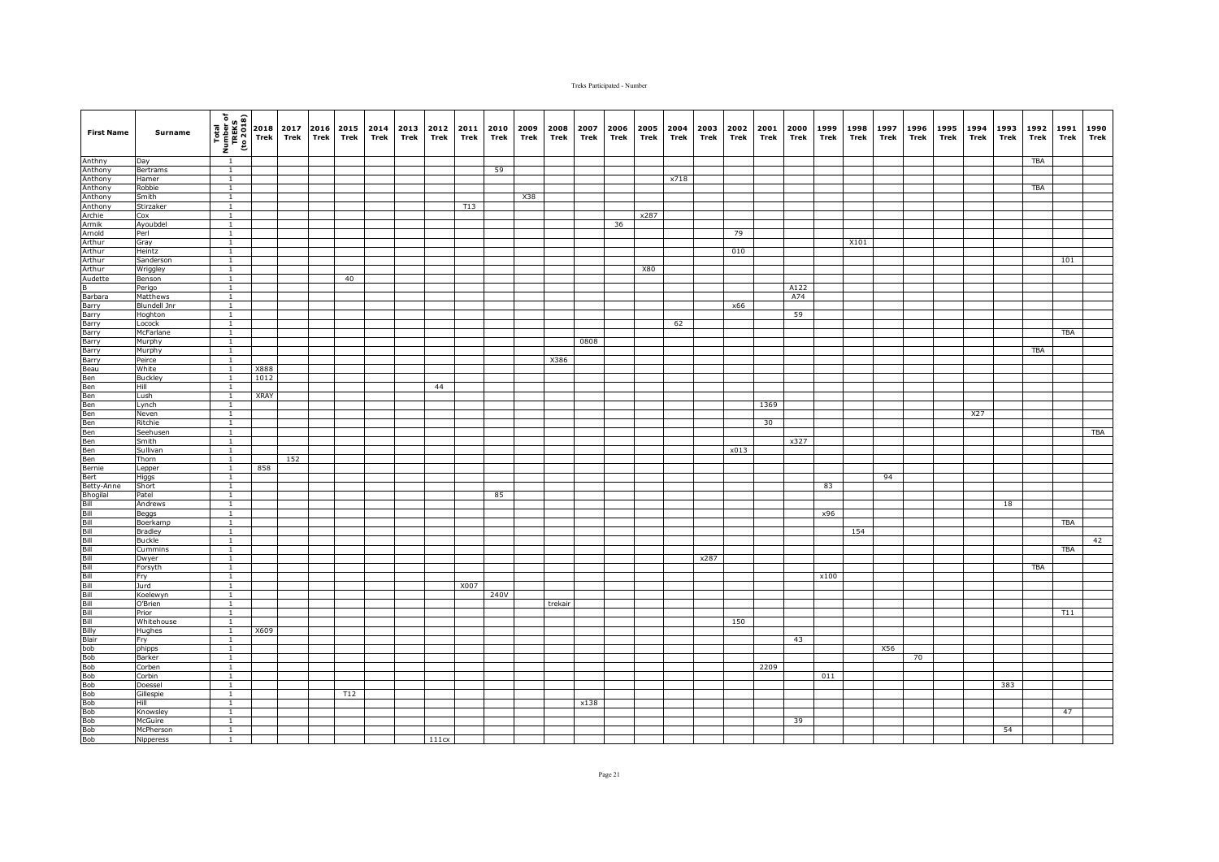| First Name | Surname | Total Number of TREKS (to 2018) | 2018 Trek | 2017 Trek | 2016 Trek | 2015 Trek | 2014 Trek | 2013 Trek | 2012 Trek | 2011 Trek | 2010 Trek | 2009 Trek | 2008 Trek | 2007 Trek | 2006 Trek | 2005 Trek | 2004 Trek | 2003 Trek | 2002 Trek | 2001 Trek | 2000 Trek | 1999 Trek | 1998 Trek | 1997 Trek | 1996 Trek | 1995 Trek | 1994 Trek | 1993 Trek | 1992 Trek | 1991 Trek | 1990 Trek |
|---|---|---|---|---|---|---|---|---|---|---|---|---|---|---|---|---|---|---|---|---|---|---|---|---|---|---|---|---|---|---|---|
| Anthny | Day | 1 | | | | | | | | | | | | | | | | | | | | | | | | | | | TBA | | |
| Anthony | Bertrams | 1 | | | | | | | | | 59 | | | | | | | | | | | | | | | | | | | | |
| Anthony | Hamer | 1 | | | | | | | | | | | | | | | x718 | | | | | | | | | | | | | | |
| Anthony | Robbie | 1 | | | | | | | | | | | | | | | | | | | | | | | | | | | TBA | | |
| Anthony | Smith | 1 | | | | | | | | | | X38 | | | | | | | | | | | | | | | | | | | |
| Anthony | Stirzaker | 1 | | | | | | | | T13 | | | | | | | | | | | | | | | | | | | | | |
| Archie | Cox | 1 | | | | | | | | | | | | | | x287 | | | | | | | | | | | | | | | |
| Armik | Ayoubdel | 1 | | | | | | | | | | | | | 36 | | | | | | | | | | | | | | | | |
| Arnold | Perl | 1 | | | | | | | | | | | | | | | | | 79 | | | | | | | | | | | | |
| Arthur | Gray | 1 | | | | | | | | | | | | | | | | | | | | | X101 | | | | | | | | |
| Arthur | Heintz | 1 | | | | | | | | | | | | | | | | | 010 | | | | | | | | | | | | |
| Arthur | Sanderson | 1 | | | | | | | | | | | | | | | | | | | | | | | | | | | | 101 | |
| Arthur | Wriggley | 1 | | | | | | | | | | | | | | X80 | | | | | | | | | | | | | | | |
| Audette | Benson | 1 | | | | 40 | | | | | | | | | | | | | | | | | | | | | | | | | |
| B | Perigo | 1 | | | | | | | | | | | | | | | | | | | A122 | | | | | | | | | | |
| Barbara | Matthews | 1 | | | | | | | | | | | | | | | | | | | A74 | | | | | | | | | | |
| Barry | Blundell Jnr | 1 | | | | | | | | | | | | | | | | | x66 | | | | | | | | | | | | |
| Barry | Hoghton | 1 | | | | | | | | | | | | | | | | | | | 59 | | | | | | | | | | |
| Barry | Locock | 1 | | | | | | | | | | | | | | | 62 | | | | | | | | | | | | | | |
| Barry | McFarlane | 1 | | | | | | | | | | | | | | | | | | | | | | | | | | | | TBA | |
| Barry | Murphy | 1 | | | | | | | | | | | | 0808 | | | | | | | | | | | | | | | | | |
| Barry | Murphy | 1 | | | | | | | | | | | | | | | | | | | | | | | | | | | TBA | | |
| Barry | Peirce | 1 | | | | | | | | | | | X386 | | | | | | | | | | | | | | | | | | |
| Beau | White | 1 | X888 | | | | | | | | | | | | | | | | | | | | | | | | | | | | |
| Ben | Buckley | 1 | 1012 | | | | | | | | | | | | | | | | | | | | | | | | | | | | |
| Ben | Hill | 1 | | | | | | | 44 | | | | | | | | | | | | | | | | | | | | | | |
| Ben | Lush | 1 | XRAY | | | | | | | | | | | | | | | | | | | | | | | | | | | | |
| Ben | Lynch | 1 | | | | | | | | | | | | | | | | | | 1369 | | | | | | | | | | | |
| Ben | Neven | 1 | | | | | | | | | | | | | | | | | | | | | | | | | X27 | | | | |
| Ben | Ritchie | 1 | | | | | | | | | | | | | | | | | | 30 | | | | | | | | | | | |
| Ben | Seehusen | 1 | | | | | | | | | | | | | | | | | | | | | | | | | | | | | TBA |
| Ben | Smith | 1 | | | | | | | | | | | | | | | | | | | x327 | | | | | | | | | | |
| Ben | Sullivan | 1 | | | | | | | | | | | | | | | | | x013 | | | | | | | | | | | | |
| Ben | Thorn | 1 | | 152 | | | | | | | | | | | | | | | | | | | | | | | | | | | |
| Bernie | Lepper | 1 | 858 | | | | | | | | | | | | | | | | | | | | | | | | | | | | |
| Bert | Higgs | 1 | | | | | | | | | | | | | | | | | | | | | | 94 | | | | | | | |
| Betty-Anne | Short | 1 | | | | | | | | | | | | | | | | | | | | 83 | | | | | | | | | |
| Bhogilal | Patel | 1 | | | | | | | | | 85 | | | | | | | | | | | | | | | | | | | | |
| Bill | Andrews | 1 | | | | | | | | | | | | | | | | | | | | | | | | | | 18 | | | |
| Bill | Beggs | 1 | | | | | | | | | | | | | | | | | | | | x96 | | | | | | | | | |
| Bill | Boerkamp | 1 | | | | | | | | | | | | | | | | | | | | | | | | | | | | TBA | |
| Bill | Bradley | 1 | | | | | | | | | | | | | | | | | | | | | 154 | | | | | | | | |
| Bill | Buckle | 1 | | | | | | | | | | | | | | | | | | | | | | | | | | | | | 42 |
| Bill | Cummins | 1 | | | | | | | | | | | | | | | | | | | | | | | | | | | | TBA | |
| Bill | Dwyer | 1 | | | | | | | | | | | | | | | | x287 | | | | | | | | | | | | | |
| Bill | Forsyth | 1 | | | | | | | | | | | | | | | | | | | | | | | | | | | TBA | | |
| Bill | Fry | 1 | | | | | | | | | | | | | | | | | | | | x100 | | | | | | | | | |
| Bill | Jurd | 1 | | | | | | | | X007 | | | | | | | | | | | | | | | | | | | | | |
| Bill | Koelewyn | 1 | | | | | | | | | 240V | | | | | | | | | | | | | | | | | | | | |
| Bill | O'Brien | 1 | | | | | | | | | | | trekair | | | | | | | | | | | | | | | | | | |
| Bill | Prior | 1 | | | | | | | | | | | | | | | | | | | | | | | | | | | | T11 | |
| Bill | Whitehouse | 1 | | | | | | | | | | | | | | | | | 150 | | | | | | | | | | | | |
| Billy | Hughes | 1 | X609 | | | | | | | | | | | | | | | | | | | | | | | | | | | | |
| Blair | Fry | 1 | | | | | | | | | | | | | | | | | | | 43 | | | | | | | | | | |
| bob | phipps | 1 | | | | | | | | | | | | | | | | | | | | | | X56 | | | | | | | |
| Bob | Barker | 1 | | | | | | | | | | | | | | | | | | | | | | | 70 | | | | | | |
| Bob | Corben | 1 | | | | | | | | | | | | | | | | | | 2209 | | | | | | | | | | | |
| Bob | Corbin | 1 | | | | | | | | | | | | | | | | | | | | 011 | | | | | | | | | |
| Bob | Doessel | 1 | | | | | | | | | | | | | | | | | | | | | | | | | | 383 | | | |
| Bob | Gillespie | 1 | | | | T12 | | | | | | | | | | | | | | | | | | | | | | | | | |
| Bob | Hill | 1 | | | | | | | | | | | | x138 | | | | | | | | | | | | | | | | | |
| Bob | Knowsley | 1 | | | | | | | | | | | | | | | | | | | | | | | | | | | | 47 | |
| Bob | McGuire | 1 | | | | | | | | | | | | | | | | | | | 39 | | | | | | | | | | |
| Bob | McPherson | 1 | | | | | | | | | | | | | | | | | | | | | | | | | | 54 | | | |
| Bob | Nipperess | 1 | | | | | | | 111cx | | | | | | | | | | | | | | | | | | | | | | |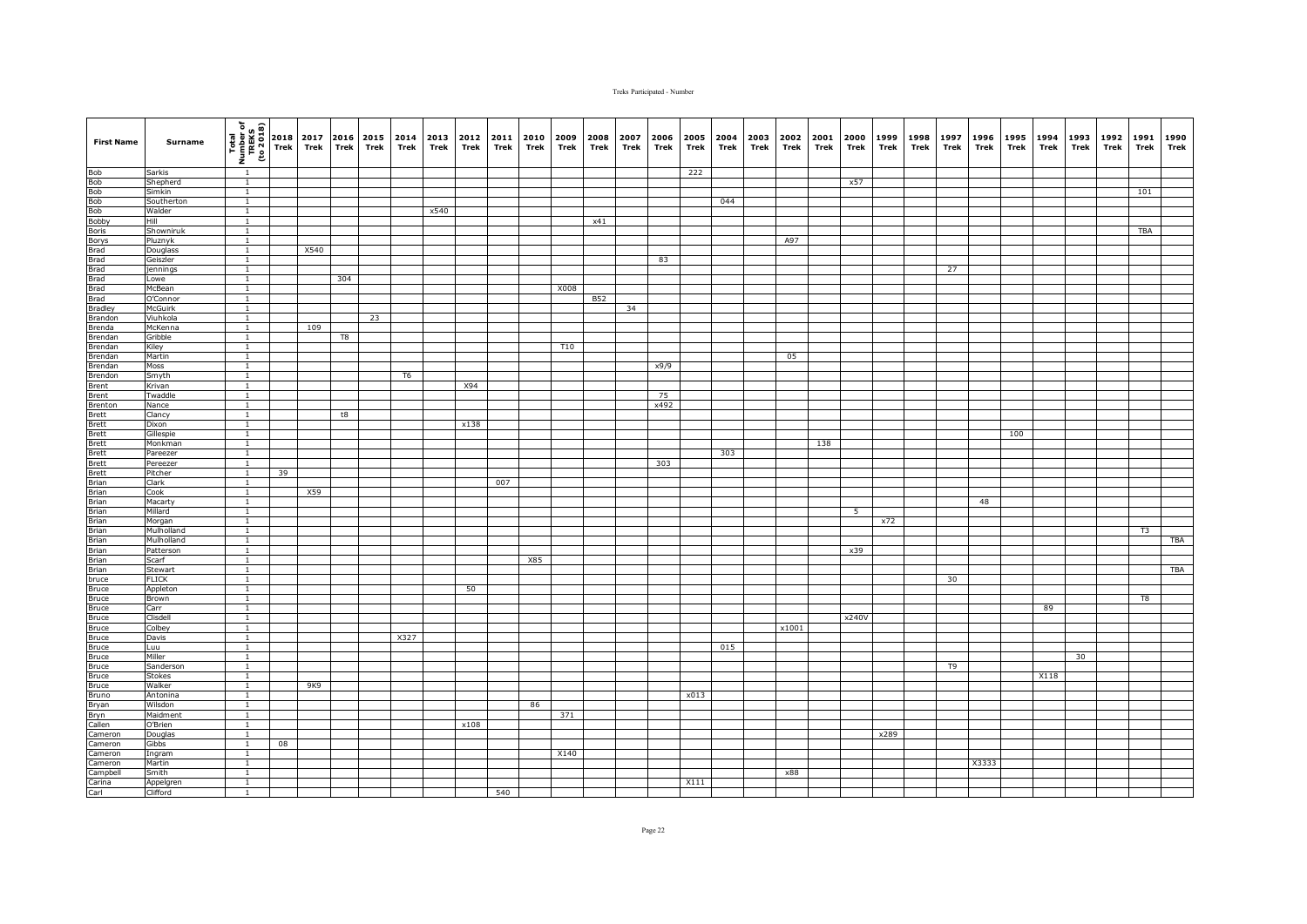| First Name | Surname | Total Number of TREKS (to 2018) | 2018 Trek | 2017 Trek | 2016 Trek | 2015 Trek | 2014 Trek | 2013 Trek | 2012 Trek | 2011 Trek | 2010 Trek | 2009 Trek | 2008 Trek | 2007 Trek | 2006 Trek | 2005 Trek | 2004 Trek | 2003 Trek | 2002 Trek | 2001 Trek | 2000 Trek | 1999 Trek | 1998 Trek | 1997 Trek | 1996 Trek | 1995 Trek | 1994 Trek | 1993 Trek | 1992 Trek | 1991 Trek | 1990 Trek |
|---|---|---|---|---|---|---|---|---|---|---|---|---|---|---|---|---|---|---|---|---|---|---|---|---|---|---|---|---|---|---|---|
| Bob | Sarkis | 1 | | | | | | | | | | | | | | 222 | | | | | | | | | | | | | | | |
| Bob | Shepherd | 1 | | | | | | | | | | | | | | | | | | | x57 | | | | | | | | | | |
| Bob | Simkin | 1 | | | | | | | | | | | | | | | | | | | | | | | | | | | | 101 | |
| Bob | Southerton | 1 | | | | | | | | | | | | | | | 044 | | | | | | | | | | | | | | |
| Bob | Walder | 1 | | | | | | x540 | | | | | | | | | | | | | | | | | | | | | | | |
| Bobby | Hill | 1 | | | | | | | | | | | x41 | | | | | | | | | | | | | | | | | | |
| Boris | Showniruk | 1 | | | | | | | | | | | | | | | | | | | | | | | | | | | | TBA | |
| Borys | Pluznyk | 1 | | | | | | | | | | | | | | | | | A97 | | | | | | | | | | | | |
| Brad | Douglass | 1 | | X540 | | | | | | | | | | | | | | | | | | | | | | | | | | | |
| Brad | Geiszler | 1 | | | | | | | | | | | | | 83 | | | | | | | | | | | | | | | | |
| Brad | Jennings | 1 | | | | | | | | | | | | | | | | | | | | | | 27 | | | | | | | |
| Brad | Lowe | 1 | | | 304 | | | | | | | | | | | | | | | | | | | | | | | | | | |
| Brad | McBean | 1 | | | | | | | | | | X008 | | | | | | | | | | | | | | | | | | | |
| Brad | O'Connor | 1 | | | | | | | | | | | B52 | | | | | | | | | | | | | | | | | | |
| Bradley | McGuirk | 1 | | | | | | | | | | | | 34 | | | | | | | | | | | | | | | | | |
| Brandon | Viuhkola | 1 | | | | 23 | | | | | | | | | | | | | | | | | | | | | | | | | |
| Brenda | McKenna | 1 | | 109 | | | | | | | | | | | | | | | | | | | | | | | | | | | |
| Brendan | Gribble | 1 | | | T8 | | | | | | | | | | | | | | | | | | | | | | | | | | |
| Brendan | Kiley | 1 | | | | | | | | | | T10 | | | | | | | | | | | | | | | | | | | |
| Brendan | Martin | 1 | | | | | | | | | | | | | | | | | 05 | | | | | | | | | | | | |
| Brendan | Moss | 1 | | | | | | | | | | | | | x9/9 | | | | | | | | | | | | | | | | |
| Brendon | Smyth | 1 | | | | | T6 | | | | | | | | | | | | | | | | | | | | | | | | |
| Brent | Krivan | 1 | | | | | | | X94 | | | | | | | | | | | | | | | | | | | | | | |
| Brent | Twaddle | 1 | | | | | | | | | | | | | 75 | | | | | | | | | | | | | | | | |
| Brenton | Nance | 1 | | | | | | | | | | | | | x492 | | | | | | | | | | | | | | | | |
| Brett | Clancy | 1 | | | t8 | | | | | | | | | | | | | | | | | | | | | | | | | | |
| Brett | Dixon | 1 | | | | | | | x138 | | | | | | | | | | | | | | | | | | | | | | |
| Brett | Gillespie | 1 | | | | | | | | | | | | | | | | | | | | | | | | 100 | | | | | |
| Brett | Monkman | 1 | | | | | | | | | | | | | | | | | | 138 | | | | | | | | | | | |
| Brett | Pareezer | 1 | | | | | | | | | | | | | | | 303 | | | | | | | | | | | | | | |
| Brett | Pereezer | 1 | | | | | | | | | | | | | 303 | | | | | | | | | | | | | | | | |
| Brett | Pitcher | 1 | 39 | | | | | | | | | | | | | | | | | | | | | | | | | | | | |
| Brian | Clark | 1 | | | | | | | | 007 | | | | | | | | | | | | | | | | | | | | | |
| Brian | Cook | 1 | | X59 | | | | | | | | | | | | | | | | | | | | | | | | | | | |
| Brian | Macarty | 1 | | | | | | | | | | | | | | | | | | | | | | | 48 | | | | | | |
| Brian | Millard | 1 | | | | | | | | | | | | | | | | | | | 5 | | | | | | | | | | |
| Brian | Morgan | 1 | | | | | | | | | | | | | | | | | | | | x72 | | | | | | | | | |
| Brian | Mulholland | 1 | | | | | | | | | | | | | | | | | | | | | | | | | | | | T3 | |
| Brian | Mulholland | 1 | | | | | | | | | | | | | | | | | | | | | | | | | | | | | TBA |
| Brian | Patterson | 1 | | | | | | | | | | | | | | | | | | | x39 | | | | | | | | | | |
| Brian | Scarf | 1 | | | | | | | | | X85 | | | | | | | | | | | | | | | | | | | | |
| Brian | Stewart | 1 | | | | | | | | | | | | | | | | | | | | | | | | | | | | | TBA |
| bruce | FLICK | 1 | | | | | | | | | | | | | | | | | | | | | | 30 | | | | | | | |
| Bruce | Appleton | 1 | | | | | | | 50 | | | | | | | | | | | | | | | | | | | | | | |
| Bruce | Brown | 1 | | | | | | | | | | | | | | | | | | | | | | | | | | | | T8 | |
| Bruce | Carr | 1 | | | | | | | | | | | | | | | | | | | | | | | | | 89 | | | | |
| Bruce | Clisdell | 1 | | | | | | | | | | | | | | | | | | | x240V | | | | | | | | | | |
| Bruce | Colbey | 1 | | | | | | | | | | | | | | | | | x1001 | | | | | | | | | | | | |
| Bruce | Davis | 1 | | | | | X327 | | | | | | | | | | | | | | | | | | | | | | | | |
| Bruce | Luu | 1 | | | | | | | | | | | | | | | 015 | | | | | | | | | | | | | | |
| Bruce | Miller | 1 | | | | | | | | | | | | | | | | | | | | | | | | | | 30 | | | |
| Bruce | Sanderson | 1 | | | | | | | | | | | | | | | | | | | | | | T9 | | | | | | | |
| Bruce | Stokes | 1 | | | | | | | | | | | | | | | | | | | | | | | | | X118 | | | | |
| Bruce | Walker | 1 | | 9K9 | | | | | | | | | | | | | | | | | | | | | | | | | | | |
| Bruno | Antonina | 1 | | | | | | | | | | | | | | x013 | | | | | | | | | | | | | | | |
| Bryan | Wilsdon | 1 | | | | | | | | | 86 | | | | | | | | | | | | | | | | | | | | |
| Bryn | Maidment | 1 | | | | | | | | | | 371 | | | | | | | | | | | | | | | | | | | |
| Callen | O'Brien | 1 | | | | | | | x108 | | | | | | | | | | | | | | | | | | | | | | |
| Cameron | Douglas | 1 | | | | | | | | | | | | | | | | | | | | x289 | | | | | | | | | |
| Cameron | Gibbs | 1 | 08 | | | | | | | | | | | | | | | | | | | | | | | | | | | | |
| Cameron | Ingram | 1 | | | | | | | | | | X140 | | | | | | | | | | | | | | | | | | | |
| Cameron | Martin | 1 | | | | | | | | | | | | | | | | | | | | | | | X3333 | | | | | | |
| Campbell | Smith | 1 | | | | | | | | | | | | | | | | | x88 | | | | | | | | | | | | |
| Carina | Appelgren | 1 | | | | | | | | | | | | | | X111 | | | | | | | | | | | | | | | |
| Carl | Clifford | 1 | | | | | | | | 540 | | | | | | | | | | | | | | | | | | | | | |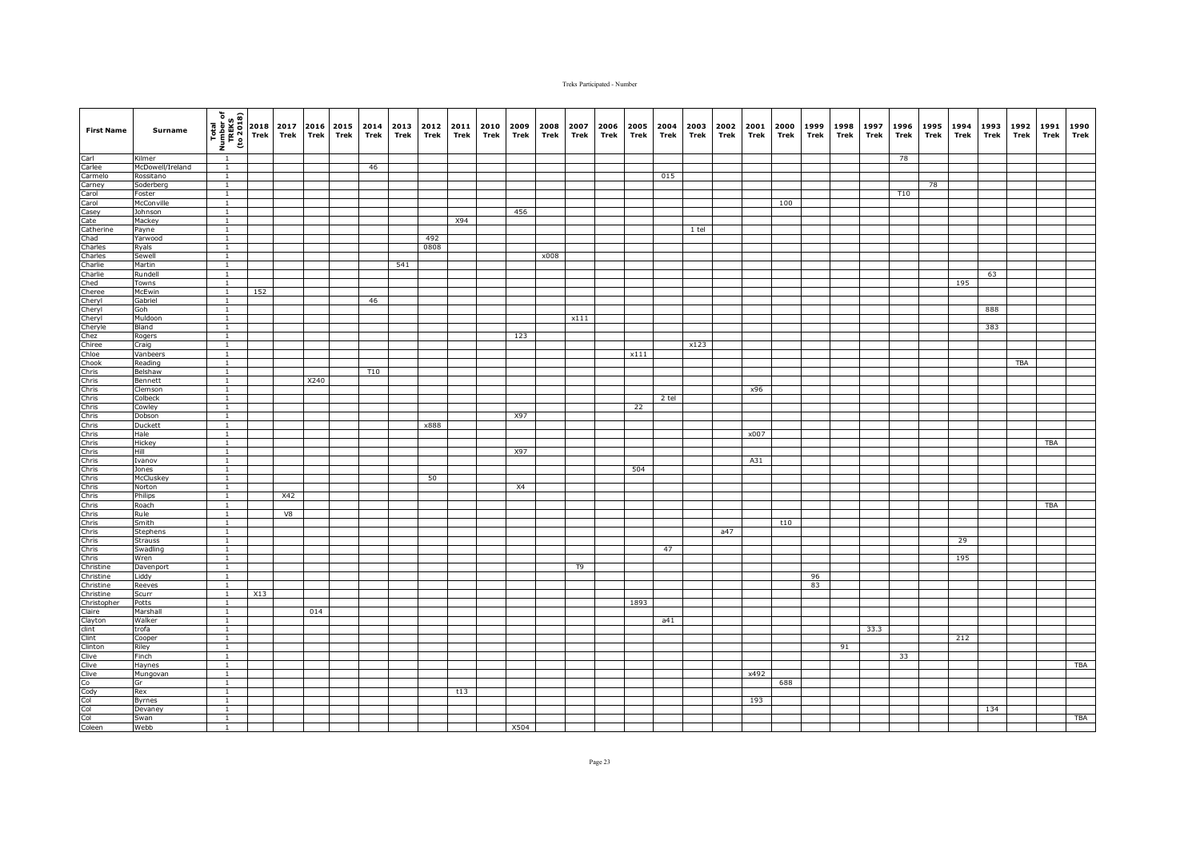| First Name | Surname | Total Number of TREKS (to 2018) | 2018 Trek | 2017 Trek | 2016 Trek | 2015 Trek | 2014 Trek | 2013 Trek | 2012 Trek | 2011 Trek | 2010 Trek | 2009 Trek | 2008 Trek | 2007 Trek | 2006 Trek | 2005 Trek | 2004 Trek | 2003 Trek | 2002 Trek | 2001 Trek | 2000 Trek | 1999 Trek | 1998 Trek | 1997 Trek | 1996 Trek | 1995 Trek | 1994 Trek | 1993 Trek | 1992 Trek | 1991 Trek | 1990 Trek |
|---|---|---|---|---|---|---|---|---|---|---|---|---|---|---|---|---|---|---|---|---|---|---|---|---|---|---|---|---|---|---|---|
| Carl | Kilmer | 1 | | | | | | | | | | | | | | | | | | | | | | | 78 | | | | | | |
| Carlee | McDowell/Ireland | 1 | | | | | 46 | | | | | | | | | | | | | | | | | | | | | | | | |
| Carmelo | Rossitano | 1 | | | | | | | | | | | | | | | 015 | | | | | | | | | | | | | | |
| Carney | Soderberg | 1 | | | | | | | | | | | | | | | | | | | | | | | | 78 | | | | | |
| Carol | Foster | 1 | | | | | | | | | | | | | | | | | | | | | | | T10 | | | | | | |
| Carol | McConville | 1 | | | | | | | | | | | | | | | | | | | 100 | | | | | | | | | | |
| Casey | Johnson | 1 | | | | | | | | | | 456 | | | | | | | | | | | | | | | | | | | |
| Cate | Mackey | 1 | | | | | | | | X94 | | | | | | | | | | | | | | | | | | | | | |
| Catherine | Payne | 1 | | | | | | | | | | | | | | | | 1 tel | | | | | | | | | | | | | |
| Chad | Yarwood | 1 | | | | | | | 492 | | | | | | | | | | | | | | | | | | | | | | |
| Charles | Ryals | 1 | | | | | | | 0808 | | | | | | | | | | | | | | | | | | | | | | |
| Charles | Sewell | 1 | | | | | | | | | | | x008 | | | | | | | | | | | | | | | | | | |
| Charlie | Martin | 1 | | | | | | 541 | | | | | | | | | | | | | | | | | | | | | | | |
| Charlie | Rundell | 1 | | | | | | | | | | | | | | | | | | | | | | | | | | 63 | | | |
| Ched | Towns | 1 | | | | | | | | | | | | | | | | | | | | | | | | | 195 | | | | |
| Cheree | McEwin | 1 | 152 | | | | | | | | | | | | | | | | | | | | | | | | | | | | |
| Cheryl | Gabriel | 1 | | | | | 46 | | | | | | | | | | | | | | | | | | | | | | | | |
| Cheryl | Goh | 1 | | | | | | | | | | | | | | | | | | | | | | | | | | 888 | | | |
| Cheryl | Muldoon | 1 | | | | | | | | | | | | x111 | | | | | | | | | | | | | | | | | |
| Cheryle | Bland | 1 | | | | | | | | | | | | | | | | | | | | | | | | | | 383 | | | |
| Chez | Rogers | 1 | | | | | | | | | | 123 | | | | | | | | | | | | | | | | | | | |
| Chiree | Craig | 1 | | | | | | | | | | | | | | | | x123 | | | | | | | | | | | | | |
| Chloe | Vanbeers | 1 | | | | | | | | | | | | | | x111 | | | | | | | | | | | | | | | |
| Chook | Reading | 1 | | | | | | | | | | | | | | | | | | | | | | | | | | | TBA | | |
| Chris | Belshaw | 1 | | | | | T10 | | | | | | | | | | | | | | | | | | | | | | | | |
| Chris | Bennett | 1 | | | X240 | | | | | | | | | | | | | | | | | | | | | | | | | | |
| Chris | Clemson | 1 | | | | | | | | | | | | | | | | | | x96 | | | | | | | | | | | |
| Chris | Colbeck | 1 | | | | | | | | | | | | | | | 2 tel | | | | | | | | | | | | | | |
| Chris | Cowley | 1 | | | | | | | | | | | | | | 22 | | | | | | | | | | | | | | | |
| Chris | Dobson | 1 | | | | | | | | | | X97 | | | | | | | | | | | | | | | | | | | |
| Chris | Duckett | 1 | | | | | | | x888 | | | | | | | | | | | | | | | | | | | | | | |
| Chris | Hale | 1 | | | | | | | | | | | | | | | | | | x007 | | | | | | | | | | | |
| Chris | Hickey | 1 | | | | | | | | | | | | | | | | | | | | | | | | | | | | TBA | |
| Chris | Hill | 1 | | | | | | | | | | X97 | | | | | | | | | | | | | | | | | | | |
| Chris | Ivanov | 1 | | | | | | | | | | | | | | | | | | A31 | | | | | | | | | | | |
| Chris | Jones | 1 | | | | | | | | | | | | | | 504 | | | | | | | | | | | | | | | |
| Chris | McCluskey | 1 | | | | | | | 50 | | | | | | | | | | | | | | | | | | | | | | |
| Chris | Norton | 1 | | | | | | | | | | X4 | | | | | | | | | | | | | | | | | | | |
| Chris | Philips | 1 | | X42 | | | | | | | | | | | | | | | | | | | | | | | | | | | |
| Chris | Roach | 1 | | | | | | | | | | | | | | | | | | | | | | | | | | | | TBA | |
| Chris | Rule | 1 | | V8 | | | | | | | | | | | | | | | | | | | | | | | | | | | |
| Chris | Smith | 1 | | | | | | | | | | | | | | | | | | | t10 | | | | | | | | | | |
| Chris | Stephens | 1 | | | | | | | | | | | | | | | | | a47 | | | | | | | | | | | | |
| Chris | Strauss | 1 | | | | | | | | | | | | | | | | | | | | | | | | | 29 | | | | |
| Chris | Swadling | 1 | | | | | | | | | | | | | | | 47 | | | | | | | | | | | | | | |
| Chris | Wren | 1 | | | | | | | | | | | | | | | | | | | | | | | | | 195 | | | | |
| Christine | Davenport | 1 | | | | | | | | | | | | T9 | | | | | | | | | | | | | | | | | |
| Christine | Liddy | 1 | | | | | | | | | | | | | | | | | | | | 96 | | | | | | | | | |
| Christine | Reeves | 1 | | | | | | | | | | | | | | | | | | | | 83 | | | | | | | | | |
| Christine | Scurr | 1 | X13 | | | | | | | | | | | | | | | | | | | | | | | | | | | | |
| Christopher | Potts | 1 | | | | | | | | | | | | | | 1893 | | | | | | | | | | | | | | | |
| Claire | Marshall | 1 | | | 014 | | | | | | | | | | | | | | | | | | | | | | | | | | |
| Clayton | Walker | 1 | | | | | | | | | | | | | | | a41 | | | | | | | | | | | | | | |
| clint | trofa | 1 | | | | | | | | | | | | | | | | | | | | | | 33.3 | | | | | | | |
| Clint | Cooper | 1 | | | | | | | | | | | | | | | | | | | | | | | | | 212 | | | | |
| Clinton | Riley | 1 | | | | | | | | | | | | | | | | | | | | | 91 | | | | | | | | |
| Clive | Finch | 1 | | | | | | | | | | | | | | | | | | | | | | | 33 | | | | | | |
| Clive | Haynes | 1 | | | | | | | | | | | | | | | | | | | | | | | | | | | | | TBA |
| Clive | Mungovan | 1 | | | | | | | | | | | | | | | | | | x492 | | | | | | | | | | | |
| Co | Gr | 1 | | | | | | | | | | | | | | | | | | | 688 | | | | | | | | | | |
| Cody | Rex | 1 | | | | | | | | t13 | | | | | | | | | | | | | | | | | | | | | |
| Col | Byrnes | 1 | | | | | | | | | | | | | | | | | | 193 | | | | | | | | | | | |
| Col | Devaney | 1 | | | | | | | | | | | | | | | | | | | | | | | | | | 134 | | | |
| Col | Swan | 1 | | | | | | | | | | | | | | | | | | | | | | | | | | | | | TBA |
| Coleen | Webb | 1 | | | | | | | | | | X504 | | | | | | | | | | | | | | | | | | | |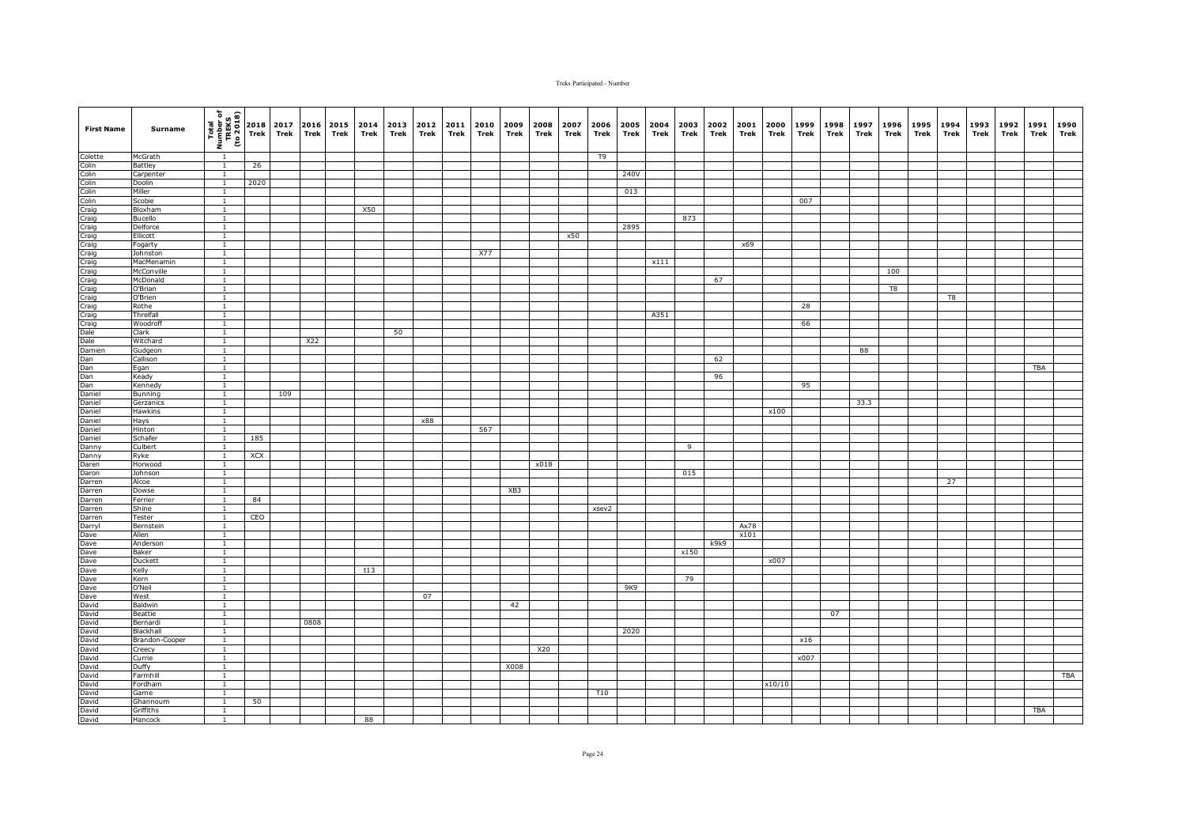| First Name | Surname | Total Number of TREKS (to 2018) | 2018 Trek | 2017 Trek | 2016 Trek | 2015 Trek | 2014 Trek | 2013 Trek | 2012 Trek | 2011 Trek | 2010 Trek | 2009 Trek | 2008 Trek | 2007 Trek | 2006 Trek | 2005 Trek | 2004 Trek | 2003 Trek | 2002 Trek | 2001 Trek | 2000 Trek | 1999 Trek | 1998 Trek | 1997 Trek | 1996 Trek | 1995 Trek | 1994 Trek | 1993 Trek | 1992 Trek | 1991 Trek | 1990 Trek |
|---|---|---|---|---|---|---|---|---|---|---|---|---|---|---|---|---|---|---|---|---|---|---|---|---|---|---|---|---|---|---|---|
| Colette | McGrath | 1 | | | | | | | | | | | | | T9 | | | | | | | | | | | | | | | | |
| Colin | Battley | 1 | 26 | | | | | | | | | | | | | | | | | | | | | | | | | | | | |
| Colin | Carpenter | 1 | | | | | | | | | | | | | | 240V | | | | | | | | | | | | | | | |
| Colin | Doolin | 1 | 2020 | | | | | | | | | | | | | | | | | | | | | | | | | | | | |
| Colin | Miller | 1 | | | | | | | | | | | | | | 013 | | | | | | | | | | | | | | | |
| Colin | Scobie | 1 | | | | | | | | | | | | | | | | | | | | 007 | | | | | | | | | |
| Craig | Bloxham | 1 | | | | | X50 | | | | | | | | | | | | | | | | | | | | | | | | |
| Craig | Bucello | 1 | | | | | | | | | | | | | | | | 873 | | | | | | | | | | | | | |
| Craig | Delforce | 1 | | | | | | | | | | | | | | 2895 | | | | | | | | | | | | | | | |
| Craig | Ellicott | 1 | | | | | | | | | | | | x50 | | | | | | | | | | | | | | | | | |
| Craig | Fogarty | 1 | | | | | | | | | | | | | | | | | | x69 | | | | | | | | | | | |
| Craig | Johnston | 1 | | | | | | | | | X77 | | | | | | | | | | | | | | | | | | | | |
| Craig | MacMenamin | 1 | | | | | | | | | | | | | | | x111 | | | | | | | | | | | | | | |
| Craig | McConville | 1 | | | | | | | | | | | | | | | | | | | | | | | 100 | | | | | | |
| Craig | McDonald | 1 | | | | | | | | | | | | | | | | | 67 | | | | | | | | | | | | |
| Craig | O'Brian | 1 | | | | | | | | | | | | | | | | | | | | | | | T8 | | | | | | |
| Craig | O'Brien | 1 | | | | | | | | | | | | | | | | | | | | | | | | | T8 | | | | |
| Craig | Rothe | 1 | | | | | | | | | | | | | | | | | | | | 28 | | | | | | | | | |
| Craig | Threlfall | 1 | | | | | | | | | | | | | | | A351 | | | | | | | | | | | | | | |
| Craig | Woodroff | 1 | | | | | | | | | | | | | | | | | | | | 66 | | | | | | | | | |
| Dale | Clark | 1 | | | | | | 50 | | | | | | | | | | | | | | | | | | | | | | | |
| Dale | Witchard | 1 | | | X22 | | | | | | | | | | | | | | | | | | | | | | | | | | |
| Damien | Gudgeon | 1 | | | | | | | | | | | | | | | | | | | | | | 88 | | | | | | | |
| Dan | Callison | 1 | | | | | | | | | | | | | | | | | 62 | | | | | | | | | | | | |
| Dan | Egan | 1 | | | | | | | | | | | | | | | | | | | | | | | | | | | | TBA | |
| Dan | Keady | 1 | | | | | | | | | | | | | | | | | 96 | | | | | | | | | | | | |
| Dan | Kennedy | 1 | | | | | | | | | | | | | | | | | | | | 95 | | | | | | | | | |
| Daniel | Bunning | 1 | | 109 | | | | | | | | | | | | | | | | | | | | | | | | | | | |
| Daniel | Gerzanics | 1 | | | | | | | | | | | | | | | | | | | | | | 33.3 | | | | | | | |
| Daniel | Hawkins | 1 | | | | | | | | | | | | | | | | | | | x100 | | | | | | | | | | |
| Daniel | Hays | 1 | | | | | | | x88 | | | | | | | | | | | | | | | | | | | | | | |
| Daniel | Hinton | 1 | | | | | | | | | 567 | | | | | | | | | | | | | | | | | | | | |
| Daniel | Schafer | 1 | 185 | | | | | | | | | | | | | | | | | | | | | | | | | | | | |
| Danny | Culbert | 1 | | | | | | | | | | | | | | | | 9 | | | | | | | | | | | | | |
| Danny | Ryke | 1 | XCX | | | | | | | | | | | | | | | | | | | | | | | | | | | | |
| Daren | Horwood | 1 | | | | | | | | | | | x018 | | | | | | | | | | | | | | | | | | |
| Daron | Johnson | 1 | | | | | | | | | | | | | | | | 015 | | | | | | | | | | | | | |
| Darren | Alcoe | 1 | | | | | | | | | | | | | | | | | | | | | | | | | 27 | | | | |
| Darren | Dowse | 1 | | | | | | | | | | XB3 | | | | | | | | | | | | | | | | | | | |
| Darren | Ferrier | 1 | 84 | | | | | | | | | | | | | | | | | | | | | | | | | | | | |
| Darren | Shine | 1 | | | | | | | | | | | | | xsev2 | | | | | | | | | | | | | | | | |
| Darren | Tester | 1 | CEO | | | | | | | | | | | | | | | | | | | | | | | | | | | | |
| Darryl | Bernstein | 1 | | | | | | | | | | | | | | | | | | Ax78 | | | | | | | | | | | |
| Dave | Allen | 1 | | | | | | | | | | | | | | | | | | x101 | | | | | | | | | | | |
| Dave | Anderson | 1 | | | | | | | | | | | | | | | | | k9k9 | | | | | | | | | | | | |
| Dave | Baker | 1 | | | | | | | | | | | | | | | | x150 | | | | | | | | | | | | | |
| Dave | Duckett | 1 | | | | | | | | | | | | | | | | | | | x007 | | | | | | | | | | |
| Dave | Kelly | 1 | | | | | t13 | | | | | | | | | | | | | | | | | | | | | | | | |
| Dave | Kern | 1 | | | | | | | | | | | | | | | | 79 | | | | | | | | | | | | | |
| Dave | O'Neil | 1 | | | | | | | | | | | | | | 9K9 | | | | | | | | | | | | | | | |
| Dave | West | 1 | | | | | | | 07 | | | | | | | | | | | | | | | | | | | | | | |
| David | Baldwin | 1 | | | | | | | | | | 42 | | | | | | | | | | | | | | | | | | | |
| David | Beattie | 1 | | | | | | | | | | | | | | | | | | | | | 07 | | | | | | | | |
| David | Bernardi | 1 | | | 0808 | | | | | | | | | | | | | | | | | | | | | | | | | | |
| David | Blackhall | 1 | | | | | | | | | | | | | | 2020 | | | | | | | | | | | | | | | |
| David | Brandon-Cooper | 1 | | | | | | | | | | | | | | | | | | | | x16 | | | | | | | | | |
| David | Creecy | 1 | | | | | | | | | | | X20 | | | | | | | | | | | | | | | | | | |
| David | Currie | 1 | | | | | | | | | | | | | | | | | | | | x007 | | | | | | | | | |
| David | Duffy | 1 | | | | | | | | | | X008 | | | | | | | | | | | | | | | | | | | |
| David | Farmhill | 1 | | | | | | | | | | | | | | | | | | | | | | | | | | | | | TBA |
| David | Fordham | 1 | | | | | | | | | | | | | | | | | | | x10/10 | | | | | | | | | | |
| David | Garne | 1 | | | | | | | | | | | | | T10 | | | | | | | | | | | | | | | | |
| David | Ghannoum | 1 | 50 | | | | | | | | | | | | | | | | | | | | | | | | | | | | |
| David | Griffiths | 1 | | | | | | | | | | | | | | | | | | | | | | | | | | | | TBA | |
| David | Hancock | 1 | | | | | 88 | | | | | | | | | | | | | | | | | | | | | | | | |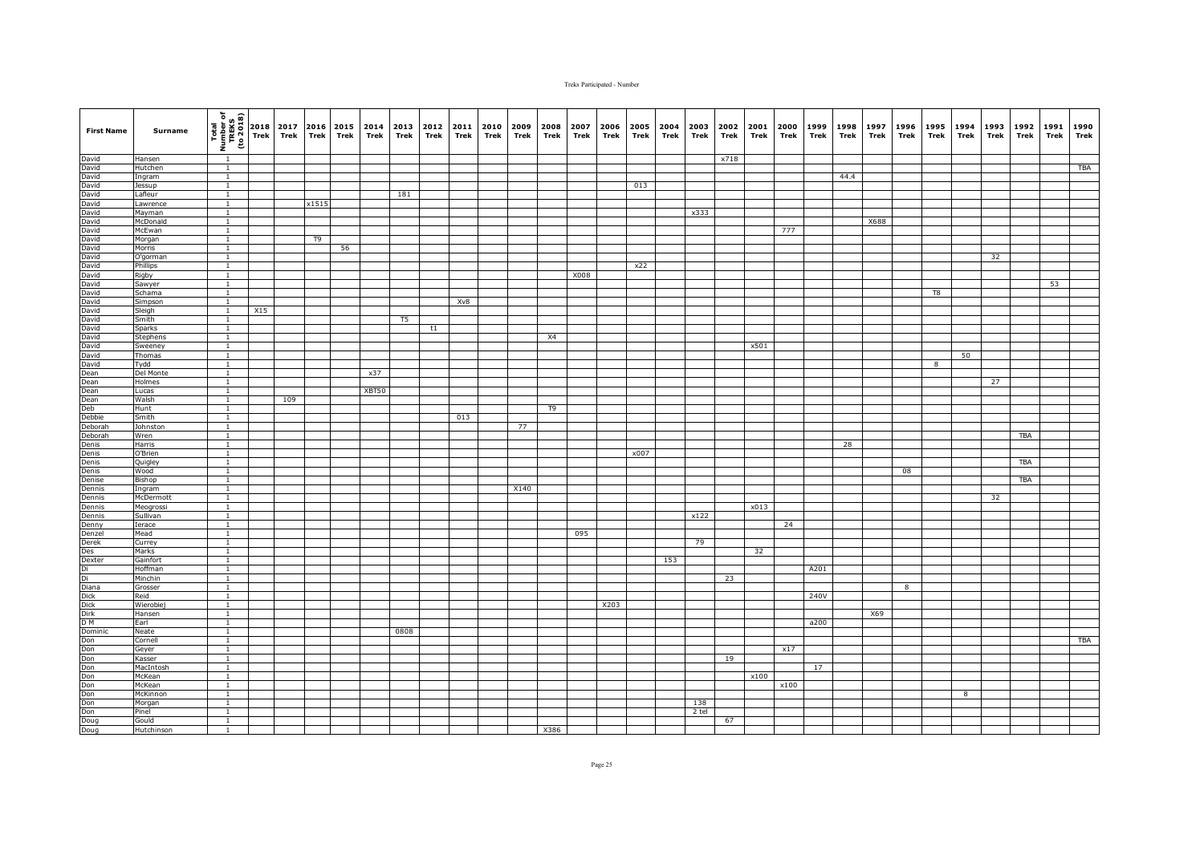| First Name | Surname | Total Number of TREKS (to 2018) | 2018 Trek | 2017 Trek | 2016 Trek | 2015 Trek | 2014 Trek | 2013 Trek | 2012 Trek | 2011 Trek | 2010 Trek | 2009 Trek | 2008 Trek | 2007 Trek | 2006 Trek | 2005 Trek | 2004 Trek | 2003 Trek | 2002 Trek | 2001 Trek | 2000 Trek | 1999 Trek | 1998 Trek | 1997 Trek | 1996 Trek | 1995 Trek | 1994 Trek | 1993 Trek | 1992 Trek | 1991 Trek | 1990 Trek |
|---|---|---|---|---|---|---|---|---|---|---|---|---|---|---|---|---|---|---|---|---|---|---|---|---|---|---|---|---|---|---|---|
| David | Hansen | 1 | | | | | | | | | | | | | | | | | x718 | | | | | | | | | | | | |
| David | Hutchen | 1 | | | | | | | | | | | | | | | | | | | | | | | | | | | | | TBA |
| David | Ingram | 1 | | | | | | | | | | | | | | | | | | | | | 44.4 | | | | | | | | |
| David | Jessup | 1 | | | | | | | | | | | | | | 013 | | | | | | | | | | | | | | | |
| David | Lafleur | 1 | | | | | | 181 | | | | | | | | | | | | | | | | | | | | | | | |
| David | Lawrence | 1 | | | x1515 | | | | | | | | | | | | | | | | | | | | | | | | | | |
| David | Mayman | 1 | | | | | | | | | | | | | | | | x333 | | | | | | | | | | | | | |
| David | McDonald | 1 | | | | | | | | | | | | | | | | | | | | | | X688 | | | | | | | |
| David | McEwan | 1 | | | | | | | | | | | | | | | | | | | 777 | | | | | | | | | | |
| David | Morgan | 1 | | | T9 | | | | | | | | | | | | | | | | | | | | | | | | | | |
| David | Morris | 1 | | | | 56 | | | | | | | | | | | | | | | | | | | | | | | | | |
| David | O'gorman | 1 | | | | | | | | | | | | | | | | | | | | | | | | | | 32 | | | |
| David | Phillips | 1 | | | | | | | | | | | | | | x22 | | | | | | | | | | | | | | | |
| David | Rigby | 1 | | | | | | | | | | | | X008 | | | | | | | | | | | | | | | | | |
| David | Sawyer | 1 | | | | | | | | | | | | | | | | | | | | | | | | | | | | 53 | |
| David | Schama | 1 | | | | | | | | | | | | | | | | | | | | | | | | T8 | | | | | |
| David | Simpson | 1 | | | | | | | | Xv8 | | | | | | | | | | | | | | | | | | | | | |
| David | Sleigh | 1 | X15 | | | | | | | | | | | | | | | | | | | | | | | | | | | | |
| David | Smith | 1 | | | | | | T5 | | | | | | | | | | | | | | | | | | | | | | | |
| David | Sparks | 1 | | | | | | | t1 | | | | | | | | | | | | | | | | | | | | | | |
| David | Stephens | 1 | | | | | | | | | | | X4 | | | | | | | | | | | | | | | | | | |
| David | Sweeney | 1 | | | | | | | | | | | | | | | | | | x501 | | | | | | | | | | | |
| David | Thomas | 1 | | | | | | | | | | | | | | | | | | | | | | | | | 50 | | | | |
| David | Tydd | 1 | | | | | | | | | | | | | | | | | | | | | | | | 8 | | | | | |
| Dean | Del Monte | 1 | | | | | x37 | | | | | | | | | | | | | | | | | | | | | | | | |
| Dean | Holmes | 1 | | | | | | | | | | | | | | | | | | | | | | | | | | 27 | | | |
| Dean | Lucas | 1 | | | | | XBT50 | | | | | | | | | | | | | | | | | | | | | | | | |
| Dean | Walsh | 1 | | 109 | | | | | | | | | | | | | | | | | | | | | | | | | | | |
| Deb | Hunt | 1 | | | | | | | | | | | T9 | | | | | | | | | | | | | | | | | | |
| Debbie | Smith | 1 | | | | | | | | 013 | | | | | | | | | | | | | | | | | | | | | |
| Deborah | Johnston | 1 | | | | | | | | | | 77 | | | | | | | | | | | | | | | | | | | |
| Deborah | Wren | 1 | | | | | | | | | | | | | | | | | | | | | | | | | | | TBA | | |
| Denis | Harris | 1 | | | | | | | | | | | | | | | | | | | | | 28 | | | | | | | | |
| Denis | O'Brien | 1 | | | | | | | | | | | | | | x007 | | | | | | | | | | | | | | | |
| Denis | Quigley | 1 | | | | | | | | | | | | | | | | | | | | | | | | | | | TBA | | |
| Denis | Wood | 1 | | | | | | | | | | | | | | | | | | | | | | | 08 | | | | | | |
| Denise | Bishop | 1 | | | | | | | | | | | | | | | | | | | | | | | | | | | TBA | | |
| Dennis | Ingram | 1 | | | | | | | | | | X140 | | | | | | | | | | | | | | | | | | | |
| Dennis | McDermott | 1 | | | | | | | | | | | | | | | | | | | | | | | | | | 32 | | | |
| Dennis | Meogrossi | 1 | | | | | | | | | | | | | | | | | | x013 | | | | | | | | | | | |
| Dennis | Sullivan | 1 | | | | | | | | | | | | | | | | x122 | | | | | | | | | | | | | |
| Denny | Ierace | 1 | | | | | | | | | | | | | | | | | | | 24 | | | | | | | | | | |
| Denzel | Mead | 1 | | | | | | | | | | | | 095 | | | | | | | | | | | | | | | | | |
| Derek | Currey | 1 | | | | | | | | | | | | | | | | 79 | | | | | | | | | | | | | |
| Des | Marks | 1 | | | | | | | | | | | | | | | | | | 32 | | | | | | | | | | | |
| Dexter | Gainfort | 1 | | | | | | | | | | | | | | | 153 | | | | | | | | | | | | | | |
| Di | Hoffman | 1 | | | | | | | | | | | | | | | | | | | | A201 | | | | | | | | | |
| Di | Minchin | 1 | | | | | | | | | | | | | | | | | 23 | | | | | | | | | | | | |
| Diana | Grosser | 1 | | | | | | | | | | | | | | | | | | | | | | | 8 | | | | | | |
| Dick | Reid | 1 | | | | | | | | | | | | | | | | | | | | 240V | | | | | | | | | |
| Dick | Wierobiej | 1 | | | | | | | | | | | | | X203 | | | | | | | | | | | | | | | | |
| Dirk | Hansen | 1 | | | | | | | | | | | | | | | | | | | | | | X69 | | | | | | | |
| D M | Earl | 1 | | | | | | | | | | | | | | | | | | | | a200 | | | | | | | | | |
| Dominic | Neate | 1 | | | | | | 0808 | | | | | | | | | | | | | | | | | | | | | | | |
| Don | Cornell | 1 | | | | | | | | | | | | | | | | | | | | | | | | | | | | | TBA |
| Don | Geyer | 1 | | | | | | | | | | | | | | | | | | | x17 | | | | | | | | | | |
| Don | Kasser | 1 | | | | | | | | | | | | | | | | | 19 | | | | | | | | | | | | |
| Don | MacIntosh | 1 | | | | | | | | | | | | | | | | | | | | 17 | | | | | | | | | |
| Don | McKean | 1 | | | | | | | | | | | | | | | | | | x100 | | | | | | | | | | | |
| Don | McKean | 1 | | | | | | | | | | | | | | | | | | | x100 | | | | | | | | | | |
| Don | McKinnon | 1 | | | | | | | | | | | | | | | | | | | | | | | | | 8 | | | | |
| Don | Morgan | 1 | | | | | | | | | | | | | | | | 138 | | | | | | | | | | | | | |
| Don | Pinel | 1 | | | | | | | | | | | | | | | | 2 tel | | | | | | | | | | | | | |
| Doug | Gould | 1 | | | | | | | | | | | | | | | | | 67 | | | | | | | | | | | | |
| Doug | Hutchinson | 1 | | | | | | | | | | | X386 | | | | | | | | | | | | | | | | | | |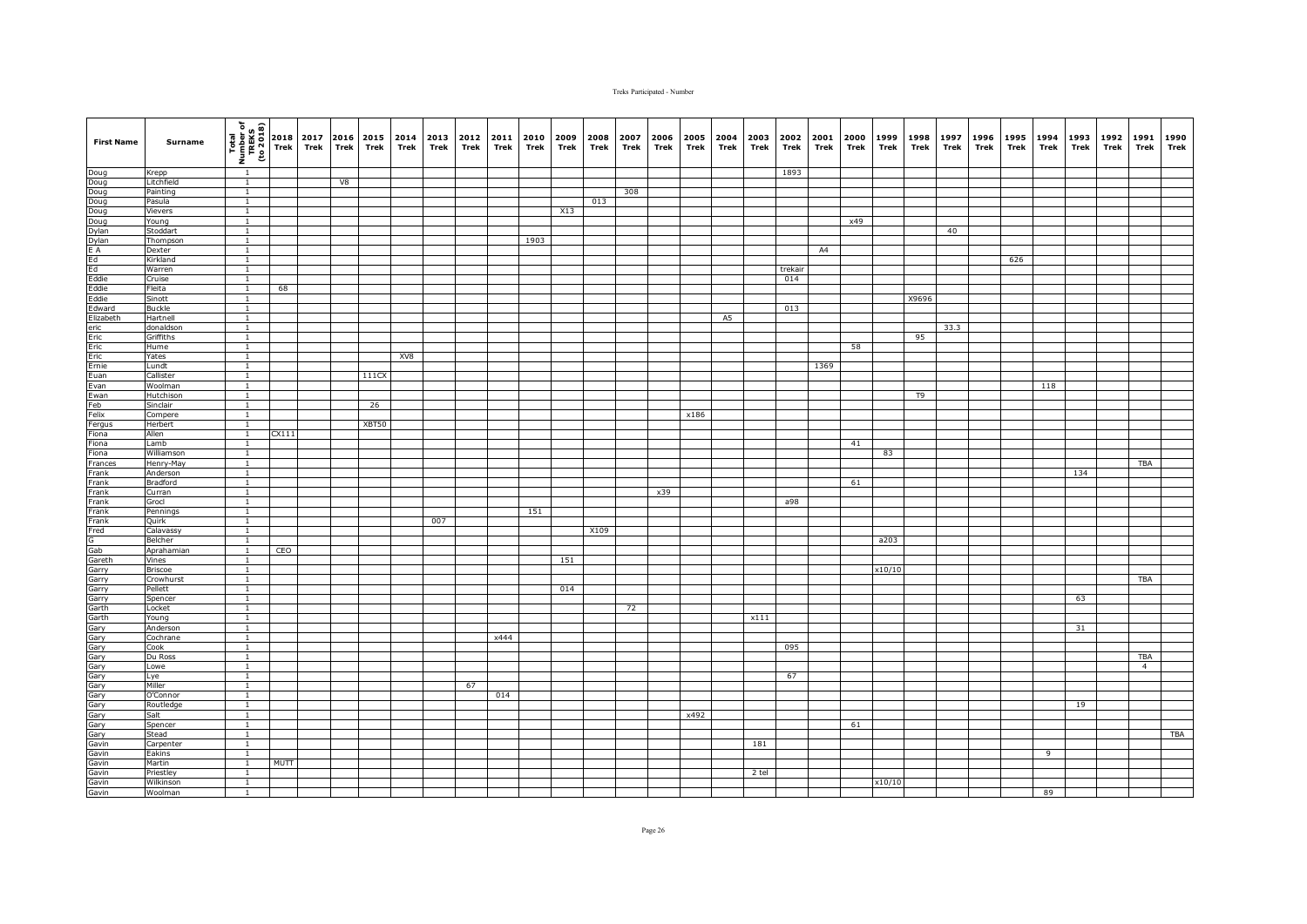| First Name | Surname | Total Number of TREKS (to 2018) | 2018 Trek | 2017 Trek | 2016 Trek | 2015 Trek | 2014 Trek | 2013 Trek | 2012 Trek | 2011 Trek | 2010 Trek | 2009 Trek | 2008 Trek | 2007 Trek | 2006 Trek | 2005 Trek | 2004 Trek | 2003 Trek | 2002 Trek | 2001 Trek | 2000 Trek | 1999 Trek | 1998 Trek | 1997 Trek | 1996 Trek | 1995 Trek | 1994 Trek | 1993 Trek | 1992 Trek | 1991 Trek | 1990 Trek |
|---|---|---|---|---|---|---|---|---|---|---|---|---|---|---|---|---|---|---|---|---|---|---|---|---|---|---|---|---|---|---|---|
| Doug | Krepp | 1 | | | | | | | | | | | | | | | | | 1893 | | | | | | | | | | | | |
| Doug | Litchfield | 1 | | | V8 | | | | | | | | | | | | | | | | | | | | | | | | | | |
| Doug | Painting | 1 | | | | | | | | | | | | 308 | | | | | | | | | | | | | | | | | |
| Doug | Pasula | 1 | | | | | | | | | | | 013 | | | | | | | | | | | | | | | | | | |
| Doug | Vievers | 1 | | | | | | | | | | X13 | | | | | | | | | | | | | | | | | | | |
| Doug | Young | 1 | | | | | | | | | | | | | | | | | | | x49 | | | | | | | | | | |
| Dylan | Stoddart | 1 | | | | | | | | | | | | | | | | | | | | | | 40 | | | | | | | |
| Dylan | Thompson | 1 | | | | | | | | | 1903 | | | | | | | | | | | | | | | | | | | | |
| E A | Dexter | 1 | | | | | | | | | | | | | | | | | | A4 | | | | | | | | | | | |
| Ed | Kirkland | 1 | | | | | | | | | | | | | | | | | | | | | | | | 626 | | | | | |
| Ed | Warren | 1 | | | | | | | | | | | | | | | | | trekair | | | | | | | | | | | | |
| Eddie | Cruise | 1 | | | | | | | | | | | | | | | | | 014 | | | | | | | | | | | | |
| Eddie | Fleita | 1 | 68 | | | | | | | | | | | | | | | | | | | | | | | | | | | | |
| Eddie | Sinott | 1 | | | | | | | | | | | | | | | | | | | | | X9696 | | | | | | | | |
| Edward | Buckle | 1 | | | | | | | | | | | | | | | | | 013 | | | | | | | | | | | | |
| Elizabeth | Hartnell | 1 | | | | | | | | | | | | | | | A5 | | | | | | | | | | | | | | |
| eric | donaldson | 1 | | | | | | | | | | | | | | | | | | | | | | 33.3 | | | | | | | |
| Eric | Griffiths | 1 | | | | | | | | | | | | | | | | | | | | | 95 | | | | | | | | |
| Eric | Hume | 1 | | | | | | | | | | | | | | | | | | | 58 | | | | | | | | | | |
| Eric | Yates | 1 | | | | | XV8 | | | | | | | | | | | | | | | | | | | | | | | | |
| Ernie | Lundt | 1 | | | | | | | | | | | | | | | | | | 1369 | | | | | | | | | | | |
| Euan | Callister | 1 | | | | 111CX | | | | | | | | | | | | | | | | | | | | | | | | | |
| Evan | Woolman | 1 | | | | | | | | | | | | | | | | | | | | | | | | | 118 | | | | |
| Ewan | Hutchison | 1 | | | | | | | | | | | | | | | | | | | | | T9 | | | | | | | | |
| Feb | Sinclair | 1 | | | | 26 | | | | | | | | | | | | | | | | | | | | | | | | | |
| Felix | Compere | 1 | | | | | | | | | | | | | | x186 | | | | | | | | | | | | | | | |
| Fergus | Herbert | 1 | | | | XBT50 | | | | | | | | | | | | | | | | | | | | | | | | | |
| Fiona | Allen | 1 | CX111 | | | | | | | | | | | | | | | | | | | | | | | | | | | | |
| Fiona | Lamb | 1 | | | | | | | | | | | | | | | | | | | 41 | | | | | | | | | | |
| Fiona | Williamson | 1 | | | | | | | | | | | | | | | | | | | | 83 | | | | | | | | | |
| Frances | Henry-May | 1 | | | | | | | | | | | | | | | | | | | | | | | | | | | | TBA | |
| Frank | Anderson | 1 | | | | | | | | | | | | | | | | | | | | | | | | | | 134 | | | |
| Frank | Bradford | 1 | | | | | | | | | | | | | | | | | | | 61 | | | | | | | | | | |
| Frank | Curran | 1 | | | | | | | | | | | | | x39 | | | | | | | | | | | | | | | | |
| Frank | Grocl | 1 | | | | | | | | | | | | | | | | | a98 | | | | | | | | | | | | |
| Frank | Pennings | 1 | | | | | | | | | 151 | | | | | | | | | | | | | | | | | | | | |
| Frank | Quirk | 1 | | | | | | 007 | | | | | | | | | | | | | | | | | | | | | | | |
| Fred | Calavassy | 1 | | | | | | | | | | | X109 | | | | | | | | | | | | | | | | | | |
| G | Belcher | 1 | | | | | | | | | | | | | | | | | | | | a203 | | | | | | | | | |
| Gab | Aprahamian | 1 | CEO | | | | | | | | | | | | | | | | | | | | | | | | | | | | |
| Gareth | Vines | 1 | | | | | | | | | | 151 | | | | | | | | | | | | | | | | | | | |
| Garry | Briscoe | 1 | | | | | | | | | | | | | | | | | | | | x10/10 | | | | | | | | | |
| Garry | Crowhurst | 1 | | | | | | | | | | | | | | | | | | | | | | | | | | | | TBA | |
| Garry | Pellett | 1 | | | | | | | | | | 014 | | | | | | | | | | | | | | | | | | | |
| Garry | Spencer | 1 | | | | | | | | | | | | | | | | | | | | | | | | | | 63 | | | |
| Garth | Locket | 1 | | | | | | | | | | | | 72 | | | | | | | | | | | | | | | | | |
| Garth | Young | 1 | | | | | | | | | | | | | | | | x111 | | | | | | | | | | | | | |
| Gary | Anderson | 1 | | | | | | | | | | | | | | | | | | | | | | | | | | 31 | | | |
| Gary | Cochrane | 1 | | | | | | | | x444 | | | | | | | | | | | | | | | | | | | | | |
| Gary | Cook | 1 | | | | | | | | | | | | | | | | | 095 | | | | | | | | | | | | |
| Gary | Du Ross | 1 | | | | | | | | | | | | | | | | | | | | | | | | | | | | TBA | |
| Gary | Lowe | 1 | | | | | | | | | | | | | | | | | | | | | | | | | | | | 4 | |
| Gary | Lye | 1 | | | | | | | | | | | | | | | | | 67 | | | | | | | | | | | | |
| Gary | Miller | 1 | | | | | | | 67 | | | | | | | | | | | | | | | | | | | | | | |
| Gary | O'Connor | 1 | | | | | | | | 014 | | | | | | | | | | | | | | | | | | | | | |
| Gary | Routledge | 1 | | | | | | | | | | | | | | | | | | | | | | | | | | 19 | | | |
| Gary | Salt | 1 | | | | | | | | | | | | | | x492 | | | | | | | | | | | | | | | |
| Gary | Spencer | 1 | | | | | | | | | | | | | | | | | | | 61 | | | | | | | | | | |
| Gary | Stead | 1 | | | | | | | | | | | | | | | | | | | | | | | | | | | | | TBA |
| Gavin | Carpenter | 1 | | | | | | | | | | | | | | | | 181 | | | | | | | | | | | | | |
| Gavin | Eakins | 1 | | | | | | | | | | | | | | | | | | | | | | | | | 9 | | | | |
| Gavin | Martin | 1 | MUTT | | | | | | | | | | | | | | | | | | | | | | | | | | | | |
| Gavin | Priestley | 1 | | | | | | | | | | | | | | | | 2 tel | | | | | | | | | | | | | |
| Gavin | Wilkinson | 1 | | | | | | | | | | | | | | | | | | | | x10/10 | | | | | | | | | |
| Gavin | Woolman | 1 | | | | | | | | | | | | | | | | | | | | | | | | | 89 | | | | |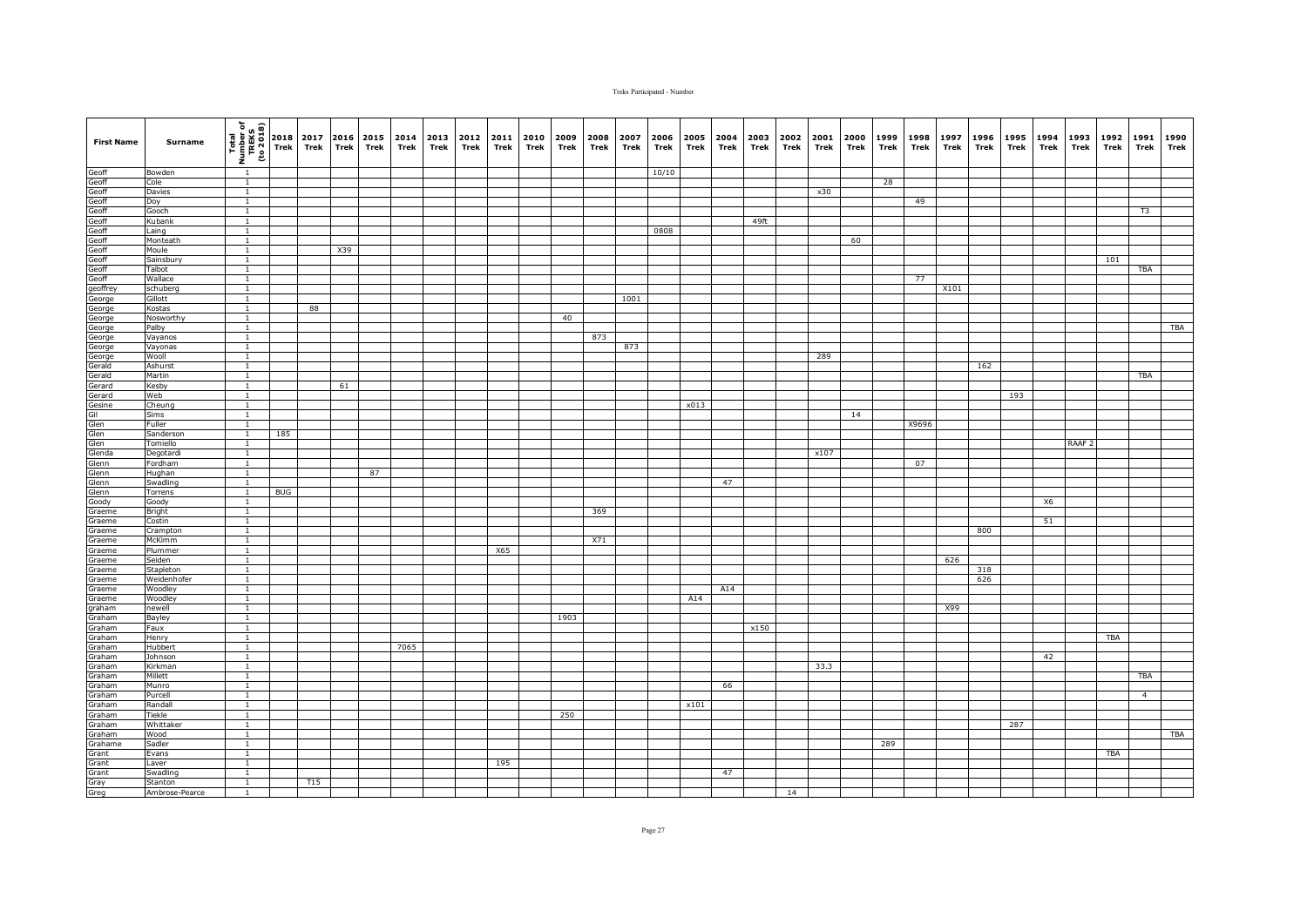| First Name | Surname | Total Number of TREKS (to 2018) | 2018 Trek | 2017 Trek | 2016 Trek | 2015 Trek | 2014 Trek | 2013 Trek | 2012 Trek | 2011 Trek | 2010 Trek | 2009 Trek | 2008 Trek | 2007 Trek | 2006 Trek | 2005 Trek | 2004 Trek | 2003 Trek | 2002 Trek | 2001 Trek | 2000 Trek | 1999 Trek | 1998 Trek | 1997 Trek | 1996 Trek | 1995 Trek | 1994 Trek | 1993 Trek | 1992 Trek | 1991 Trek | 1990 Trek |
|---|---|---|---|---|---|---|---|---|---|---|---|---|---|---|---|---|---|---|---|---|---|---|---|---|---|---|---|---|---|---|---|
| Geoff | Bowden | 1 | | | | | | | | | | | | | 10/10 | | | | | | | | | | | | | | | | |
| Geoff | Cole | 1 | | | | | | | | | | | | | | | | | | | | 28 | | | | | | | | | |
| Geoff | Davies | 1 | | | | | | | | | | | | | | | | | | x30 | | | | | | | | | | | |
| Geoff | Doy | 1 | | | | | | | | | | | | | | | | | | | | | 49 | | | | | | | | |
| Geoff | Gooch | 1 | | | | | | | | | | | | | | | | | | | | | | | | | | | | T3 | |
| Geoff | Kubank | 1 | | | | | | | | | | | | | | | | 49ft | | | | | | | | | | | | | |
| Geoff | Laing | 1 | | | | | | | | | | | | | 0808 | | | | | | | | | | | | | | | | |
| Geoff | Monteath | 1 | | | | | | | | | | | | | | | | | | | 60 | | | | | | | | | | |
| Geoff | Moule | 1 | | | X39 | | | | | | | | | | | | | | | | | | | | | | | | | | |
| Geoff | Sainsbury | 1 | | | | | | | | | | | | | | | | | | | | | | | | | | | 101 | | |
| Geoff | Talbot | 1 | | | | | | | | | | | | | | | | | | | | | | | | | | | | TBA | |
| Geoff | Wallace | 1 | | | | | | | | | | | | | | | | | | | | | 77 | | | | | | | | |
| geoffrey | schuberg | 1 | | | | | | | | | | | | | | | | | | | | | | X101 | | | | | | | |
| George | Gillott | 1 | | | | | | | | | | | | 1001 | | | | | | | | | | | | | | | | | |
| George | Kostas | 1 | | 88 | | | | | | | | | | | | | | | | | | | | | | | | | | | |
| George | Nosworthy | 1 | | | | | | | | | | 40 | | | | | | | | | | | | | | | | | | | |
| George | Palby | 1 | | | | | | | | | | | | | | | | | | | | | | | | | | | | | TBA |
| George | Vayanos | 1 | | | | | | | | | | | 873 | | | | | | | | | | | | | | | | | | |
| George | Vayonas | 1 | | | | | | | | | | | | 873 | | | | | | | | | | | | | | | | | |
| George | Wooll | 1 | | | | | | | | | | | | | | | | | | 289 | | | | | | | | | | | |
| Gerald | Ashurst | 1 | | | | | | | | | | | | | | | | | | | | | | | 162 | | | | | | |
| Gerald | Martin | 1 | | | | | | | | | | | | | | | | | | | | | | | | | | | | TBA | |
| Gerard | Kesby | 1 | | | 61 | | | | | | | | | | | | | | | | | | | | | | | | | | |
| Gerard | Web | 1 | | | | | | | | | | | | | | | | | | | | | | | | 193 | | | | | |
| Gesine | Cheung | 1 | | | | | | | | | | | | | | x013 | | | | | | | | | | | | | | | |
| Gil | Sims | 1 | | | | | | | | | | | | | | | | | | | 14 | | | | | | | | | | |
| Glen | Fuller | 1 | | | | | | | | | | | | | | | | | | | | | X9696 | | | | | | | | |
| Glen | Sanderson | 1 | 185 | | | | | | | | | | | | | | | | | | | | | | | | | | | | |
| Glen | Tomiello | 1 | | | | | | | | | | | | | | | | | | | | | | | | | | RAAF 2 | | | |
| Glenda | Degotardi | 1 | | | | | | | | | | | | | | | | | | x107 | | | | | | | | | | | |
| Glenn | Fordham | 1 | | | | | | | | | | | | | | | | | | | | | 07 | | | | | | | | |
| Glenn | Hughan | 1 | | | | 87 | | | | | | | | | | | | | | | | | | | | | | | | | |
| Glenn | Swadling | 1 | | | | | | | | | | | | | | | 47 | | | | | | | | | | | | | | |
| Glenn | Torrens | 1 | BUG | | | | | | | | | | | | | | | | | | | | | | | | | | | | |
| Goody | Goody | 1 | | | | | | | | | | | | | | | | | | | | | | | | | X6 | | | | |
| Graeme | Bright | 1 | | | | | | | | | | | 369 | | | | | | | | | | | | | | | | | | |
| Graeme | Costin | 1 | | | | | | | | | | | | | | | | | | | | | | | | | 51 | | | | |
| Graeme | Crampton | 1 | | | | | | | | | | | | | | | | | | | | | | | 800 | | | | | | |
| Graeme | McKimm | 1 | | | | | | | | | | | X71 | | | | | | | | | | | | | | | | | | |
| Graeme | Plummer | 1 | | | | | | | | X65 | | | | | | | | | | | | | | | | | | | | | |
| Graeme | Selden | 1 | | | | | | | | | | | | | | | | | | | | | | 626 | | | | | | | |
| Graeme | Stapleton | 1 | | | | | | | | | | | | | | | | | | | | | | | 318 | | | | | | |
| Graeme | Weidenhofer | 1 | | | | | | | | | | | | | | | | | | | | | | | 626 | | | | | | |
| Graeme | Woodley | 1 | | | | | | | | | | | | | | | A14 | | | | | | | | | | | | | | |
| Graeme | Woodley | 1 | | | | | | | | | | | | | | A14 | | | | | | | | | | | | | | | |
| graham | newell | 1 | | | | | | | | | | | | | | | | | | | | | | X99 | | | | | | | |
| Graham | Bayley | 1 | | | | | | | | | | 1903 | | | | | | | | | | | | | | | | | | | |
| Graham | Faux | 1 | | | | | | | | | | | | | | | | x150 | | | | | | | | | | | | | |
| Graham | Henry | 1 | | | | | | | | | | | | | | | | | | | | | | | | | | | TBA | | |
| Graham | Hubbert | 1 | | | | | 7065 | | | | | | | | | | | | | | | | | | | | | | | | |
| Graham | Johnson | 1 | | | | | | | | | | | | | | | | | | | | | | | | | 42 | | | | |
| Graham | Kirkman | 1 | | | | | | | | | | | | | | | | | | 33.3 | | | | | | | | | | | |
| Graham | Millett | 1 | | | | | | | | | | | | | | | | | | | | | | | | | | | | TBA | |
| Graham | Munro | 1 | | | | | | | | | | | | | | | 66 | | | | | | | | | | | | | | |
| Graham | Purcell | 1 | | | | | | | | | | | | | | | | | | | | | | | | | | | | 4 | |
| Graham | Randall | 1 | | | | | | | | | | | | | | x101 | | | | | | | | | | | | | | | |
| Graham | Tiekle | 1 | | | | | | | | | | 250 | | | | | | | | | | | | | | | | | | | |
| Graham | Whittaker | 1 | | | | | | | | | | | | | | | | | | | | | | | | 287 | | | | | |
| Graham | Wood | 1 | | | | | | | | | | | | | | | | | | | | | | | | | | | | | TBA |
| Grahame | Sadler | 1 | | | | | | | | | | | | | | | | | | | | 289 | | | | | | | | | |
| Grant | Evans | 1 | | | | | | | | | | | | | | | | | | | | | | | | | | | TBA | | |
| Grant | Laver | 1 | | | | | | | | 195 | | | | | | | | | | | | | | | | | | | | | |
| Grant | Swadling | 1 | | | | | | | | | | | | | | | 47 | | | | | | | | | | | | | | |
| Gray | Stanton | 1 | | T15 | | | | | | | | | | | | | | | | | | | | | | | | | | | |
| Greg | Ambrose-Pearce | 1 | | | | | | | | | | | | | | | | | 14 | | | | | | | | | | | | |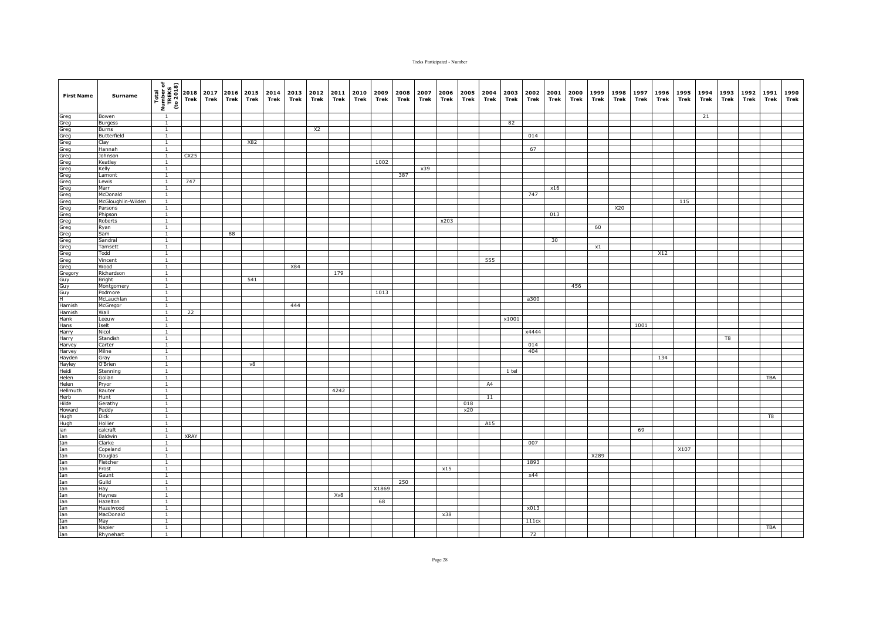| First Name | Surname | Total Number of TREKS (to 2018) | 2018 Trek | 2017 Trek | 2016 Trek | 2015 Trek | 2014 Trek | 2013 Trek | 2012 Trek | 2011 Trek | 2010 Trek | 2009 Trek | 2008 Trek | 2007 Trek | 2006 Trek | 2005 Trek | 2004 Trek | 2003 Trek | 2002 Trek | 2001 Trek | 2000 Trek | 1999 Trek | 1998 Trek | 1997 Trek | 1996 Trek | 1995 Trek | 1994 Trek | 1993 Trek | 1992 Trek | 1991 Trek | 1990 Trek |
|---|---|---|---|---|---|---|---|---|---|---|---|---|---|---|---|---|---|---|---|---|---|---|---|---|---|---|---|---|---|---|---|
| Greg | Bowen | 1 | | | | | | | | | | | | | | | | | | | | | | | | | 21 | | | | |
| Greg | Burgess | 1 | | | | | | | | | | | | | | | | 82 | | | | | | | | | | | | | |
| Greg | Burns | 1 | | | | | | | X2 | | | | | | | | | | | | | | | | | | | | | | |
| Greg | Butterfield | 1 | | | | | | | | | | | | | | | | | 014 | | | | | | | | | | | | |
| Greg | Clay | 1 | | | | X82 | | | | | | | | | | | | | | | | | | | | | | | | | |
| Greg | Hannah | 1 | | | | | | | | | | | | | | | | | 67 | | | | | | | | | | | | |
| Greg | Johnson | 1 | CX25 | | | | | | | | | | | | | | | | | | | | | | | | | | | | |
| Greg | Keatley | 1 | | | | | | | | | | 1002 | | | | | | | | | | | | | | | | | | | |
| Greg | Kelly | 1 | | | | | | | | | | | | x39 | | | | | | | | | | | | | | | | | |
| Greg | Lamont | 1 | | | | | | | | | | | 387 | | | | | | | | | | | | | | | | | | |
| Greg | Lewis | 1 | 747 | | | | | | | | | | | | | | | | | | | | | | | | | | | | |
| Greg | Marr | 1 | | | | | | | | | | | | | | | | | | x16 | | | | | | | | | | | |
| Greg | McDonald | 1 | | | | | | | | | | | | | | | | | 747 | | | | | | | | | | | | |
| Greg | McGloughlin-Wilden | 1 | | | | | | | | | | | | | | | | | | | | | | | | 115 | | | | | |
| Greg | Parsons | 1 | | | | | | | | | | | | | | | | | | | | | X20 | | | | | | | | |
| Greg | Phipson | 1 | | | | | | | | | | | | | | | | | | 013 | | | | | | | | | | | |
| Greg | Roberts | 1 | | | | | | | | | | | | | x203 | | | | | | | | | | | | | | | | |
| Greg | Ryan | 1 | | | | | | | | | | | | | | | | | | | | 60 | | | | | | | | | |
| Greg | Sam | 1 | | | 88 | | | | | | | | | | | | | | | | | | | | | | | | | | |
| Greg | Sandral | 1 | | | | | | | | | | | | | | | | | | 30 | | | | | | | | | | | |
| Greg | Tamsett | 1 | | | | | | | | | | | | | | | | | | | | x1 | | | | | | | | | |
| Greg | Todd | 1 | | | | | | | | | | | | | | | | | | | | | | | X12 | | | | | | |
| Greg | Vincent | 1 | | | | | | | | | | | | | | | 555 | | | | | | | | | | | | | | |
| Greg | Wood | 1 | | | | | | X84 | | | | | | | | | | | | | | | | | | | | | | | |
| Gregory | Richardson | 1 | | | | | | | | 179 | | | | | | | | | | | | | | | | | | | | | |
| Guy | Bright | 1 | | | | 541 | | | | | | | | | | | | | | | | | | | | | | | | | |
| Guy | Montgomery | 1 | | | | | | | | | | | | | | | | | | | 456 | | | | | | | | | | |
| Guy | Podmore | 1 | | | | | | | | | | 1013 | | | | | | | | | | | | | | | | | | | |
| H | McLauchlan | 1 | | | | | | | | | | | | | | | | | a300 | | | | | | | | | | | | |
| Hamish | McGregor | 1 | | | | | | 444 | | | | | | | | | | | | | | | | | | | | | | | |
| Hamish | Wall | 1 | 22 | | | | | | | | | | | | | | | | | | | | | | | | | | | | |
| Hank | Leeuw | 1 | | | | | | | | | | | | | | | | x1001 | | | | | | | | | | | | | |
| Hans | Iselt | 1 | | | | | | | | | | | | | | | | | | | | | | 1001 | | | | | | | |
| Harry | Nicol | 1 | | | | | | | | | | | | | | | | | x4444 | | | | | | | | | | | | |
| Harry | Standish | 1 | | | | | | | | | | | | | | | | | | | | | | | | | | T8 | | | |
| Harvey | Carter | 1 | | | | | | | | | | | | | | | | | 014 | | | | | | | | | | | | |
| Harvey | Milne | 1 | | | | | | | | | | | | | | | | | 404 | | | | | | | | | | | | |
| Hayden | Gray | 1 | | | | | | | | | | | | | | | | | | | | | | | 134 | | | | | | |
| Hayley | O'Brien | 1 | | | | v8 | | | | | | | | | | | | | | | | | | | | | | | | | |
| Heidi | Stenning | 1 | | | | | | | | | | | | | | | | 1 tel | | | | | | | | | | | | | |
| Helen | Gollan | 1 | | | | | | | | | | | | | | | | | | | | | | | | | | | | TBA | |
| Helen | Pryor | 1 | | | | | | | | | | | | | | | A4 | | | | | | | | | | | | | | |
| Hellmuth | Rauter | 1 | | | | | | | | 4242 | | | | | | | | | | | | | | | | | | | | | |
| Herb | Hunt | 1 | | | | | | | | | | | | | | | 11 | | | | | | | | | | | | | | |
| Hilde | Gerathy | 1 | | | | | | | | | | | | | | 018 | | | | | | | | | | | | | | | |
| Howard | Puddy | 1 | | | | | | | | | | | | | | x20 | | | | | | | | | | | | | | | |
| Hugh | Dick | 1 | | | | | | | | | | | | | | | | | | | | | | | | | | | | T8 | |
| Hugh | Hollier | 1 | | | | | | | | | | | | | | | A15 | | | | | | | | | | | | | | |
| ian | calcraft | 1 | | | | | | | | | | | | | | | | | | | | | | 69 | | | | | | | |
| Ian | Baldwin | 1 | XRAY | | | | | | | | | | | | | | | | | | | | | | | | | | | | |
| Ian | Clarke | 1 | | | | | | | | | | | | | | | | | 007 | | | | | | | | | | | | |
| Ian | Copeland | 1 | | | | | | | | | | | | | | | | | | | | | | | | X107 | | | | | |
| Ian | Douglas | 1 | | | | | | | | | | | | | | | | | | | | X289 | | | | | | | | | |
| Ian | Fletcher | 1 | | | | | | | | | | | | | | | | | 1893 | | | | | | | | | | | | |
| Ian | Frost | 1 | | | | | | | | | | | | | x15 | | | | | | | | | | | | | | | | |
| Ian | Gaunt | 1 | | | | | | | | | | | | | | | | | x44 | | | | | | | | | | | | |
| Ian | Guild | 1 | | | | | | | | | | | 250 | | | | | | | | | | | | | | | | | | |
| Ian | Hay | 1 | | | | | | | | | | X1869 | | | | | | | | | | | | | | | | | | | |
| Ian | Haynes | 1 | | | | | | | | Xv8 | | | | | | | | | | | | | | | | | | | | | |
| Ian | Hazelton | 1 | | | | | | | | | | 68 | | | | | | | | | | | | | | | | | | | |
| Ian | Hazelwood | 1 | | | | | | | | | | | | | | | | | x013 | | | | | | | | | | | | |
| Ian | MacDonald | 1 | | | | | | | | | | | | | x38 | | | | | | | | | | | | | | | | |
| Ian | May | 1 | | | | | | | | | | | | | | | | | 111cx | | | | | | | | | | | | |
| Ian | Napier | 1 | | | | | | | | | | | | | | | | | | | | | | | | | | | | TBA | |
| Ian | Rhynehart | 1 | | | | | | | | | | | | | | | | | 72 | | | | | | | | | | | | |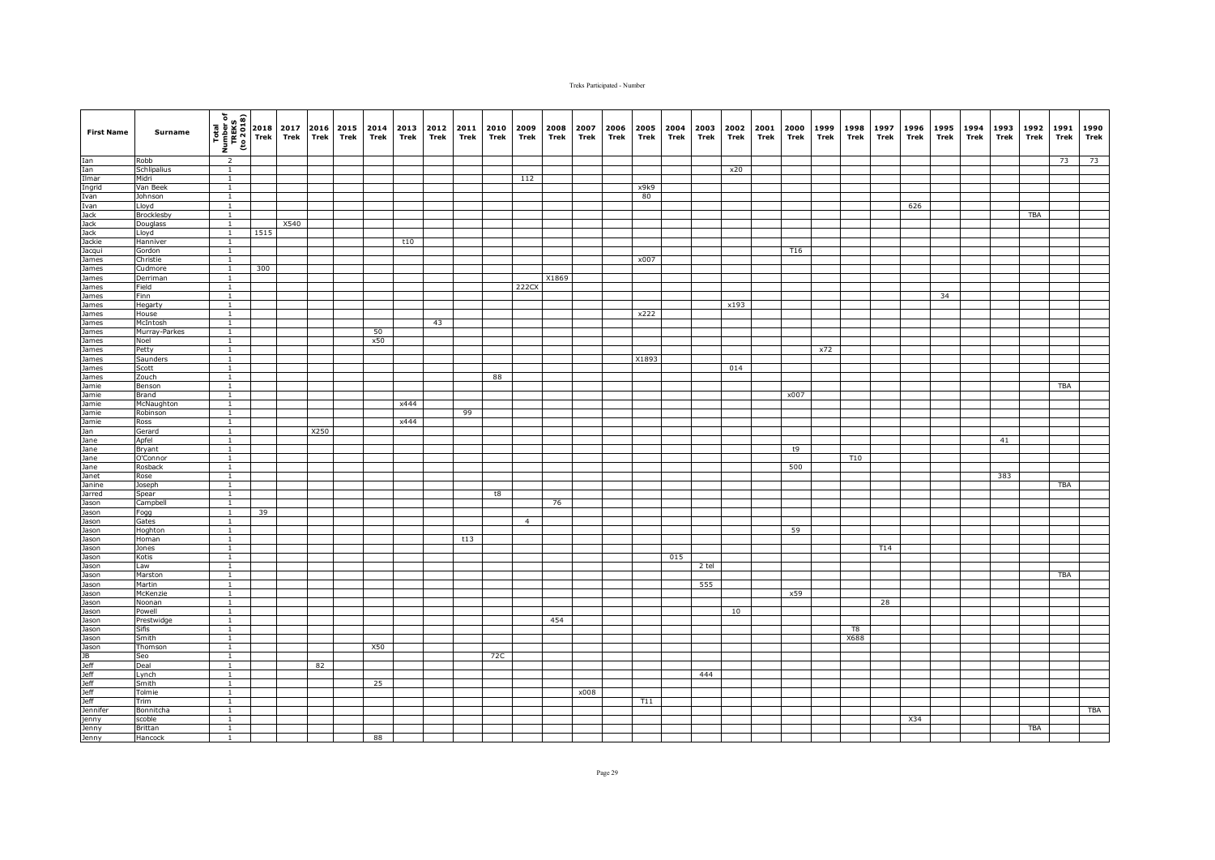| First Name | Surname | Total Number of TREKS (to 2018) | 2018 Trek | 2017 Trek | 2016 Trek | 2015 Trek | 2014 Trek | 2013 Trek | 2012 Trek | 2011 Trek | 2010 Trek | 2009 Trek | 2008 Trek | 2007 Trek | 2006 Trek | 2005 Trek | 2004 Trek | 2003 Trek | 2002 Trek | 2001 Trek | 2000 Trek | 1999 Trek | 1998 Trek | 1997 Trek | 1996 Trek | 1995 Trek | 1994 Trek | 1993 Trek | 1992 Trek | 1991 Trek | 1990 Trek |
|---|---|---|---|---|---|---|---|---|---|---|---|---|---|---|---|---|---|---|---|---|---|---|---|---|---|---|---|---|---|---|---|
| Ian | Robb | 2 | | | | | | | | | | | | | | | | | | | | | | | | | | | | 73 | 73 |
| Ian | Schlipalius | 1 | | | | | | | | | | | | | | | | | x20 | | | | | | | | | | | | |
| Ilmar | Midri | 1 | | | | | | | | | | 112 | | | | | | | | | | | | | | | | | | | |
| Ingrid | Van Beek | 1 | | | | | | | | | | | | | | x9k9 | | | | | | | | | | | | | | | |
| Ivan | Johnson | 1 | | | | | | | | | | | | | | 80 | | | | | | | | | | | | | | | |
| Ivan | Lloyd | 1 | | | | | | | | | | | | | | | | | | | | | | | 626 | | | | | | |
| Jack | Brocklesby | 1 | | | | | | | | | | | | | | | | | | | | | | | | | | | TBA | | |
| Jack | Douglass | 1 | | X540 | | | | | | | | | | | | | | | | | | | | | | | | | | | |
| Jack | Lloyd | 1 | 1515 | | | | | | | | | | | | | | | | | | | | | | | | | | | | |
| Jackie | Hanniver | 1 | | | | | | t10 | | | | | | | | | | | | | | | | | | | | | | | |
| Jacqui | Gordon | 1 | | | | | | | | | | | | | | | | | | | T16 | | | | | | | | | | |
| James | Christie | 1 | | | | | | | | | | | | | | x007 | | | | | | | | | | | | | | | |
| James | Cudmore | 1 | 300 | | | | | | | | | | | | | | | | | | | | | | | | | | | | |
| James | Derriman | 1 | | | | | | | | | | | X1869 | | | | | | | | | | | | | | | | | | |
| James | Field | 1 | | | | | | | | | | 222CX | | | | | | | | | | | | | | | | | | | |
| James | Finn | 1 | | | | | | | | | | | | | | | | | | | | | | | | 34 | | | | | |
| James | Hegarty | 1 | | | | | | | | | | | | | | | | | x193 | | | | | | | | | | | | |
| James | House | 1 | | | | | | | | | | | | | | x222 | | | | | | | | | | | | | | | |
| James | McIntosh | 1 | | | | | | | 43 | | | | | | | | | | | | | | | | | | | | | | |
| James | Murray-Parkes | 1 | | | | | 50 | | | | | | | | | | | | | | | | | | | | | | | | |
| James | Noel | 1 | | | | | x50 | | | | | | | | | | | | | | | | | | | | | | | | |
| James | Petty | 1 | | | | | | | | | | | | | | | | | | | | x72 | | | | | | | | | |
| James | Saunders | 1 | | | | | | | | | | | | | | X1893 | | | | | | | | | | | | | | | |
| James | Scott | 1 | | | | | | | | | | | | | | | | | 014 | | | | | | | | | | | | |
| James | Zouch | 1 | | | | | | | | | 88 | | | | | | | | | | | | | | | | | | | | |
| Jamie | Benson | 1 | | | | | | | | | | | | | | | | | | | | | | | | | | | TBA | | |
| Jamie | Brand | 1 | | | | | | | | | | | | | | | | | | | x007 | | | | | | | | | | |
| Jamie | McNaughton | 1 | | | | | | x444 | | | | | | | | | | | | | | | | | | | | | | | |
| Jamie | Robinson | 1 | | | | | | | | 99 | | | | | | | | | | | | | | | | | | | | | |
| Jamie | Ross | 1 | | | | | | x444 | | | | | | | | | | | | | | | | | | | | | | | |
| Jan | Gerard | 1 | | | X250 | | | | | | | | | | | | | | | | | | | | | | | | | | |
| Jane | Apfel | 1 | | | | | | | | | | | | | | | | | | | | | | | | | | 41 | | | |
| Jane | Bryant | 1 | | | | | | | | | | | | | | | | | | | t9 | | | | | | | | | | |
| Jane | O'Connor | 1 | | | | | | | | | | | | | | | | | | | | | T10 | | | | | | | | |
| Jane | Rosback | 1 | | | | | | | | | | | | | | | | | | | 500 | | | | | | | | | | |
| Janet | Rose | 1 | | | | | | | | | | | | | | | | | | | | | | | | | | 383 | | | |
| Janine | Joseph | 1 | | | | | | | | | | | | | | | | | | | | | | | | | | | TBA | | |
| Jarred | Spear | 1 | | | | | | | | | t8 | | | | | | | | | | | | | | | | | | | | |
| Jason | Campbell | 1 | | | | | | | | | | | 76 | | | | | | | | | | | | | | | | | | |
| Jason | Fogg | 1 | 39 | | | | | | | | | | | | | | | | | | | | | | | | | | | | |
| Jason | Gates | 1 | | | | | | | | | | 4 | | | | | | | | | | | | | | | | | | | |
| Jason | Hoghton | 1 | | | | | | | | | | | | | | | | | | | 59 | | | | | | | | | | |
| Jason | Homan | 1 | | | | | | | | t13 | | | | | | | | | | | | | | | | | | | | | |
| Jason | Jones | 1 | | | | | | | | | | | | | | | | | | | | | | T14 | | | | | | | |
| Jason | Kotis | 1 | | | | | | | | | | | | | | | 015 | | | | | | | | | | | | | | |
| Jason | Law | 1 | | | | | | | | | | | | | | | | 2 tel | | | | | | | | | | | | | |
| Jason | Marston | 1 | | | | | | | | | | | | | | | | | | | | | | | | | | | TBA | | |
| Jason | Martin | 1 | | | | | | | | | | | | | | | | 555 | | | | | | | | | | | | | |
| Jason | McKenzie | 1 | | | | | | | | | | | | | | | | | | | x59 | | | | | | | | | | |
| Jason | Noonan | 1 | | | | | | | | | | | | | | | | | | | | | | 28 | | | | | | | |
| Jason | Powell | 1 | | | | | | | | | | | | | | | | | 10 | | | | | | | | | | | | |
| Jason | Prestwidge | 1 | | | | | | | | | | | 454 | | | | | | | | | | | | | | | | | | |
| Jason | Sifis | 1 | | | | | | | | | | | | | | | | | | | | | T8 | | | | | | | | |
| Jason | Smith | 1 | | | | | | | | | | | | | | | | | | | | | X688 | | | | | | | | |
| Jason | Thomson | 1 | | | | | X50 | | | | | | | | | | | | | | | | | | | | | | | | |
| JB | Seo | 1 | | | | | | | | | 72C | | | | | | | | | | | | | | | | | | | | |
| Jeff | Deal | 1 | | | 82 | | | | | | | | | | | | | | | | | | | | | | | | | | |
| Jeff | Lynch | 1 | | | | | | | | | | | | | | | | 444 | | | | | | | | | | | | | |
| Jeff | Smith | 1 | | | | | 25 | | | | | | | | | | | | | | | | | | | | | | | | |
| Jeff | Tolmie | 1 | | | | | | | | | | | | x008 | | | | | | | | | | | | | | | | | |
| Jeff | Trim | 1 | | | | | | | | | | | | | | T11 | | | | | | | | | | | | | | | |
| Jennifer | Bonnitcha | 1 | | | | | | | | | | | | | | | | | | | | | | | | | | | | | TBA |
| jenny | scoble | 1 | | | | | | | | | | | | | | | | | | | | | | | X34 | | | | | | |
| Jenny | Brittan | 1 | | | | | | | | | | | | | | | | | | | | | | | | | | | TBA | | |
| Jenny | Hancock | 1 | | | | | 88 | | | | | | | | | | | | | | | | | | | | | | | | |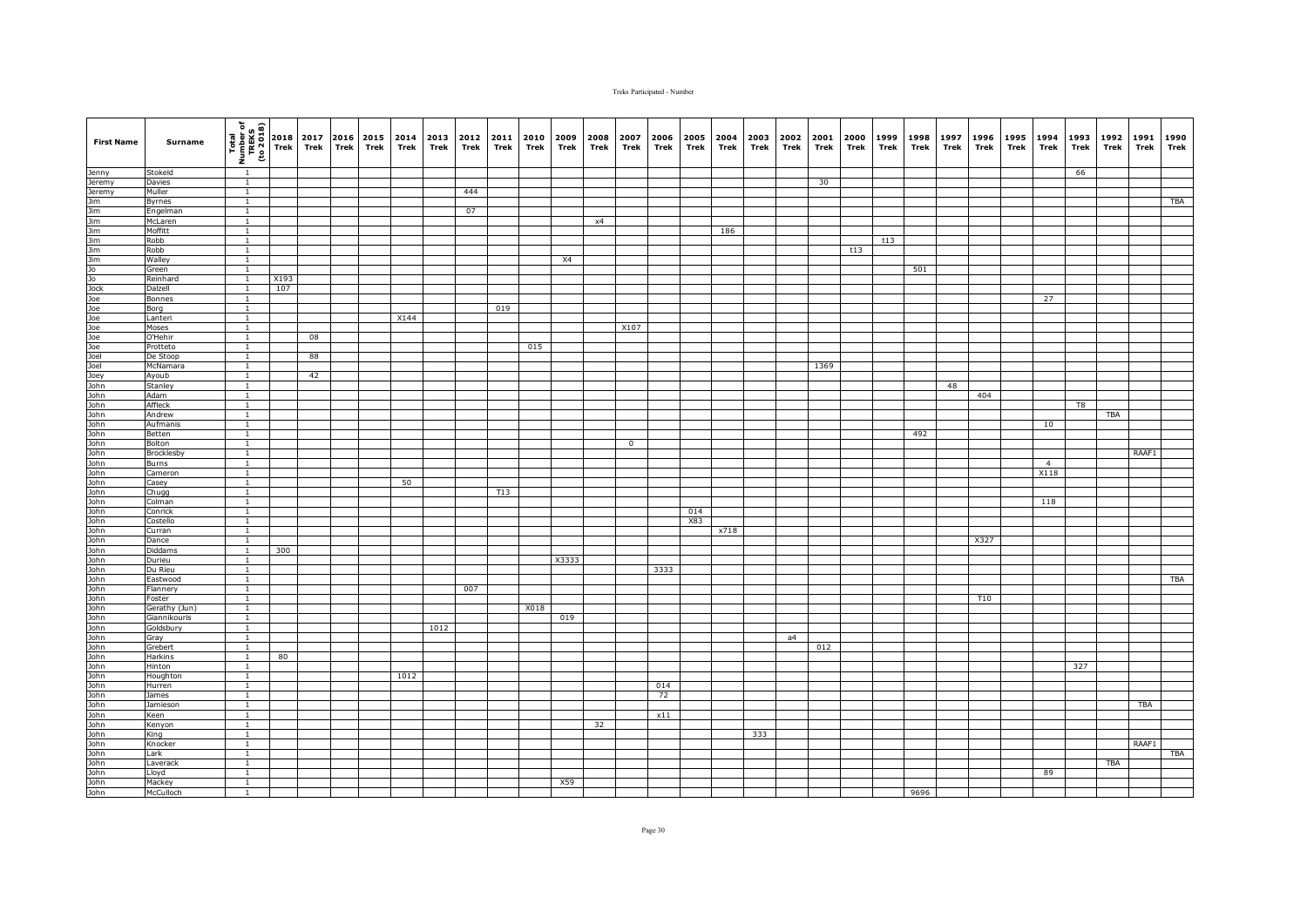| First Name | Surname | Total Number of TREKS (to 2018) | 2018 Trek | 2017 Trek | 2016 Trek | 2015 Trek | 2014 Trek | 2013 Trek | 2012 Trek | 2011 Trek | 2010 Trek | 2009 Trek | 2008 Trek | 2007 Trek | 2006 Trek | 2005 Trek | 2004 Trek | 2003 Trek | 2002 Trek | 2001 Trek | 2000 Trek | 1999 Trek | 1998 Trek | 1997 Trek | 1996 Trek | 1995 Trek | 1994 Trek | 1993 Trek | 1992 Trek | 1991 Trek | 1990 Trek |
|---|---|---|---|---|---|---|---|---|---|---|---|---|---|---|---|---|---|---|---|---|---|---|---|---|---|---|---|---|---|---|---|
| Jenny | Stokeld | 1 | | | | | | | | | | | | | | | | | | | | | | | | | | 66 | | | |
| Jeremy | Davies | 1 | | | | | | | | | | | | | | | | | | 30 | | | | | | | | | | | |
| Jeremy | Muller | 1 | | | | | | | 444 | | | | | | | | | | | | | | | | | | | | | | |
| Jim | Byrnes | 1 | | | | | | | | | | | | | | | | | | | | | | | | | | | | | TBA |
| Jim | Engelman | 1 | | | | | | | 07 | | | | | | | | | | | | | | | | | | | | | | |
| Jim | McLaren | 1 | | | | | | | | | | | x4 | | | | | | | | | | | | | | | | | | |
| Jim | Moffitt | 1 | | | | | | | | | | | | | | | 186 | | | | | | | | | | | | | | |
| Jim | Robb | 1 | | | | | | | | | | | | | | | | | | | | t13 | | | | | | | | | |
| Jim | Robb | 1 | | | | | | | | | | | | | | | | | | | t13 | | | | | | | | | | |
| Jim | Walley | 1 | | | | | | | | | | X4 | | | | | | | | | | | | | | | | | | | |
| Jo | Green | 1 | | | | | | | | | | | | | | | | | | | | | 501 | | | | | | | | |
| Jo | Reinhard | 1 | X193 | | | | | | | | | | | | | | | | | | | | | | | | | | | | |
| Jock | Dalzell | 1 | 107 | | | | | | | | | | | | | | | | | | | | | | | | | | | | |
| Joe | Bonnes | 1 | | | | | | | | | | | | | | | | | | | | | | | | | 27 | | | | |
| Joe | Borg | 1 | | | | | | | | 019 | | | | | | | | | | | | | | | | | | | | | |
| Joe | Lanteri | 1 | | | | | X144 | | | | | | | | | | | | | | | | | | | | | | | | |
| Joe | Moses | 1 | | | | | | | | | | | | X107 | | | | | | | | | | | | | | | | | |
| Joe | O'Hehir | 1 | | 08 | | | | | | | | | | | | | | | | | | | | | | | | | | | |
| Joe | Protteto | 1 | | | | | | | | | 015 | | | | | | | | | | | | | | | | | | | | |
| Joel | De Stoop | 1 | | 88 | | | | | | | | | | | | | | | | | | | | | | | | | | | |
| Joel | McNamara | 1 | | | | | | | | | | | | | | | | | | 1369 | | | | | | | | | | | |
| Joey | Ayoub | 1 | | 42 | | | | | | | | | | | | | | | | | | | | | | | | | | | |
| John | Stanley | 1 | | | | | | | | | | | | | | | | | | | | | | 48 | | | | | | | |
| John | Adam | 1 | | | | | | | | | | | | | | | | | | | | | | | 404 | | | | | | |
| John | Affleck | 1 | | | | | | | | | | | | | | | | | | | | | | | | | | T8 | | | |
| John | Andrew | 1 | | | | | | | | | | | | | | | | | | | | | | | | | | | TBA | | |
| John | Aufmanis | 1 | | | | | | | | | | | | | | | | | | | | | | | | | 10 | | | | |
| John | Betten | 1 | | | | | | | | | | | | | | | | | | | | | 492 | | | | | | | | |
| John | Bolton | 1 | | | | | | | | | | | | 0 | | | | | | | | | | | | | | | | | |
| John | Brocklesby | 1 | | | | | | | | | | | | | | | | | | | | | | | | | | | | RAAF1 | |
| John | Burns | 1 | | | | | | | | | | | | | | | | | | | | | | | | | 4 | | | | |
| John | Cameron | 1 | | | | | | | | | | | | | | | | | | | | | | | | | X118 | | | | |
| John | Casey | 1 | | | | | 50 | | | | | | | | | | | | | | | | | | | | | | | | |
| John | Chugg | 1 | | | | | | | | T13 | | | | | | | | | | | | | | | | | | | | | |
| John | Colman | 1 | | | | | | | | | | | | | | | | | | | | | | | | | 118 | | | | |
| John | Conrick | 1 | | | | | | | | | | | | | | 014 | | | | | | | | | | | | | | | |
| John | Costello | 1 | | | | | | | | | | | | | | X83 | | | | | | | | | | | | | | | |
| John | Curran | 1 | | | | | | | | | | | | | | | x718 | | | | | | | | | | | | | | |
| John | Dance | 1 | | | | | | | | | | | | | | | | | | | | | | | X327 | | | | | | |
| John | Diddams | 1 | 300 | | | | | | | | | | | | | | | | | | | | | | | | | | | | |
| John | Durieu | 1 | | | | | | | | | | X3333 | | | | | | | | | | | | | | | | | | | |
| John | Du Rieu | 1 | | | | | | | | | | | | | 3333 | | | | | | | | | | | | | | | | |
| John | Eastwood | 1 | | | | | | | | | | | | | | | | | | | | | | | | | | | | | TBA |
| John | Flannery | 1 | | | | | | | 007 | | | | | | | | | | | | | | | | | | | | | | |
| John | Foster | 1 | | | | | | | | | | | | | | | | | | | | | | | T10 | | | | | | |
| John | Gerathy (Jun) | 1 | | | | | | | | | X018 | | | | | | | | | | | | | | | | | | | | |
| John | Giannikouris | 1 | | | | | | | | | | 019 | | | | | | | | | | | | | | | | | | | |
| John | Goldsbury | 1 | | | | | | 1012 | | | | | | | | | | | | | | | | | | | | | | | |
| John | Gray | 1 | | | | | | | | | | | | | | | | | a4 | | | | | | | | | | | | |
| John | Grebert | 1 | | | | | | | | | | | | | | | | | | 012 | | | | | | | | | | | |
| John | Harkins | 1 | 80 | | | | | | | | | | | | | | | | | | | | | | | | | | | | |
| John | Hinton | 1 | | | | | | | | | | | | | | | | | | | | | | | | | | 327 | | | |
| John | Houghton | 1 | | | | | 1012 | | | | | | | | | | | | | | | | | | | | | | | | |
| John | Hurren | 1 | | | | | | | | | | | | | 014 | | | | | | | | | | | | | | | | |
| John | James | 1 | | | | | | | | | | | | | 72 | | | | | | | | | | | | | | | | |
| John | Jamieson | 1 | | | | | | | | | | | | | | | | | | | | | | | | | | | | TBA | |
| John | Keen | 1 | | | | | | | | | | | | | x11 | | | | | | | | | | | | | | | | |
| John | Kenyon | 1 | | | | | | | | | | | 32 | | | | | | | | | | | | | | | | | | |
| John | King | 1 | | | | | | | | | | | | | | | | 333 | | | | | | | | | | | | | |
| John | Knocker | 1 | | | | | | | | | | | | | | | | | | | | | | | | | | | | RAAF1 | |
| John | Lark | 1 | | | | | | | | | | | | | | | | | | | | | | | | | | | | | TBA |
| John | Laverack | 1 | | | | | | | | | | | | | | | | | | | | | | | | | | | TBA | | |
| John | Lloyd | 1 | | | | | | | | | | | | | | | | | | | | | | | | | 89 | | | | |
| John | Mackey | 1 | | | | | | | | | | X59 | | | | | | | | | | | | | | | | | | | |
| John | McCulloch | 1 | | | | | | | | | | | | | | | | | | | | | 9696 | | | | | | | | |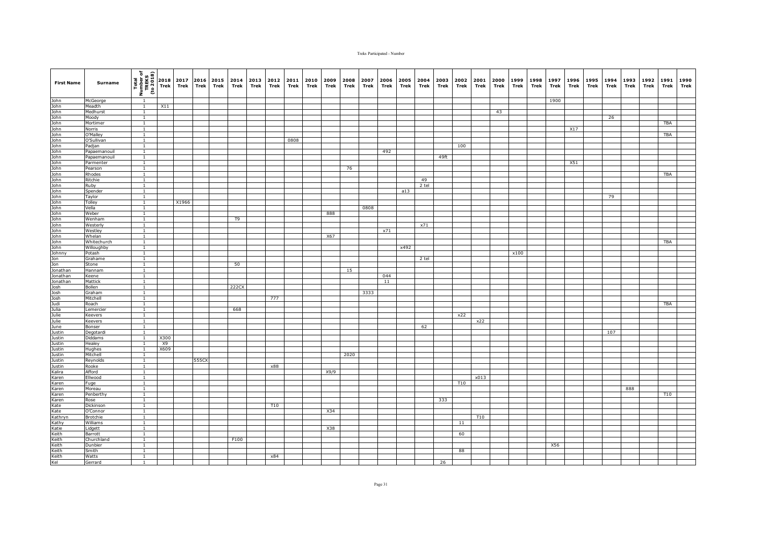| First Name | Surname | Total Number of TREKS (to 2018) | 2018 Trek | 2017 Trek | 2016 Trek | 2015 Trek | 2014 Trek | 2013 Trek | 2012 Trek | 2011 Trek | 2010 Trek | 2009 Trek | 2008 Trek | 2007 Trek | 2006 Trek | 2005 Trek | 2004 Trek | 2003 Trek | 2002 Trek | 2001 Trek | 2000 Trek | 1999 Trek | 1998 Trek | 1997 Trek | 1996 Trek | 1995 Trek | 1994 Trek | 1993 Trek | 1992 Trek | 1991 Trek | 1990 Trek |
|---|---|---|---|---|---|---|---|---|---|---|---|---|---|---|---|---|---|---|---|---|---|---|---|---|---|---|---|---|---|---|---|
| John | McGeorge | 1 | | | | | | | | | | | | | | | | | | | | | | 1900 | | | | | | | |
| John | Meadth | 1 | X11 | | | | | | | | | | | | | | | | | | | | | | | | | | | | |
| John | Medhurst | 1 | | | | | | | | | | | | | | | | | | | 43 | | | | | | | | | | |
| John | Moody | 1 | | | | | | | | | | | | | | | | | | | | | | | | | 26 | | | | |
| John | Mortimer | 1 | | | | | | | | | | | | | | | | | | | | | | | | | | | | TBA | |
| John | Norris | 1 | | | | | | | | | | | | | | | | | | | | | | | X17 | | | | | | |
| John | O'Malley | 1 | | | | | | | | | | | | | | | | | | | | | | | | | | | | TBA | |
| John | O'Sullivan | 1 | | | | | | | | 0808 | | | | | | | | | | | | | | | | | | | | | |
| John | Padjan | 1 | | | | | | | | | | | | | | | | | 100 | | | | | | | | | | | | |
| John | Papaemanouil | 1 | | | | | | | | | | | | | 492 | | | | | | | | | | | | | | | | |
| John | Papaemanouil | 1 | | | | | | | | | | | | | | | | 49ft | | | | | | | | | | | | | |
| John | Parmenter | 1 | | | | | | | | | | | | | | | | | | | | | | | X51 | | | | | | |
| John | Pearson | 1 | | | | | | | | | | | 76 | | | | | | | | | | | | | | | | | | |
| John | Rhodes | 1 | | | | | | | | | | | | | | | | | | | | | | | | | | | | TBA | |
| John | Ritchie | 1 | | | | | | | | | | | | | | | 49 | | | | | | | | | | | | | | |
| John | Ruby | 1 | | | | | | | | | | | | | | | 2 tel | | | | | | | | | | | | | | |
| John | Spender | 1 | | | | | | | | | | | | | | a13 | | | | | | | | | | | | | | | |
| John | Taylor | 1 | | | | | | | | | | | | | | | | | | | | | | | | | 79 | | | | |
| John | Tolley | 1 | | X1966 | | | | | | | | | | | | | | | | | | | | | | | | | | | |
| John | Vella | 1 | | | | | | | | | | | | 0808 | | | | | | | | | | | | | | | | | |
| John | Weber | 1 | | | | | | | | | | 888 | | | | | | | | | | | | | | | | | | | |
| John | Wenham | 1 | | | | | T9 | | | | | | | | | | | | | | | | | | | | | | | | |
| John | Westerly | 1 | | | | | | | | | | | | | | | x71 | | | | | | | | | | | | | | |
| John | Westley | 1 | | | | | | | | | | | | | x71 | | | | | | | | | | | | | | | | |
| John | Whelan | 1 | | | | | | | | | | X67 | | | | | | | | | | | | | | | | | | | |
| John | Whitechurch | 1 | | | | | | | | | | | | | | | | | | | | | | | | | | | | TBA | |
| John | Willoughby | 1 | | | | | | | | | | | | | | x492 | | | | | | | | | | | | | | | |
| Johnny | Potash | 1 | | | | | | | | | | | | | | | | | | | | x100 | | | | | | | | | |
| Jon | Grahame | 1 | | | | | | | | | | | | | | | 2 tel | | | | | | | | | | | | | | |
| Jon | Stone | 1 | | | | | 50 | | | | | | | | | | | | | | | | | | | | | | | | |
| Jonathan | Hannam | 1 | | | | | | | | | | | 15 | | | | | | | | | | | | | | | | | | |
| Jonathan | Keene | 1 | | | | | | | | | | | | | 044 | | | | | | | | | | | | | | | | |
| Jonathan | Mattick | 1 | | | | | | | | | | | | | 11 | | | | | | | | | | | | | | | | |
| Josh | Bollen | 1 | | | | | 222CX | | | | | | | | | | | | | | | | | | | | | | | | |
| Josh | Graham | 1 | | | | | | | | | | | | 3333 | | | | | | | | | | | | | | | | | |
| Josh | Mitchell | 1 | | | | | | | 777 | | | | | | | | | | | | | | | | | | | | | | |
| Judi | Roach | 1 | | | | | | | | | | | | | | | | | | | | | | | | | | | | TBA | |
| Julia | Lemercier | 1 | | | | | 668 | | | | | | | | | | | | | | | | | | | | | | | | |
| Julie | Keevers | 1 | | | | | | | | | | | | | | | | | x22 | | | | | | | | | | | | |
| Julie | Keevers | 1 | | | | | | | | | | | | | | | | | | x22 | | | | | | | | | | | |
| June | Bonser | 1 | | | | | | | | | | | | | | | 62 | | | | | | | | | | | | | | |
| Justin | Degotardi | 1 | | | | | | | | | | | | | | | | | | | | | | | | | 107 | | | | |
| Justin | Diddams | 1 | X300 | | | | | | | | | | | | | | | | | | | | | | | | | | | | |
| Justin | Healey | 1 | X9 | | | | | | | | | | | | | | | | | | | | | | | | | | | | |
| Justin | Hughes | 1 | X609 | | | | | | | | | | | | | | | | | | | | | | | | | | | | |
| Justin | Mitchell | 1 | | | | | | | | | | | 2020 | | | | | | | | | | | | | | | | | | |
| Justin | Reynolds | 1 | | | 555CX | | | | | | | | | | | | | | | | | | | | | | | | | | |
| Justin | Rooke | 1 | | | | | | | x88 | | | | | | | | | | | | | | | | | | | | | | |
| Kalira | Afford | 1 | | | | | | | | | | X9/9 | | | | | | | | | | | | | | | | | | | |
| Karen | Ellwood | 1 | | | | | | | | | | | | | | | | | | x013 | | | | | | | | | | | |
| Karen | Fuge | 1 | | | | | | | | | | | | | | | | | T10 | | | | | | | | | | | | |
| Karen | Moreau | 1 | | | | | | | | | | | | | | | | | | | | | | | | | | 888 | | | |
| Karen | Penberthy | 1 | | | | | | | | | | | | | | | | | | | | | | | | | | | | T10 | |
| Karen | Rose | 1 | | | | | | | | | | | | | | | | 333 | | | | | | | | | | | | | |
| Kate | Dickinson | 1 | | | | | | | T10 | | | | | | | | | | | | | | | | | | | | | | |
| Kate | O'Connor | 1 | | | | | | | | | | X34 | | | | | | | | | | | | | | | | | | | |
| Kathryn | Brotchie | 1 | | | | | | | | | | | | | | | | | | T10 | | | | | | | | | | | |
| Kathy | Williams | 1 | | | | | | | | | | | | | | | | | 11 | | | | | | | | | | | | |
| Katie | Lidgett | 1 | | | | | | | | | | X38 | | | | | | | | | | | | | | | | | | | |
| Keith | Barrott | 1 | | | | | | | | | | | | | | | | | 60 | | | | | | | | | | | | |
| Keith | Churchland | 1 | | | | | F100 | | | | | | | | | | | | | | | | | | | | | | | | |
| Keith | Dunbier | 1 | | | | | | | | | | | | | | | | | | | | | | X56 | | | | | | | |
| Keith | Smith | 1 | | | | | | | | | | | | | | | | | 88 | | | | | | | | | | | | |
| Keith | Watts | 1 | | | | | | | x84 | | | | | | | | | | | | | | | | | | | | | | |
| Kel | Gerrard | 1 | | | | | | | | | | | | | | | | 26 | | | | | | | | | | | | | |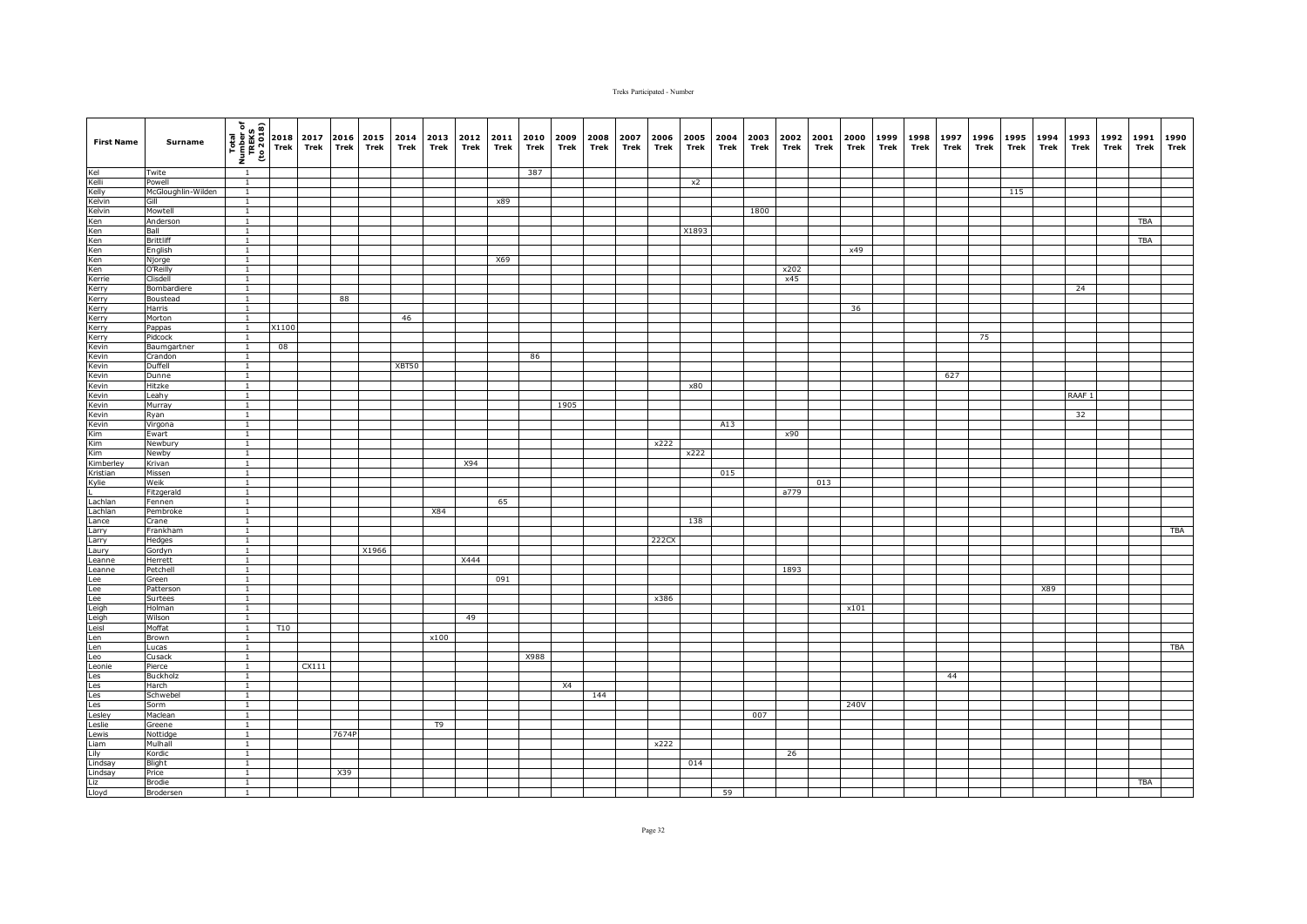| First Name | Surname | Total Number of TREKS (to 2018) | 2018 Trek | 2017 Trek | 2016 Trek | 2015 Trek | 2014 Trek | 2013 Trek | 2012 Trek | 2011 Trek | 2010 Trek | 2009 Trek | 2008 Trek | 2007 Trek | 2006 Trek | 2005 Trek | 2004 Trek | 2003 Trek | 2002 Trek | 2001 Trek | 2000 Trek | 1999 Trek | 1998 Trek | 1997 Trek | 1996 Trek | 1995 Trek | 1994 Trek | 1993 Trek | 1992 Trek | 1991 Trek | 1990 Trek |
|---|---|---|---|---|---|---|---|---|---|---|---|---|---|---|---|---|---|---|---|---|---|---|---|---|---|---|---|---|---|---|---|
| Kel | Twite | 1 | | | | | | | | | 387 | | | | | | | | | | | | | | | | | | | | |
| Kelli | Powell | 1 | | | | | | | | | | | | | | x2 | | | | | | | | | | | | | | | |
| Kelly | McGloughlin-Wilden | 1 | | | | | | | | | | | | | | | | | | | | | | | | 115 | | | | | |
| Kelvin | Gill | 1 | | | | | | | | x89 | | | | | | | | | | | | | | | | | | | | | |
| Kelvin | Mowtell | 1 | | | | | | | | | | | | | | | | 1800 | | | | | | | | | | | | | |
| Ken | Anderson | 1 | | | | | | | | | | | | | | | | | | | | | | | | | | | | TBA | |
| Ken | Ball | 1 | | | | | | | | | | | | | | X1893 | | | | | | | | | | | | | | | |
| Ken | Brittliff | 1 | | | | | | | | | | | | | | | | | | | | | | | | | | | | TBA | |
| Ken | English | 1 | | | | | | | | | | | | | | | | | | | x49 | | | | | | | | | | |
| Ken | Njorge | 1 | | | | | | | | X69 | | | | | | | | | | | | | | | | | | | | | |
| Ken | O'Reilly | 1 | | | | | | | | | | | | | | | | | x202 | | | | | | | | | | | | |
| Kerrie | Clisdell | 1 | | | | | | | | | | | | | | | | | x45 | | | | | | | | | | | | |
| Kerry | Bombardiere | 1 | | | | | | | | | | | | | | | | | | | | | | | | | | 24 | | | |
| Kerry | Boustead | 1 | | | 88 | | | | | | | | | | | | | | | | | | | | | | | | | | |
| Kerry | Harris | 1 | | | | | | | | | | | | | | | | | | | 36 | | | | | | | | | | |
| Kerry | Morton | 1 | | | | | 46 | | | | | | | | | | | | | | | | | | | | | | | | |
| Kerry | Pappas | 1 | X1100 | | | | | | | | | | | | | | | | | | | | | | | | | | | | |
| Kerry | Pidcock | 1 | | | | | | | | | | | | | | | | | | | | | | | 75 | | | | | | |
| Kevin | Baumgartner | 1 | 08 | | | | | | | | | | | | | | | | | | | | | | | | | | | | |
| Kevin | Crandon | 1 | | | | | | | | | 86 | | | | | | | | | | | | | | | | | | | | |
| Kevin | Duffell | 1 | | | | | XBT50 | | | | | | | | | | | | | | | | | | | | | | | | |
| Kevin | Dunne | 1 | | | | | | | | | | | | | | | | | | | | | | 627 | | | | | | | |
| Kevin | Hitzke | 1 | | | | | | | | | | | | | | x80 | | | | | | | | | | | | | | | |
| Kevin | Leahy | 1 | | | | | | | | | | | | | | | | | | | | | | | | | | RAAF 1 | | | |
| Kevin | Murray | 1 | | | | | | | | | | 1905 | | | | | | | | | | | | | | | | | | | |
| Kevin | Ryan | 1 | | | | | | | | | | | | | | | | | | | | | | | | | | 32 | | | |
| Kevin | Virgona | 1 | | | | | | | | | | | | | | | A13 | | | | | | | | | | | | | | |
| Kim | Ewart | 1 | | | | | | | | | | | | | | | | | x90 | | | | | | | | | | | | |
| Kim | Newbury | 1 | | | | | | | | | | | | | x222 | | | | | | | | | | | | | | | | |
| Kim | Newby | 1 | | | | | | | | | | | | | | x222 | | | | | | | | | | | | | | | |
| Kimberley | Krivan | 1 | | | | | | | X94 | | | | | | | | | | | | | | | | | | | | | | |
| Kristian | Missen | 1 | | | | | | | | | | | | | | | 015 | | | | | | | | | | | | | | |
| Kylie | Weik | 1 | | | | | | | | | | | | | | | | | | 013 | | | | | | | | | | | |
| L | Fitzgerald | 1 | | | | | | | | | | | | | | | | | a779 | | | | | | | | | | | | |
| Lachlan | Fennen | 1 | | | | | | | | 65 | | | | | | | | | | | | | | | | | | | | | |
| Lachlan | Pembroke | 1 | | | | | | X84 | | | | | | | | | | | | | | | | | | | | | | | |
| Lance | Crane | 1 | | | | | | | | | | | | | | 138 | | | | | | | | | | | | | | | |
| Larry | Frankham | 1 | | | | | | | | | | | | | | | | | | | | | | | | | | | | | TBA |
| Larry | Hedges | 1 | | | | | | | | | | | | | 222CX | | | | | | | | | | | | | | | | |
| Laury | Gordyn | 1 | | | | X1966 | | | | | | | | | | | | | | | | | | | | | | | | | |
| Leanne | Herrett | 1 | | | | | | | X444 | | | | | | | | | | | | | | | | | | | | | | |
| Leanne | Petchell | 1 | | | | | | | | | | | | | | | | | 1893 | | | | | | | | | | | | |
| Lee | Green | 1 | | | | | | | | 091 | | | | | | | | | | | | | | | | | | | | | |
| Lee | Patterson | 1 | | | | | | | | | | | | | | | | | | | | | | | | | X89 | | | | |
| Lee | Surtees | 1 | | | | | | | | | | | | | x386 | | | | | | | | | | | | | | | | |
| Leigh | Holman | 1 | | | | | | | | | | | | | | | | | | | x101 | | | | | | | | | | |
| Leigh | Wilson | 1 | | | | | | | 49 | | | | | | | | | | | | | | | | | | | | | | |
| Leisl | Moffat | 1 | T10 | | | | | | | | | | | | | | | | | | | | | | | | | | | | |
| Len | Brown | 1 | | | | | | x100 | | | | | | | | | | | | | | | | | | | | | | | |
| Len | Lucas | 1 | | | | | | | | | | | | | | | | | | | | | | | | | | | | | TBA |
| Leo | Cusack | 1 | | | | | | | | | X988 | | | | | | | | | | | | | | | | | | | | |
| Leonie | Pierce | 1 | | CX111 | | | | | | | | | | | | | | | | | | | | | | | | | | | |
| Les | Buckholz | 1 | | | | | | | | | | | | | | | | | | | | | | 44 | | | | | | | |
| Les | Harch | 1 | | | | | | | | | | X4 | | | | | | | | | | | | | | | | | | | |
| Les | Schwebel | 1 | | | | | | | | | | | 144 | | | | | | | | | | | | | | | | | | |
| Les | Sorm | 1 | | | | | | | | | | | | | | | | | | | 240V | | | | | | | | | | |
| Lesley | Maclean | 1 | | | | | | | | | | | | | | | | 007 | | | | | | | | | | | | | |
| Leslie | Greene | 1 | | | | | | T9 | | | | | | | | | | | | | | | | | | | | | | | |
| Lewis | Nottidge | 1 | | | 7674P | | | | | | | | | | | | | | | | | | | | | | | | | | |
| Liam | Mulhall | 1 | | | | | | | | | | | | | x222 | | | | | | | | | | | | | | | | |
| Lily | Kordic | 1 | | | | | | | | | | | | | | | | | 26 | | | | | | | | | | | | |
| Lindsay | Blight | 1 | | | | | | | | | | | | | | 014 | | | | | | | | | | | | | | | |
| Lindsay | Price | 1 | | | X39 | | | | | | | | | | | | | | | | | | | | | | | | | | |
| Liz | Brodie | 1 | | | | | | | | | | | | | | | | | | | | | | | | | | | | TBA | |
| Lloyd | Brodersen | 1 | | | | | | | | | | | | | | | 59 | | | | | | | | | | | | | | |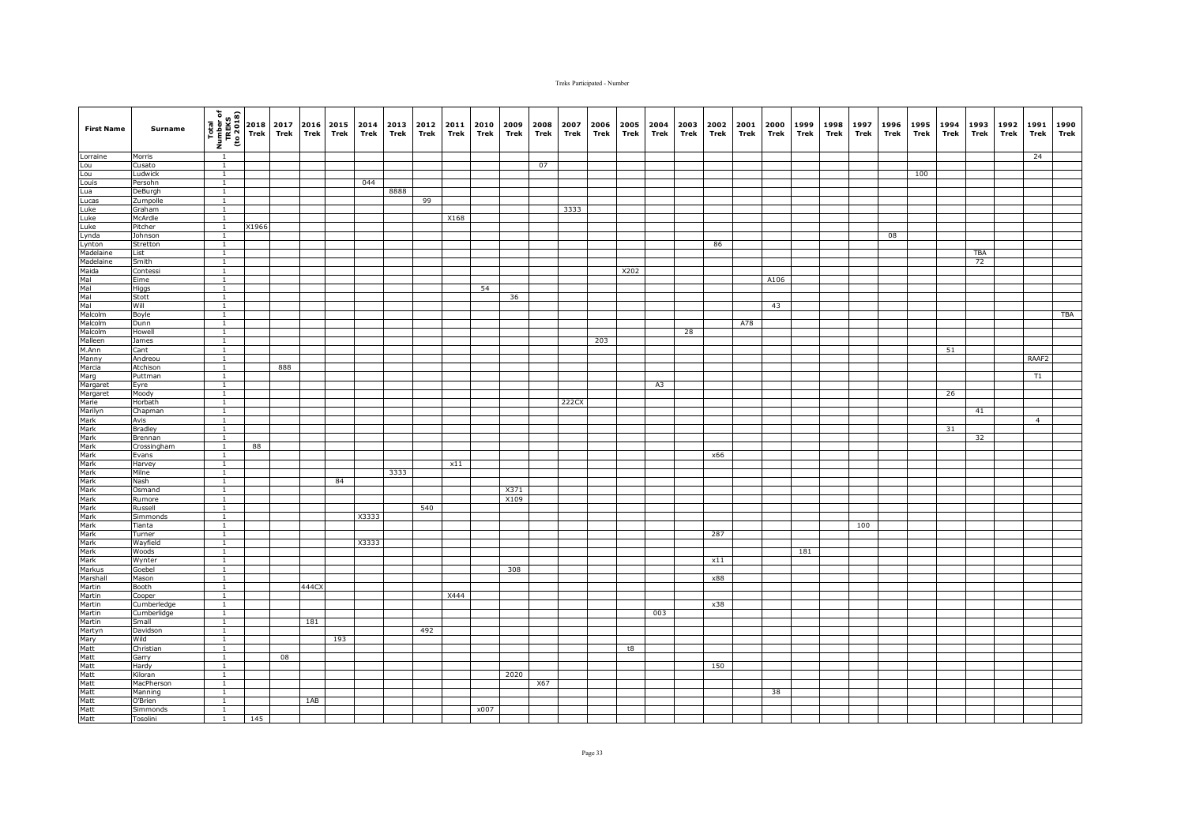| First Name | Surname | Total Number of TREKS (to 2018) | 2018 Trek | 2017 Trek | 2016 Trek | 2015 Trek | 2014 Trek | 2013 Trek | 2012 Trek | 2011 Trek | 2010 Trek | 2009 Trek | 2008 Trek | 2007 Trek | 2006 Trek | 2005 Trek | 2004 Trek | 2003 Trek | 2002 Trek | 2001 Trek | 2000 Trek | 1999 Trek | 1998 Trek | 1997 Trek | 1996 Trek | 1995 Trek | 1994 Trek | 1993 Trek | 1992 Trek | 1991 Trek | 1990 Trek |
|---|---|---|---|---|---|---|---|---|---|---|---|---|---|---|---|---|---|---|---|---|---|---|---|---|---|---|---|---|---|---|---|
| Lorraine | Morris | 1 | | | | | | | | | | | | | | | | | | | | | | | | | | | | 24 | |
| Lou | Cusato | 1 | | | | | | | | | | | 07 | | | | | | | | | | | | | | | | | | |
| Lou | Ludwick | 1 | | | | | | | | | | | | | | | | | | | | | | | | 100 | | | | | |
| Louis | Persohn | 1 | | | | | 044 | | | | | | | | | | | | | | | | | | | | | | | | |
| Lua | DeBurgh | 1 | | | | | | 8888 | | | | | | | | | | | | | | | | | | | | | | | |
| Lucas | Zumpolle | 1 | | | | | | | 99 | | | | | | | | | | | | | | | | | | | | | | |
| Luke | Graham | 1 | | | | | | | | | | | | 3333 | | | | | | | | | | | | | | | | | |
| Luke | McArdle | 1 | | | | | | | | X168 | | | | | | | | | | | | | | | | | | | | | |
| Luke | Pitcher | 1 | X1966 | | | | | | | | | | | | | | | | | | | | | | | | | | | | |
| Lynda | Johnson | 1 | | | | | | | | | | | | | | | | | | | | | | | 08 | | | | | | |
| Lynton | Stretton | 1 | | | | | | | | | | | | | | | | | 86 | | | | | | | | | | | | |
| Madelaine | List | 1 | | | | | | | | | | | | | | | | | | | | | | | | | | TBA | | | |
| Madelaine | Smith | 1 | | | | | | | | | | | | | | | | | | | | | | | | | | 72 | | | |
| Maida | Contessi | 1 | | | | | | | | | | | | | | X202 | | | | | | | | | | | | | | | |
| Mal | Eime | 1 | | | | | | | | | | | | | | | | | | | A106 | | | | | | | | | | |
| Mal | Higgs | 1 | | | | | | | | | 54 | | | | | | | | | | | | | | | | | | | | |
| Mal | Stott | 1 | | | | | | | | | | 36 | | | | | | | | | | | | | | | | | | | |
| Mal | Will | 1 | | | | | | | | | | | | | | | | | | | 43 | | | | | | | | | | |
| Malcolm | Boyle | 1 | | | | | | | | | | | | | | | | | | | | | | | | | | | | | TBA |
| Malcolm | Dunn | 1 | | | | | | | | | | | | | | | | | | A78 | | | | | | | | | | | |
| Malcolm | Howell | 1 | | | | | | | | | | | | | | | | 28 | | | | | | | | | | | | | |
| Malleen | James | 1 | | | | | | | | | | | | | 203 | | | | | | | | | | | | | | | | |
| M.Ann | Cant | 1 | | | | | | | | | | | | | | | | | | | | | | | | | 51 | | | | |
| Manny | Andreou | 1 | | | | | | | | | | | | | | | | | | | | | | | | | | | | RAAF2 | |
| Marcia | Atchison | 1 | | 888 | | | | | | | | | | | | | | | | | | | | | | | | | | | |
| Marg | Puttman | 1 | | | | | | | | | | | | | | | | | | | | | | | | | | | | T1 | |
| Margaret | Eyre | 1 | | | | | | | | | | | | | | | A3 | | | | | | | | | | | | | | |
| Margaret | Moody | 1 | | | | | | | | | | | | | | | | | | | | | | | | | 26 | | | | |
| Marie | Horbath | 1 | | | | | | | | | | | | 222CX | | | | | | | | | | | | | | | | | |
| Marilyn | Chapman | 1 | | | | | | | | | | | | | | | | | | | | | | | | | | 41 | | | |
| Mark | Avis | 1 | | | | | | | | | | | | | | | | | | | | | | | | | | | | 4 | |
| Mark | Bradley | 1 | | | | | | | | | | | | | | | | | | | | | | | | | 31 | | | | |
| Mark | Brennan | 1 | | | | | | | | | | | | | | | | | | | | | | | | | | 32 | | | |
| Mark | Crossingham | 1 | 88 | | | | | | | | | | | | | | | | | | | | | | | | | | | | |
| Mark | Evans | 1 | | | | | | | | | | | | | | | | | x66 | | | | | | | | | | | | |
| Mark | Harvey | 1 | | | | | | | | x11 | | | | | | | | | | | | | | | | | | | | | |
| Mark | Milne | 1 | | | | | | 3333 | | | | | | | | | | | | | | | | | | | | | | | |
| Mark | Nash | 1 | | | | 84 | | | | | | | | | | | | | | | | | | | | | | | | | |
| Mark | Osmand | 1 | | | | | | | | | | X371 | | | | | | | | | | | | | | | | | | | |
| Mark | Rumore | 1 | | | | | | | | | | X109 | | | | | | | | | | | | | | | | | | | |
| Mark | Russell | 1 | | | | | | | 540 | | | | | | | | | | | | | | | | | | | | | | |
| Mark | Simmonds | 1 | | | | | X3333 | | | | | | | | | | | | | | | | | | | | | | | | |
| Mark | Tianta | 1 | | | | | | | | | | | | | | | | | | | | | | 100 | | | | | | | |
| Mark | Turner | 1 | | | | | | | | | | | | | | | | | 287 | | | | | | | | | | | | |
| Mark | Wayfield | 1 | | | | | X3333 | | | | | | | | | | | | | | | | | | | | | | | | |
| Mark | Woods | 1 | | | | | | | | | | | | | | | | | | | | 181 | | | | | | | | | |
| Mark | Wynter | 1 | | | | | | | | | | | | | | | | | x11 | | | | | | | | | | | | |
| Markus | Goebel | 1 | | | | | | | | | | 308 | | | | | | | | | | | | | | | | | | | |
| Marshall | Mason | 1 | | | | | | | | | | | | | | | | | x88 | | | | | | | | | | | | |
| Martin | Booth | 1 | | | 444CX | | | | | | | | | | | | | | | | | | | | | | | | | | |
| Martin | Cooper | 1 | | | | | | | | X444 | | | | | | | | | | | | | | | | | | | | | |
| Martin | Cumberledge | 1 | | | | | | | | | | | | | | | | | x38 | | | | | | | | | | | | |
| Martin | Cumberlidge | 1 | | | | | | | | | | | | | | | 003 | | | | | | | | | | | | | | |
| Martin | Small | 1 | | | 181 | | | | | | | | | | | | | | | | | | | | | | | | | | |
| Martyn | Davidson | 1 | | | | | | | 492 | | | | | | | | | | | | | | | | | | | | | | |
| Mary | Wild | 1 | | | | 193 | | | | | | | | | | | | | | | | | | | | | | | | | |
| Matt | Christian | 1 | | | | | | | | | | | | | | t8 | | | | | | | | | | | | | | | |
| Matt | Garry | 1 | | 08 | | | | | | | | | | | | | | | | | | | | | | | | | | | |
| Matt | Hardy | 1 | | | | | | | | | | | | | | | | | 150 | | | | | | | | | | | | |
| Matt | Kiloran | 1 | | | | | | | | | | 2020 | | | | | | | | | | | | | | | | | | | |
| Matt | MacPherson | 1 | | | | | | | | | | | X67 | | | | | | | | | | | | | | | | | | |
| Matt | Manning | 1 | | | | | | | | | | | | | | | | | | | 38 | | | | | | | | | | |
| Matt | O'Brien | 1 | | | 1AB | | | | | | | | | | | | | | | | | | | | | | | | | | |
| Matt | Simmonds | 1 | | | | | | | | | x007 | | | | | | | | | | | | | | | | | | | | |
| Matt | Tosolini | 1 | 145 | | | | | | | | | | | | | | | | | | | | | | | | | | | | |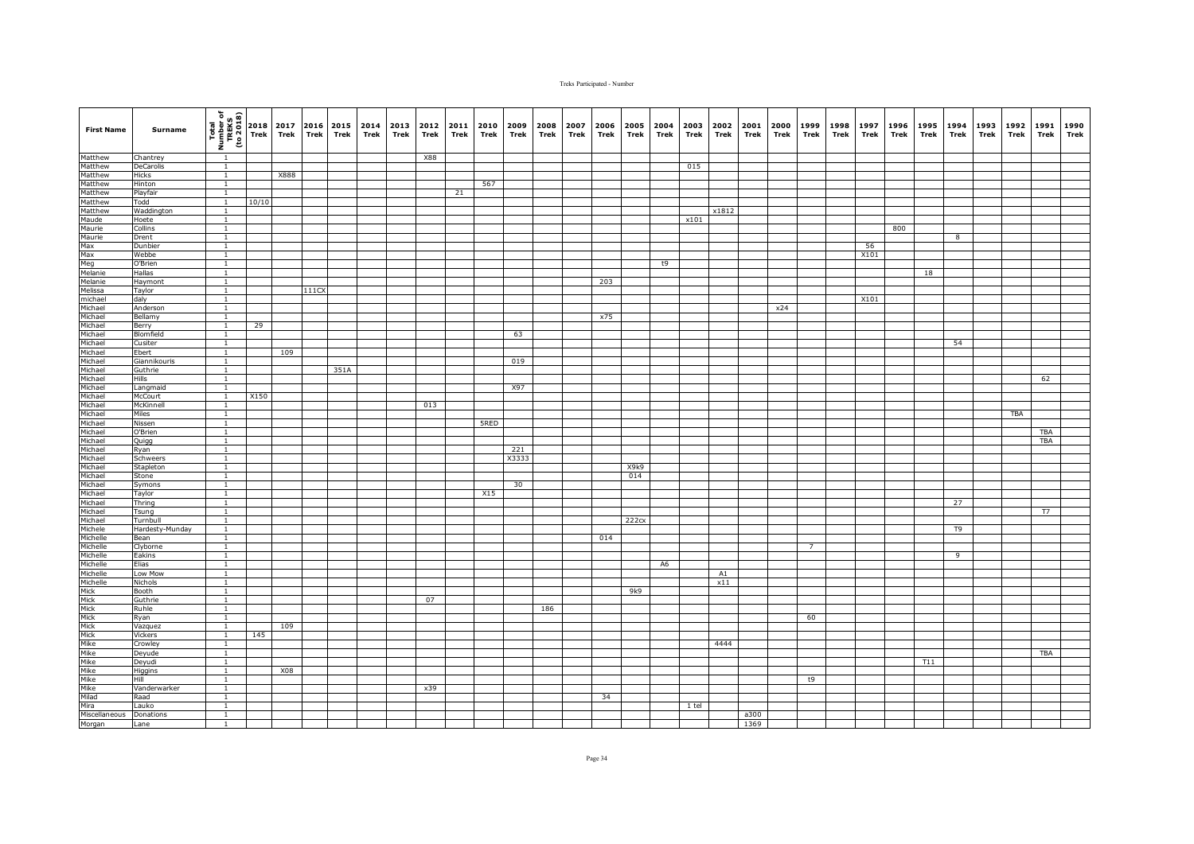| First Name | Surname | Total Number of TREKS (to 2018) | 2018 Trek | 2017 Trek | 2016 Trek | 2015 Trek | 2014 Trek | 2013 Trek | 2012 Trek | 2011 Trek | 2010 Trek | 2009 Trek | 2008 Trek | 2007 Trek | 2006 Trek | 2005 Trek | 2004 Trek | 2003 Trek | 2002 Trek | 2001 Trek | 2000 Trek | 1999 Trek | 1998 Trek | 1997 Trek | 1996 Trek | 1995 Trek | 1994 Trek | 1993 Trek | 1992 Trek | 1991 Trek | 1990 Trek |
|---|---|---|---|---|---|---|---|---|---|---|---|---|---|---|---|---|---|---|---|---|---|---|---|---|---|---|---|---|---|---|---|
| Matthew | Chantrey | 1 | | | | | | | X88 | | | | | | | | | | | | | | | | | | | | | | |
| Matthew | DeCarolis | 1 | | | | | | | | | | | | | | | | 015 | | | | | | | | | | | | | |
| Matthew | Hicks | 1 | | X888 | | | | | | | | | | | | | | | | | | | | | | | | | | | |
| Matthew | Hinton | 1 | | | | | | | | | 567 | | | | | | | | | | | | | | | | | | | | |
| Matthew | Playfair | 1 | | | | | | | | 21 | | | | | | | | | | | | | | | | | | | | | |
| Matthew | Todd | 1 | 10/10 | | | | | | | | | | | | | | | | | | | | | | | | | | | | |
| Matthew | Waddington | 1 | | | | | | | | | | | | | | | | | x1812 | | | | | | | | | | | | |
| Maude | Hoete | 1 | | | | | | | | | | | | | | | | x101 | | | | | | | | | | | | | |
| Maurie | Collins | 1 | | | | | | | | | | | | | | | | | | | | | | | 800 | | | | | | |
| Maurie | Drent | 1 | | | | | | | | | | | | | | | | | | | | | | | | | 8 | | | | |
| Max | Dunbier | 1 | | | | | | | | | | | | | | | | | | | | | | 56 | | | | | | | |
| Max | Webbe | 1 | | | | | | | | | | | | | | | | | | | | | | X101 | | | | | | | |
| Meg | O'Brien | 1 | | | | | | | | | | | | | | | t9 | | | | | | | | | | | | | | |
| Melanie | Hallas | 1 | | | | | | | | | | | | | | | | | | | | | | | | 18 | | | | | |
| Melanie | Haymont | 1 | | | | | | | | | | | | | 203 | | | | | | | | | | | | | | | | |
| Melissa | Taylor | 1 | | | 111CX | | | | | | | | | | | | | | | | | | | | | | | | | | |
| michael | daly | 1 | | | | | | | | | | | | | | | | | | | | | | X101 | | | | | | | |
| Michael | Anderson | 1 | | | | | | | | | | | | | | | | | | | x24 | | | | | | | | | | |
| Michael | Bellamy | 1 | | | | | | | | | | | | | x75 | | | | | | | | | | | | | | | | |
| Michael | Berry | 1 | 29 | | | | | | | | | | | | | | | | | | | | | | | | | | | | |
| Michael | Blomfield | 1 | | | | | | | | | | 63 | | | | | | | | | | | | | | | | | | | |
| Michael | Cusiter | 1 | | | | | | | | | | | | | | | | | | | | | | | | | 54 | | | | |
| Michael | Ebert | 1 | | 109 | | | | | | | | | | | | | | | | | | | | | | | | | | | |
| Michael | Giannikouris | 1 | | | | | | | | | | 019 | | | | | | | | | | | | | | | | | | | |
| Michael | Guthrie | 1 | | | | 351A | | | | | | | | | | | | | | | | | | | | | | | | | |
| Michael | Hills | 1 | | | | | | | | | | | | | | | | | | | | | | | | | | | | 62 | |
| Michael | Langmaid | 1 | | | | | | | | | | X97 | | | | | | | | | | | | | | | | | | | |
| Michael | McCourt | 1 | X150 | | | | | | | | | | | | | | | | | | | | | | | | | | | | |
| Michael | McKinnell | 1 | | | | | | | 013 | | | | | | | | | | | | | | | | | | | | | | |
| Michael | Miles | 1 | | | | | | | | | | | | | | | | | | | | | | | | | | | TBA | | |
| Michael | Nissen | 1 | | | | | | | | | 5RED | | | | | | | | | | | | | | | | | | | | |
| Michael | O'Brien | 1 | | | | | | | | | | | | | | | | | | | | | | | | | | | | TBA | |
| Michael | Quigg | 1 | | | | | | | | | | | | | | | | | | | | | | | | | | | | TBA | |
| Michael | Ryan | 1 | | | | | | | | | | 221 | | | | | | | | | | | | | | | | | | | |
| Michael | Schweers | 1 | | | | | | | | | | X3333 | | | | | | | | | | | | | | | | | | | |
| Michael | Stapleton | 1 | | | | | | | | | | | | | | X9k9 | | | | | | | | | | | | | | | |
| Michael | Stone | 1 | | | | | | | | | | | | | | 014 | | | | | | | | | | | | | | | |
| Michael | Symons | 1 | | | | | | | | | | 30 | | | | | | | | | | | | | | | | | | | |
| Michael | Taylor | 1 | | | | | | | | | X15 | | | | | | | | | | | | | | | | | | | | |
| Michael | Thring | 1 | | | | | | | | | | | | | | | | | | | | | | | | | 27 | | | | |
| Michael | Tsung | 1 | | | | | | | | | | | | | | | | | | | | | | | | | | | | T7 | |
| Michael | Turnbull | 1 | | | | | | | | | | | | | | 222cx | | | | | | | | | | | | | | | |
| Michele | Hardesty-Munday | 1 | | | | | | | | | | | | | | | | | | | | | | | | | T9 | | | | |
| Michelle | Bean | 1 | | | | | | | | | | | | | 014 | | | | | | | | | | | | | | | | |
| Michelle | Clyborne | 1 | | | | | | | | | | | | | | | | | | | | 7 | | | | | | | | | |
| Michelle | Eakins | 1 | | | | | | | | | | | | | | | | | | | | | | | | | 9 | | | | |
| Michelle | Elias | 1 | | | | | | | | | | | | | | | A6 | | | | | | | | | | | | | | |
| Michelle | Low Mow | 1 | | | | | | | | | | | | | | | | | A1 | | | | | | | | | | | | |
| Michelle | Nichols | 1 | | | | | | | | | | | | | | | | | x11 | | | | | | | | | | | | |
| Mick | Booth | 1 | | | | | | | | | | | | | | 9k9 | | | | | | | | | | | | | | | |
| Mick | Guthrie | 1 | | | | | | | 07 | | | | | | | | | | | | | | | | | | | | | | |
| Mick | Ruhle | 1 | | | | | | | | | | | 186 | | | | | | | | | | | | | | | | | | |
| Mick | Ryan | 1 | | | | | | | | | | | | | | | | | | | | 60 | | | | | | | | | |
| Mick | Vazquez | 1 | | 109 | | | | | | | | | | | | | | | | | | | | | | | | | | | |
| Mick | Vickers | 1 | 145 | | | | | | | | | | | | | | | | | | | | | | | | | | | | |
| Mike | Crowley | 1 | | | | | | | | | | | | | | | | | 4444 | | | | | | | | | | | | |
| Mike | Deyude | 1 | | | | | | | | | | | | | | | | | | | | | | | | | | | | TBA | |
| Mike | Deyudi | 1 | | | | | | | | | | | | | | | | | | | | | | | | T11 | | | | | |
| Mike | Higgins | 1 | | X08 | | | | | | | | | | | | | | | | | | | | | | | | | | | |
| Mike | Hill | 1 | | | | | | | | | | | | | | | | | | | | t9 | | | | | | | | | |
| Mike | Vanderwarker | 1 | | | | | | | x39 | | | | | | | | | | | | | | | | | | | | | | |
| Milad | Raad | 1 | | | | | | | | | | | | | 34 | | | | | | | | | | | | | | | | |
| Mira | Lauko | 1 | | | | | | | | | | | | | | | | 1 tel | | | | | | | | | | | | | |
| Miscellaneous | Donations | 1 | | | | | | | | | | | | | | | | | | a300 | | | | | | | | | | | |
| Morgan | Lane | 1 | | | | | | | | | | | | | | | | | | 1369 | | | | | | | | | | | |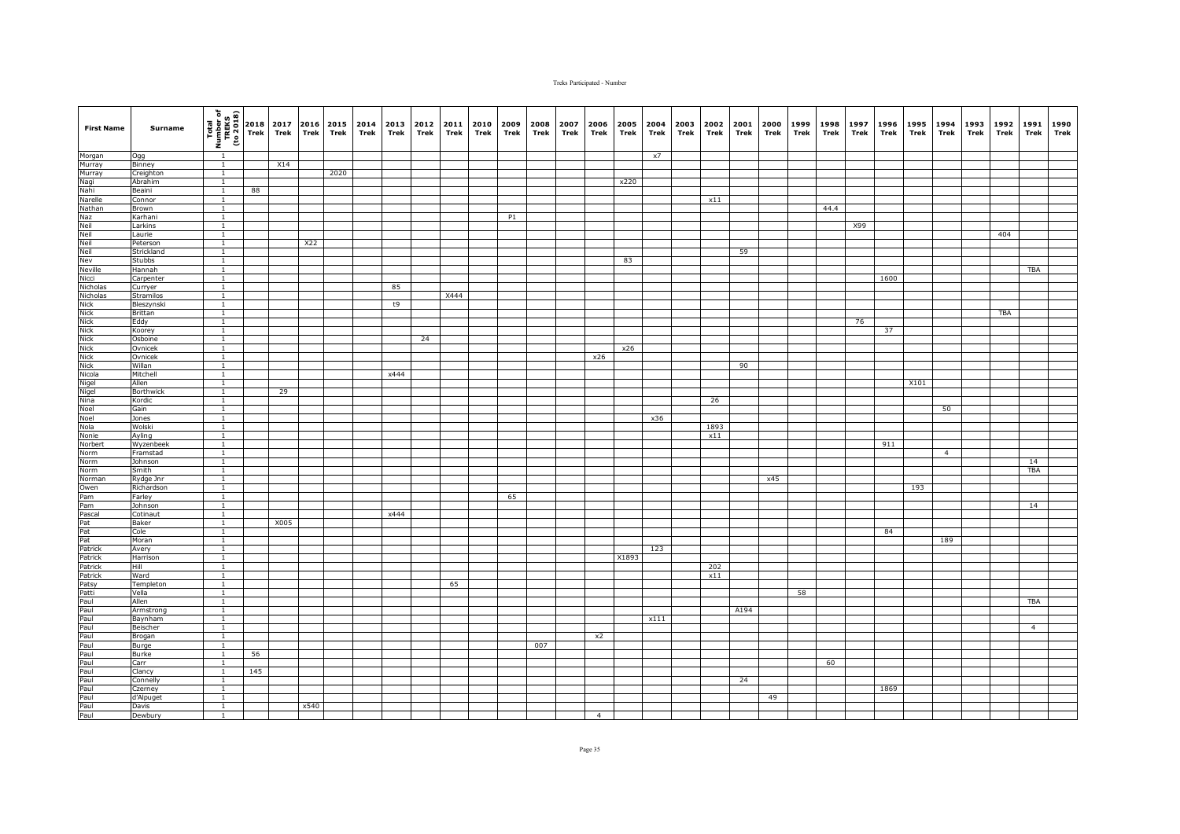| First Name | Surname | Total Number of TREKS (to 2018) | 2018 Trek | 2017 Trek | 2016 Trek | 2015 Trek | 2014 Trek | 2013 Trek | 2012 Trek | 2011 Trek | 2010 Trek | 2009 Trek | 2008 Trek | 2007 Trek | 2006 Trek | 2005 Trek | 2004 Trek | 2003 Trek | 2002 Trek | 2001 Trek | 2000 Trek | 1999 Trek | 1998 Trek | 1997 Trek | 1996 Trek | 1995 Trek | 1994 Trek | 1993 Trek | 1992 Trek | 1991 Trek | 1990 Trek |
|---|---|---|---|---|---|---|---|---|---|---|---|---|---|---|---|---|---|---|---|---|---|---|---|---|---|---|---|---|---|---|---|
| Morgan | Ogg | 1 | | | | | | | | | | | | | | | x7 | | | | | | | | | | | | | | |
| Murray | Binney | 1 | | X14 | | | | | | | | | | | | | | | | | | | | | | | | | | | |
| Murray | Creighton | 1 | | | | 2020 | | | | | | | | | | | | | | | | | | | | | | | | | |
| Nagi | Abrahim | 1 | | | | | | | | | | | | | | x220 | | | | | | | | | | | | | | | |
| Nahi | Beaini | 1 | 88 | | | | | | | | | | | | | | | | | | | | | | | | | | | | |
| Narelle | Connor | 1 | | | | | | | | | | | | | | | | | x11 | | | | | | | | | | | | |
| Nathan | Brown | 1 | | | | | | | | | | | | | | | | | | | | | 44.4 | | | | | | | | |
| Naz | Karhani | 1 | | | | | | | | | | P1 | | | | | | | | | | | | | | | | | | | |
| Neil | Larkins | 1 | | | | | | | | | | | | | | | | | | | | | | X99 | | | | | | | |
| Neil | Laurie | 1 | | | | | | | | | | | | | | | | | | | | | | | | | | | 404 | | |
| Neil | Peterson | 1 | | | X22 | | | | | | | | | | | | | | | | | | | | | | | | | | |
| Neil | Strickland | 1 | | | | | | | | | | | | | | | | | | 59 | | | | | | | | | | | |
| Nev | Stubbs | 1 | | | | | | | | | | | | | | 83 | | | | | | | | | | | | | | | |
| Neville | Hannah | 1 | | | | | | | | | | | | | | | | | | | | | | | | | | | | TBA | |
| Nicci | Carpenter | 1 | | | | | | | | | | | | | | | | | | | | | | | 1600 | | | | | | |
| Nicholas | Curryer | 1 | | | | | | 85 | | | | | | | | | | | | | | | | | | | | | | | |
| Nicholas | Stramilos | 1 | | | | | | | | X444 | | | | | | | | | | | | | | | | | | | | | |
| Nick | Bleszynski | 1 | | | | | | t9 | | | | | | | | | | | | | | | | | | | | | | | |
| Nick | Brittan | 1 | | | | | | | | | | | | | | | | | | | | | | | | | | | TBA | | |
| Nick | Eddy | 1 | | | | | | | | | | | | | | | | | | | | | | 76 | | | | | | | |
| Nick | Koorey | 1 | | | | | | | | | | | | | | | | | | | | | | | 37 | | | | | | |
| Nick | Osboine | 1 | | | | | | | 24 | | | | | | | | | | | | | | | | | | | | | | |
| Nick | Ovnicek | 1 | | | | | | | | | | | | | | x26 | | | | | | | | | | | | | | | |
| Nick | Ovnicek | 1 | | | | | | | | | | | | | x26 | | | | | | | | | | | | | | | | |
| Nick | Willan | 1 | | | | | | | | | | | | | | | | | | 90 | | | | | | | | | | | |
| Nicola | Mitchell | 1 | | | | | | x444 | | | | | | | | | | | | | | | | | | | | | | | |
| Nigel | Allen | 1 | | | | | | | | | | | | | | | | | | | | | | | | X101 | | | | | |
| Nigel | Borthwick | 1 | | 29 | | | | | | | | | | | | | | | | | | | | | | | | | | | |
| Nina | Kordic | 1 | | | | | | | | | | | | | | | | | 26 | | | | | | | | | | | | |
| Noel | Gain | 1 | | | | | | | | | | | | | | | | | | | | | | | | | 50 | | | | |
| Noel | Jones | 1 | | | | | | | | | | | | | | | x36 | | | | | | | | | | | | | | |
| Nola | Wolski | 1 | | | | | | | | | | | | | | | | | 1893 | | | | | | | | | | | | |
| Nonie | Ayling | 1 | | | | | | | | | | | | | | | | | x11 | | | | | | | | | | | | |
| Norbert | Wyzenbeek | 1 | | | | | | | | | | | | | | | | | | | | | | | 911 | | | | | | |
| Norm | Framstad | 1 | | | | | | | | | | | | | | | | | | | | | | | | | 4 | | | | |
| Norm | Johnson | 1 | | | | | | | | | | | | | | | | | | | | | | | | | | | | 14 | |
| Norm | Smith | 1 | | | | | | | | | | | | | | | | | | | | | | | | | | | | TBA | |
| Norman | Rydge Jnr | 1 | | | | | | | | | | | | | | | | | | | x45 | | | | | | | | | | |
| Owen | Richardson | 1 | | | | | | | | | | | | | | | | | | | | | | | | 193 | | | | | |
| Pam | Farley | 1 | | | | | | | | | | 65 | | | | | | | | | | | | | | | | | | | |
| Pam | Johnson | 1 | | | | | | | | | | | | | | | | | | | | | | | | | | | | 14 | |
| Pascal | Cotinaut | 1 | | | | | | x444 | | | | | | | | | | | | | | | | | | | | | | | |
| Pat | Baker | 1 | | X005 | | | | | | | | | | | | | | | | | | | | | | | | | | | |
| Pat | Cole | 1 | | | | | | | | | | | | | | | | | | | | | | | 84 | | | | | | |
| Pat | Moran | 1 | | | | | | | | | | | | | | | | | | | | | | | | | 189 | | | | |
| Patrick | Avery | 1 | | | | | | | | | | | | | | | 123 | | | | | | | | | | | | | | |
| Patrick | Harrison | 1 | | | | | | | | | | | | | | X1893 | | | | | | | | | | | | | | | |
| Patrick | Hill | 1 | | | | | | | | | | | | | | | | | 202 | | | | | | | | | | | | |
| Patrick | Ward | 1 | | | | | | | | | | | | | | | | | x11 | | | | | | | | | | | | |
| Patsy | Templeton | 1 | | | | | | | | 65 | | | | | | | | | | | | | | | | | | | | | |
| Patti | Vella | 1 | | | | | | | | | | | | | | | | | | | | 58 | | | | | | | | | |
| Paul | Allen | 1 | | | | | | | | | | | | | | | | | | | | | | | | | | | | TBA | |
| Paul | Armstrong | 1 | | | | | | | | | | | | | | | | | | A194 | | | | | | | | | | | |
| Paul | Baynham | 1 | | | | | | | | | | | | | | | x111 | | | | | | | | | | | | | | |
| Paul | Beischer | 1 | | | | | | | | | | | | | | | | | | | | | | | | | | | | 4 | |
| Paul | Brogan | 1 | | | | | | | | | | | | | x2 | | | | | | | | | | | | | | | | |
| Paul | Burge | 1 | | | | | | | | | | | 007 | | | | | | | | | | | | | | | | | | |
| Paul | Burke | 1 | 56 | | | | | | | | | | | | | | | | | | | | | | | | | | | | |
| Paul | Carr | 1 | | | | | | | | | | | | | | | | | | | | | 60 | | | | | | | | |
| Paul | Clancy | 1 | 145 | | | | | | | | | | | | | | | | | | | | | | | | | | | | |
| Paul | Connelly | 1 | | | | | | | | | | | | | | | | | | 24 | | | | | | | | | | | |
| Paul | Czerney | 1 | | | | | | | | | | | | | | | | | | | | | | | 1869 | | | | | | |
| Paul | d'Alpuget | 1 | | | | | | | | | | | | | | | | | | | 49 | | | | | | | | | | |
| Paul | Davis | 1 | | | x540 | | | | | | | | | | | | | | | | | | | | | | | | | | |
| Paul | Dewbury | 1 | | | | | | | | | | | | | 4 | | | | | | | | | | | | | | | | |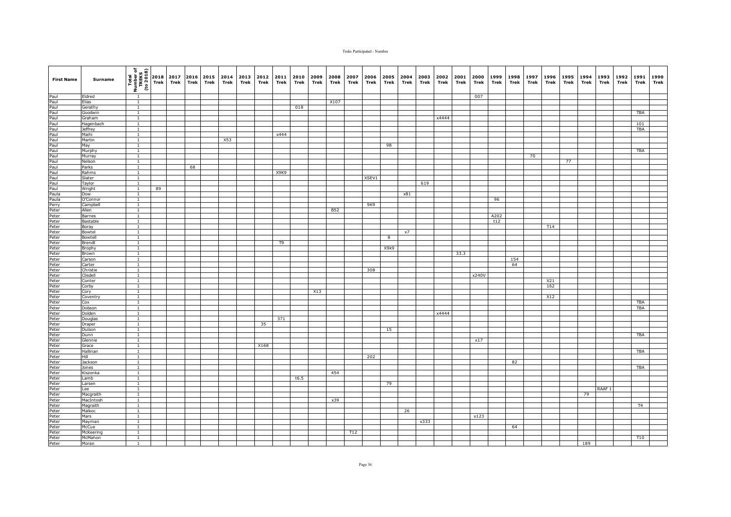| First Name | Surname | Total Number of TREKS (to 2018) | 2018 Trek | 2017 Trek | 2016 Trek | 2015 Trek | 2014 Trek | 2013 Trek | 2012 Trek | 2011 Trek | 2010 Trek | 2009 Trek | 2008 Trek | 2007 Trek | 2006 Trek | 2005 Trek | 2004 Trek | 2003 Trek | 2002 Trek | 2001 Trek | 2000 Trek | 1999 Trek | 1998 Trek | 1997 Trek | 1996 Trek | 1995 Trek | 1994 Trek | 1993 Trek | 1992 Trek | 1991 Trek | 1990 Trek |
|---|---|---|---|---|---|---|---|---|---|---|---|---|---|---|---|---|---|---|---|---|---|---|---|---|---|---|---|---|---|---|---|
| Paul | Eldred | 1 | | | | | | | | | | | | | | | | | | | 007 | | | | | | | | | | |
| Paul | Elias | 1 | | | | | | | | | | | X107 | | | | | | | | | | | | | | | | | | |
| Paul | Gerathy | 1 | | | | | | | | | 018 | | | | | | | | | | | | | | | | | | | | |
| Paul | Goodwin | 1 | | | | | | | | | | | | | | | | | | | | | | | | | | | | TBA | |
| Paul | Graham | 1 | | | | | | | | | | | | | | | | | x4444 | | | | | | | | | | | | |
| Paul | Hagenbach | 1 | | | | | | | | | | | | | | | | | | | | | | | | | | | | 101 | |
| Paul | Jeffrey | 1 | | | | | | | | | | | | | | | | | | | | | | | | | | | | TBA | |
| Paul | Maihi | 1 | | | | | | | | x444 | | | | | | | | | | | | | | | | | | | | | |
| Paul | Martin | 1 | | | | | X53 | | | | | | | | | | | | | | | | | | | | | | | | |
| Paul | May | 1 | | | | | | | | | | | | | | 98 | | | | | | | | | | | | | | | |
| Paul | Murphy | 1 | | | | | | | | | | | | | | | | | | | | | | | | | | | | TBA | |
| Paul | Murray | 1 | | | | | | | | | | | | | | | | | | | | | | 70 | | | | | | | |
| Paul | Nelson | 1 | | | | | | | | | | | | | | | | | | | | | | | | 77 | | | | | |
| Paul | Parks | 1 | | | 68 | | | | | | | | | | | | | | | | | | | | | | | | | | |
| Paul | Rahms | 1 | | | | | | | | X9K9 | | | | | | | | | | | | | | | | | | | | | |
| Paul | Slater | 1 | | | | | | | | | | | | | XSEV1 | | | | | | | | | | | | | | | | |
| Paul | Taylor | 1 | | | | | | | | | | | | | | | | 619 | | | | | | | | | | | | | |
| Paul | Wright | 1 | 89 | | | | | | | | | | | | | | | | | | | | | | | | | | | | |
| Paula | Dow | 1 | | | | | | | | | | | | | | | x81 | | | | | | | | | | | | | | |
| Paula | O'Connor | 1 | | | | | | | | | | | | | | | | | | | | 96 | | | | | | | | | |
| Perry | Campbell | 1 | | | | | | | | | | | | | 9K9 | | | | | | | | | | | | | | | | |
| Peter | Allen | 1 | | | | | | | | | | | B52 | | | | | | | | | | | | | | | | | | |
| Peter | Barnes | 1 | | | | | | | | | | | | | | | | | | | | A202 | | | | | | | | | |
| Peter | Bastable | 1 | | | | | | | | | | | | | | | | | | | | t12 | | | | | | | | | |
| Peter | Boray | 1 | | | | | | | | | | | | | | | | | | | | | | | T14 | | | | | | |
| Peter | Bowtel | 1 | | | | | | | | | | | | | | | x7 | | | | | | | | | | | | | | |
| Peter | Bowtell | 1 | | | | | | | | | | | | | | 8 | | | | | | | | | | | | | | | |
| Peter | Brendt | 1 | | | | | | | | T9 | | | | | | | | | | | | | | | | | | | | | |
| Peter | Brophy | 1 | | | | | | | | | | | | | | X9k9 | | | | | | | | | | | | | | | |
| Peter | Brown | 1 | | | | | | | | | | | | | | | | | | 33.3 | | | | | | | | | | | |
| Peter | Carson | 1 | | | | | | | | | | | | | | | | | | | | | 154 | | | | | | | | |
| Peter | Carter | 1 | | | | | | | | | | | | | | | | | | | | | 64 | | | | | | | | |
| Peter | Christie | 1 | | | | | | | | | | | | | 308 | | | | | | | | | | | | | | | | |
| Peter | Clisdell | 1 | | | | | | | | | | | | | | | | | | | x240V | | | | | | | | | | |
| Peter | Conter | 1 | | | | | | | | | | | | | | | | | | | | | | | X21 | | | | | | |
| Peter | Corby | 1 | | | | | | | | | | | | | | | | | | | | | | | 162 | | | | | | |
| Peter | Cory | 1 | | | | | | | | | | X13 | | | | | | | | | | | | | | | | | | | |
| Peter | Coventry | 1 | | | | | | | | | | | | | | | | | | | | | | | X12 | | | | | | |
| Peter | Cox | 1 | | | | | | | | | | | | | | | | | | | | | | | | | | | | TBA | |
| Peter | Dobson | 1 | | | | | | | | | | | | | | | | | | | | | | | | | | | | TBA | |
| Peter | Dolden | 1 | | | | | | | | | | | | | | | | | x4444 | | | | | | | | | | | | |
| Peter | Douglas | 1 | | | | | | | | 371 | | | | | | | | | | | | | | | | | | | | | |
| Peter | Draper | 1 | | | | | | | 35 | | | | | | | | | | | | | | | | | | | | | | |
| Peter | Dulson | 1 | | | | | | | | | | | | | | 15 | | | | | | | | | | | | | | | |
| Peter | Dunn | 1 | | | | | | | | | | | | | | | | | | | | | | | | | | | | TBA | |
| Peter | Glennie | 1 | | | | | | | | | | | | | | | | | | | x17 | | | | | | | | | | |
| Peter | Grace | 1 | | | | | | | X168 | | | | | | | | | | | | | | | | | | | | | | |
| Peter | Hallinan | 1 | | | | | | | | | | | | | | | | | | | | | | | | | | | | TBA | |
| Peter | Hill | 1 | | | | | | | | | | | | | 202 | | | | | | | | | | | | | | | | |
| Peter | Jackson | 1 | | | | | | | | | | | | | | | | | | | | | 82 | | | | | | | | |
| Peter | Jones | 1 | | | | | | | | | | | | | | | | | | | | | | | | | | | | TBA | |
| Peter | Kiszonka | 1 | | | | | | | | | | | 454 | | | | | | | | | | | | | | | | | | |
| Peter | Lamb | 1 | | | | | | | | | t6.5 | | | | | | | | | | | | | | | | | | | | |
| Peter | Larsen | 1 | | | | | | | | | | | | | | 79 | | | | | | | | | | | | | | | |
| Peter | Lee | 1 | | | | | | | | | | | | | | | | | | | | | | | | | | RAAF 1 | | | |
| Peter | Macgraith | 1 | | | | | | | | | | | | | | | | | | | | | | | | | 79 | | | | |
| Peter | MacIntosh | 1 | | | | | | | | | | | x39 | | | | | | | | | | | | | | | | | | |
| Peter | Magraith | 1 | | | | | | | | | | | | | | | | | | | | | | | | | | | | T4 | |
| Peter | Malkoc | 1 | | | | | | | | | | | | | | | 26 | | | | | | | | | | | | | | |
| Peter | Mars | 1 | | | | | | | | | | | | | | | | | | | x123 | | | | | | | | | | |
| Peter | Mayman | 1 | | | | | | | | | | | | | | | | x333 | | | | | | | | | | | | | |
| Peter | McCue | 1 | | | | | | | | | | | | | | | | | | | | | 64 | | | | | | | | |
| Peter | McKeering | 1 | | | | | | | | | | | | T12 | | | | | | | | | | | | | | | | | |
| Peter | McMahon | 1 | | | | | | | | | | | | | | | | | | | | | | | | | | | | T10 | |
| Peter | Moran | 1 | | | | | | | | | | | | | | | | | | | | | | | | | 189 | | | | |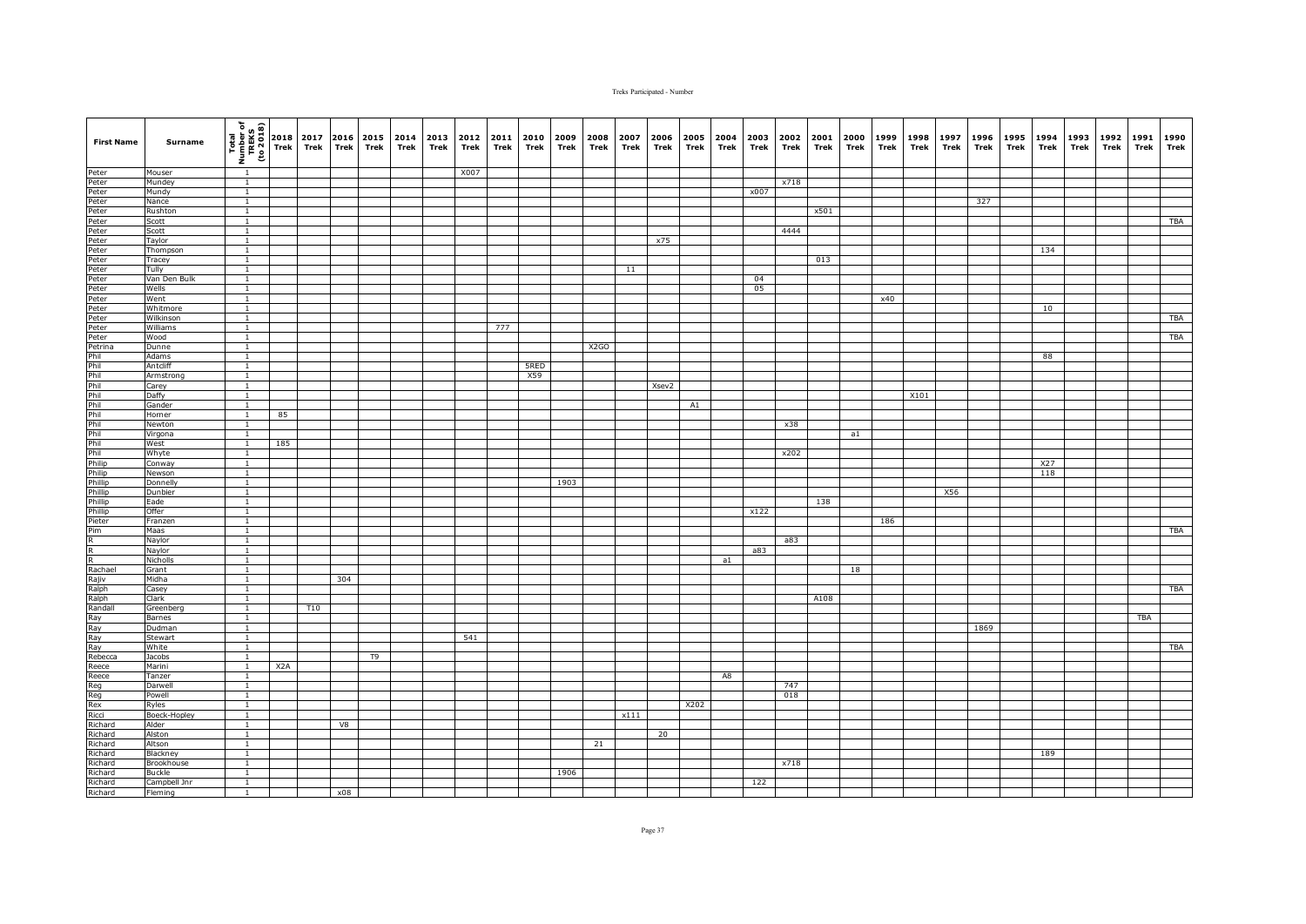| First Name | Surname | Total Number of TREKS (to 2018) | 2018 Trek | 2017 Trek | 2016 Trek | 2015 Trek | 2014 Trek | 2013 Trek | 2012 Trek | 2011 Trek | 2010 Trek | 2009 Trek | 2008 Trek | 2007 Trek | 2006 Trek | 2005 Trek | 2004 Trek | 2003 Trek | 2002 Trek | 2001 Trek | 2000 Trek | 1999 Trek | 1998 Trek | 1997 Trek | 1996 Trek | 1995 Trek | 1994 Trek | 1993 Trek | 1992 Trek | 1991 Trek | 1990 Trek |
|---|---|---|---|---|---|---|---|---|---|---|---|---|---|---|---|---|---|---|---|---|---|---|---|---|---|---|---|---|---|---|---|
| Peter | Mouser | 1 | | | | | | | X007 | | | | | | | | | | | | | | | | | | | | | | |
| Peter | Mundey | 1 | | | | | | | | | | | | | | | | | x718 | | | | | | | | | | | | |
| Peter | Mundy | 1 | | | | | | | | | | | | | | | | x007 | | | | | | | | | | | | | |
| Peter | Nance | 1 | | | | | | | | | | | | | | | | | | | | | | | 327 | | | | | | |
| Peter | Rushton | 1 | | | | | | | | | | | | | | | | | | x501 | | | | | | | | | | | |
| Peter | Scott | 1 | | | | | | | | | | | | | | | | | | | | | | | | | | | | | TBA |
| Peter | Scott | 1 | | | | | | | | | | | | | | | | | 4444 | | | | | | | | | | | | |
| Peter | Taylor | 1 | | | | | | | | | | | | | x75 | | | | | | | | | | | | | | | | |
| Peter | Thompson | 1 | | | | | | | | | | | | | | | | | | | | | | | | | 134 | | | | |
| Peter | Tracey | 1 | | | | | | | | | | | | | | | | | | 013 | | | | | | | | | | | |
| Peter | Tully | 1 | | | | | | | | | | | | 11 | | | | | | | | | | | | | | | | | |
| Peter | Van Den Bulk | 1 | | | | | | | | | | | | | | | | 04 | | | | | | | | | | | | | |
| Peter | Wells | 1 | | | | | | | | | | | | | | | | 05 | | | | | | | | | | | | | |
| Peter | Went | 1 | | | | | | | | | | | | | | | | | | | | x40 | | | | | | | | | |
| Peter | Whitmore | 1 | | | | | | | | | | | | | | | | | | | | | | | | | 10 | | | | |
| Peter | Wilkinson | 1 | | | | | | | | | | | | | | | | | | | | | | | | | | | | | TBA |
| Peter | Williams | 1 | | | | | | | | 777 | | | | | | | | | | | | | | | | | | | | | |
| Peter | Wood | 1 | | | | | | | | | | | | | | | | | | | | | | | | | | | | | TBA |
| Petrina | Dunne | 1 | | | | | | | | | | | X2GO | | | | | | | | | | | | | | | | | | |
| Phil | Adams | 1 | | | | | | | | | | | | | | | | | | | | | | | | | 88 | | | | |
| Phil | Antcliff | 1 | | | | | | | | | 5RED | | | | | | | | | | | | | | | | | | | | |
| Phil | Armstrong | 1 | | | | | | | | | X59 | | | | | | | | | | | | | | | | | | | | |
| Phil | Carey | 1 | | | | | | | | | | | | | Xsev2 | | | | | | | | | | | | | | | | |
| Phil | Daffy | 1 | | | | | | | | | | | | | | | | | | | | | X101 | | | | | | | | |
| Phil | Gander | 1 | | | | | | | | | | | | | | A1 | | | | | | | | | | | | | | | |
| Phil | Homer | 1 | 85 | | | | | | | | | | | | | | | | | | | | | | | | | | | | |
| Phil | Newton | 1 | | | | | | | | | | | | | | | | | x38 | | | | | | | | | | | | |
| Phil | Virgona | 1 | | | | | | | | | | | | | | | | | | | a1 | | | | | | | | | | |
| Phil | West | 1 | 185 | | | | | | | | | | | | | | | | | | | | | | | | | | | | |
| Phil | Whyte | 1 | | | | | | | | | | | | | | | | | x202 | | | | | | | | | | | | |
| Philip | Conway | 1 | | | | | | | | | | | | | | | | | | | | | | | | | X27 | | | | |
| Philip | Newson | 1 | | | | | | | | | | | | | | | | | | | | | | | | | 118 | | | | |
| Phillip | Donnelly | 1 | | | | | | | | | | 1903 | | | | | | | | | | | | | | | | | | | |
| Phillip | Dunbier | 1 | | | | | | | | | | | | | | | | | | | | | | X56 | | | | | | | |
| Phillip | Eade | 1 | | | | | | | | | | | | | | | | | | 138 | | | | | | | | | | | |
| Phillip | Offer | 1 | | | | | | | | | | | | | | | | x122 | | | | | | | | | | | | | |
| Pieter | Franzen | 1 | | | | | | | | | | | | | | | | | | | | 186 | | | | | | | | | |
| Pim | Maas | 1 | | | | | | | | | | | | | | | | | | | | | | | | | | | | | TBA |
| R | Naylor | 1 | | | | | | | | | | | | | | | | | a83 | | | | | | | | | | | | |
| R | Naylor | 1 | | | | | | | | | | | | | | | | a83 | | | | | | | | | | | | | |
| R | Nicholls | 1 | | | | | | | | | | | | | | | a1 | | | | | | | | | | | | | | |
| Rachael | Grant | 1 | | | | | | | | | | | | | | | | | | | 18 | | | | | | | | | | |
| Rajiv | Midha | 1 | | | 304 | | | | | | | | | | | | | | | | | | | | | | | | | | |
| Ralph | Casey | 1 | | | | | | | | | | | | | | | | | | | | | | | | | | | | | TBA |
| Ralph | Clark | 1 | | | | | | | | | | | | | | | | | | A108 | | | | | | | | | | | |
| Randall | Greenberg | 1 | | T10 | | | | | | | | | | | | | | | | | | | | | | | | | | | |
| Ray | Barnes | 1 | | | | | | | | | | | | | | | | | | | | | | | | | | | | TBA | |
| Ray | Dudman | 1 | | | | | | | | | | | | | | | | | | | | | | | 1869 | | | | | | |
| Ray | Stewart | 1 | | | | | | | 541 | | | | | | | | | | | | | | | | | | | | | | |
| Ray | White | 1 | | | | | | | | | | | | | | | | | | | | | | | | | | | | | TBA |
| Rebecca | Jacobs | 1 | | | | T9 | | | | | | | | | | | | | | | | | | | | | | | | | |
| Reece | Marini | 1 | X2A | | | | | | | | | | | | | | | | | | | | | | | | | | | | |
| Reece | Tanzer | 1 | | | | | | | | | | | | | | | A8 | | | | | | | | | | | | | | |
| Reg | Darwell | 1 | | | | | | | | | | | | | | | | | 747 | | | | | | | | | | | | |
| Reg | Powell | 1 | | | | | | | | | | | | | | | | | 018 | | | | | | | | | | | | |
| Rex | Ryles | 1 | | | | | | | | | | | | | | X202 | | | | | | | | | | | | | | | |
| Ricci | Boeck-Hopley | 1 | | | | | | | | | | | | x111 | | | | | | | | | | | | | | | | | |
| Richard | Alder | 1 | | | V8 | | | | | | | | | | | | | | | | | | | | | | | | | | |
| Richard | Alston | 1 | | | | | | | | | | | | | 20 | | | | | | | | | | | | | | | | |
| Richard | Altson | 1 | | | | | | | | | | | 21 | | | | | | | | | | | | | | | | | | |
| Richard | Blackney | 1 | | | | | | | | | | | | | | | | | | | | | | | | | 189 | | | | |
| Richard | Brookhouse | 1 | | | | | | | | | | | | | | | | | x718 | | | | | | | | | | | | |
| Richard | Buckle | 1 | | | | | | | | | | 1906 | | | | | | | | | | | | | | | | | | | |
| Richard | Campbell Jnr | 1 | | | | | | | | | | | | | | | | 122 | | | | | | | | | | | | | |
| Richard | Fleming | 1 | | | x08 | | | | | | | | | | | | | | | | | | | | | | | | | | |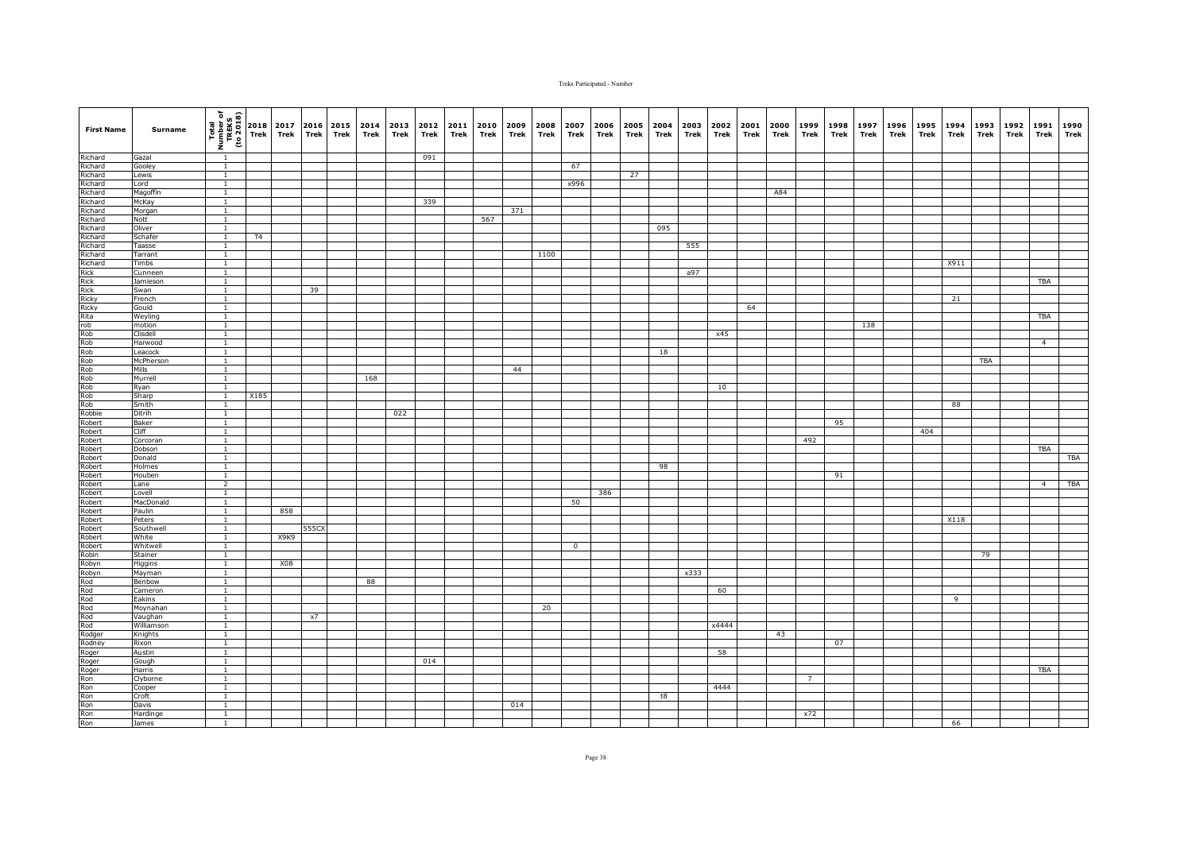| First Name | Surname | Total Number of TREKS (to 2018) | 2018 Trek | 2017 Trek | 2016 Trek | 2015 Trek | 2014 Trek | 2013 Trek | 2012 Trek | 2011 Trek | 2010 Trek | 2009 Trek | 2008 Trek | 2007 Trek | 2006 Trek | 2005 Trek | 2004 Trek | 2003 Trek | 2002 Trek | 2001 Trek | 2000 Trek | 1999 Trek | 1998 Trek | 1997 Trek | 1996 Trek | 1995 Trek | 1994 Trek | 1993 Trek | 1992 Trek | 1991 Trek | 1990 Trek |
|---|---|---|---|---|---|---|---|---|---|---|---|---|---|---|---|---|---|---|---|---|---|---|---|---|---|---|---|---|---|---|---|
| Richard | Gazal | 1 | | | | | | | 091 | | | | | | | | | | | | | | | | | | | | | | |
| Richard | Gooley | 1 | | | | | | | | | | | | 67 | | | | | | | | | | | | | | | | | |
| Richard | Lewis | 1 | | | | | | | | | | | | | | 27 | | | | | | | | | | | | | | | |
| Richard | Lord | 1 | | | | | | | | | | | | x996 | | | | | | | | | | | | | | | | | |
| Richard | Magoffin | 1 | | | | | | | | | | | | | | | | | | | A84 | | | | | | | | | | |
| Richard | McKay | 1 | | | | | | | 339 | | | | | | | | | | | | | | | | | | | | | | |
| Richard | Morgan | 1 | | | | | | | | | | 371 | | | | | | | | | | | | | | | | | | | |
| Richard | Nott | 1 | | | | | | | | | 567 | | | | | | | | | | | | | | | | | | | | |
| Richard | Oliver | 1 | | | | | | | | | | | | | | | 095 | | | | | | | | | | | | | | |
| Richard | Schafer | 1 | T4 | | | | | | | | | | | | | | | | | | | | | | | | | | | | |
| Richard | Taasse | 1 | | | | | | | | | | | | | | | | 555 | | | | | | | | | | | | | |
| Richard | Tarrant | 1 | | | | | | | | | | | 1100 | | | | | | | | | | | | | | | | | | |
| Richard | Timbs | 1 | | | | | | | | | | | | | | | | | | | | | | | | | X911 | | | | |
| Rick | Cunneen | 1 | | | | | | | | | | | | | | | | a97 | | | | | | | | | | | | | |
| Rick | Jamieson | 1 | | | | | | | | | | | | | | | | | | | | | | | | | | | | TBA | |
| Rick | Swan | 1 | | | 39 | | | | | | | | | | | | | | | | | | | | | | | | | | |
| Ricky | French | 1 | | | | | | | | | | | | | | | | | | | | | | | | | 21 | | | | |
| Ricky | Gould | 1 | | | | | | | | | | | | | | | | | | 64 | | | | | | | | | | | |
| Rita | Weyling | 1 | | | | | | | | | | | | | | | | | | | | | | | | | | | | TBA | |
| rob | motion | 1 | | | | | | | | | | | | | | | | | | | | | | 138 | | | | | | | |
| Rob | Clisdell | 1 | | | | | | | | | | | | | | | | | x45 | | | | | | | | | | | | |
| Rob | Harwood | 1 | | | | | | | | | | | | | | | | | | | | | | | | | | | | 4 | |
| Rob | Leacock | 1 | | | | | | | | | | | | | | | 18 | | | | | | | | | | | | | | |
| Rob | McPherson | 1 | | | | | | | | | | | | | | | | | | | | | | | | | | TBA | | | |
| Rob | Mills | 1 | | | | | | | | | | 44 | | | | | | | | | | | | | | | | | | | |
| Rob | Murrell | 1 | | | | | 168 | | | | | | | | | | | | | | | | | | | | | | | | |
| Rob | Ryan | 1 | | | | | | | | | | | | | | | | | 10 | | | | | | | | | | | | |
| Rob | Sharp | 1 | X185 | | | | | | | | | | | | | | | | | | | | | | | | | | | | |
| Rob | Smith | 1 | | | | | | | | | | | | | | | | | | | | | | | | | 88 | | | | |
| Robbie | Ditrih | 1 | | | | | | 022 | | | | | | | | | | | | | | | | | | | | | | | |
| Robert | Baker | 1 | | | | | | | | | | | | | | | | | | | | | 95 | | | | | | | | |
| Robert | Cliff | 1 | | | | | | | | | | | | | | | | | | | | | | | | 404 | | | | | |
| Robert | Corcoran | 1 | | | | | | | | | | | | | | | | | | | | 492 | | | | | | | | | |
| Robert | Dobson | 1 | | | | | | | | | | | | | | | | | | | | | | | | | | | | TBA | |
| Robert | Donald | 1 | | | | | | | | | | | | | | | | | | | | | | | | | | | | | TBA |
| Robert | Holmes | 1 | | | | | | | | | | | | | | | 98 | | | | | | | | | | | | | | |
| Robert | Houben | 1 | | | | | | | | | | | | | | | | | | | | | 91 | | | | | | | | |
| Robert | Lane | 2 | | | | | | | | | | | | | | | | | | | | | | | | | | | | 4 | TBA |
| Robert | Lovell | 1 | | | | | | | | | | | | | 386 | | | | | | | | | | | | | | | | |
| Robert | MacDonald | 1 | | | | | | | | | | | | 50 | | | | | | | | | | | | | | | | | |
| Robert | Paulin | 1 | | 858 | | | | | | | | | | | | | | | | | | | | | | | | | | | |
| Robert | Peters | 1 | | | | | | | | | | | | | | | | | | | | | | | | | X118 | | | | |
| Robert | Southwell | 1 | | | 555CX | | | | | | | | | | | | | | | | | | | | | | | | | | |
| Robert | White | 1 | | X9K9 | | | | | | | | | | | | | | | | | | | | | | | | | | | |
| Robert | Whitwell | 1 | | | | | | | | | | | | 0 | | | | | | | | | | | | | | | | | |
| Robin | Stainer | 1 | | | | | | | | | | | | | | | | | | | | | | | | | | 79 | | | |
| Robyn | Higgins | 1 | | X08 | | | | | | | | | | | | | | | | | | | | | | | | | | | |
| Robyn | Mayman | 1 | | | | | | | | | | | | | | | | x333 | | | | | | | | | | | | | |
| Rod | Benbow | 1 | | | | | 88 | | | | | | | | | | | | | | | | | | | | | | | | |
| Rod | Cameron | 1 | | | | | | | | | | | | | | | | | 60 | | | | | | | | | | | | |
| Rod | Eakins | 1 | | | | | | | | | | | | | | | | | | | | | | | | | 9 | | | | |
| Rod | Moynahan | 1 | | | | | | | | | | | 20 | | | | | | | | | | | | | | | | | | |
| Rod | Vaughan | 1 | | | x7 | | | | | | | | | | | | | | | | | | | | | | | | | | |
| Rod | Williamson | 1 | | | | | | | | | | | | | | | | | x4444 | | | | | | | | | | | | |
| Rodger | Knights | 1 | | | | | | | | | | | | | | | | | | | 43 | | | | | | | | | | |
| Rodney | Rixon | 1 | | | | | | | | | | | | | | | | | | | | | 07 | | | | | | | | |
| Roger | Austin | 1 | | | | | | | | | | | | | | | | | 58 | | | | | | | | | | | | |
| Roger | Gough | 1 | | | | | | | 014 | | | | | | | | | | | | | | | | | | | | | | |
| Roger | Harris | 1 | | | | | | | | | | | | | | | | | | | | | | | | | | | | TBA | |
| Ron | Clyborne | 1 | | | | | | | | | | | | | | | | | | | | 7 | | | | | | | | | |
| Ron | Cooper | 1 | | | | | | | | | | | | | | | | | 4444 | | | | | | | | | | | | |
| Ron | Croft | 1 | | | | | | | | | | | | | | | t8 | | | | | | | | | | | | | | |
| Ron | Davis | 1 | | | | | | | | | | 014 | | | | | | | | | | | | | | | | | | | |
| Ron | Hardinge | 1 | | | | | | | | | | | | | | | | | | | | x72 | | | | | | | | | |
| Ron | James | 1 | | | | | | | | | | | | | | | | | | | | | | | | | 66 | | | | |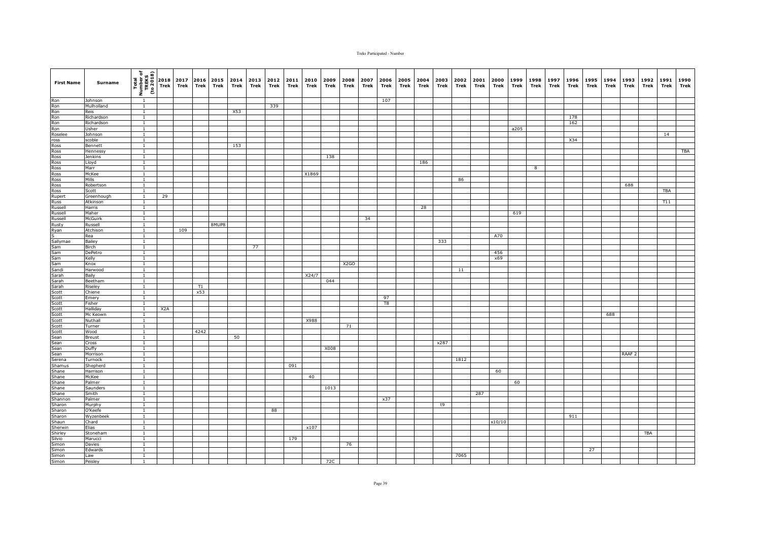| First Name | Surname | Total Number of TREKS (to 2018) | 2018 Trek | 2017 Trek | 2016 Trek | 2015 Trek | 2014 Trek | 2013 Trek | 2012 Trek | 2011 Trek | 2010 Trek | 2009 Trek | 2008 Trek | 2007 Trek | 2006 Trek | 2005 Trek | 2004 Trek | 2003 Trek | 2002 Trek | 2001 Trek | 2000 Trek | 1999 Trek | 1998 Trek | 1997 Trek | 1996 Trek | 1995 Trek | 1994 Trek | 1993 Trek | 1992 Trek | 1991 Trek | 1990 Trek |
|---|---|---|---|---|---|---|---|---|---|---|---|---|---|---|---|---|---|---|---|---|---|---|---|---|---|---|---|---|---|---|---|
| Ron | Johnson | 1 | | | | | | | | | | | | | 107 | | | | | | | | | | | | | | | | |
| Ron | Mulholland | 1 | | | | | | | 339 | | | | | | | | | | | | | | | | | | | | | | |
| Ron | Reis | 1 | | | | | X53 | | | | | | | | | | | | | | | | | | | | | | | | |
| Ron | Richardson | 1 | | | | | | | | | | | | | | | | | | | | | | | 178 | | | | | | |
| Ron | Richardson | 1 | | | | | | | | | | | | | | | | | | | | | | | 162 | | | | | | |
| Ron | Usher | 1 | | | | | | | | | | | | | | | | | | | | a205 | | | | | | | | | |
| Roselee | Johnson | 1 | | | | | | | | | | | | | | | | | | | | | | | | | | | | 14 | |
| ross | scoble | 1 | | | | | | | | | | | | | | | | | | | | | | | X34 | | | | | | |
| Ross | Bennett | 1 | | | | | 153 | | | | | | | | | | | | | | | | | | | | | | | | |
| Ross | Hennessy | 1 | | | | | | | | | | | | | | | | | | | | | | | | | | | | | TBA |
| Ross | Jenkins | 1 | | | | | | | | | | 138 | | | | | | | | | | | | | | | | | | | |
| Ross | Lloyd | 1 | | | | | | | | | | | | | | | 186 | | | | | | | | | | | | | | |
| Ross | Marr | 1 | | | | | | | | | | | | | | | | | | | | | 8 | | | | | | | | |
| Ross | McKee | 1 | | | | | | | | | X1869 | | | | | | | | | | | | | | | | | | | | |
| Ross | Mills | 1 | | | | | | | | | | | | | | | | | 86 | | | | | | | | | | | | |
| Ross | Robertson | 1 | | | | | | | | | | | | | | | | | | | | | | | | | | 688 | | | |
| Ross | Scott | 1 | | | | | | | | | | | | | | | | | | | | | | | | | | | | TBA | |
| Rupert | Greenhough | 1 | 29 | | | | | | | | | | | | | | | | | | | | | | | | | | | | |
| Russ | Atkinson | 1 | | | | | | | | | | | | | | | | | | | | | | | | | | | | T11 | |
| Russell | Harris | 1 | | | | | | | | | | | | | | | 28 | | | | | | | | | | | | | | |
| Russell | Maher | 1 | | | | | | | | | | | | | | | | | | | | 619 | | | | | | | | | |
| Russell | McGuirk | 1 | | | | | | | | | | | | 34 | | | | | | | | | | | | | | | | | |
| Rusty | Russell | 1 | | | | 8MUP8 | | | | | | | | | | | | | | | | | | | | | | | | | |
| Ryan | Atchison | 1 | | 109 | | | | | | | | | | | | | | | | | | | | | | | | | | | |
| S | Rea | 1 | | | | | | | | | | | | | | | | | | | A70 | | | | | | | | | | |
| Sallymae | Bailey | 1 | | | | | | | | | | | | | | | | 333 | | | | | | | | | | | | | |
| Sam | Birch | 1 | | | | | | 77 | | | | | | | | | | | | | | | | | | | | | | | |
| Sam | DePetro | 1 | | | | | | | | | | | | | | | | | | | 456 | | | | | | | | | | |
| Sam | Kelly | 1 | | | | | | | | | | | | | | | | | | | x69 | | | | | | | | | | |
| Sam | Knox | 1 | | | | | | | | | | | X2GO | | | | | | | | | | | | | | | | | | |
| Sandi | Harwood | 1 | | | | | | | | | | | | | | | | | 11 | | | | | | | | | | | | |
| Sarah | Baily | 1 | | | | | | | | | X24/7 | | | | | | | | | | | | | | | | | | | | |
| Sarah | Beetham | 1 | | | | | | | | | | 044 | | | | | | | | | | | | | | | | | | | |
| Sarah | Riseley | 1 | | | T1 | | | | | | | | | | | | | | | | | | | | | | | | | | |
| Scott | Chiene | 1 | | | x53 | | | | | | | | | | | | | | | | | | | | | | | | | | |
| Scott | Emery | 1 | | | | | | | | | | | | | 97 | | | | | | | | | | | | | | | | |
| Scott | Fisher | 1 | | | | | | | | | | | | | T8 | | | | | | | | | | | | | | | | |
| Scott | Halliday | 1 | X2A | | | | | | | | | | | | | | | | | | | | | | | | | | | | |
| Scott | Mc Keown | 1 | | | | | | | | | | | | | | | | | | | | | | | | | 688 | | | | |
| Scott | Nuthall | 1 | | | | | | | | | X988 | | | | | | | | | | | | | | | | | | | | |
| Scott | Turner | 1 | | | | | | | | | | | 71 | | | | | | | | | | | | | | | | | | |
| Scott | Wood | 1 | | | 4242 | | | | | | | | | | | | | | | | | | | | | | | | | | |
| Sean | Breust | 1 | | | | | 50 | | | | | | | | | | | | | | | | | | | | | | | | |
| Sean | Cross | 1 | | | | | | | | | | | | | | | | x287 | | | | | | | | | | | | | |
| Sean | Duffy | 1 | | | | | | | | | | X008 | | | | | | | | | | | | | | | | | | | |
| Sean | Morrison | 1 | | | | | | | | | | | | | | | | | | | | | | | | | | RAAF 2 | | | |
| Serena | Turnock | 1 | | | | | | | | | | | | | | | | | 1812 | | | | | | | | | | | | |
| Shamus | Shepherd | 1 | | | | | | | | 091 | | | | | | | | | | | | | | | | | | | | | |
| Shane | Harrison | 1 | | | | | | | | | | | | | | | | | | | 60 | | | | | | | | | | |
| Shane | McKee | 1 | | | | | | | | | 40 | | | | | | | | | | | | | | | | | | | | |
| Shane | Palmer | 1 | | | | | | | | | | | | | | | | | | | | 60 | | | | | | | | | |
| Shane | Saunders | 1 | | | | | | | | | | 1013 | | | | | | | | | | | | | | | | | | | |
| Shane | Smith | 1 | | | | | | | | | | | | | | | | | | 287 | | | | | | | | | | | |
| Shannon | Palmer | 1 | | | | | | | | | | | | | x37 | | | | | | | | | | | | | | | | |
| Sharon | Murphy | 1 | | | | | | | | | | | | | | | | t9 | | | | | | | | | | | | | |
| Sharon | O'Keefe | 1 | | | | | | | 88 | | | | | | | | | | | | | | | | | | | | | | |
| Sharon | Wyzenbeek | 1 | | | | | | | | | | | | | | | | | | | | | | | 911 | | | | | | |
| Shaun | Chard | 1 | | | | | | | | | | | | | | | | | | | x10/10 | | | | | | | | | | |
| Sherwin | Elias | 1 | | | | | | | | | x107 | | | | | | | | | | | | | | | | | | | | |
| Shirley | Stoneham | 1 | | | | | | | | | | | | | | | | | | | | | | | | | | | TBA | | |
| Silvio | Marucci | 1 | | | | | | | | 179 | | | | | | | | | | | | | | | | | | | | | |
| Simon | Davies | 1 | | | | | | | | | | | 76 | | | | | | | | | | | | | | | | | | |
| Simon | Edwards | 1 | | | | | | | | | | | | | | | | | | | | | | | | 27 | | | | | |
| Simon | Law | 1 | | | | | | | | | | | | | | | | | 7065 | | | | | | | | | | | | |
| Simon | Peisley | 1 | | | | | | | | | | 72C | | | | | | | | | | | | | | | | | | | |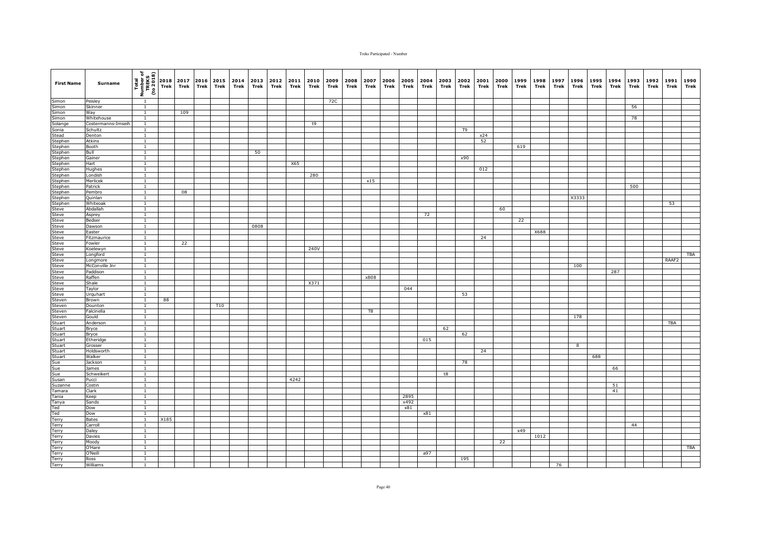| First Name | Surname | Total Number of TREKS (to 2018) | 2018 Trek | 2017 Trek | 2016 Trek | 2015 Trek | 2014 Trek | 2013 Trek | 2012 Trek | 2011 Trek | 2010 Trek | 2009 Trek | 2008 Trek | 2007 Trek | 2006 Trek | 2005 Trek | 2004 Trek | 2003 Trek | 2002 Trek | 2001 Trek | 2000 Trek | 1999 Trek | 1998 Trek | 1997 Trek | 1996 Trek | 1995 Trek | 1994 Trek | 1993 Trek | 1992 Trek | 1991 Trek | 1990 Trek |
|---|---|---|---|---|---|---|---|---|---|---|---|---|---|---|---|---|---|---|---|---|---|---|---|---|---|---|---|---|---|---|---|
| Simon | Peisley | 1 | | | | | | | | | | 72C | | | | | | | | | | | | | | | | | | | |
| Simon | Skinner | 1 | | | | | | | | | | | | | | | | | | | | | | | | | | 56 | | | |
| Simon | Way | 1 | | 109 | | | | | | | | | | | | | | | | | | | | | | | | | | | |
| Simon | Whitehouse | 1 | | | | | | | | | | | | | | | | | | | | | | | | | | 78 | | | |
| Solange | Costermanns-Imseih | 1 | | | | | | | | | t9 | | | | | | | | | | | | | | | | | | | | |
| Sonia | Schultz | 1 | | | | | | | | | | | | | | | | | T9 | | | | | | | | | | | | |
| Stead | Denton | 1 | | | | | | | | | | | | | | | | | | x24 | | | | | | | | | | | |
| Stephen | Atkins | 1 | | | | | | | | | | | | | | | | | | 52 | | | | | | | | | | | |
| Stephen | Booth | 1 | | | | | | | | | | | | | | | | | | | | 619 | | | | | | | | | |
| Stephen | Bull | 1 | | | | | | 50 | | | | | | | | | | | | | | | | | | | | | | | |
| Stephen | Gainer | 1 | | | | | | | | | | | | | | | | | x90 | | | | | | | | | | | | |
| Stephen | Hart | 1 | | | | | | | | X65 | | | | | | | | | | | | | | | | | | | | | |
| Stephen | Hughes | 1 | | | | | | | | | | | | | | | | | | 012 | | | | | | | | | | | |
| Stephen | Londish | 1 | | | | | | | | | 280 | | | | | | | | | | | | | | | | | | | | |
| Stephen | Merlicek | 1 | | | | | | | | | | | | x15 | | | | | | | | | | | | | | | | | |
| Stephen | Patrick | 1 | | | | | | | | | | | | | | | | | | | | | | | | | | 500 | | | |
| Stephen | Pembro | 1 | | 08 | | | | | | | | | | | | | | | | | | | | | | | | | | | |
| Stephen | Quinlan | 1 | | | | | | | | | | | | | | | | | | | | | | | X3333 | | | | | | |
| Stephen | Whiteoak | 1 | | | | | | | | | | | | | | | | | | | | | | | | | | | | 53 | |
| Steve | Abdallah | 1 | | | | | | | | | | | | | | | | | | | 60 | | | | | | | | | | |
| Steve | Asprey | 1 | | | | | | | | | | | | | | | 72 | | | | | | | | | | | | | | |
| Steve | Bedser | 1 | | | | | | | | | | | | | | | | | | | | 22 | | | | | | | | | |
| Steve | Dawson | 1 | | | | | | 0808 | | | | | | | | | | | | | | | | | | | | | | | |
| Steve | Easter | 1 | | | | | | | | | | | | | | | | | | | | | X688 | | | | | | | | |
| Steve | Fitzmaurice | 1 | | | | | | | | | | | | | | | | | | 24 | | | | | | | | | | | |
| Steve | Fowler | 1 | | 22 | | | | | | | | | | | | | | | | | | | | | | | | | | | |
| Steve | Koelewyn | 1 | | | | | | | | | 240V | | | | | | | | | | | | | | | | | | | | |
| Steve | Longford | 1 | | | | | | | | | | | | | | | | | | | | | | | | | | | | | TBA |
| Steve | Longmore | 1 | | | | | | | | | | | | | | | | | | | | | | | | | | | | RAAF2 | |
| Steve | McConville Jnr | 1 | | | | | | | | | | | | | | | | | | | | | | | 100 | | | | | | |
| Steve | Paddison | 1 | | | | | | | | | | | | | | | | | | | | | | | | | 287 | | | | |
| Steve | Raffen | 1 | | | | | | | | | | | | x808 | | | | | | | | | | | | | | | | | |
| Steve | Shale | 1 | | | | | | | | | X371 | | | | | | | | | | | | | | | | | | | | |
| Steve | Taylor | 1 | | | | | | | | | | | | | | 044 | | | | | | | | | | | | | | | |
| Steve | Urquhart | 1 | | | | | | | | | | | | | | | | | 53 | | | | | | | | | | | | |
| Steven | Brown | 1 | 88 | | | | | | | | | | | | | | | | | | | | | | | | | | | | |
| Steven | Dounton | 1 | | | | T10 | | | | | | | | | | | | | | | | | | | | | | | | | |
| Steven | Falcinella | 1 | | | | | | | | | | | | T8 | | | | | | | | | | | | | | | | | |
| Steven | Gould | 1 | | | | | | | | | | | | | | | | | | | | | | | 178 | | | | | | |
| Stuart | Anderson | 1 | | | | | | | | | | | | | | | | | | | | | | | | | | | | TBA | |
| Stuart | Bryce | 1 | | | | | | | | | | | | | | | | 62 | | | | | | | | | | | | | |
| Stuart | Bryce | 1 | | | | | | | | | | | | | | | | | 62 | | | | | | | | | | | | |
| Stuart | Etheridge | 1 | | | | | | | | | | | | | | | 015 | | | | | | | | | | | | | | |
| Stuart | Grosser | 1 | | | | | | | | | | | | | | | | | | | | | | | 8 | | | | | | |
| Stuart | Holdsworth | 1 | | | | | | | | | | | | | | | | | | 24 | | | | | | | | | | | |
| Stuart | Walker | 1 | | | | | | | | | | | | | | | | | | | | | | | | 688 | | | | | |
| Sue | Jackson | 1 | | | | | | | | | | | | | | | | | 78 | | | | | | | | | | | | |
| Sue | James | 1 | | | | | | | | | | | | | | | | | | | | | | | | | 66 | | | | |
| Sue | Schweikert | 1 | | | | | | | | | | | | | | | | t8 | | | | | | | | | | | | | |
| Susan | Pucci | 1 | | | | | | | | 4242 | | | | | | | | | | | | | | | | | | | | | |
| Suzanne | Costin | 1 | | | | | | | | | | | | | | | | | | | | | | | | | 51 | | | | |
| Tamara | Clark | 1 | | | | | | | | | | | | | | | | | | | | | | | | | 41 | | | | |
| Tania | Keep | 1 | | | | | | | | | | | | | | 2895 | | | | | | | | | | | | | | | |
| Tanya | Sands | 1 | | | | | | | | | | | | | | x492 | | | | | | | | | | | | | | | |
| Ted | Dow | 1 | | | | | | | | | | | | | | x81 | | | | | | | | | | | | | | | |
| Ted | Dow | 1 | | | | | | | | | | | | | | | x81 | | | | | | | | | | | | | | |
| Terry | Bates | 1 | X185 | | | | | | | | | | | | | | | | | | | | | | | | | | | | |
| Terry | Carroll | 1 | | | | | | | | | | | | | | | | | | | | | | | | | | 44 | | | |
| Terry | Daley | 1 | | | | | | | | | | | | | | | | | | | | x49 | | | | | | | | | |
| Terry | Davies | 1 | | | | | | | | | | | | | | | | | | | | | 1012 | | | | | | | | |
| Terry | Moody | 1 | | | | | | | | | | | | | | | | | | | 22 | | | | | | | | | | |
| Terry | O'Hare | 1 | | | | | | | | | | | | | | | | | | | | | | | | | | | | | TBA |
| Terry | O'Neill | 1 | | | | | | | | | | | | | | | a97 | | | | | | | | | | | | | | |
| Terry | Ross | 1 | | | | | | | | | | | | | | | | | 195 | | | | | | | | | | | | |
| Terry | Williams | 1 | | | | | | | | | | | | | | | | | | | | | | 76 | | | | | | | |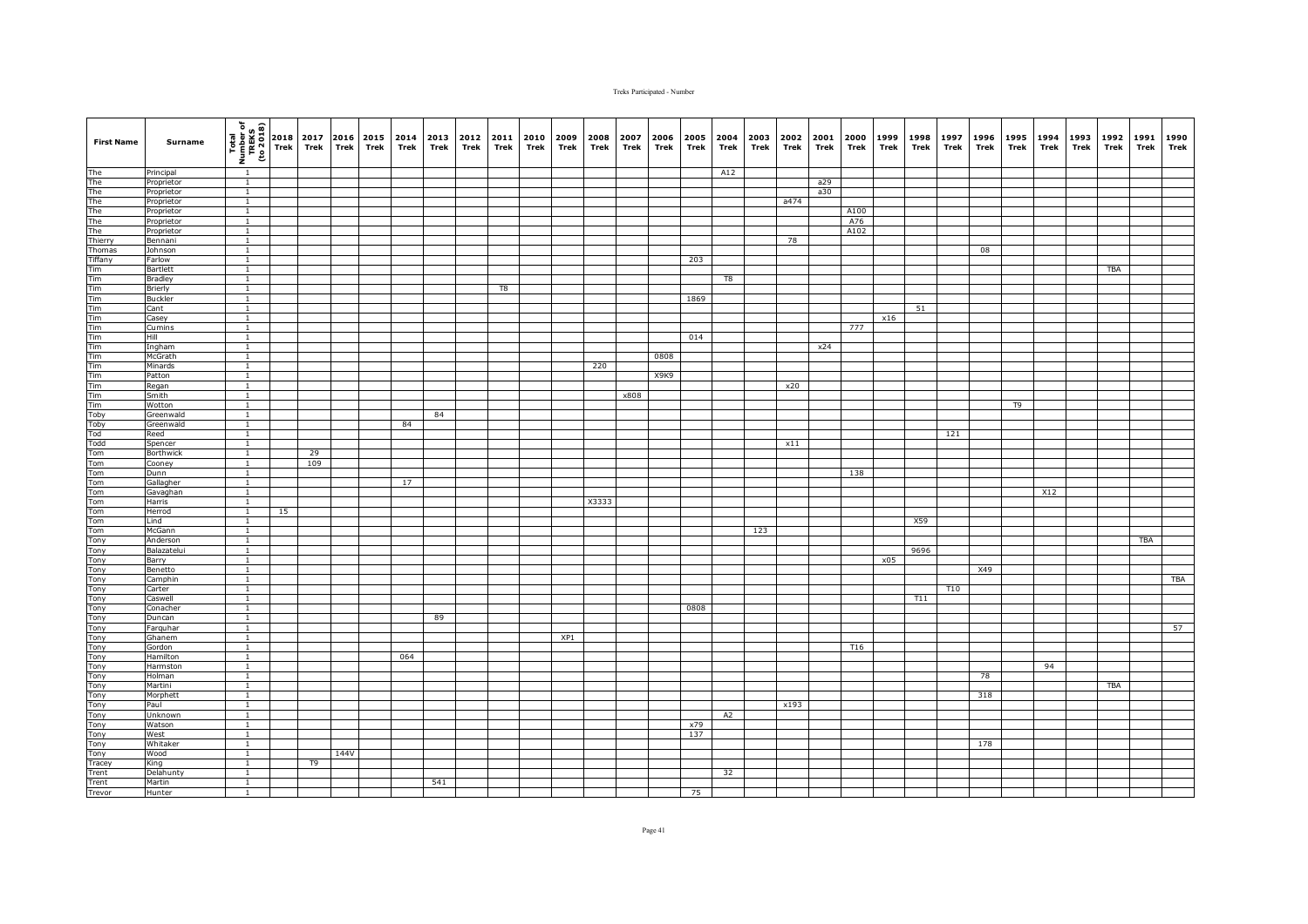| First Name | Surname | Total Number of TREKS (to 2018) | 2018 Trek | 2017 Trek | 2016 Trek | 2015 Trek | 2014 Trek | 2013 Trek | 2012 Trek | 2011 Trek | 2010 Trek | 2009 Trek | 2008 Trek | 2007 Trek | 2006 Trek | 2005 Trek | 2004 Trek | 2003 Trek | 2002 Trek | 2001 Trek | 2000 Trek | 1999 Trek | 1998 Trek | 1997 Trek | 1996 Trek | 1995 Trek | 1994 Trek | 1993 Trek | 1992 Trek | 1991 Trek | 1990 Trek |
|---|---|---|---|---|---|---|---|---|---|---|---|---|---|---|---|---|---|---|---|---|---|---|---|---|---|---|---|---|---|---|---|
| The | Principal | 1 | | | | | | | | | | | | | | | A12 | | | | | | | | | | | | | | |
| The | Proprietor | 1 | | | | | | | | | | | | | | | | | | a29 | | | | | | | | | | | |
| The | Proprietor | 1 | | | | | | | | | | | | | | | | | | a30 | | | | | | | | | | | |
| The | Proprietor | 1 | | | | | | | | | | | | | | | | | a474 | | | | | | | | | | | | |
| The | Proprietor | 1 | | | | | | | | | | | | | | | | | | | A100 | | | | | | | | | | |
| The | Proprietor | 1 | | | | | | | | | | | | | | | | | | | A76 | | | | | | | | | | |
| The | Proprietor | 1 | | | | | | | | | | | | | | | | | | | A102 | | | | | | | | | | |
| Thierry | Bennani | 1 | | | | | | | | | | | | | | | | | 78 | | | | | | | | | | | | |
| Thomas | Johnson | 1 | | | | | | | | | | | | | | | | | | | | | | | 08 | | | | | | |
| Tiffany | Farlow | 1 | | | | | | | | | | | | | | 203 | | | | | | | | | | | | | | | |
| Tim | Bartlett | 1 | | | | | | | | | | | | | | | | | | | | | | | | | | | TBA | | |
| Tim | Bradley | 1 | | | | | | | | | | | | | | | T8 | | | | | | | | | | | | | | |
| Tim | Brierly | 1 | | | | | | | | T8 | | | | | | | | | | | | | | | | | | | | | |
| Tim | Buckler | 1 | | | | | | | | | | | | | | 1869 | | | | | | | | | | | | | | | |
| Tim | Cant | 1 | | | | | | | | | | | | | | | | | | | | | 51 | | | | | | | | |
| Tim | Casey | 1 | | | | | | | | | | | | | | | | | | | | x16 | | | | | | | | | |
| Tim | Cumins | 1 | | | | | | | | | | | | | | | | | | | 777 | | | | | | | | | | |
| Tim | Hill | 1 | | | | | | | | | | | | | | 014 | | | | | | | | | | | | | | | |
| Tim | Ingham | 1 | | | | | | | | | | | | | | | | | | x24 | | | | | | | | | | | |
| Tim | McGrath | 1 | | | | | | | | | | | | | 0808 | | | | | | | | | | | | | | | | |
| Tim | Minards | 1 | | | | | | | | | | | 220 | | | | | | | | | | | | | | | | | | |
| Tim | Patton | 1 | | | | | | | | | | | | | X9K9 | | | | | | | | | | | | | | | | |
| Tim | Regan | 1 | | | | | | | | | | | | | | | | | x20 | | | | | | | | | | | | |
| Tim | Smith | 1 | | | | | | | | | | | | x808 | | | | | | | | | | | | | | | | | |
| Tim | Wotton | 1 | | | | | | | | | | | | | | | | | | | | | | | | T9 | | | | | |
| Toby | Greenwald | 1 | | | | | | 84 | | | | | | | | | | | | | | | | | | | | | | | |
| Toby | Greenwald | 1 | | | | | 84 | | | | | | | | | | | | | | | | | | | | | | | | |
| Tod | Reed | 1 | | | | | | | | | | | | | | | | | | | | | | 121 | | | | | | | |
| Todd | Spencer | 1 | | | | | | | | | | | | | | | | | x11 | | | | | | | | | | | | |
| Tom | Borthwick | 1 | | 29 | | | | | | | | | | | | | | | | | | | | | | | | | | | |
| Tom | Cooney | 1 | | 109 | | | | | | | | | | | | | | | | | | | | | | | | | | | |
| Tom | Dunn | 1 | | | | | | | | | | | | | | | | | | | 138 | | | | | | | | | | |
| Tom | Gallagher | 1 | | | | | 17 | | | | | | | | | | | | | | | | | | | | | | | | |
| Tom | Gavaghan | 1 | | | | | | | | | | | | | | | | | | | | | | | | | X12 | | | | |
| Tom | Harris | 1 | | | | | | | | | | | X3333 | | | | | | | | | | | | | | | | | | |
| Tom | Herrod | 1 | 15 | | | | | | | | | | | | | | | | | | | | | | | | | | | | |
| Tom | Lind | 1 | | | | | | | | | | | | | | | | | | | | | X59 | | | | | | | | |
| Tom | McGann | 1 | | | | | | | | | | | | | | | | 123 | | | | | | | | | | | | | |
| Tony | Anderson | 1 | | | | | | | | | | | | | | | | | | | | | | | | | | | | TBA | |
| Tony | Balazatelui | 1 | | | | | | | | | | | | | | | | | | | | | 9696 | | | | | | | | |
| Tony | Barry | 1 | | | | | | | | | | | | | | | | | | | | x05 | | | | | | | | | |
| Tony | Benetto | 1 | | | | | | | | | | | | | | | | | | | | | | | X49 | | | | | | |
| Tony | Camphin | 1 | | | | | | | | | | | | | | | | | | | | | | | | | | | | | TBA |
| Tony | Carter | 1 | | | | | | | | | | | | | | | | | | | | | | T10 | | | | | | | |
| Tony | Caswell | 1 | | | | | | | | | | | | | | | | | | | | | T11 | | | | | | | | |
| Tony | Conacher | 1 | | | | | | | | | | | | | | 0808 | | | | | | | | | | | | | | | |
| Tony | Duncan | 1 | | | | | | 89 | | | | | | | | | | | | | | | | | | | | | | | |
| Tony | Farquhar | 1 | | | | | | | | | | | | | | | | | | | | | | | | | | | | | 57 |
| Tony | Ghanem | 1 | | | | | | | | | | XP1 | | | | | | | | | | | | | | | | | | | |
| Tony | Gordon | 1 | | | | | | | | | | | | | | | | | | | T16 | | | | | | | | | | |
| Tony | Hamilton | 1 | | | | | 064 | | | | | | | | | | | | | | | | | | | | | | | | |
| Tony | Harmston | 1 | | | | | | | | | | | | | | | | | | | | | | | | | 94 | | | | |
| Tony | Holman | 1 | | | | | | | | | | | | | | | | | | | | | | | 78 | | | | | | |
| Tony | Martini | 1 | | | | | | | | | | | | | | | | | | | | | | | | | | | TBA | | |
| Tony | Morphett | 1 | | | | | | | | | | | | | | | | | | | | | | | 318 | | | | | | |
| Tony | Paul | 1 | | | | | | | | | | | | | | | | | x193 | | | | | | | | | | | | |
| Tony | Unknown | 1 | | | | | | | | | | | | | | | A2 | | | | | | | | | | | | | | |
| Tony | Watson | 1 | | | | | | | | | | | | | | x79 | | | | | | | | | | | | | | | |
| Tony | West | 1 | | | | | | | | | | | | | | 137 | | | | | | | | | | | | | | | |
| Tony | Whitaker | 1 | | | | | | | | | | | | | | | | | | | | | | | 178 | | | | | | |
| Tony | Wood | 1 | | | 144V | | | | | | | | | | | | | | | | | | | | | | | | | | |
| Tracey | King | 1 | | T9 | | | | | | | | | | | | | | | | | | | | | | | | | | | |
| Trent | Delahunty | 1 | | | | | | | | | | | | | | | 32 | | | | | | | | | | | | | | |
| Trent | Martin | 1 | | | | | | 541 | | | | | | | | | | | | | | | | | | | | | | | |
| Trevor | Hunter | 1 | | | | | | | | | | | | | | 75 | | | | | | | | | | | | | | | |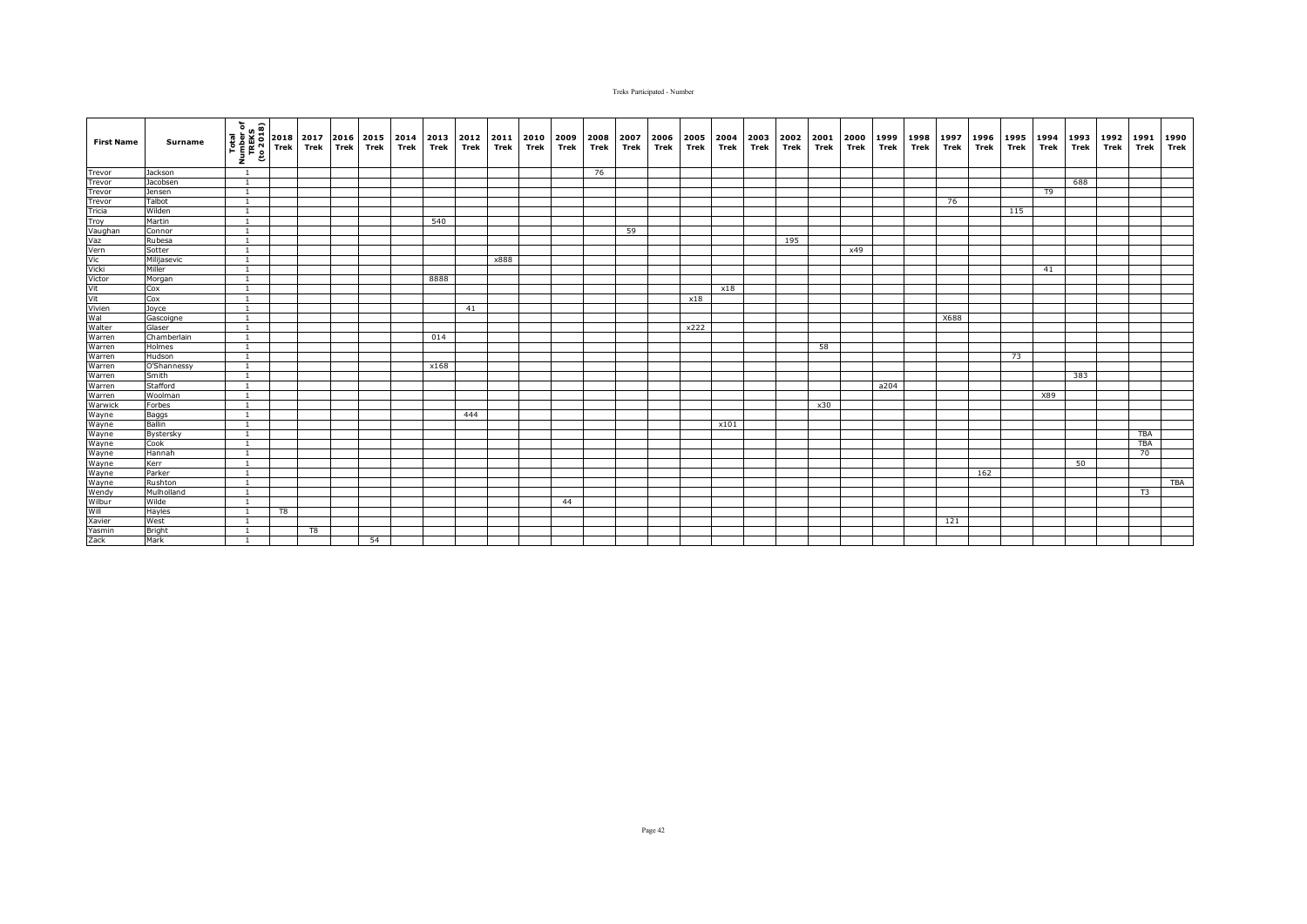| First Name | Surname | Total Number of TREKS (to 2018) | 2018 Trek | 2017 Trek | 2016 Trek | 2015 Trek | 2014 Trek | 2013 Trek | 2012 Trek | 2011 Trek | 2010 Trek | 2009 Trek | 2008 Trek | 2007 Trek | 2006 Trek | 2005 Trek | 2004 Trek | 2003 Trek | 2002 Trek | 2001 Trek | 2000 Trek | 1999 Trek | 1998 Trek | 1997 Trek | 1996 Trek | 1995 Trek | 1994 Trek | 1993 Trek | 1992 Trek | 1991 Trek | 1990 Trek |
|---|---|---|---|---|---|---|---|---|---|---|---|---|---|---|---|---|---|---|---|---|---|---|---|---|---|---|---|---|---|---|---|
| Trevor | Jackson | 1 | | | | | | | | | | | 76 | | | | | | | | | | | | | | | | | | |
| Trevor | Jacobsen | 1 | | | | | | | | | | | | | | | | | | | | | | | | | | 688 | | | |
| Trevor | Jensen | 1 | | | | | | | | | | | | | | | | | | | | | | | | | T9 | | | | |
| Trevor | Talbot | 1 | | | | | | | | | | | | | | | | | | | | | | 76 | | | | | | | |
| Tricia | Wilden | 1 | | | | | | | | | | | | | | | | | | | | | | | | 115 | | | | | |
| Troy | Martin | 1 | | | | | | 540 | | | | | | | | | | | | | | | | | | | | | | | |
| Vaughan | Connor | 1 | | | | | | | | | | | | 59 | | | | | | | | | | | | | | | | | |
| Vaz | Rubesa | 1 | | | | | | | | | | | | | | | | | 195 | | | | | | | | | | | | |
| Vern | Sotter | 1 | | | | | | | | | | | | | | | | | | | x49 | | | | | | | | | | |
| Vic | Milijasevic | 1 | | | | | | | | x888 | | | | | | | | | | | | | | | | | | | | | |
| Vicki | Miller | 1 | | | | | | | | | | | | | | | | | | | | | | | | | 41 | | | | |
| Victor | Morgan | 1 | | | | | | 8888 | | | | | | | | | | | | | | | | | | | | | | | |
| Vit | Cox | 1 | | | | | | | | | | | | | | | x18 | | | | | | | | | | | | | | |
| Vit | Cox | 1 | | | | | | | | | | | | | | x18 | | | | | | | | | | | | | | | |
| Vivien | Joyce | 1 | | | | | | | 41 | | | | | | | | | | | | | | | | | | | | | | |
| Wal | Gascoigne | 1 | | | | | | | | | | | | | | | | | | | | | | X688 | | | | | | | |
| Walter | Glaser | 1 | | | | | | | | | | | | | | x222 | | | | | | | | | | | | | | | |
| Warren | Chamberlain | 1 | | | | | | 014 | | | | | | | | | | | | | | | | | | | | | | | |
| Warren | Holmes | 1 | | | | | | | | | | | | | | | | | | 58 | | | | | | | | | | | |
| Warren | Hudson | 1 | | | | | | | | | | | | | | | | | | | | | | | | 73 | | | | | |
| Warren | O'Shannessy | 1 | | | | | | x168 | | | | | | | | | | | | | | | | | | | | | | | |
| Warren | Smith | 1 | | | | | | | | | | | | | | | | | | | | | | | | | | 383 | | | |
| Warren | Stafford | 1 | | | | | | | | | | | | | | | | | | | | a204 | | | | | | | | | |
| Warren | Woolman | 1 | | | | | | | | | | | | | | | | | | | | | | | | | X89 | | | | |
| Warwick | Forbes | 1 | | | | | | | | | | | | | | | | | | x30 | | | | | | | | | | | |
| Wayne | Baggs | 1 | | | | | | | 444 | | | | | | | | | | | | | | | | | | | | | | |
| Wayne | Ballin | 1 | | | | | | | | | | | | | | | x101 | | | | | | | | | | | | | | |
| Wayne | Bystersky | 1 | | | | | | | | | | | | | | | | | | | | | | | | | | | | TBA | |
| Wayne | Cook | 1 | | | | | | | | | | | | | | | | | | | | | | | | | | | | TBA | |
| Wayne | Hannah | 1 | | | | | | | | | | | | | | | | | | | | | | | | | | | | 70 | |
| Wayne | Kerr | 1 | | | | | | | | | | | | | | | | | | | | | | | | | | 50 | | | |
| Wayne | Parker | 1 | | | | | | | | | | | | | | | | | | | | | | | 162 | | | | | | |
| Wayne | Rushton | 1 | | | | | | | | | | | | | | | | | | | | | | | | | | | | | TBA |
| Wendy | Mulholland | 1 | | | | | | | | | | | | | | | | | | | | | | | | | | | | T3 | |
| Wilbur | Wilde | 1 | | | | | | | | | | 44 | | | | | | | | | | | | | | | | | | | |
| Will | Hayles | 1 | T8 | | | | | | | | | | | | | | | | | | | | | | | | | | | | |
| Xavier | West | 1 | | | | | | | | | | | | | | | | | | | | | | 121 | | | | | | | |
| Yasmin | Bright | 1 | | T8 | | | | | | | | | | | | | | | | | | | | | | | | | | | |
| Zack | Mark | 1 | | | | 54 | | | | | | | | | | | | | | | | | | | | | | | | | |